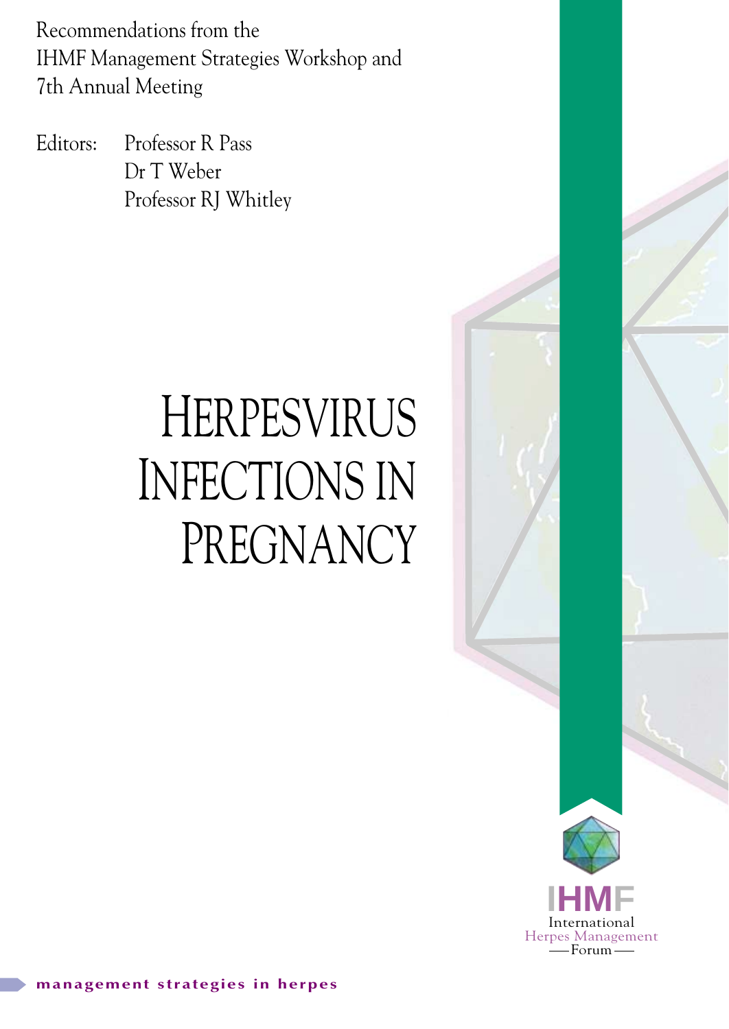Recommendations from the
IHMF Management Strategies Workshop and
7th Annual Meeting

Editors: Professor R Pass
Dr T Weber
Professor RJ Whitley

# Herpesvirus Infections in Pregnancy

IHMF
International
Herpes Management
Forum

management strategies in herpes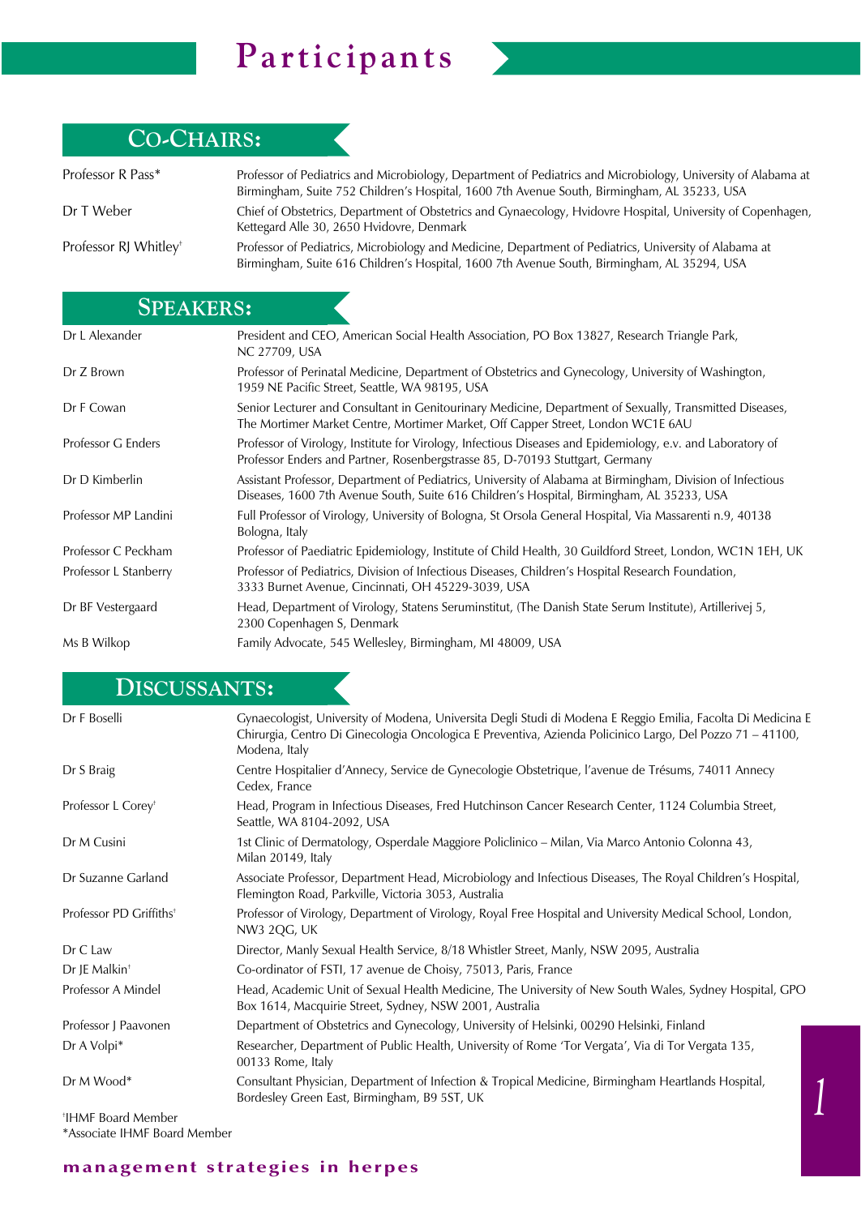# Participants

## CO-CHAIRS:

| | |
|---|---|
| Professor R Pass* | Professor of Pediatrics and Microbiology, Department of Pediatrics and Microbiology, University of Alabama at Birmingham, Suite 752 Children's Hospital, 1600 7th Avenue South, Birmingham, AL 35233, USA |
| Dr T Weber | Chief of Obstetrics, Department of Obstetrics and Gynaecology, Hvidovre Hospital, University of Copenhagen, Kettegard Alle 30, 2650 Hvidovre, Denmark |
| Professor RJ Whitley[†] | Professor of Pediatrics, Microbiology and Medicine, Department of Pediatrics, University of Alabama at Birmingham, Suite 616 Children's Hospital, 1600 7th Avenue South, Birmingham, AL 35294, USA |

## SPEAKERS:

| | |
|---|---|
| Dr L Alexander | President and CEO, American Social Health Association, PO Box 13827, Research Triangle Park, NC 27709, USA |
| Dr Z Brown | Professor of Perinatal Medicine, Department of Obstetrics and Gynecology, University of Washington, 1959 NE Pacific Street, Seattle, WA 98195, USA |
| Dr F Cowan | Senior Lecturer and Consultant in Genitourinary Medicine, Department of Sexually, Transmitted Diseases, The Mortimer Market Centre, Mortimer Market, Off Capper Street, London WC1E 6AU |
| Professor G Enders | Professor of Virology, Institute for Virology, Infectious Diseases and Epidemiology, e.v. and Laboratory of Professor Enders and Partner, Rosenbergstrasse 85, D-70193 Stuttgart, Germany |
| Dr D Kimberlin | Assistant Professor, Department of Pediatrics, University of Alabama at Birmingham, Division of Infectious Diseases, 1600 7th Avenue South, Suite 616 Children's Hospital, Birmingham, AL 35233, USA |
| Professor MP Landini | Full Professor of Virology, University of Bologna, St Orsola General Hospital, Via Massarenti n.9, 40138 Bologna, Italy |
| Professor C Peckham | Professor of Paediatric Epidemiology, Institute of Child Health, 30 Guildford Street, London, WC1N 1EH, UK |
| Professor L Stanberry | Professor of Pediatrics, Division of Infectious Diseases, Children's Hospital Research Foundation, 3333 Burnet Avenue, Cincinnati, OH 45229-3039, USA |
| Dr BF Vestergaard | Head, Department of Virology, Statens Seruminstitut, (The Danish State Serum Institute), Artillerivej 5, 2300 Copenhagen S, Denmark |
| Ms B Wilkop | Family Advocate, 545 Wellesley, Birmingham, MI 48009, USA |

## DISCUSSANTS:

| | |
|---|---|
| Dr F Boselli | Gynaecologist, University of Modena, Universita Degli Studi di Modena E Reggio Emilia, Facolta Di Medicina E Chirurgia, Centro Di Ginecologia Oncologica E Preventiva, Azienda Policinico Largo, Del Pozzo 71 – 41100, Modena, Italy |
| Dr S Braig | Centre Hospitalier d'Annecy, Service de Gynecologie Obstetrique, l'avenue de Trésums, 74011 Annecy Cedex, France |
| Professor L Corey[†] | Head, Program in Infectious Diseases, Fred Hutchinson Cancer Research Center, 1124 Columbia Street, Seattle, WA 8104-2092, USA |
| Dr M Cusini | 1st Clinic of Dermatology, Osperdale Maggiore Policlinico – Milan, Via Marco Antonio Colonna 43, Milan 20149, Italy |
| Dr Suzanne Garland | Associate Professor, Department Head, Microbiology and Infectious Diseases, The Royal Children's Hospital, Flemington Road, Parkville, Victoria 3053, Australia |
| Professor PD Griffiths[†] | Professor of Virology, Department of Virology, Royal Free Hospital and University Medical School, London, NW3 2QG, UK |
| Dr C Law | Director, Manly Sexual Health Service, 8/18 Whistler Street, Manly, NSW 2095, Australia |
| Dr JE Malkin[†] | Co-ordinator of FSTI, 17 avenue de Choisy, 75013, Paris, France |
| Professor A Mindel | Head, Academic Unit of Sexual Health Medicine, The University of New South Wales, Sydney Hospital, GPO Box 1614, Macquirie Street, Sydney, NSW 2001, Australia |
| Professor J Paavonen | Department of Obstetrics and Gynecology, University of Helsinki, 00290 Helsinki, Finland |
| Dr A Volpi* | Researcher, Department of Public Health, University of Rome 'Tor Vergata', Via di Tor Vergata 135, 00133 Rome, Italy |
| Dr M Wood* | Consultant Physician, Department of Infection & Tropical Medicine, Birmingham Heartlands Hospital, Bordesley Green East, Birmingham, B9 5ST, UK |

[†]IHMF Board Member
*Associate IHMF Board Member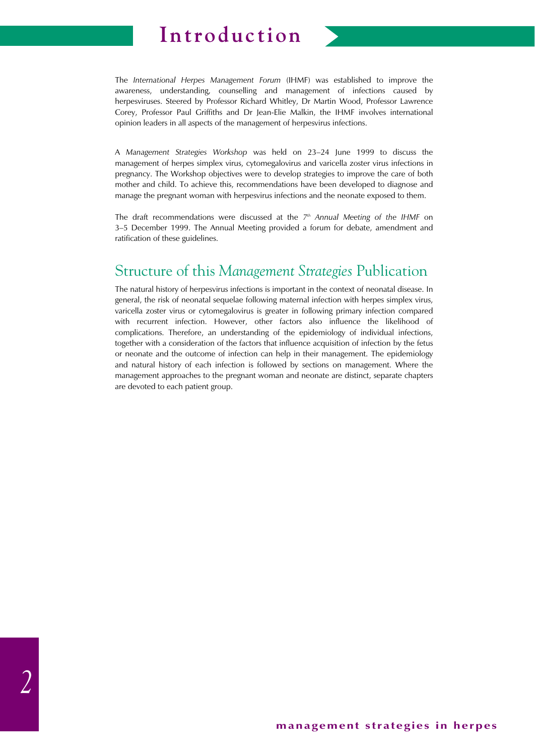# Introduction

The *International Herpes Management Forum* (IHMF) was established to improve the awareness, understanding, counselling and management of infections caused by herpesviruses. Steered by Professor Richard Whitley, Dr Martin Wood, Professor Lawrence Corey, Professor Paul Griffiths and Dr Jean-Elie Malkin, the IHMF involves international opinion leaders in all aspects of the management of herpesvirus infections.

A *Management Strategies Workshop* was held on 23–24 June 1999 to discuss the management of herpes simplex virus, cytomegalovirus and varicella zoster virus infections in pregnancy. The Workshop objectives were to develop strategies to improve the care of both mother and child. To achieve this, recommendations have been developed to diagnose and manage the pregnant woman with herpesvirus infections and the neonate exposed to them.

The draft recommendations were discussed at the *7th Annual Meeting of the IHMF* on 3–5 December 1999. The Annual Meeting provided a forum for debate, amendment and ratification of these guidelines.

## Structure of this *Management Strategies* Publication

The natural history of herpesvirus infections is important in the context of neonatal disease. In general, the risk of neonatal sequelae following maternal infection with herpes simplex virus, varicella zoster virus or cytomegalovirus is greater in following primary infection compared with recurrent infection. However, other factors also influence the likelihood of complications. Therefore, an understanding of the epidemiology of individual infections, together with a consideration of the factors that influence acquisition of infection by the fetus or neonate and the outcome of infection can help in their management. The epidemiology and natural history of each infection is followed by sections on management. Where the management approaches to the pregnant woman and neonate are distinct, separate chapters are devoted to each patient group.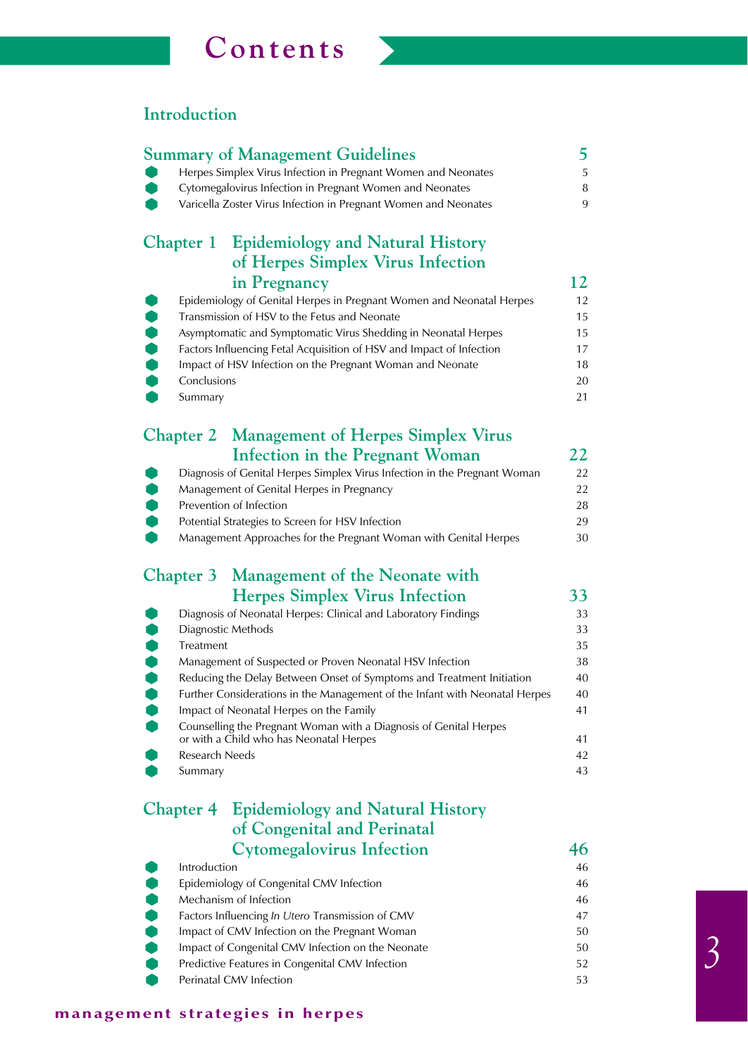# Contents

## Introduction

## Summary of Management Guidelines — 5

- Herpes Simplex Virus Infection in Pregnant Women and Neonates — 5
- Cytomegalovirus Infection in Pregnant Women and Neonates — 8
- Varicella Zoster Virus Infection in Pregnant Women and Neonates — 9

## Chapter 1 Epidemiology and Natural History of Herpes Simplex Virus Infection in Pregnancy — 12

- Epidemiology of Genital Herpes in Pregnant Women and Neonatal Herpes — 12
- Transmission of HSV to the Fetus and Neonate — 15
- Asymptomatic and Symptomatic Virus Shedding in Neonatal Herpes — 15
- Factors Influencing Fetal Acquisition of HSV and Impact of Infection — 17
- Impact of HSV Infection on the Pregnant Woman and Neonate — 18
- Conclusions — 20
- Summary — 21

## Chapter 2 Management of Herpes Simplex Virus Infection in the Pregnant Woman — 22

- Diagnosis of Genital Herpes Simplex Virus Infection in the Pregnant Woman — 22
- Management of Genital Herpes in Pregnancy — 22
- Prevention of Infection — 28
- Potential Strategies to Screen for HSV Infection — 29
- Management Approaches for the Pregnant Woman with Genital Herpes — 30

## Chapter 3 Management of the Neonate with Herpes Simplex Virus Infection — 33

- Diagnosis of Neonatal Herpes: Clinical and Laboratory Findings — 33
- Diagnostic Methods — 33
- Treatment — 35
- Management of Suspected or Proven Neonatal HSV Infection — 38
- Reducing the Delay Between Onset of Symptoms and Treatment Initiation — 40
- Further Considerations in the Management of the Infant with Neonatal Herpes — 40
- Impact of Neonatal Herpes on the Family — 41
- Counselling the Pregnant Woman with a Diagnosis of Genital Herpes or with a Child who has Neonatal Herpes — 41
- Research Needs — 42
- Summary — 43

## Chapter 4 Epidemiology and Natural History of Congenital and Perinatal Cytomegalovirus Infection — 46

- Introduction — 46
- Epidemiology of Congenital CMV Infection — 46
- Mechanism of Infection — 46
- Factors Influencing *In Utero* Transmission of CMV — 47
- Impact of CMV Infection on the Pregnant Woman — 50
- Impact of Congenital CMV Infection on the Neonate — 50
- Predictive Features in Congenital CMV Infection — 52
- Perinatal CMV Infection — 53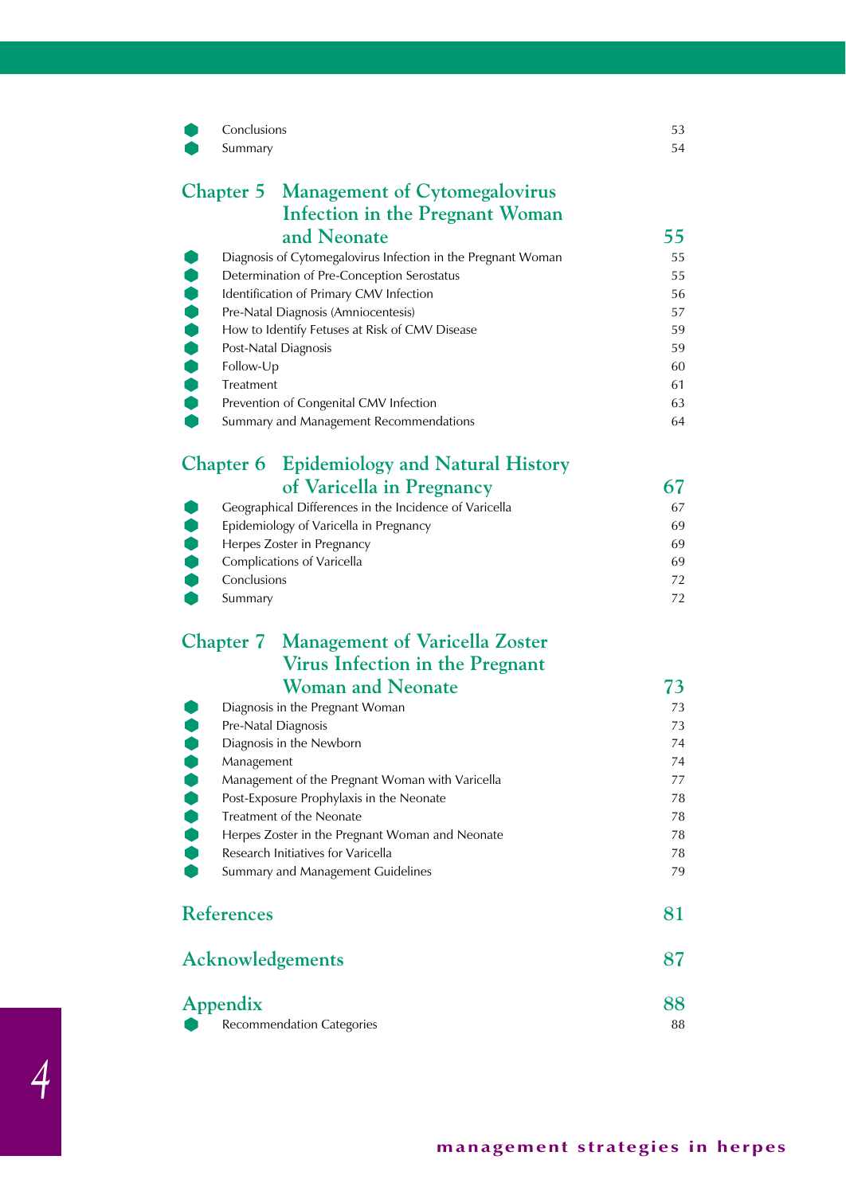- Conclusions 53
- Summary 54

## Chapter 5 Management of Cytomegalovirus Infection in the Pregnant Woman and Neonate 55

- Diagnosis of Cytomegalovirus Infection in the Pregnant Woman 55
- Determination of Pre-Conception Serostatus 55
- Identification of Primary CMV Infection 56
- Pre-Natal Diagnosis (Amniocentesis) 57
- How to Identify Fetuses at Risk of CMV Disease 59
- Post-Natal Diagnosis 59
- Follow-Up 60
- Treatment 61
- Prevention of Congenital CMV Infection 63
- Summary and Management Recommendations 64

## Chapter 6 Epidemiology and Natural History of Varicella in Pregnancy 67

- Geographical Differences in the Incidence of Varicella 67
- Epidemiology of Varicella in Pregnancy 69
- Herpes Zoster in Pregnancy 69
- Complications of Varicella 69
- Conclusions 72
- Summary 72

## Chapter 7 Management of Varicella Zoster Virus Infection in the Pregnant Woman and Neonate 73

- Diagnosis in the Pregnant Woman 73
- Pre-Natal Diagnosis 73
- Diagnosis in the Newborn 74
- Management 74
- Management of the Pregnant Woman with Varicella 77
- Post-Exposure Prophylaxis in the Neonate 78
- Treatment of the Neonate 78
- Herpes Zoster in the Pregnant Woman and Neonate 78
- Research Initiatives for Varicella 78
- Summary and Management Guidelines 79

## References 81

## Acknowledgements 87

## Appendix 88

- Recommendation Categories 88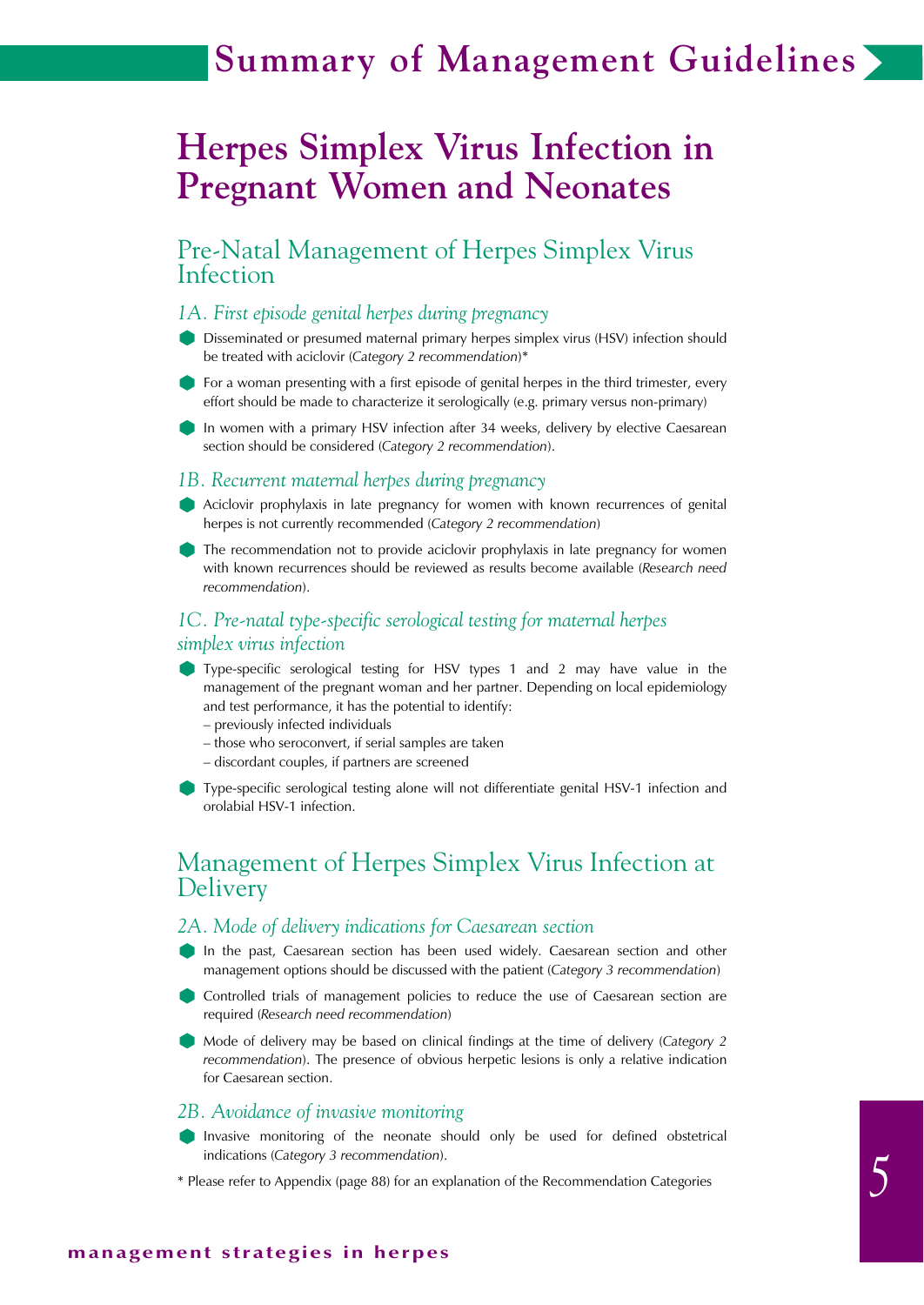# Summary of Management Guidelines

## Herpes Simplex Virus Infection in Pregnant Women and Neonates

### Pre-Natal Management of Herpes Simplex Virus Infection

#### *1A. First episode genital herpes during pregnancy*

- Disseminated or presumed maternal primary herpes simplex virus (HSV) infection should be treated with aciclovir (*Category 2 recommendation*)*
- For a woman presenting with a first episode of genital herpes in the third trimester, every effort should be made to characterize it serologically (e.g. primary versus non-primary)
- In women with a primary HSV infection after 34 weeks, delivery by elective Caesarean section should be considered (*Category 2 recommendation*).

#### *1B. Recurrent maternal herpes during pregnancy*

- Aciclovir prophylaxis in late pregnancy for women with known recurrences of genital herpes is not currently recommended (*Category 2 recommendation*)
- The recommendation not to provide aciclovir prophylaxis in late pregnancy for women with known recurrences should be reviewed as results become available (*Research need recommendation*).

#### *1C. Pre-natal type-specific serological testing for maternal herpes simplex virus infection*

- Type-specific serological testing for HSV types 1 and 2 may have value in the management of the pregnant woman and her partner. Depending on local epidemiology and test performance, it has the potential to identify:
  - previously infected individuals
  - those who seroconvert, if serial samples are taken
  - discordant couples, if partners are screened
- Type-specific serological testing alone will not differentiate genital HSV-1 infection and orolabial HSV-1 infection.

### Management of Herpes Simplex Virus Infection at Delivery

#### *2A. Mode of delivery indications for Caesarean section*

- In the past, Caesarean section has been used widely. Caesarean section and other management options should be discussed with the patient (*Category 3 recommendation*)
- Controlled trials of management policies to reduce the use of Caesarean section are required (*Research need recommendation*)
- Mode of delivery may be based on clinical findings at the time of delivery (*Category 2 recommendation*). The presence of obvious herpetic lesions is only a relative indication for Caesarean section.

#### *2B. Avoidance of invasive monitoring*

- Invasive monitoring of the neonate should only be used for defined obstetrical indications (*Category 3 recommendation*).

\* Please refer to Appendix (page 88) for an explanation of the Recommendation Categories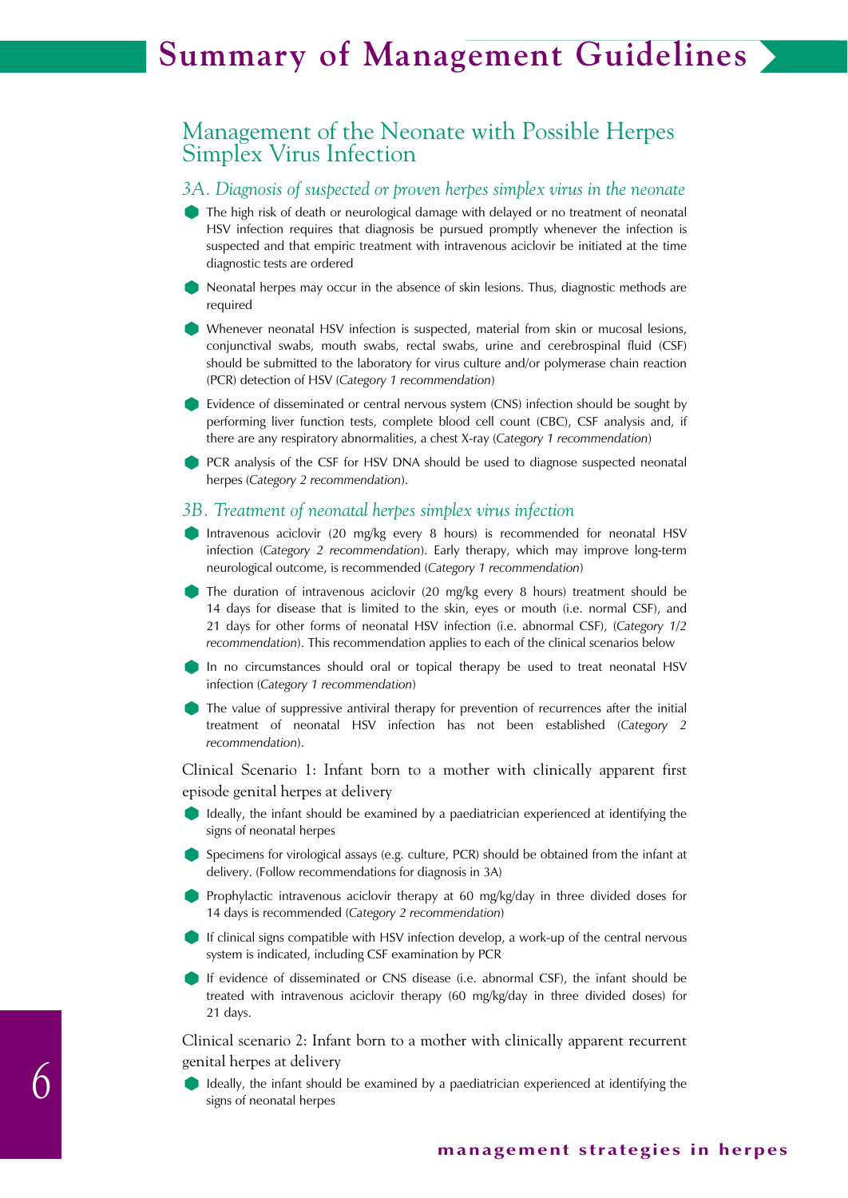# Summary of Management Guidelines

## Management of the Neonate with Possible Herpes Simplex Virus Infection

### *3A. Diagnosis of suspected or proven herpes simplex virus in the neonate*

- The high risk of death or neurological damage with delayed or no treatment of neonatal HSV infection requires that diagnosis be pursued promptly whenever the infection is suspected and that empiric treatment with intravenous aciclovir be initiated at the time diagnostic tests are ordered
- Neonatal herpes may occur in the absence of skin lesions. Thus, diagnostic methods are required
- Whenever neonatal HSV infection is suspected, material from skin or mucosal lesions, conjunctival swabs, mouth swabs, rectal swabs, urine and cerebrospinal fluid (CSF) should be submitted to the laboratory for virus culture and/or polymerase chain reaction (PCR) detection of HSV (*Category 1 recommendation*)
- Evidence of disseminated or central nervous system (CNS) infection should be sought by performing liver function tests, complete blood cell count (CBC), CSF analysis and, if there are any respiratory abnormalities, a chest X-ray (*Category 1 recommendation*)
- PCR analysis of the CSF for HSV DNA should be used to diagnose suspected neonatal herpes (*Category 2 recommendation*).

### *3B. Treatment of neonatal herpes simplex virus infection*

- Intravenous aciclovir (20 mg/kg every 8 hours) is recommended for neonatal HSV infection (*Category 2 recommendation*). Early therapy, which may improve long-term neurological outcome, is recommended (*Category 1 recommendation*)
- The duration of intravenous aciclovir (20 mg/kg every 8 hours) treatment should be 14 days for disease that is limited to the skin, eyes or mouth (i.e. normal CSF), and 21 days for other forms of neonatal HSV infection (i.e. abnormal CSF), (*Category 1/2 recommendation*). This recommendation applies to each of the clinical scenarios below
- In no circumstances should oral or topical therapy be used to treat neonatal HSV infection (*Category 1 recommendation*)
- The value of suppressive antiviral therapy for prevention of recurrences after the initial treatment of neonatal HSV infection has not been established (*Category 2 recommendation*).

Clinical Scenario 1: Infant born to a mother with clinically apparent first episode genital herpes at delivery

- Ideally, the infant should be examined by a paediatrician experienced at identifying the signs of neonatal herpes
- Specimens for virological assays (e.g. culture, PCR) should be obtained from the infant at delivery. (Follow recommendations for diagnosis in 3A)
- Prophylactic intravenous aciclovir therapy at 60 mg/kg/day in three divided doses for 14 days is recommended (*Category 2 recommendation*)
- If clinical signs compatible with HSV infection develop, a work-up of the central nervous system is indicated, including CSF examination by PCR
- If evidence of disseminated or CNS disease (i.e. abnormal CSF), the infant should be treated with intravenous aciclovir therapy (60 mg/kg/day in three divided doses) for 21 days.

Clinical scenario 2: Infant born to a mother with clinically apparent recurrent genital herpes at delivery

- Ideally, the infant should be examined by a paediatrician experienced at identifying the signs of neonatal herpes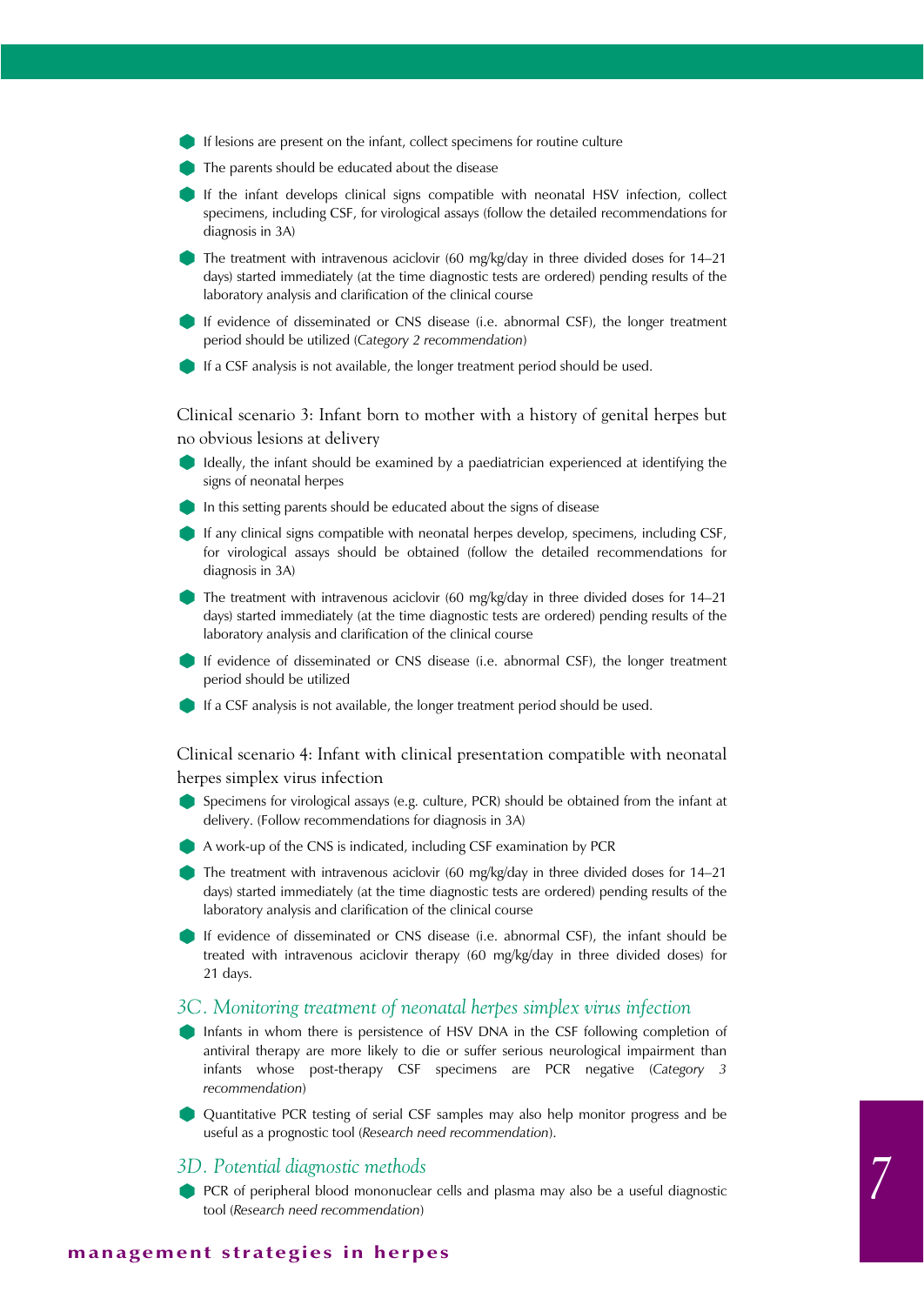- If lesions are present on the infant, collect specimens for routine culture
- The parents should be educated about the disease
- If the infant develops clinical signs compatible with neonatal HSV infection, collect specimens, including CSF, for virological assays (follow the detailed recommendations for diagnosis in 3A)
- The treatment with intravenous aciclovir (60 mg/kg/day in three divided doses for 14–21 days) started immediately (at the time diagnostic tests are ordered) pending results of the laboratory analysis and clarification of the clinical course
- If evidence of disseminated or CNS disease (i.e. abnormal CSF), the longer treatment period should be utilized (*Category 2 recommendation*)
- If a CSF analysis is not available, the longer treatment period should be used.

### Clinical scenario 3: Infant born to mother with a history of genital herpes but no obvious lesions at delivery

- Ideally, the infant should be examined by a paediatrician experienced at identifying the signs of neonatal herpes
- In this setting parents should be educated about the signs of disease
- If any clinical signs compatible with neonatal herpes develop, specimens, including CSF, for virological assays should be obtained (follow the detailed recommendations for diagnosis in 3A)
- The treatment with intravenous aciclovir (60 mg/kg/day in three divided doses for 14–21 days) started immediately (at the time diagnostic tests are ordered) pending results of the laboratory analysis and clarification of the clinical course
- If evidence of disseminated or CNS disease (i.e. abnormal CSF), the longer treatment period should be utilized
- If a CSF analysis is not available, the longer treatment period should be used.

### Clinical scenario 4: Infant with clinical presentation compatible with neonatal herpes simplex virus infection

- Specimens for virological assays (e.g. culture, PCR) should be obtained from the infant at delivery. (Follow recommendations for diagnosis in 3A)
- A work-up of the CNS is indicated, including CSF examination by PCR
- The treatment with intravenous aciclovir (60 mg/kg/day in three divided doses for 14–21 days) started immediately (at the time diagnostic tests are ordered) pending results of the laboratory analysis and clarification of the clinical course
- If evidence of disseminated or CNS disease (i.e. abnormal CSF), the infant should be treated with intravenous aciclovir therapy (60 mg/kg/day in three divided doses) for 21 days.

## *3C. Monitoring treatment of neonatal herpes simplex virus infection*

- Infants in whom there is persistence of HSV DNA in the CSF following completion of antiviral therapy are more likely to die or suffer serious neurological impairment than infants whose post-therapy CSF specimens are PCR negative (*Category 3 recommendation*)
- Quantitative PCR testing of serial CSF samples may also help monitor progress and be useful as a prognostic tool (*Research need recommendation*).

## *3D. Potential diagnostic methods*

- PCR of peripheral blood mononuclear cells and plasma may also be a useful diagnostic tool (*Research need recommendation*)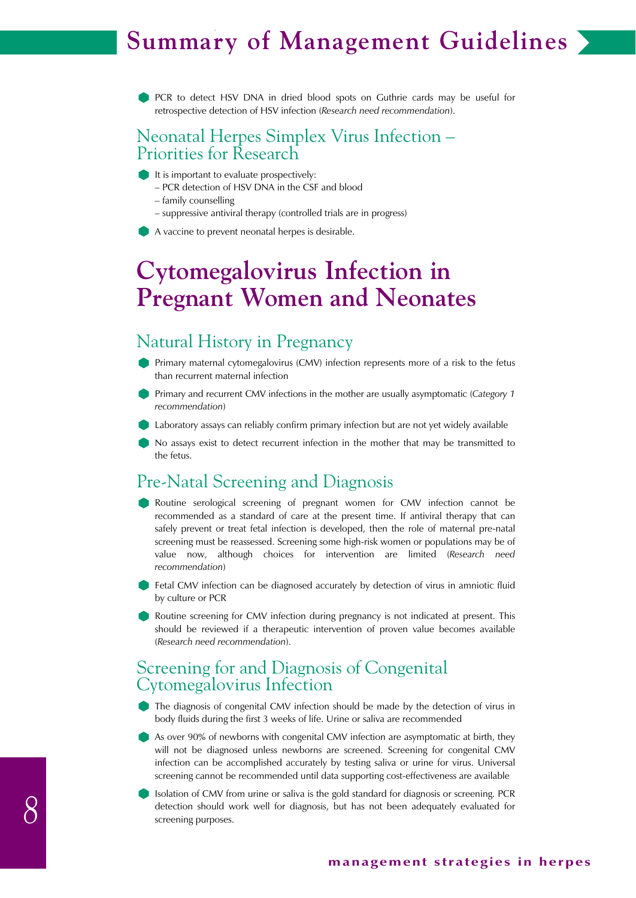- PCR to detect HSV DNA in dried blood spots on Guthrie cards may be useful for retrospective detection of HSV infection (*Research need recommendation*).

## Neonatal Herpes Simplex Virus Infection – Priorities for Research

- It is important to evaluate prospectively:
  - PCR detection of HSV DNA in the CSF and blood
  - family counselling
  - suppressive antiviral therapy (controlled trials are in progress)
- A vaccine to prevent neonatal herpes is desirable.

# Cytomegalovirus Infection in Pregnant Women and Neonates

## Natural History in Pregnancy

- Primary maternal cytomegalovirus (CMV) infection represents more of a risk to the fetus than recurrent maternal infection
- Primary and recurrent CMV infections in the mother are usually asymptomatic (*Category 1 recommendation*)
- Laboratory assays can reliably confirm primary infection but are not yet widely available
- No assays exist to detect recurrent infection in the mother that may be transmitted to the fetus.

## Pre-Natal Screening and Diagnosis

- Routine serological screening of pregnant women for CMV infection cannot be recommended as a standard of care at the present time. If antiviral therapy that can safely prevent or treat fetal infection is developed, then the role of maternal pre-natal screening must be reassessed. Screening some high-risk women or populations may be of value now, although choices for intervention are limited (*Research need recommendation*)
- Fetal CMV infection can be diagnosed accurately by detection of virus in amniotic fluid by culture or PCR
- Routine screening for CMV infection during pregnancy is not indicated at present. This should be reviewed if a therapeutic intervention of proven value becomes available (*Research need recommendation*).

## Screening for and Diagnosis of Congenital Cytomegalovirus Infection

- The diagnosis of congenital CMV infection should be made by the detection of virus in body fluids during the first 3 weeks of life. Urine or saliva are recommended
- As over 90% of newborns with congenital CMV infection are asymptomatic at birth, they will not be diagnosed unless newborns are screened. Screening for congenital CMV infection can be accomplished accurately by testing saliva or urine for virus. Universal screening cannot be recommended until data supporting cost-effectiveness are available
- Isolation of CMV from urine or saliva is the gold standard for diagnosis or screening. PCR detection should work well for diagnosis, but has not been adequately evaluated for screening purposes.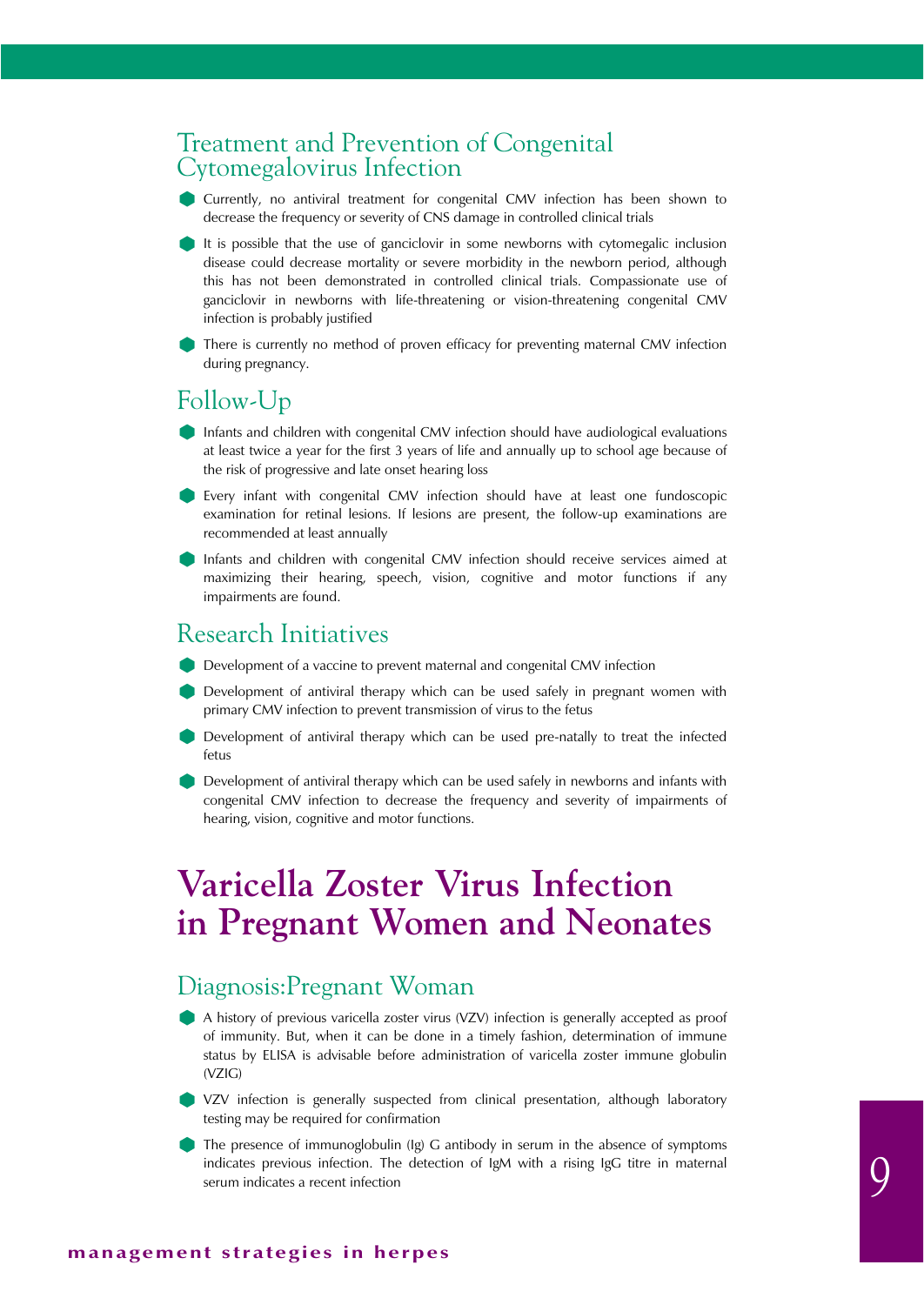## Treatment and Prevention of Congenital Cytomegalovirus Infection

- Currently, no antiviral treatment for congenital CMV infection has been shown to decrease the frequency or severity of CNS damage in controlled clinical trials
- It is possible that the use of ganciclovir in some newborns with cytomegalic inclusion disease could decrease mortality or severe morbidity in the newborn period, although this has not been demonstrated in controlled clinical trials. Compassionate use of ganciclovir in newborns with life-threatening or vision-threatening congenital CMV infection is probably justified
- There is currently no method of proven efficacy for preventing maternal CMV infection during pregnancy.

## Follow-Up

- Infants and children with congenital CMV infection should have audiological evaluations at least twice a year for the first 3 years of life and annually up to school age because of the risk of progressive and late onset hearing loss
- Every infant with congenital CMV infection should have at least one fundoscopic examination for retinal lesions. If lesions are present, the follow-up examinations are recommended at least annually
- Infants and children with congenital CMV infection should receive services aimed at maximizing their hearing, speech, vision, cognitive and motor functions if any impairments are found.

## Research Initiatives

- Development of a vaccine to prevent maternal and congenital CMV infection
- Development of antiviral therapy which can be used safely in pregnant women with primary CMV infection to prevent transmission of virus to the fetus
- Development of antiviral therapy which can be used pre-natally to treat the infected fetus
- Development of antiviral therapy which can be used safely in newborns and infants with congenital CMV infection to decrease the frequency and severity of impairments of hearing, vision, cognitive and motor functions.

# Varicella Zoster Virus Infection in Pregnant Women and Neonates

## Diagnosis:Pregnant Woman

- A history of previous varicella zoster virus (VZV) infection is generally accepted as proof of immunity. But, when it can be done in a timely fashion, determination of immune status by ELISA is advisable before administration of varicella zoster immune globulin (VZIG)
- VZV infection is generally suspected from clinical presentation, although laboratory testing may be required for confirmation
- The presence of immunoglobulin (Ig) G antibody in serum in the absence of symptoms indicates previous infection. The detection of IgM with a rising IgG titre in maternal serum indicates a recent infection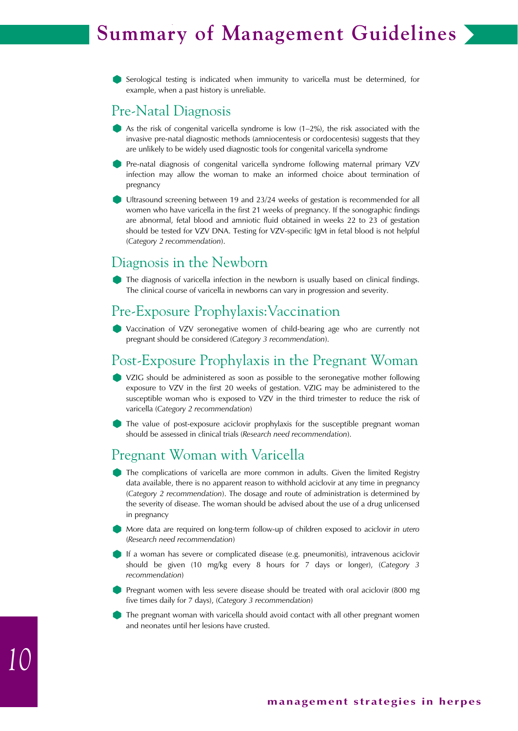# Summary of Management Guidelines

- Serological testing is indicated when immunity to varicella must be determined, for example, when a past history is unreliable.

## Pre-Natal Diagnosis

- As the risk of congenital varicella syndrome is low (1–2%), the risk associated with the invasive pre-natal diagnostic methods (amniocentesis or cordocentesis) suggests that they are unlikely to be widely used diagnostic tools for congenital varicella syndrome
- Pre-natal diagnosis of congenital varicella syndrome following maternal primary VZV infection may allow the woman to make an informed choice about termination of pregnancy
- Ultrasound screening between 19 and 23/24 weeks of gestation is recommended for all women who have varicella in the first 21 weeks of pregnancy. If the sonographic findings are abnormal, fetal blood and amniotic fluid obtained in weeks 22 to 23 of gestation should be tested for VZV DNA. Testing for VZV-specific IgM in fetal blood is not helpful (*Category 2 recommendation*).

## Diagnosis in the Newborn

- The diagnosis of varicella infection in the newborn is usually based on clinical findings. The clinical course of varicella in newborns can vary in progression and severity.

## Pre-Exposure Prophylaxis: Vaccination

- Vaccination of VZV seronegative women of child-bearing age who are currently not pregnant should be considered (*Category 3 recommendation*).

## Post-Exposure Prophylaxis in the Pregnant Woman

- VZIG should be administered as soon as possible to the seronegative mother following exposure to VZV in the first 20 weeks of gestation. VZIG may be administered to the susceptible woman who is exposed to VZV in the third trimester to reduce the risk of varicella (*Category 2 recommendation*)
- The value of post-exposure aciclovir prophylaxis for the susceptible pregnant woman should be assessed in clinical trials (*Research need recommendation*).

## Pregnant Woman with Varicella

- The complications of varicella are more common in adults. Given the limited Registry data available, there is no apparent reason to withhold aciclovir at any time in pregnancy (*Category 2 recommendation*). The dosage and route of administration is determined by the severity of disease. The woman should be advised about the use of a drug unlicensed in pregnancy
- More data are required on long-term follow-up of children exposed to aciclovir *in utero* (*Research need recommendation*)
- If a woman has severe or complicated disease (e.g. pneumonitis), intravenous aciclovir should be given (10 mg/kg every 8 hours for 7 days or longer), (*Category 3 recommendation*)
- Pregnant women with less severe disease should be treated with oral aciclovir (800 mg five times daily for 7 days), (*Category 3 recommendation*)
- The pregnant woman with varicella should avoid contact with all other pregnant women and neonates until her lesions have crusted.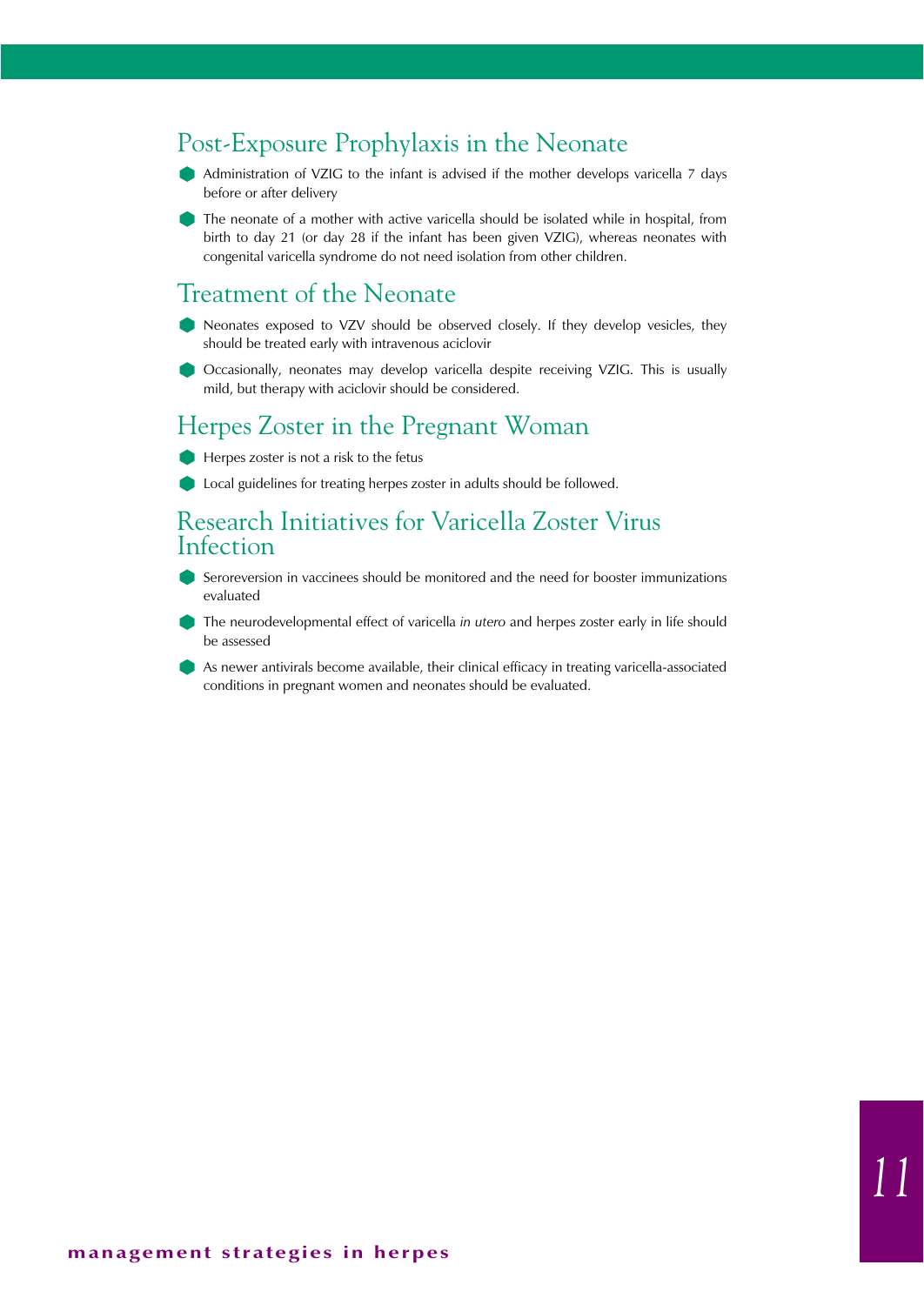## Post-Exposure Prophylaxis in the Neonate

- Administration of VZIG to the infant is advised if the mother develops varicella 7 days before or after delivery
- The neonate of a mother with active varicella should be isolated while in hospital, from birth to day 21 (or day 28 if the infant has been given VZIG), whereas neonates with congenital varicella syndrome do not need isolation from other children.

## Treatment of the Neonate

- Neonates exposed to VZV should be observed closely. If they develop vesicles, they should be treated early with intravenous aciclovir
- Occasionally, neonates may develop varicella despite receiving VZIG. This is usually mild, but therapy with aciclovir should be considered.

## Herpes Zoster in the Pregnant Woman

- Herpes zoster is not a risk to the fetus
- Local guidelines for treating herpes zoster in adults should be followed.

## Research Initiatives for Varicella Zoster Virus Infection

- Seroreversion in vaccinees should be monitored and the need for booster immunizations evaluated
- The neurodevelopmental effect of varicella *in utero* and herpes zoster early in life should be assessed
- As newer antivirals become available, their clinical efficacy in treating varicella-associated conditions in pregnant women and neonates should be evaluated.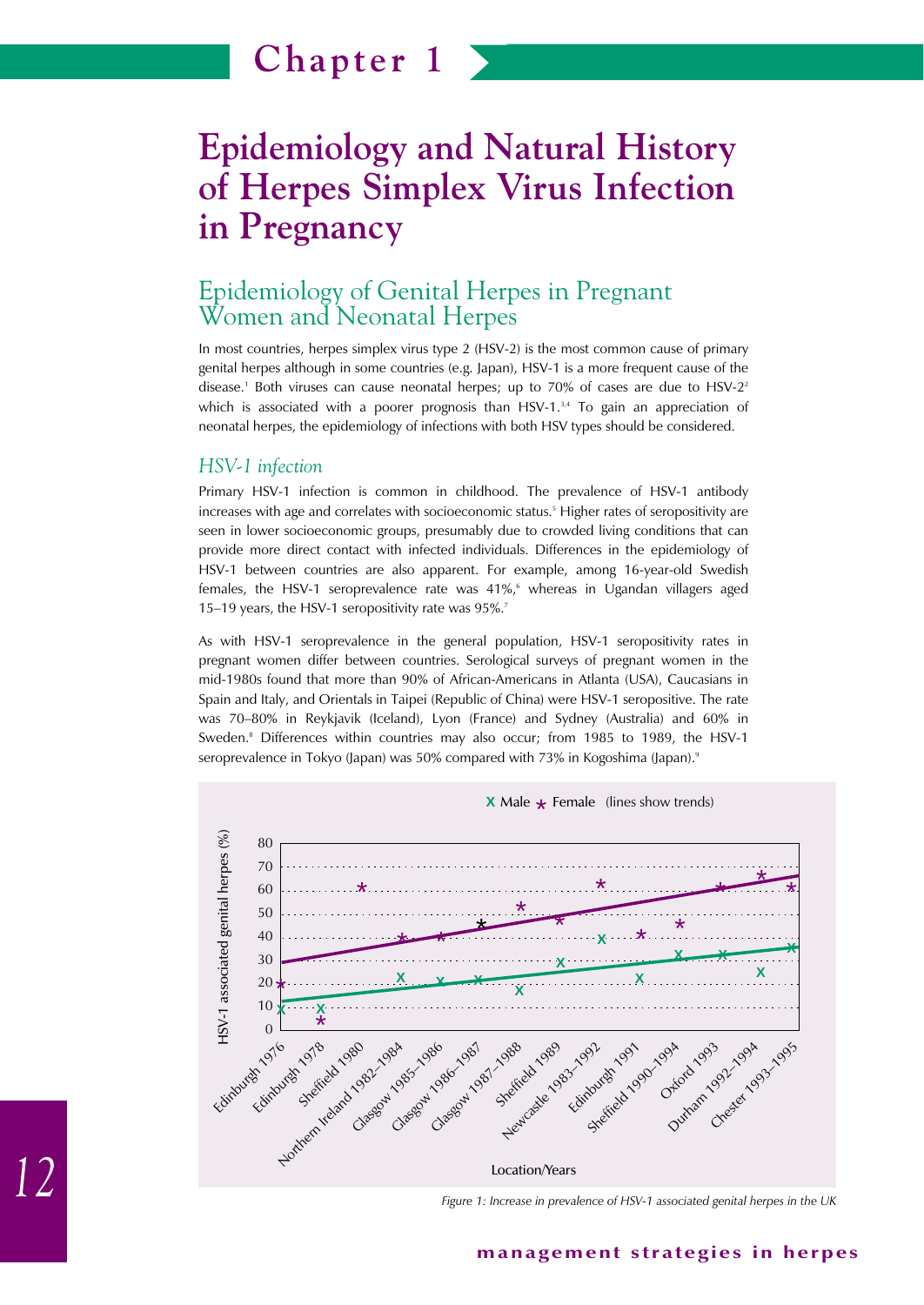# Chapter 1

# Epidemiology and Natural History of Herpes Simplex Virus Infection in Pregnancy

## Epidemiology of Genital Herpes in Pregnant Women and Neonatal Herpes

In most countries, herpes simplex virus type 2 (HSV-2) is the most common cause of primary genital herpes although in some countries (e.g. Japan), HSV-1 is a more frequent cause of the disease.[1] Both viruses can cause neonatal herpes; up to 70% of cases are due to HSV-2[2] which is associated with a poorer prognosis than HSV-1.[3,4] To gain an appreciation of neonatal herpes, the epidemiology of infections with both HSV types should be considered.

### *HSV-1 infection*

Primary HSV-1 infection is common in childhood. The prevalence of HSV-1 antibody increases with age and correlates with socioeconomic status.[5] Higher rates of seropositivity are seen in lower socioeconomic groups, presumably due to crowded living conditions that can provide more direct contact with infected individuals. Differences in the epidemiology of HSV-1 between countries are also apparent. For example, among 16-year-old Swedish females, the HSV-1 seroprevalence rate was 41%,[6] whereas in Ugandan villagers aged 15–19 years, the HSV-1 seropositivity rate was 95%.[7]

As with HSV-1 seroprevalence in the general population, HSV-1 seropositivity rates in pregnant women differ between countries. Serological surveys of pregnant women in the mid-1980s found that more than 90% of African-Americans in Atlanta (USA), Caucasians in Spain and Italy, and Orientals in Taipei (Republic of China) were HSV-1 seropositive. The rate was 70–80% in Reykjavik (Iceland), Lyon (France) and Sydney (Australia) and 60% in Sweden.[8] Differences within countries may also occur; from 1985 to 1989, the HSV-1 seroprevalence in Tokyo (Japan) was 50% compared with 73% in Kogoshima (Japan).[9]

*Figure 1: Increase in prevalence of HSV-1 associated genital herpes in the UK*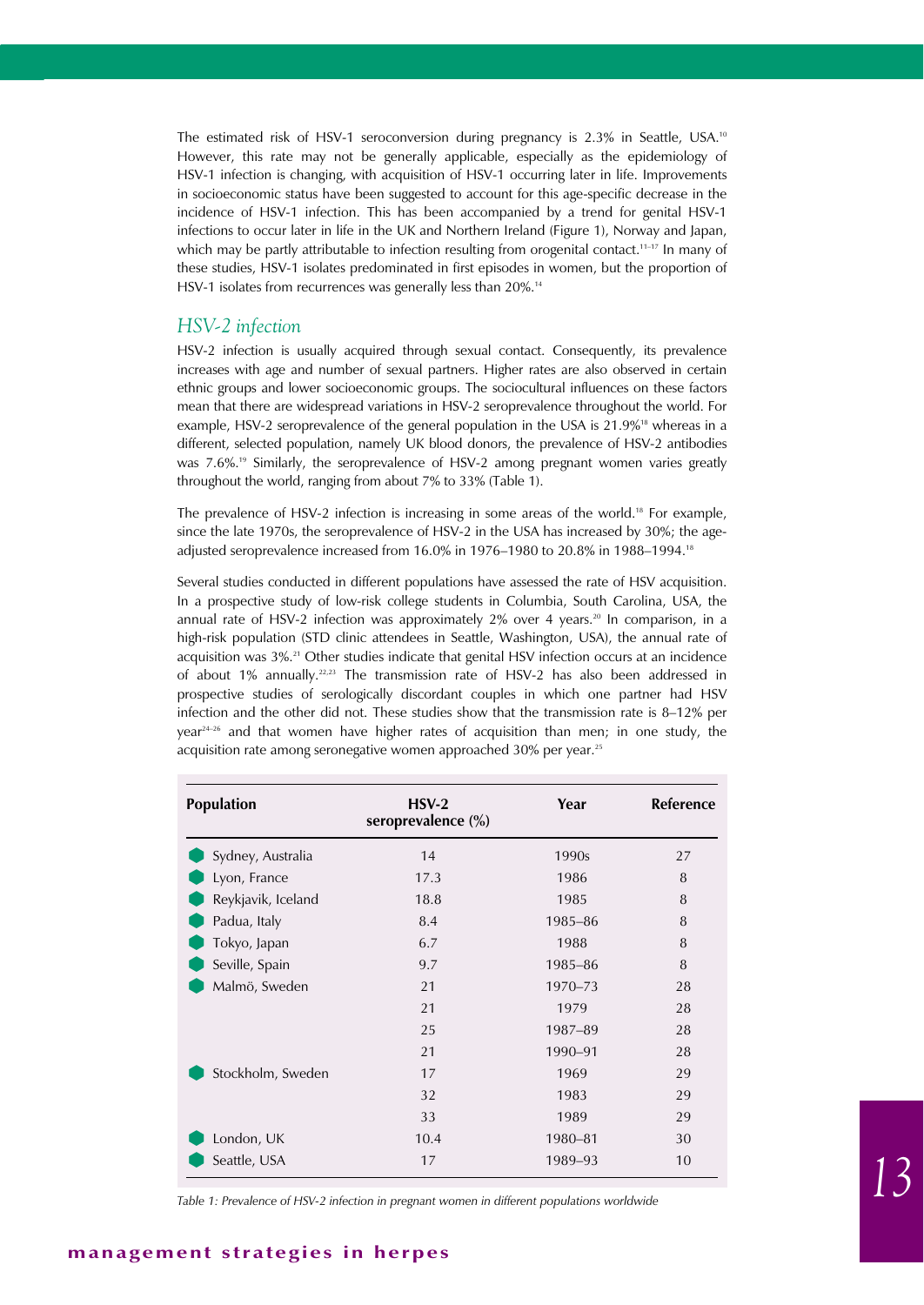The estimated risk of HSV-1 seroconversion during pregnancy is 2.3% in Seattle, USA.[10] However, this rate may not be generally applicable, especially as the epidemiology of HSV-1 infection is changing, with acquisition of HSV-1 occurring later in life. Improvements in socioeconomic status have been suggested to account for this age-specific decrease in the incidence of HSV-1 infection. This has been accompanied by a trend for genital HSV-1 infections to occur later in life in the UK and Northern Ireland (Figure 1), Norway and Japan, which may be partly attributable to infection resulting from orogenital contact.[11–17] In many of these studies, HSV-1 isolates predominated in first episodes in women, but the proportion of HSV-1 isolates from recurrences was generally less than 20%.[14]

## *HSV-2 infection*

HSV-2 infection is usually acquired through sexual contact. Consequently, its prevalence increases with age and number of sexual partners. Higher rates are also observed in certain ethnic groups and lower socioeconomic groups. The sociocultural influences on these factors mean that there are widespread variations in HSV-2 seroprevalence throughout the world. For example, HSV-2 seroprevalence of the general population in the USA is 21.9%[18] whereas in a different, selected population, namely UK blood donors, the prevalence of HSV-2 antibodies was 7.6%.[19] Similarly, the seroprevalence of HSV-2 among pregnant women varies greatly throughout the world, ranging from about 7% to 33% (Table 1).

The prevalence of HSV-2 infection is increasing in some areas of the world.[18] For example, since the late 1970s, the seroprevalence of HSV-2 in the USA has increased by 30%; the age-adjusted seroprevalence increased from 16.0% in 1976–1980 to 20.8% in 1988–1994.[18]

Several studies conducted in different populations have assessed the rate of HSV acquisition. In a prospective study of low-risk college students in Columbia, South Carolina, USA, the annual rate of HSV-2 infection was approximately 2% over 4 years.[20] In comparison, in a high-risk population (STD clinic attendees in Seattle, Washington, USA), the annual rate of acquisition was 3%.[21] Other studies indicate that genital HSV infection occurs at an incidence of about 1% annually.[22,23] The transmission rate of HSV-2 has also been addressed in prospective studies of serologically discordant couples in which one partner had HSV infection and the other did not. These studies show that the transmission rate is 8–12% per year[24–26] and that women have higher rates of acquisition than men; in one study, the acquisition rate among seronegative women approached 30% per year.[25]

| Population | HSV-2 seroprevalence (%) | Year | Reference |
|---|---|---|---|
| Sydney, Australia | 14 | 1990s | 27 |
| Lyon, France | 17.3 | 1986 | 8 |
| Reykjavik, Iceland | 18.8 | 1985 | 8 |
| Padua, Italy | 8.4 | 1985–86 | 8 |
| Tokyo, Japan | 6.7 | 1988 | 8 |
| Seville, Spain | 9.7 | 1985–86 | 8 |
| Malmö, Sweden | 21 | 1970–73 | 28 |
| | 21 | 1979 | 28 |
| | 25 | 1987–89 | 28 |
| | 21 | 1990–91 | 28 |
| Stockholm, Sweden | 17 | 1969 | 29 |
| | 32 | 1983 | 29 |
| | 33 | 1989 | 29 |
| London, UK | 10.4 | 1980–81 | 30 |
| Seattle, USA | 17 | 1989–93 | 10 |

*Table 1: Prevalence of HSV-2 infection in pregnant women in different populations worldwide*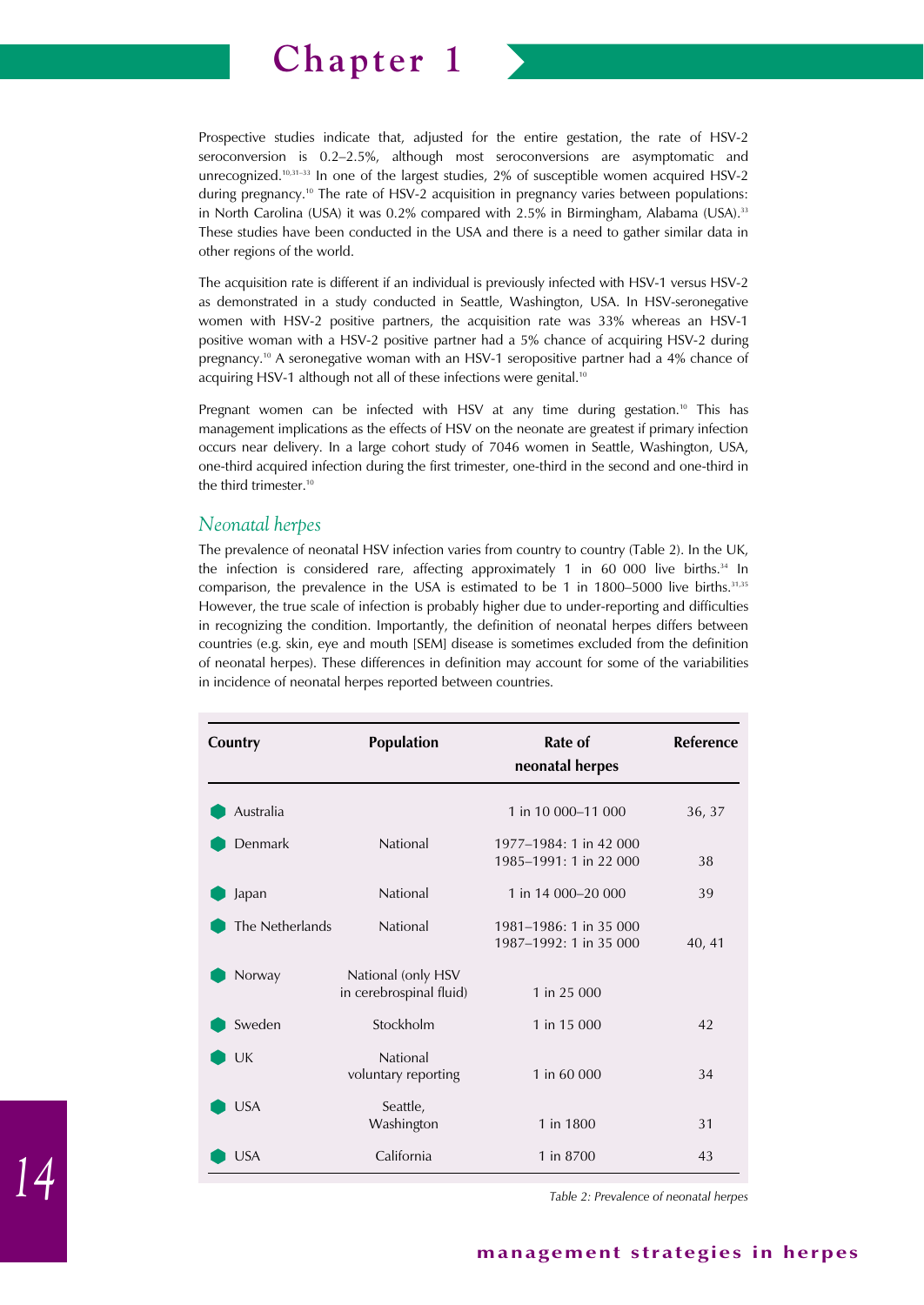Prospective studies indicate that, adjusted for the entire gestation, the rate of HSV-2 seroconversion is 0.2–2.5%, although most seroconversions are asymptomatic and unrecognized.[10,31–33] In one of the largest studies, 2% of susceptible women acquired HSV-2 during pregnancy.[10] The rate of HSV-2 acquisition in pregnancy varies between populations: in North Carolina (USA) it was 0.2% compared with 2.5% in Birmingham, Alabama (USA).[33] These studies have been conducted in the USA and there is a need to gather similar data in other regions of the world.

The acquisition rate is different if an individual is previously infected with HSV-1 versus HSV-2 as demonstrated in a study conducted in Seattle, Washington, USA. In HSV-seronegative women with HSV-2 positive partners, the acquisition rate was 33% whereas an HSV-1 positive woman with a HSV-2 positive partner had a 5% chance of acquiring HSV-2 during pregnancy.[10] A seronegative woman with an HSV-1 seropositive partner had a 4% chance of acquiring HSV-1 although not all of these infections were genital.[10]

Pregnant women can be infected with HSV at any time during gestation.[10] This has management implications as the effects of HSV on the neonate are greatest if primary infection occurs near delivery. In a large cohort study of 7046 women in Seattle, Washington, USA, one-third acquired infection during the first trimester, one-third in the second and one-third in the third trimester.[10]

## *Neonatal herpes*

The prevalence of neonatal HSV infection varies from country to country (Table 2). In the UK, the infection is considered rare, affecting approximately 1 in 60 000 live births.[34] In comparison, the prevalence in the USA is estimated to be 1 in 1800–5000 live births.[31,35] However, the true scale of infection is probably higher due to under-reporting and difficulties in recognizing the condition. Importantly, the definition of neonatal herpes differs between countries (e.g. skin, eye and mouth [SEM] disease is sometimes excluded from the definition of neonatal herpes). These differences in definition may account for some of the variabilities in incidence of neonatal herpes reported between countries.

| Country | Population | Rate of neonatal herpes | Reference |
|---|---|---|---|
| Australia | | 1 in 10 000–11 000 | 36, 37 |
| Denmark | National | 1977–1984: 1 in 42 000<br>1985–1991: 1 in 22 000 | 38 |
| Japan | National | 1 in 14 000–20 000 | 39 |
| The Netherlands | National | 1981–1986: 1 in 35 000<br>1987–1992: 1 in 35 000 | 40, 41 |
| Norway | National (only HSV in cerebrospinal fluid) | 1 in 25 000 | |
| Sweden | Stockholm | 1 in 15 000 | 42 |
| UK | National voluntary reporting | 1 in 60 000 | 34 |
| USA | Seattle, Washington | 1 in 1800 | 31 |
| USA | California | 1 in 8700 | 43 |

*Table 2: Prevalence of neonatal herpes*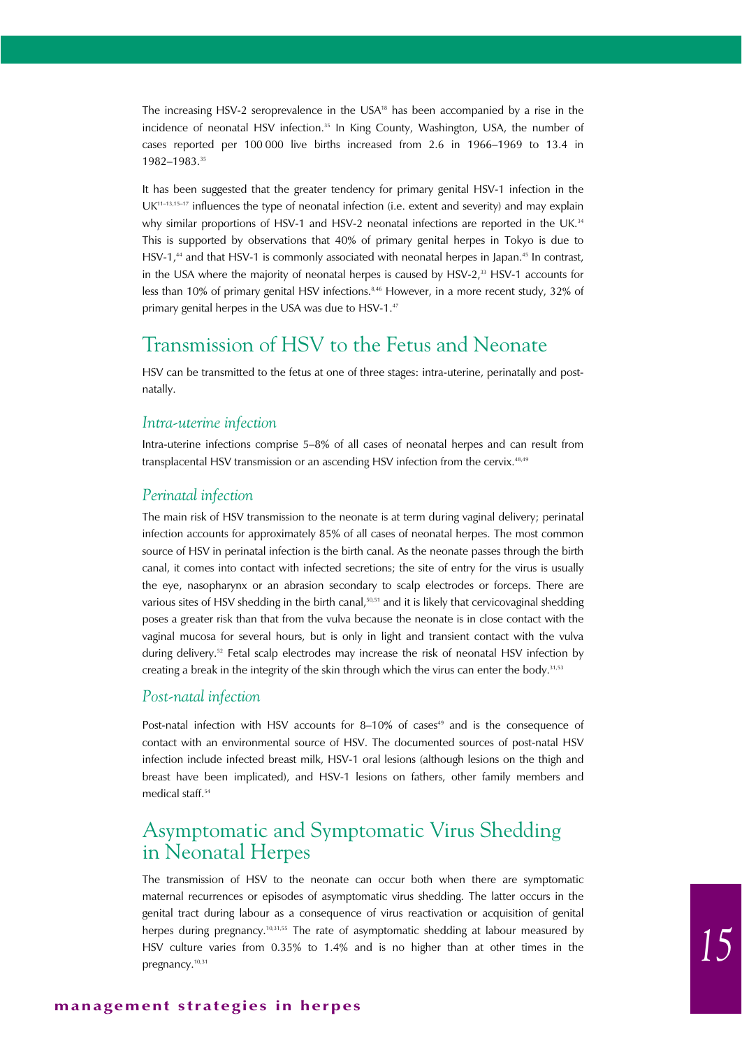The increasing HSV-2 seroprevalence in the USA[18] has been accompanied by a rise in the incidence of neonatal HSV infection.[35] In King County, Washington, USA, the number of cases reported per 100 000 live births increased from 2.6 in 1966–1969 to 13.4 in 1982–1983.[35]

It has been suggested that the greater tendency for primary genital HSV-1 infection in the UK[11–13,15–17] influences the type of neonatal infection (i.e. extent and severity) and may explain why similar proportions of HSV-1 and HSV-2 neonatal infections are reported in the UK.[34] This is supported by observations that 40% of primary genital herpes in Tokyo is due to HSV-1,[44] and that HSV-1 is commonly associated with neonatal herpes in Japan.[45] In contrast, in the USA where the majority of neonatal herpes is caused by HSV-2,[33] HSV-1 accounts for less than 10% of primary genital HSV infections.[8,46] However, in a more recent study, 32% of primary genital herpes in the USA was due to HSV-1.[47]

## Transmission of HSV to the Fetus and Neonate

HSV can be transmitted to the fetus at one of three stages: intra-uterine, perinatally and post-natally.

### *Intra-uterine infection*

Intra-uterine infections comprise 5–8% of all cases of neonatal herpes and can result from transplacental HSV transmission or an ascending HSV infection from the cervix.[48,49]

### *Perinatal infection*

The main risk of HSV transmission to the neonate is at term during vaginal delivery; perinatal infection accounts for approximately 85% of all cases of neonatal herpes. The most common source of HSV in perinatal infection is the birth canal. As the neonate passes through the birth canal, it comes into contact with infected secretions; the site of entry for the virus is usually the eye, nasopharynx or an abrasion secondary to scalp electrodes or forceps. There are various sites of HSV shedding in the birth canal,[50,51] and it is likely that cervicovaginal shedding poses a greater risk than that from the vulva because the neonate is in close contact with the vaginal mucosa for several hours, but is only in light and transient contact with the vulva during delivery.[52] Fetal scalp electrodes may increase the risk of neonatal HSV infection by creating a break in the integrity of the skin through which the virus can enter the body.[31,53]

### *Post-natal infection*

Post-natal infection with HSV accounts for 8–10% of cases[49] and is the consequence of contact with an environmental source of HSV. The documented sources of post-natal HSV infection include infected breast milk, HSV-1 oral lesions (although lesions on the thigh and breast have been implicated), and HSV-1 lesions on fathers, other family members and medical staff.[54]

## Asymptomatic and Symptomatic Virus Shedding in Neonatal Herpes

The transmission of HSV to the neonate can occur both when there are symptomatic maternal recurrences or episodes of asymptomatic virus shedding. The latter occurs in the genital tract during labour as a consequence of virus reactivation or acquisition of genital herpes during pregnancy.[10,31,55] The rate of asymptomatic shedding at labour measured by HSV culture varies from 0.35% to 1.4% and is no higher than at other times in the pregnancy.[10,31]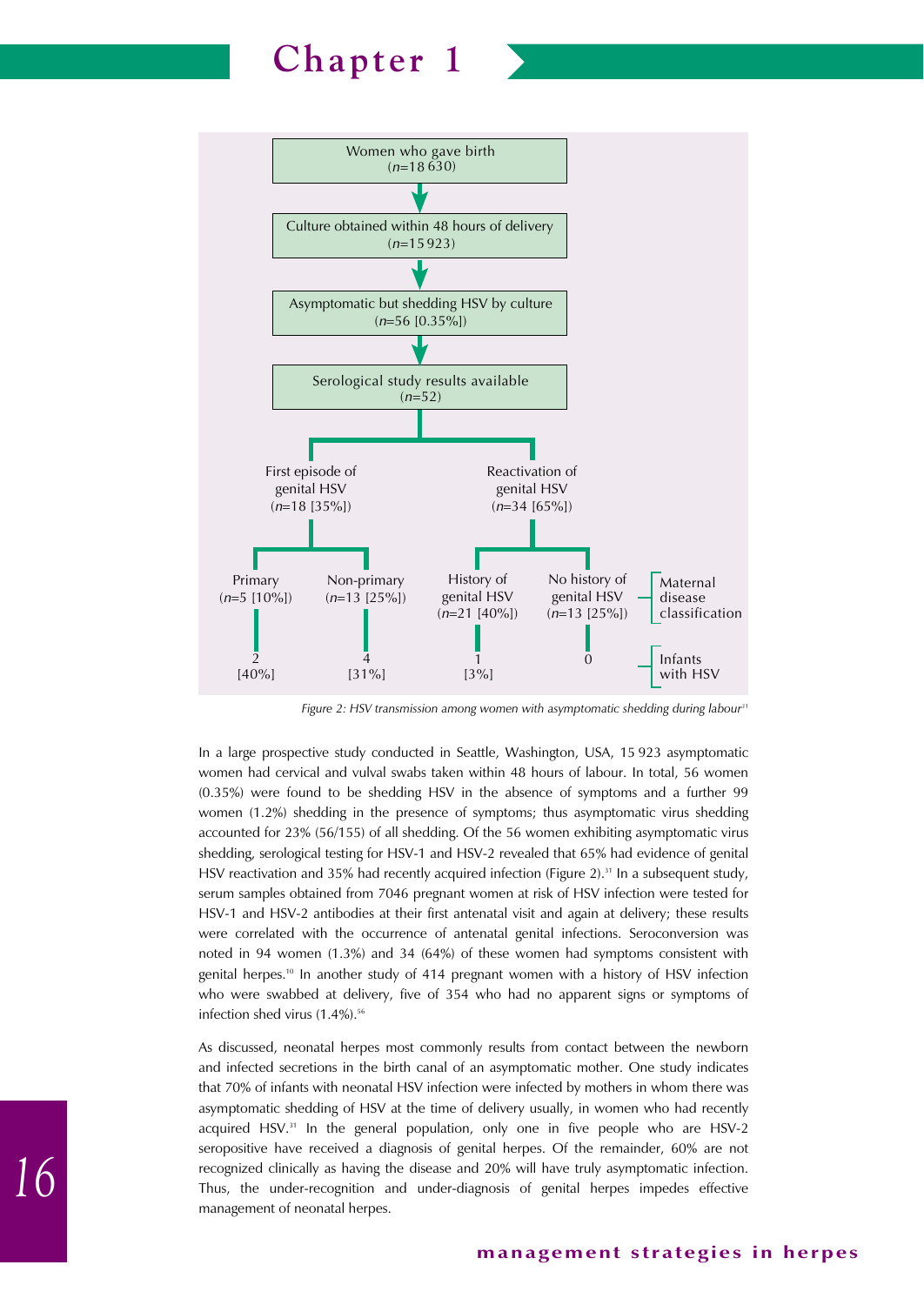Women who gave birth
(*n*=18 630)

↓

Culture obtained within 48 hours of delivery
(*n*=15 923)

↓

Asymptomatic but shedding HSV by culture
(*n*=56 [0.35%])

↓

Serological study results available
(*n*=52)

| | First episode of genital HSV (*n*=18 [35%]) | | Reactivation of genital HSV (*n*=34 [65%]) | |
|---|---|---|---|---|
| Maternal disease classification | Primary (*n*=5 [10%]) | Non-primary (*n*=13 [25%]) | History of genital HSV (*n*=21 [40%]) | No history of genital HSV (*n*=13 [25%]) |
| Infants with HSV | 2 [40%] | 4 [31%] | 1 [3%] | 0 |

*Figure 2: HSV transmission among women with asymptomatic shedding during labour*[31]

In a large prospective study conducted in Seattle, Washington, USA, 15 923 asymptomatic women had cervical and vulval swabs taken within 48 hours of labour. In total, 56 women (0.35%) were found to be shedding HSV in the absence of symptoms and a further 99 women (1.2%) shedding in the presence of symptoms; thus asymptomatic virus shedding accounted for 23% (56/155) of all shedding. Of the 56 women exhibiting asymptomatic virus shedding, serological testing for HSV-1 and HSV-2 revealed that 65% had evidence of genital HSV reactivation and 35% had recently acquired infection (Figure 2).[31] In a subsequent study, serum samples obtained from 7046 pregnant women at risk of HSV infection were tested for HSV-1 and HSV-2 antibodies at their first antenatal visit and again at delivery; these results were correlated with the occurrence of antenatal genital infections. Seroconversion was noted in 94 women (1.3%) and 34 (64%) of these women had symptoms consistent with genital herpes.[10] In another study of 414 pregnant women with a history of HSV infection who were swabbed at delivery, five of 354 who had no apparent signs or symptoms of infection shed virus (1.4%).[56]

As discussed, neonatal herpes most commonly results from contact between the newborn and infected secretions in the birth canal of an asymptomatic mother. One study indicates that 70% of infants with neonatal HSV infection were infected by mothers in whom there was asymptomatic shedding of HSV at the time of delivery usually, in women who had recently acquired HSV.[31] In the general population, only one in five people who are HSV-2 seropositive have received a diagnosis of genital herpes. Of the remainder, 60% are not recognized clinically as having the disease and 20% will have truly asymptomatic infection. Thus, the under-recognition and under-diagnosis of genital herpes impedes effective management of neonatal herpes.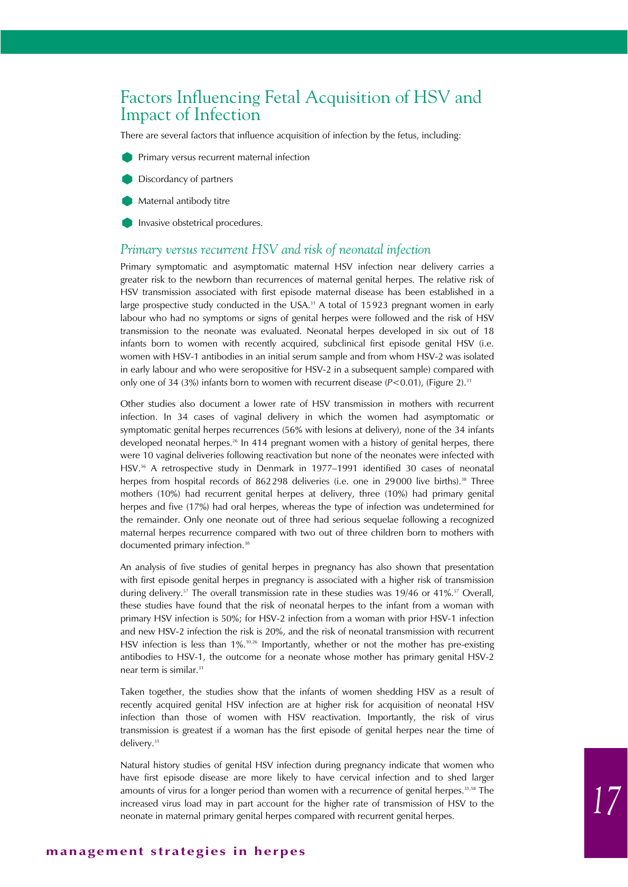# Factors Influencing Fetal Acquisition of HSV and Impact of Infection

There are several factors that influence acquisition of infection by the fetus, including:

- Primary versus recurrent maternal infection
- Discordancy of partners
- Maternal antibody titre
- Invasive obstetrical procedures.

## *Primary versus recurrent HSV and risk of neonatal infection*

Primary symptomatic and asymptomatic maternal HSV infection near delivery carries a greater risk to the newborn than recurrences of maternal genital herpes. The relative risk of HSV transmission associated with first episode maternal disease has been established in a large prospective study conducted in the USA.[31] A total of 15 923 pregnant women in early labour who had no symptoms or signs of genital herpes were followed and the risk of HSV transmission to the neonate was evaluated. Neonatal herpes developed in six out of 18 infants born to women with recently acquired, subclinical first episode genital HSV (i.e. women with HSV-1 antibodies in an initial serum sample and from whom HSV-2 was isolated in early labour and who were seropositive for HSV-2 in a subsequent sample) compared with only one of 34 (3%) infants born to women with recurrent disease ($P<0.01$), (Figure 2).[31]

Other studies also document a lower rate of HSV transmission in mothers with recurrent infection. In 34 cases of vaginal delivery in which the women had asymptomatic or symptomatic genital herpes recurrences (56% with lesions at delivery), none of the 34 infants developed neonatal herpes.[26] In 414 pregnant women with a history of genital herpes, there were 10 vaginal deliveries following reactivation but none of the neonates were infected with HSV.[56] A retrospective study in Denmark in 1977–1991 identified 30 cases of neonatal herpes from hospital records of 862 298 deliveries (i.e. one in 29 000 live births).[38] Three mothers (10%) had recurrent genital herpes at delivery, three (10%) had primary genital herpes and five (17%) had oral herpes, whereas the type of infection was undetermined for the remainder. Only one neonate out of three had serious sequelae following a recognized maternal herpes recurrence compared with two out of three children born to mothers with documented primary infection.[38]

An analysis of five studies of genital herpes in pregnancy has also shown that presentation with first episode genital herpes in pregnancy is associated with a higher risk of transmission during delivery.[57] The overall transmission rate in these studies was 19/46 or 41%.[57] Overall, these studies have found that the risk of neonatal herpes to the infant from a woman with primary HSV infection is 50%; for HSV-2 infection from a woman with prior HSV-1 infection and new HSV-2 infection the risk is 20%, and the risk of neonatal transmission with recurrent HSV infection is less than 1%.[10,26] Importantly, whether or not the mother has pre-existing antibodies to HSV-1, the outcome for a neonate whose mother has primary genital HSV-2 near term is similar.[31]

Taken together, the studies show that the infants of women shedding HSV as a result of recently acquired genital HSV infection are at higher risk for acquisition of neonatal HSV infection than those of women with HSV reactivation. Importantly, the risk of virus transmission is greatest if a woman has the first episode of genital herpes near the time of delivery.[31]

Natural history studies of genital HSV infection during pregnancy indicate that women who have first episode disease are more likely to have cervical infection and to shed larger amounts of virus for a longer period than women with a recurrence of genital herpes.[31,58] The increased virus load may in part account for the higher rate of transmission of HSV to the neonate in maternal primary genital herpes compared with recurrent genital herpes.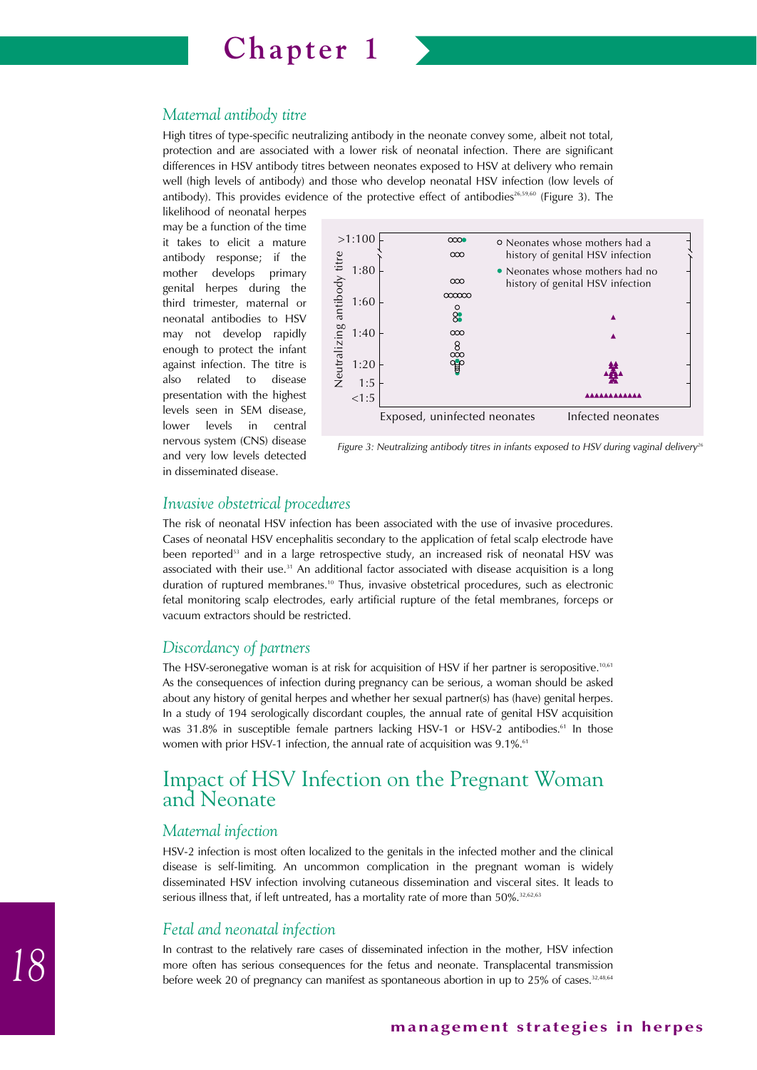### *Maternal antibody titre*

High titres of type-specific neutralizing antibody in the neonate convey some, albeit not total, protection and are associated with a lower risk of neonatal infection. There are significant differences in HSV antibody titres between neonates exposed to HSV at delivery who remain well (high levels of antibody) and those who develop neonatal HSV infection (low levels of antibody). This provides evidence of the protective effect of antibodies[26,59,60] (Figure 3). The likelihood of neonatal herpes may be a function of the time it takes to elicit a mature antibody response; if the mother develops primary genital herpes during the third trimester, maternal or neonatal antibodies to HSV may not develop rapidly enough to protect the infant against infection. The titre is also related to disease presentation with the highest levels seen in SEM disease, lower levels in central nervous system (CNS) disease and very low levels detected in disseminated disease.

*Figure 3: Neutralizing antibody titres in infants exposed to HSV during vaginal delivery*[26]

### *Invasive obstetrical procedures*

The risk of neonatal HSV infection has been associated with the use of invasive procedures. Cases of neonatal HSV encephalitis secondary to the application of fetal scalp electrode have been reported[53] and in a large retrospective study, an increased risk of neonatal HSV was associated with their use.[31] An additional factor associated with disease acquisition is a long duration of ruptured membranes.[10] Thus, invasive obstetrical procedures, such as electronic fetal monitoring scalp electrodes, early artificial rupture of the fetal membranes, forceps or vacuum extractors should be restricted.

### *Discordancy of partners*

The HSV-seronegative woman is at risk for acquisition of HSV if her partner is seropositive.[10,61] As the consequences of infection during pregnancy can be serious, a woman should be asked about any history of genital herpes and whether her sexual partner(s) has (have) genital herpes. In a study of 194 serologically discordant couples, the annual rate of genital HSV acquisition was 31.8% in susceptible female partners lacking HSV-1 or HSV-2 antibodies.[61] In those women with prior HSV-1 infection, the annual rate of acquisition was 9.1%.[61]

## Impact of HSV Infection on the Pregnant Woman and Neonate

### *Maternal infection*

HSV-2 infection is most often localized to the genitals in the infected mother and the clinical disease is self-limiting. An uncommon complication in the pregnant woman is widely disseminated HSV infection involving cutaneous dissemination and visceral sites. It leads to serious illness that, if left untreated, has a mortality rate of more than 50%.[32,62,63]

### *Fetal and neonatal infection*

In contrast to the relatively rare cases of disseminated infection in the mother, HSV infection more often has serious consequences for the fetus and neonate. Transplacental transmission before week 20 of pregnancy can manifest as spontaneous abortion in up to 25% of cases.[32,48,64]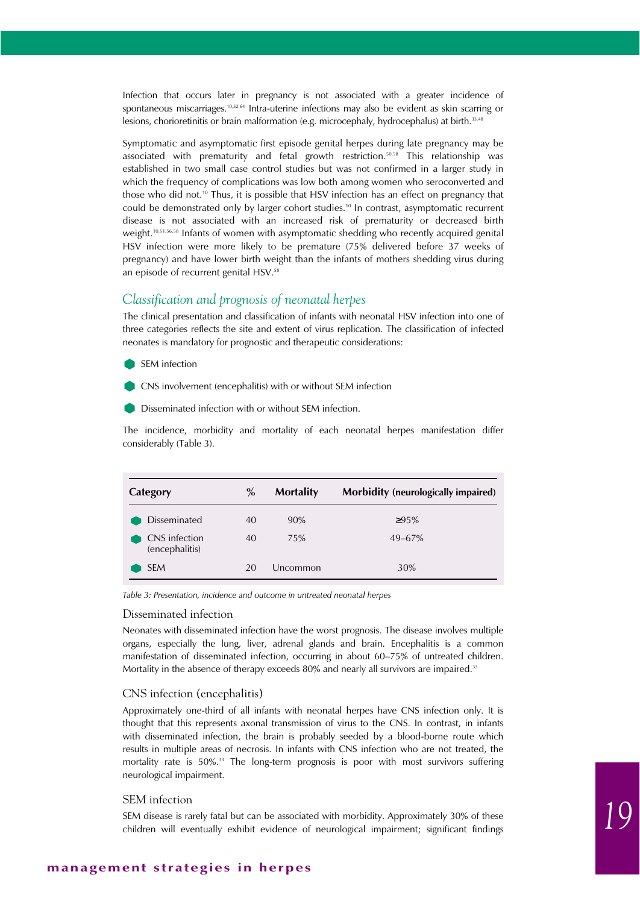Infection that occurs later in pregnancy is not associated with a greater incidence of spontaneous miscarriages.[10,52,64] Intra-uterine infections may also be evident as skin scarring or lesions, chorioretinitis or brain malformation (e.g. microcephaly, hydrocephalus) at birth.[33,48]

Symptomatic and asymptomatic first episode genital herpes during late pregnancy may be associated with prematurity and fetal growth restriction.[50,58] This relationship was established in two small case control studies but was not confirmed in a larger study in which the frequency of complications was low both among women who seroconverted and those who did not.[10] Thus, it is possible that HSV infection has an effect on pregnancy that could be demonstrated only by larger cohort studies.[10] In contrast, asymptomatic recurrent disease is not associated with an increased risk of prematurity or decreased birth weight.[10,51,56,58] Infants of women with asymptomatic shedding who recently acquired genital HSV infection were more likely to be premature (75% delivered before 37 weeks of pregnancy) and have lower birth weight than the infants of mothers shedding virus during an episode of recurrent genital HSV.[58]

## *Classification and prognosis of neonatal herpes*

The clinical presentation and classification of infants with neonatal HSV infection into one of three categories reflects the site and extent of virus replication. The classification of infected neonates is mandatory for prognostic and therapeutic considerations:

- SEM infection
- CNS involvement (encephalitis) with or without SEM infection
- Disseminated infection with or without SEM infection.

The incidence, morbidity and mortality of each neonatal herpes manifestation differ considerably (Table 3).

| Category | % | Mortality | Morbidity (neurologically impaired) |
|---|---|---|---|
| Disseminated | 40 | 90% | ≥95% |
| CNS infection (encephalitis) | 40 | 75% | 49–67% |
| SEM | 20 | Uncommon | 30% |

*Table 3: Presentation, incidence and outcome in untreated neonatal herpes*

### Disseminated infection

Neonates with disseminated infection have the worst prognosis. The disease involves multiple organs, especially the lung, liver, adrenal glands and brain. Encephalitis is a common manifestation of disseminated infection, occurring in about 60–75% of untreated children. Mortality in the absence of therapy exceeds 80% and nearly all survivors are impaired.[33]

### CNS infection (encephalitis)

Approximately one-third of all infants with neonatal herpes have CNS infection only. It is thought that this represents axonal transmission of virus to the CNS. In contrast, in infants with disseminated infection, the brain is probably seeded by a blood-borne route which results in multiple areas of necrosis. In infants with CNS infection who are not treated, the mortality rate is 50%.[33] The long-term prognosis is poor with most survivors suffering neurological impairment.

### SEM infection

SEM disease is rarely fatal but can be associated with morbidity. Approximately 30% of these children will eventually exhibit evidence of neurological impairment; significant findings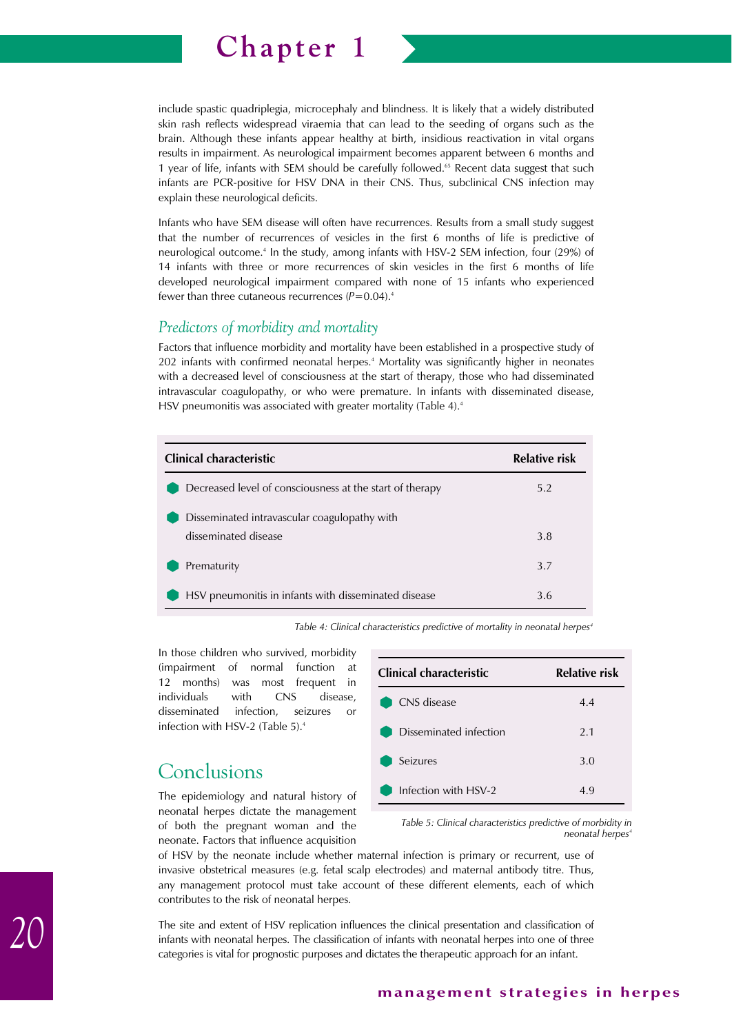include spastic quadriplegia, microcephaly and blindness. It is likely that a widely distributed skin rash reflects widespread viraemia that can lead to the seeding of organs such as the brain. Although these infants appear healthy at birth, insidious reactivation in vital organs results in impairment. As neurological impairment becomes apparent between 6 months and 1 year of life, infants with SEM should be carefully followed.[65] Recent data suggest that such infants are PCR-positive for HSV DNA in their CNS. Thus, subclinical CNS infection may explain these neurological deficits.

Infants who have SEM disease will often have recurrences. Results from a small study suggest that the number of recurrences of vesicles in the first 6 months of life is predictive of neurological outcome.[4] In the study, among infants with HSV-2 SEM infection, four (29%) of 14 infants with three or more recurrences of skin vesicles in the first 6 months of life developed neurological impairment compared with none of 15 infants who experienced fewer than three cutaneous recurrences ($P=0.04$).[4]

### *Predictors of morbidity and mortality*

Factors that influence morbidity and mortality have been established in a prospective study of 202 infants with confirmed neonatal herpes.[4] Mortality was significantly higher in neonates with a decreased level of consciousness at the start of therapy, those who had disseminated intravascular coagulopathy, or who were premature. In infants with disseminated disease, HSV pneumonitis was associated with greater mortality (Table 4).[4]

| Clinical characteristic | Relative risk |
|---|---|
| Decreased level of consciousness at the start of therapy | 5.2 |
| Disseminated intravascular coagulopathy with disseminated disease | 3.8 |
| Prematurity | 3.7 |
| HSV pneumonitis in infants with disseminated disease | 3.6 |

*Table 4: Clinical characteristics predictive of mortality in neonatal herpes[4]*

In those children who survived, morbidity (impairment of normal function at 12 months) was most frequent in individuals with CNS disease, disseminated infection, seizures or infection with HSV-2 (Table 5).[4]

| Clinical characteristic | Relative risk |
|---|---|
| CNS disease | 4.4 |
| Disseminated infection | 2.1 |
| Seizures | 3.0 |
| Infection with HSV-2 | 4.9 |

*Table 5: Clinical characteristics predictive of morbidity in neonatal herpes[4]*

## Conclusions

The epidemiology and natural history of neonatal herpes dictate the management of both the pregnant woman and the neonate. Factors that influence acquisition of HSV by the neonate include whether maternal infection is primary or recurrent, use of invasive obstetrical measures (e.g. fetal scalp electrodes) and maternal antibody titre. Thus, any management protocol must take account of these different elements, each of which contributes to the risk of neonatal herpes.

The site and extent of HSV replication influences the clinical presentation and classification of infants with neonatal herpes. The classification of infants with neonatal herpes into one of three categories is vital for prognostic purposes and dictates the therapeutic approach for an infant.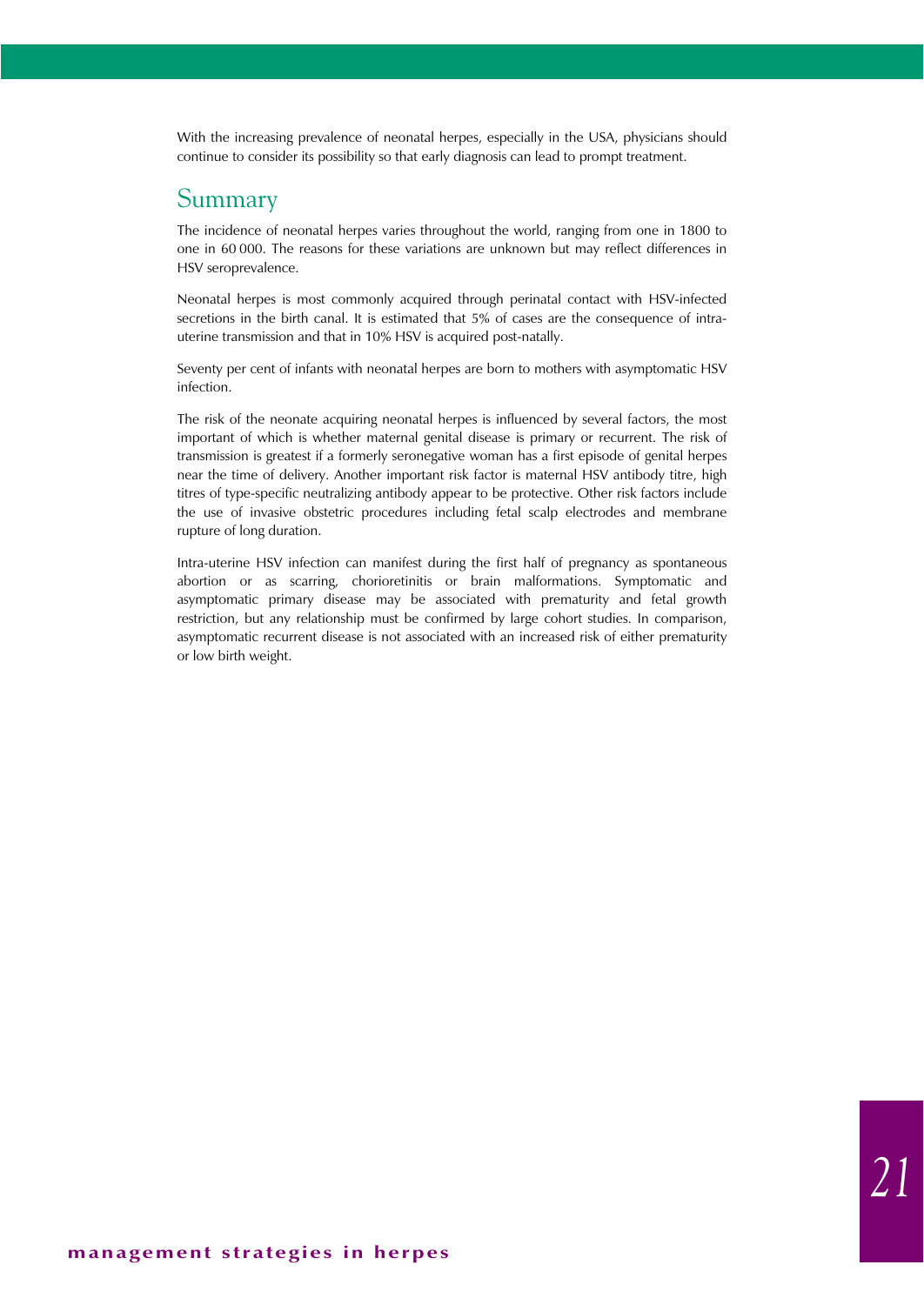With the increasing prevalence of neonatal herpes, especially in the USA, physicians should continue to consider its possibility so that early diagnosis can lead to prompt treatment.

## Summary

The incidence of neonatal herpes varies throughout the world, ranging from one in 1800 to one in 60 000. The reasons for these variations are unknown but may reflect differences in HSV seroprevalence.

Neonatal herpes is most commonly acquired through perinatal contact with HSV-infected secretions in the birth canal. It is estimated that 5% of cases are the consequence of intra-uterine transmission and that in 10% HSV is acquired post-natally.

Seventy per cent of infants with neonatal herpes are born to mothers with asymptomatic HSV infection.

The risk of the neonate acquiring neonatal herpes is influenced by several factors, the most important of which is whether maternal genital disease is primary or recurrent. The risk of transmission is greatest if a formerly seronegative woman has a first episode of genital herpes near the time of delivery. Another important risk factor is maternal HSV antibody titre, high titres of type-specific neutralizing antibody appear to be protective. Other risk factors include the use of invasive obstetric procedures including fetal scalp electrodes and membrane rupture of long duration.

Intra-uterine HSV infection can manifest during the first half of pregnancy as spontaneous abortion or as scarring, chorioretinitis or brain malformations. Symptomatic and asymptomatic primary disease may be associated with prematurity and fetal growth restriction, but any relationship must be confirmed by large cohort studies. In comparison, asymptomatic recurrent disease is not associated with an increased risk of either prematurity or low birth weight.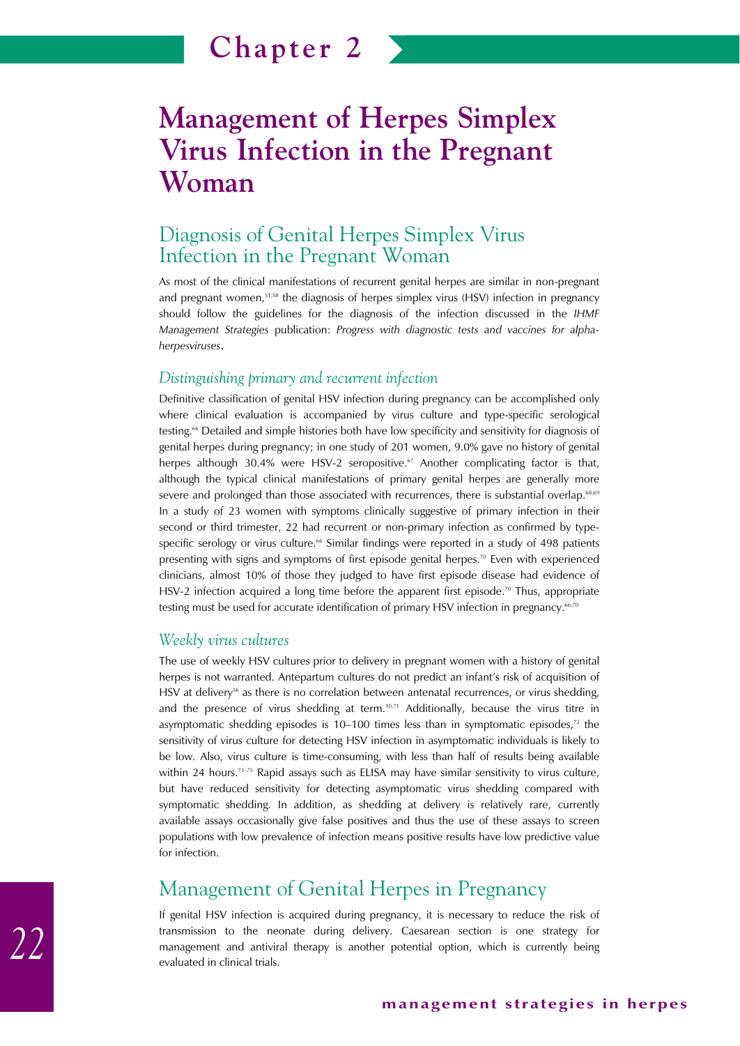# Chapter 2

# Management of Herpes Simplex Virus Infection in the Pregnant Woman

## Diagnosis of Genital Herpes Simplex Virus Infection in the Pregnant Woman

As most of the clinical manifestations of recurrent genital herpes are similar in non-pregnant and pregnant women,[51,58] the diagnosis of herpes simplex virus (HSV) infection in pregnancy should follow the guidelines for the diagnosis of the infection discussed in the *IHMF Management Strategies* publication: *Progress with diagnostic tests and vaccines for alphaherpesviruses*.

### *Distinguishing primary and recurrent infection*

Definitive classification of genital HSV infection during pregnancy can be accomplished only where clinical evaluation is accompanied by virus culture and type-specific serological testing.[66] Detailed and simple histories both have low specificity and sensitivity for diagnosis of genital herpes during pregnancy; in one study of 201 women, 9.0% gave no history of genital herpes although 30.4% were HSV-2 seropositive.[67] Another complicating factor is that, although the typical clinical manifestations of primary genital herpes are generally more severe and prolonged than those associated with recurrences, there is substantial overlap.[68,69] In a study of 23 women with symptoms clinically suggestive of primary infection in their second or third trimester, 22 had recurrent or non-primary infection as confirmed by type-specific serology or virus culture.[66] Similar findings were reported in a study of 498 patients presenting with signs and symptoms of first episode genital herpes.[70] Even with experienced clinicians, almost 10% of those they judged to have first episode disease had evidence of HSV-2 infection acquired a long time before the apparent first episode.[70] Thus, appropriate testing must be used for accurate identification of primary HSV infection in pregnancy.[66,70]

### *Weekly virus cultures*

The use of weekly HSV cultures prior to delivery in pregnant women with a history of genital herpes is not warranted. Antepartum cultures do not predict an infant's risk of acquisition of HSV at delivery[56] as there is no correlation between antenatal recurrences, or virus shedding, and the presence of virus shedding at term.[10,71] Additionally, because the virus titre in asymptomatic shedding episodes is 10–100 times less than in symptomatic episodes,[72] the sensitivity of virus culture for detecting HSV infection in asymptomatic individuals is likely to be low. Also, virus culture is time-consuming, with less than half of results being available within 24 hours.[73–75] Rapid assays such as ELISA may have similar sensitivity to virus culture, but have reduced sensitivity for detecting asymptomatic virus shedding compared with symptomatic shedding. In addition, as shedding at delivery is relatively rare, currently available assays occasionally give false positives and thus the use of these assays to screen populations with low prevalence of infection means positive results have low predictive value for infection.

## Management of Genital Herpes in Pregnancy

If genital HSV infection is acquired during pregnancy, it is necessary to reduce the risk of transmission to the neonate during delivery. Caesarean section is one strategy for management and antiviral therapy is another potential option, which is currently being evaluated in clinical trials.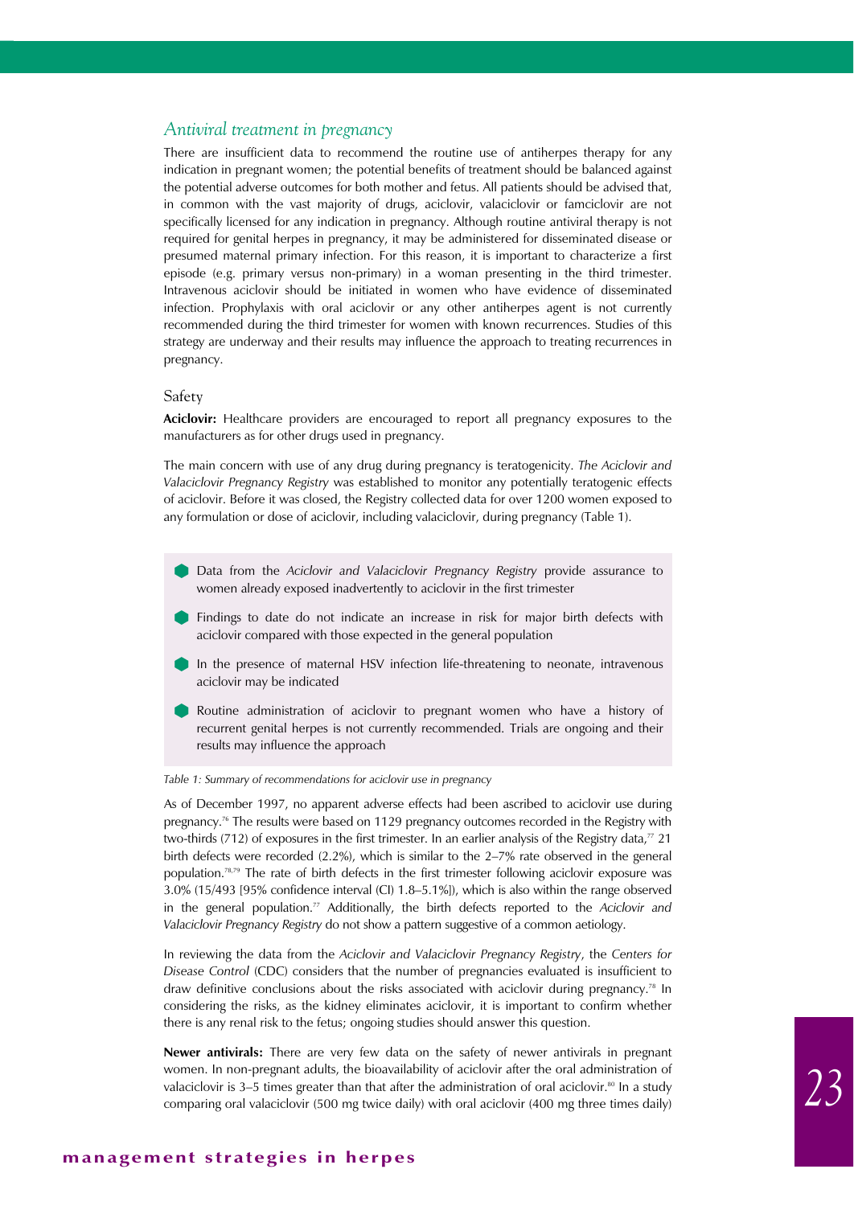## *Antiviral treatment in pregnancy*

There are insufficient data to recommend the routine use of antiherpes therapy for any indication in pregnant women; the potential benefits of treatment should be balanced against the potential adverse outcomes for both mother and fetus. All patients should be advised that, in common with the vast majority of drugs, aciclovir, valaciclovir or famciclovir are not specifically licensed for any indication in pregnancy. Although routine antiviral therapy is not required for genital herpes in pregnancy, it may be administered for disseminated disease or presumed maternal primary infection. For this reason, it is important to characterize a first episode (e.g. primary versus non-primary) in a woman presenting in the third trimester. Intravenous aciclovir should be initiated in women who have evidence of disseminated infection. Prophylaxis with oral aciclovir or any other antiherpes agent is not currently recommended during the third trimester for women with known recurrences. Studies of this strategy are underway and their results may influence the approach to treating recurrences in pregnancy.

### Safety

**Aciclovir:** Healthcare providers are encouraged to report all pregnancy exposures to the manufacturers as for other drugs used in pregnancy.

The main concern with use of any drug during pregnancy is teratogenicity. *The Aciclovir and Valaciclovir Pregnancy Registry* was established to monitor any potentially teratogenic effects of aciclovir. Before it was closed, the Registry collected data for over 1200 women exposed to any formulation or dose of aciclovir, including valaciclovir, during pregnancy (Table 1).

- Data from the *Aciclovir and Valaciclovir Pregnancy Registry* provide assurance to women already exposed inadvertently to aciclovir in the first trimester
- Findings to date do not indicate an increase in risk for major birth defects with aciclovir compared with those expected in the general population
- In the presence of maternal HSV infection life-threatening to neonate, intravenous aciclovir may be indicated
- Routine administration of aciclovir to pregnant women who have a history of recurrent genital herpes is not currently recommended. Trials are ongoing and their results may influence the approach

*Table 1: Summary of recommendations for aciclovir use in pregnancy*

As of December 1997, no apparent adverse effects had been ascribed to aciclovir use during pregnancy.[76] The results were based on 1129 pregnancy outcomes recorded in the Registry with two-thirds (712) of exposures in the first trimester. In an earlier analysis of the Registry data,[77] 21 birth defects were recorded (2.2%), which is similar to the 2–7% rate observed in the general population.[78,79] The rate of birth defects in the first trimester following aciclovir exposure was 3.0% (15/493 [95% confidence interval (CI) 1.8–5.1%]), which is also within the range observed in the general population.[77] Additionally, the birth defects reported to the *Aciclovir and Valaciclovir Pregnancy Registry* do not show a pattern suggestive of a common aetiology.

In reviewing the data from the *Aciclovir and Valaciclovir Pregnancy Registry*, the *Centers for Disease Control* (CDC) considers that the number of pregnancies evaluated is insufficient to draw definitive conclusions about the risks associated with aciclovir during pregnancy.[78] In considering the risks, as the kidney eliminates aciclovir, it is important to confirm whether there is any renal risk to the fetus; ongoing studies should answer this question.

**Newer antivirals:** There are very few data on the safety of newer antivirals in pregnant women. In non-pregnant adults, the bioavailability of aciclovir after the oral administration of valaciclovir is 3–5 times greater than that after the administration of oral aciclovir.[80] In a study comparing oral valaciclovir (500 mg twice daily) with oral aciclovir (400 mg three times daily)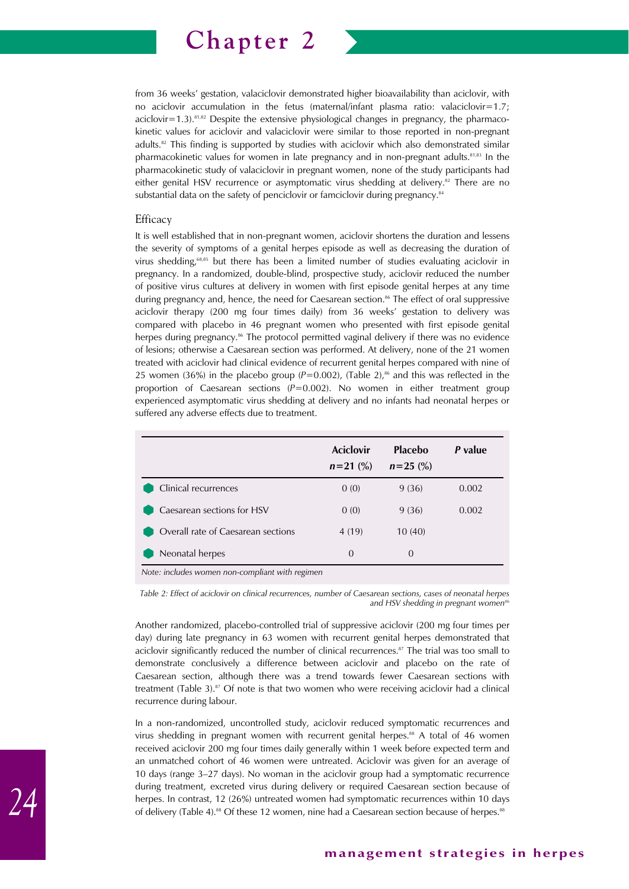from 36 weeks' gestation, valaciclovir demonstrated higher bioavailability than aciclovir, with no aciclovir accumulation in the fetus (maternal/infant plasma ratio: valaciclovir=1.7; aciclovir=1.3).[81,82] Despite the extensive physiological changes in pregnancy, the pharmacokinetic values for aciclovir and valaciclovir were similar to those reported in non-pregnant adults.[82] This finding is supported by studies with aciclovir which also demonstrated similar pharmacokinetic values for women in late pregnancy and in non-pregnant adults.[81,83] In the pharmacokinetic study of valaciclovir in pregnant women, none of the study participants had either genital HSV recurrence or asymptomatic virus shedding at delivery.[82] There are no substantial data on the safety of penciclovir or famciclovir during pregnancy.[84]

### Efficacy

It is well established that in non-pregnant women, aciclovir shortens the duration and lessens the severity of symptoms of a genital herpes episode as well as decreasing the duration of virus shedding,[68,85] but there has been a limited number of studies evaluating aciclovir in pregnancy. In a randomized, double-blind, prospective study, aciclovir reduced the number of positive virus cultures at delivery in women with first episode genital herpes at any time during pregnancy and, hence, the need for Caesarean section.[86] The effect of oral suppressive aciclovir therapy (200 mg four times daily) from 36 weeks' gestation to delivery was compared with placebo in 46 pregnant women who presented with first episode genital herpes during pregnancy.[86] The protocol permitted vaginal delivery if there was no evidence of lesions; otherwise a Caesarean section was performed. At delivery, none of the 21 women treated with aciclovir had clinical evidence of recurrent genital herpes compared with nine of 25 women (36%) in the placebo group ($P$=0.002), (Table 2),[86] and this was reflected in the proportion of Caesarean sections ($P$=0.002). No women in either treatment group experienced asymptomatic virus shedding at delivery and no infants had neonatal herpes or suffered any adverse effects due to treatment.

| | Aciclovir $n$=21 (%) | Placebo $n$=25 (%) | *P* value |
|---|---|---|---|
| Clinical recurrences | 0 (0) | 9 (36) | 0.002 |
| Caesarean sections for HSV | 0 (0) | 9 (36) | 0.002 |
| Overall rate of Caesarean sections | 4 (19) | 10 (40) | |
| Neonatal herpes | 0 | 0 | |

*Note: includes women non-compliant with regimen*

*Table 2: Effect of aciclovir on clinical recurrences, number of Caesarean sections, cases of neonatal herpes and HSV shedding in pregnant women[86]*

Another randomized, placebo-controlled trial of suppressive aciclovir (200 mg four times per day) during late pregnancy in 63 women with recurrent genital herpes demonstrated that aciclovir significantly reduced the number of clinical recurrences.[87] The trial was too small to demonstrate conclusively a difference between aciclovir and placebo on the rate of Caesarean section, although there was a trend towards fewer Caesarean sections with treatment (Table 3).[87] Of note is that two women who were receiving aciclovir had a clinical recurrence during labour.

In a non-randomized, uncontrolled study, aciclovir reduced symptomatic recurrences and virus shedding in pregnant women with recurrent genital herpes.[88] A total of 46 women received aciclovir 200 mg four times daily generally within 1 week before expected term and an unmatched cohort of 46 women were untreated. Aciclovir was given for an average of 10 days (range 3–27 days). No woman in the aciclovir group had a symptomatic recurrence during treatment, excreted virus during delivery or required Caesarean section because of herpes. In contrast, 12 (26%) untreated women had symptomatic recurrences within 10 days of delivery (Table 4).[88] Of these 12 women, nine had a Caesarean section because of herpes.[88]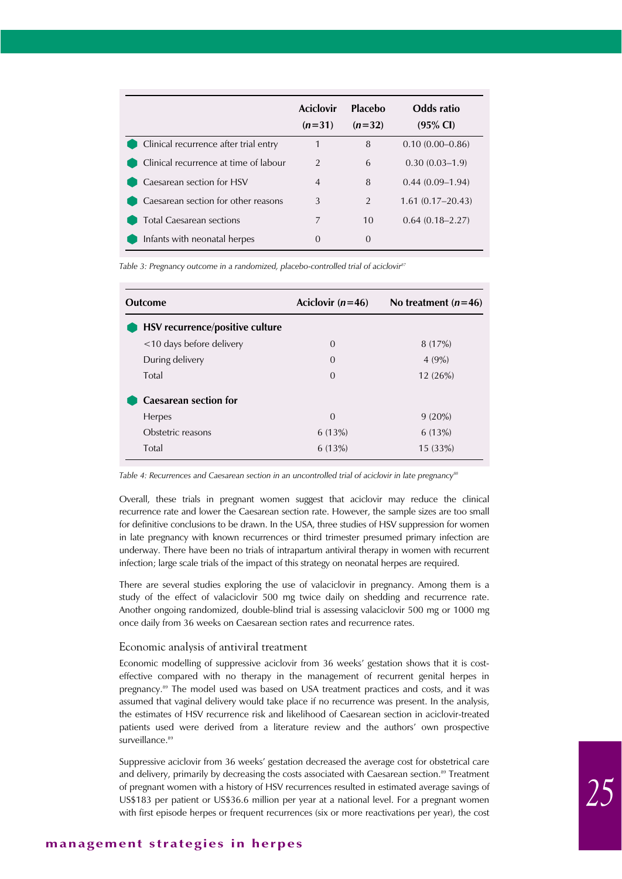| | Aciclovir ($n$=31) | Placebo ($n$=32) | Odds ratio (95% CI) |
|---|---|---|---|
| Clinical recurrence after trial entry | 1 | 8 | 0.10 (0.00–0.86) |
| Clinical recurrence at time of labour | 2 | 6 | 0.30 (0.03–1.9) |
| Caesarean section for HSV | 4 | 8 | 0.44 (0.09–1.94) |
| Caesarean section for other reasons | 3 | 2 | 1.61 (0.17–20.43) |
| Total Caesarean sections | 7 | 10 | 0.64 (0.18–2.27) |
| Infants with neonatal herpes | 0 | 0 | |

*Table 3: Pregnancy outcome in a randomized, placebo-controlled trial of aciclovir[87]*

| Outcome | Aciclovir ($n$=46) | No treatment ($n$=46) |
|---|---|---|
| **HSV recurrence/positive culture** | | |
| <10 days before delivery | 0 | 8 (17%) |
| During delivery | 0 | 4 (9%) |
| Total | 0 | 12 (26%) |
| **Caesarean section for** | | |
| Herpes | 0 | 9 (20%) |
| Obstetric reasons | 6 (13%) | 6 (13%) |
| Total | 6 (13%) | 15 (33%) |

*Table 4: Recurrences and Caesarean section in an uncontrolled trial of aciclovir in late pregnancy[88]*

Overall, these trials in pregnant women suggest that aciclovir may reduce the clinical recurrence rate and lower the Caesarean section rate. However, the sample sizes are too small for definitive conclusions to be drawn. In the USA, three studies of HSV suppression for women in late pregnancy with known recurrences or third trimester presumed primary infection are underway. There have been no trials of intrapartum antiviral therapy in women with recurrent infection; large scale trials of the impact of this strategy on neonatal herpes are required.

There are several studies exploring the use of valaciclovir in pregnancy. Among them is a study of the effect of valaciclovir 500 mg twice daily on shedding and recurrence rate. Another ongoing randomized, double-blind trial is assessing valaciclovir 500 mg or 1000 mg once daily from 36 weeks on Caesarean section rates and recurrence rates.

## Economic analysis of antiviral treatment

Economic modelling of suppressive aciclovir from 36 weeks' gestation shows that it is cost-effective compared with no therapy in the management of recurrent genital herpes in pregnancy.[89] The model used was based on USA treatment practices and costs, and it was assumed that vaginal delivery would take place if no recurrence was present. In the analysis, the estimates of HSV recurrence risk and likelihood of Caesarean section in aciclovir-treated patients used were derived from a literature review and the authors' own prospective surveillance.[89]

Suppressive aciclovir from 36 weeks' gestation decreased the average cost for obstetrical care and delivery, primarily by decreasing the costs associated with Caesarean section.[89] Treatment of pregnant women with a history of HSV recurrences resulted in estimated average savings of US$183 per patient or US$36.6 million per year at a national level. For a pregnant women with first episode herpes or frequent recurrences (six or more reactivations per year), the cost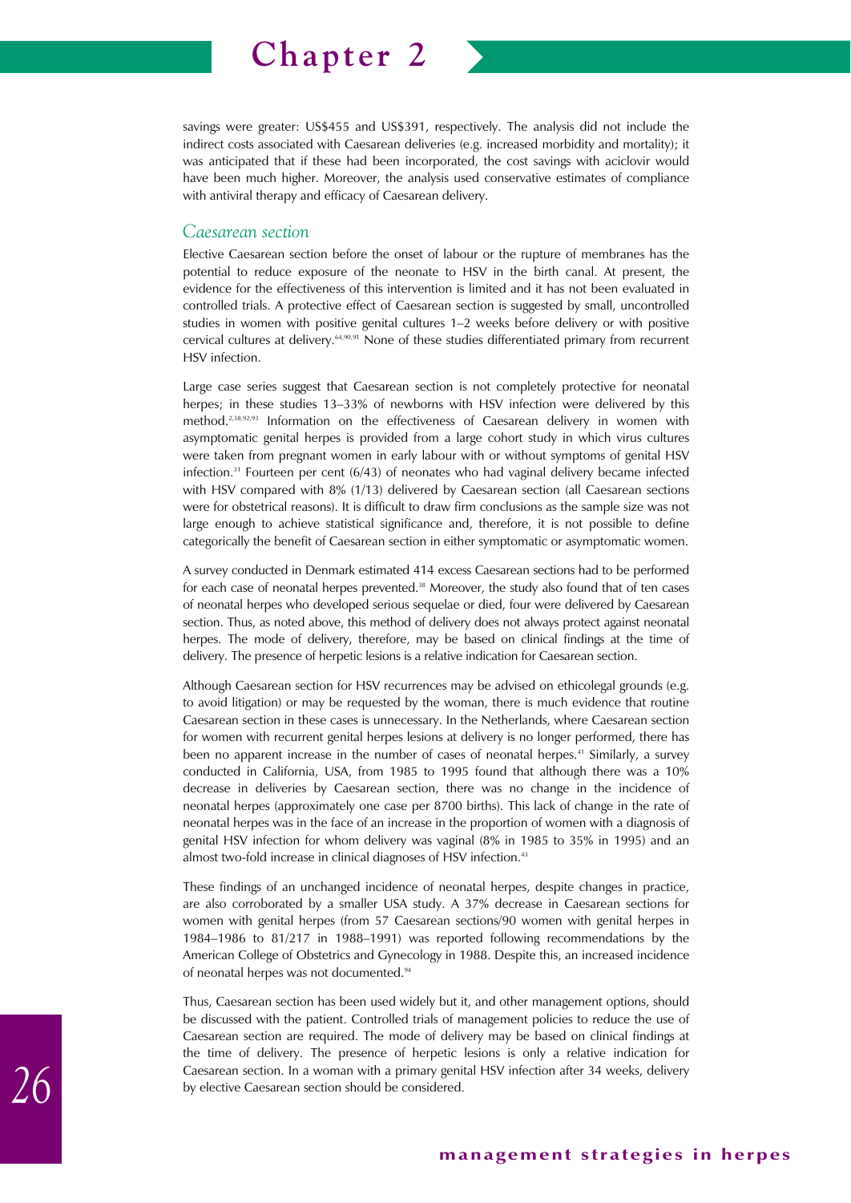savings were greater: US$455 and US$391, respectively. The analysis did not include the indirect costs associated with Caesarean deliveries (e.g. increased morbidity and mortality); it was anticipated that if these had been incorporated, the cost savings with aciclovir would have been much higher. Moreover, the analysis used conservative estimates of compliance with antiviral therapy and efficacy of Caesarean delivery.

### *Caesarean section*

Elective Caesarean section before the onset of labour or the rupture of membranes has the potential to reduce exposure of the neonate to HSV in the birth canal. At present, the evidence for the effectiveness of this intervention is limited and it has not been evaluated in controlled trials. A protective effect of Caesarean section is suggested by small, uncontrolled studies in women with positive genital cultures 1–2 weeks before delivery or with positive cervical cultures at delivery.[64,90,91] None of these studies differentiated primary from recurrent HSV infection.

Large case series suggest that Caesarean section is not completely protective for neonatal herpes; in these studies 13–33% of newborns with HSV infection were delivered by this method.[2,38,92,93] Information on the effectiveness of Caesarean delivery in women with asymptomatic genital herpes is provided from a large cohort study in which virus cultures were taken from pregnant women in early labour with or without symptoms of genital HSV infection.[31] Fourteen per cent (6/43) of neonates who had vaginal delivery became infected with HSV compared with 8% (1/13) delivered by Caesarean section (all Caesarean sections were for obstetrical reasons). It is difficult to draw firm conclusions as the sample size was not large enough to achieve statistical significance and, therefore, it is not possible to define categorically the benefit of Caesarean section in either symptomatic or asymptomatic women.

A survey conducted in Denmark estimated 414 excess Caesarean sections had to be performed for each case of neonatal herpes prevented.[38] Moreover, the study also found that of ten cases of neonatal herpes who developed serious sequelae or died, four were delivered by Caesarean section. Thus, as noted above, this method of delivery does not always protect against neonatal herpes. The mode of delivery, therefore, may be based on clinical findings at the time of delivery. The presence of herpetic lesions is a relative indication for Caesarean section.

Although Caesarean section for HSV recurrences may be advised on ethicolegal grounds (e.g. to avoid litigation) or may be requested by the woman, there is much evidence that routine Caesarean section in these cases is unnecessary. In the Netherlands, where Caesarean section for women with recurrent genital herpes lesions at delivery is no longer performed, there has been no apparent increase in the number of cases of neonatal herpes.[41] Similarly, a survey conducted in California, USA, from 1985 to 1995 found that although there was a 10% decrease in deliveries by Caesarean section, there was no change in the incidence of neonatal herpes (approximately one case per 8700 births). This lack of change in the rate of neonatal herpes was in the face of an increase in the proportion of women with a diagnosis of genital HSV infection for whom delivery was vaginal (8% in 1985 to 35% in 1995) and an almost two-fold increase in clinical diagnoses of HSV infection.[43]

These findings of an unchanged incidence of neonatal herpes, despite changes in practice, are also corroborated by a smaller USA study. A 37% decrease in Caesarean sections for women with genital herpes (from 57 Caesarean sections/90 women with genital herpes in 1984–1986 to 81/217 in 1988–1991) was reported following recommendations by the American College of Obstetrics and Gynecology in 1988. Despite this, an increased incidence of neonatal herpes was not documented.[94]

Thus, Caesarean section has been used widely but it, and other management options, should be discussed with the patient. Controlled trials of management policies to reduce the use of Caesarean section are required. The mode of delivery may be based on clinical findings at the time of delivery. The presence of herpetic lesions is only a relative indication for Caesarean section. In a woman with a primary genital HSV infection after 34 weeks, delivery by elective Caesarean section should be considered.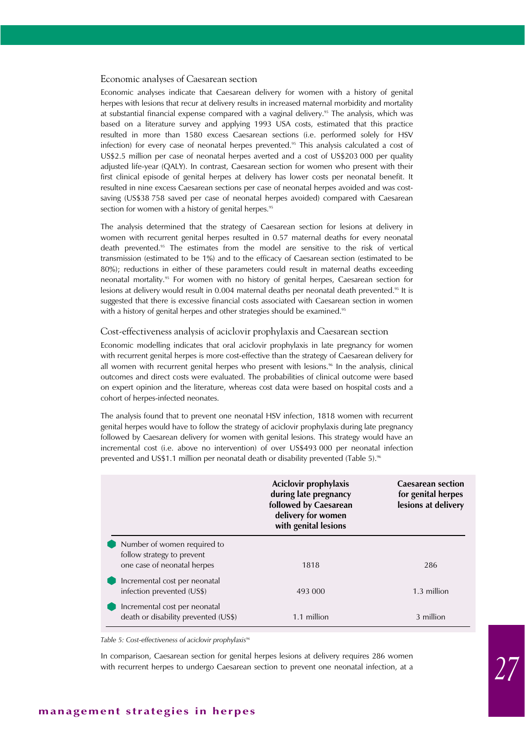### Economic analyses of Caesarean section

Economic analyses indicate that Caesarean delivery for women with a history of genital herpes with lesions that recur at delivery results in increased maternal morbidity and mortality at substantial financial expense compared with a vaginal delivery.[95] The analysis, which was based on a literature survey and applying 1993 USA costs, estimated that this practice resulted in more than 1580 excess Caesarean sections (i.e. performed solely for HSV infection) for every case of neonatal herpes prevented.[95] This analysis calculated a cost of US$2.5 million per case of neonatal herpes averted and a cost of US$203 000 per quality adjusted life-year (QALY). In contrast, Caesarean section for women who present with their first clinical episode of genital herpes at delivery has lower costs per neonatal benefit. It resulted in nine excess Caesarean sections per case of neonatal herpes avoided and was cost-saving (US$38 758 saved per case of neonatal herpes avoided) compared with Caesarean section for women with a history of genital herpes.[95]

The analysis determined that the strategy of Caesarean section for lesions at delivery in women with recurrent genital herpes resulted in 0.57 maternal deaths for every neonatal death prevented.[95] The estimates from the model are sensitive to the risk of vertical transmission (estimated to be 1%) and to the efficacy of Caesarean section (estimated to be 80%); reductions in either of these parameters could result in maternal deaths exceeding neonatal mortality.[95] For women with no history of genital herpes, Caesarean section for lesions at delivery would result in 0.004 maternal deaths per neonatal death prevented.[95] It is suggested that there is excessive financial costs associated with Caesarean section in women with a history of genital herpes and other strategies should be examined.[95]

### Cost-effectiveness analysis of aciclovir prophylaxis and Caesarean section

Economic modelling indicates that oral aciclovir prophylaxis in late pregnancy for women with recurrent genital herpes is more cost-effective than the strategy of Caesarean delivery for all women with recurrent genital herpes who present with lesions.[96] In the analysis, clinical outcomes and direct costs were evaluated. The probabilities of clinical outcome were based on expert opinion and the literature, whereas cost data were based on hospital costs and a cohort of herpes-infected neonates.

The analysis found that to prevent one neonatal HSV infection, 1818 women with recurrent genital herpes would have to follow the strategy of aciclovir prophylaxis during late pregnancy followed by Caesarean delivery for women with genital lesions. This strategy would have an incremental cost (i.e. above no intervention) of over US$493 000 per neonatal infection prevented and US$1.1 million per neonatal death or disability prevented (Table 5).[96]

| | Aciclovir prophylaxis during late pregnancy followed by Caesarean delivery for women with genital lesions | Caesarean section for genital herpes lesions at delivery |
|---|---|---|
| Number of women required to follow strategy to prevent one case of neonatal herpes | 1818 | 286 |
| Incremental cost per neonatal infection prevented (US$) | 493 000 | 1.3 million |
| Incremental cost per neonatal death or disability prevented (US$) | 1.1 million | 3 million |

*Table 5: Cost-effectiveness of aciclovir prophylaxis[96]*

In comparison, Caesarean section for genital herpes lesions at delivery requires 286 women with recurrent herpes to undergo Caesarean section to prevent one neonatal infection, at a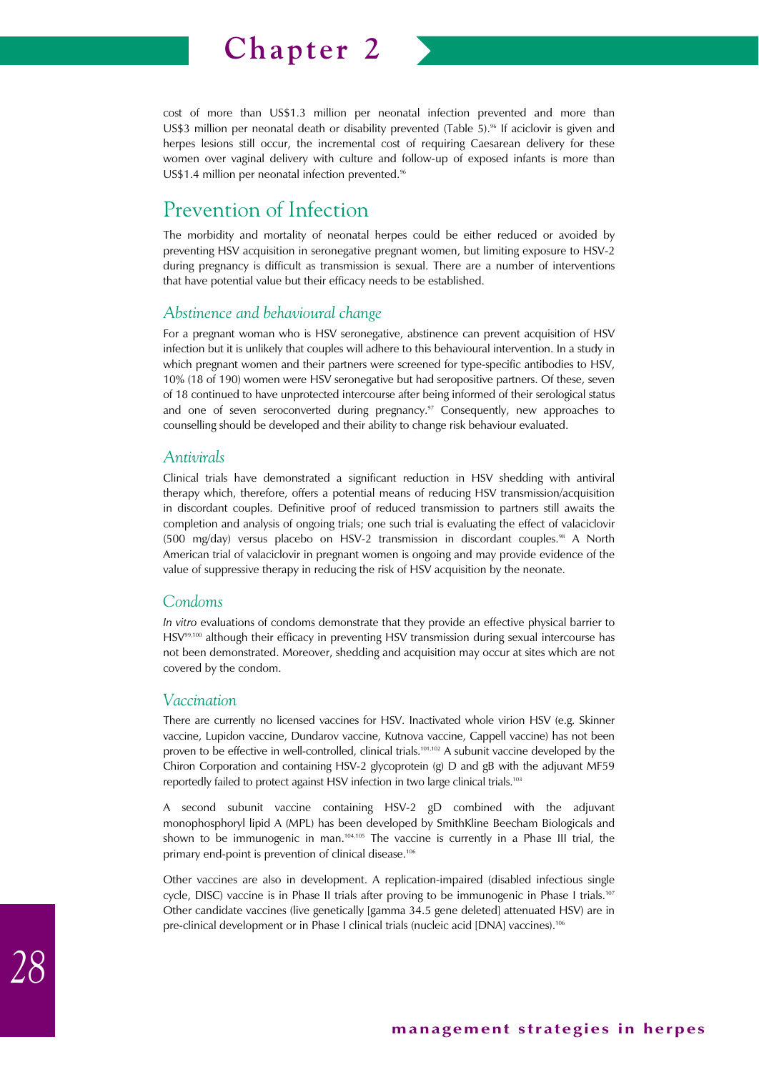cost of more than US$1.3 million per neonatal infection prevented and more than US$3 million per neonatal death or disability prevented (Table 5).[96] If aciclovir is given and herpes lesions still occur, the incremental cost of requiring Caesarean delivery for these women over vaginal delivery with culture and follow-up of exposed infants is more than US$1.4 million per neonatal infection prevented.[96]

## Prevention of Infection

The morbidity and mortality of neonatal herpes could be either reduced or avoided by preventing HSV acquisition in seronegative pregnant women, but limiting exposure to HSV-2 during pregnancy is difficult as transmission is sexual. There are a number of interventions that have potential value but their efficacy needs to be established.

### *Abstinence and behavioural change*

For a pregnant woman who is HSV seronegative, abstinence can prevent acquisition of HSV infection but it is unlikely that couples will adhere to this behavioural intervention. In a study in which pregnant women and their partners were screened for type-specific antibodies to HSV, 10% (18 of 190) women were HSV seronegative but had seropositive partners. Of these, seven of 18 continued to have unprotected intercourse after being informed of their serological status and one of seven seroconverted during pregnancy.[97] Consequently, new approaches to counselling should be developed and their ability to change risk behaviour evaluated.

### *Antivirals*

Clinical trials have demonstrated a significant reduction in HSV shedding with antiviral therapy which, therefore, offers a potential means of reducing HSV transmission/acquisition in discordant couples. Definitive proof of reduced transmission to partners still awaits the completion and analysis of ongoing trials; one such trial is evaluating the effect of valaciclovir (500 mg/day) versus placebo on HSV-2 transmission in discordant couples.[98] A North American trial of valaciclovir in pregnant women is ongoing and may provide evidence of the value of suppressive therapy in reducing the risk of HSV acquisition by the neonate.

### *Condoms*

*In vitro* evaluations of condoms demonstrate that they provide an effective physical barrier to HSV[99,100] although their efficacy in preventing HSV transmission during sexual intercourse has not been demonstrated. Moreover, shedding and acquisition may occur at sites which are not covered by the condom.

### *Vaccination*

There are currently no licensed vaccines for HSV. Inactivated whole virion HSV (e.g. Skinner vaccine, Lupidon vaccine, Dundarov vaccine, Kutnova vaccine, Cappell vaccine) has not been proven to be effective in well-controlled, clinical trials.[101,102] A subunit vaccine developed by the Chiron Corporation and containing HSV-2 glycoprotein (g) D and gB with the adjuvant MF59 reportedly failed to protect against HSV infection in two large clinical trials.[103]

A second subunit vaccine containing HSV-2 gD combined with the adjuvant monophosphoryl lipid A (MPL) has been developed by SmithKline Beecham Biologicals and shown to be immunogenic in man.[104,105] The vaccine is currently in a Phase III trial, the primary end-point is prevention of clinical disease.[106]

Other vaccines are also in development. A replication-impaired (disabled infectious single cycle, DISC) vaccine is in Phase II trials after proving to be immunogenic in Phase I trials.[107] Other candidate vaccines (live genetically [gamma 34.5 gene deleted] attenuated HSV) are in pre-clinical development or in Phase I clinical trials (nucleic acid [DNA] vaccines).[106]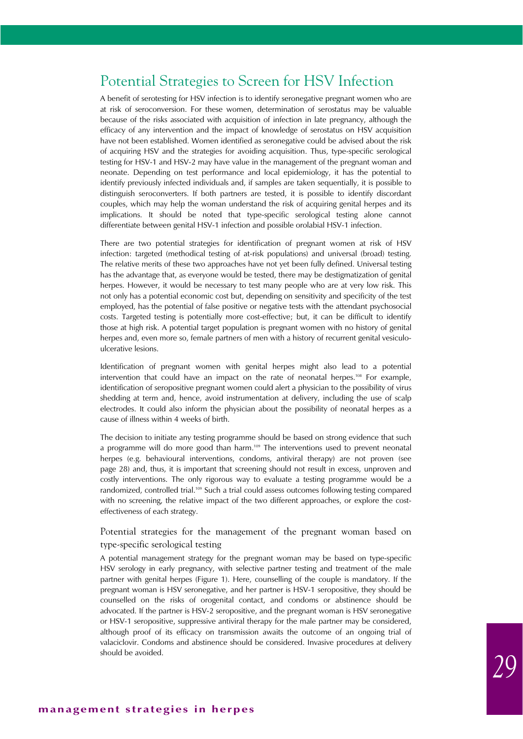# Potential Strategies to Screen for HSV Infection

A benefit of serotesting for HSV infection is to identify seronegative pregnant women who are at risk of seroconversion. For these women, determination of serostatus may be valuable because of the risks associated with acquisition of infection in late pregnancy, although the efficacy of any intervention and the impact of knowledge of serostatus on HSV acquisition have not been established. Women identified as seronegative could be advised about the risk of acquiring HSV and the strategies for avoiding acquisition. Thus, type-specific serological testing for HSV-1 and HSV-2 may have value in the management of the pregnant woman and neonate. Depending on test performance and local epidemiology, it has the potential to identify previously infected individuals and, if samples are taken sequentially, it is possible to distinguish seroconverters. If both partners are tested, it is possible to identify discordant couples, which may help the woman understand the risk of acquiring genital herpes and its implications. It should be noted that type-specific serological testing alone cannot differentiate between genital HSV-1 infection and possible orolabial HSV-1 infection.

There are two potential strategies for identification of pregnant women at risk of HSV infection: targeted (methodical testing of at-risk populations) and universal (broad) testing. The relative merits of these two approaches have not yet been fully defined. Universal testing has the advantage that, as everyone would be tested, there may be destigmatization of genital herpes. However, it would be necessary to test many people who are at very low risk. This not only has a potential economic cost but, depending on sensitivity and specificity of the test employed, has the potential of false positive or negative tests with the attendant psychosocial costs. Targeted testing is potentially more cost-effective; but, it can be difficult to identify those at high risk. A potential target population is pregnant women with no history of genital herpes and, even more so, female partners of men with a history of recurrent genital vesiculo-ulcerative lesions.

Identification of pregnant women with genital herpes might also lead to a potential intervention that could have an impact on the rate of neonatal herpes.[108] For example, identification of seropositive pregnant women could alert a physician to the possibility of virus shedding at term and, hence, avoid instrumentation at delivery, including the use of scalp electrodes. It could also inform the physician about the possibility of neonatal herpes as a cause of illness within 4 weeks of birth.

The decision to initiate any testing programme should be based on strong evidence that such a programme will do more good than harm.[109] The interventions used to prevent neonatal herpes (e.g. behavioural interventions, condoms, antiviral therapy) are not proven (see page 28) and, thus, it is important that screening should not result in excess, unproven and costly interventions. The only rigorous way to evaluate a testing programme would be a randomized, controlled trial.[109] Such a trial could assess outcomes following testing compared with no screening, the relative impact of the two different approaches, or explore the cost-effectiveness of each strategy.

## Potential strategies for the management of the pregnant woman based on type-specific serological testing

A potential management strategy for the pregnant woman may be based on type-specific HSV serology in early pregnancy, with selective partner testing and treatment of the male partner with genital herpes (Figure 1). Here, counselling of the couple is mandatory. If the pregnant woman is HSV seronegative, and her partner is HSV-1 seropositive, they should be counselled on the risks of orogenital contact, and condoms or abstinence should be advocated. If the partner is HSV-2 seropositive, and the pregnant woman is HSV seronegative or HSV-1 seropositive, suppressive antiviral therapy for the male partner may be considered, although proof of its efficacy on transmission awaits the outcome of an ongoing trial of valaciclovir. Condoms and abstinence should be considered. Invasive procedures at delivery should be avoided.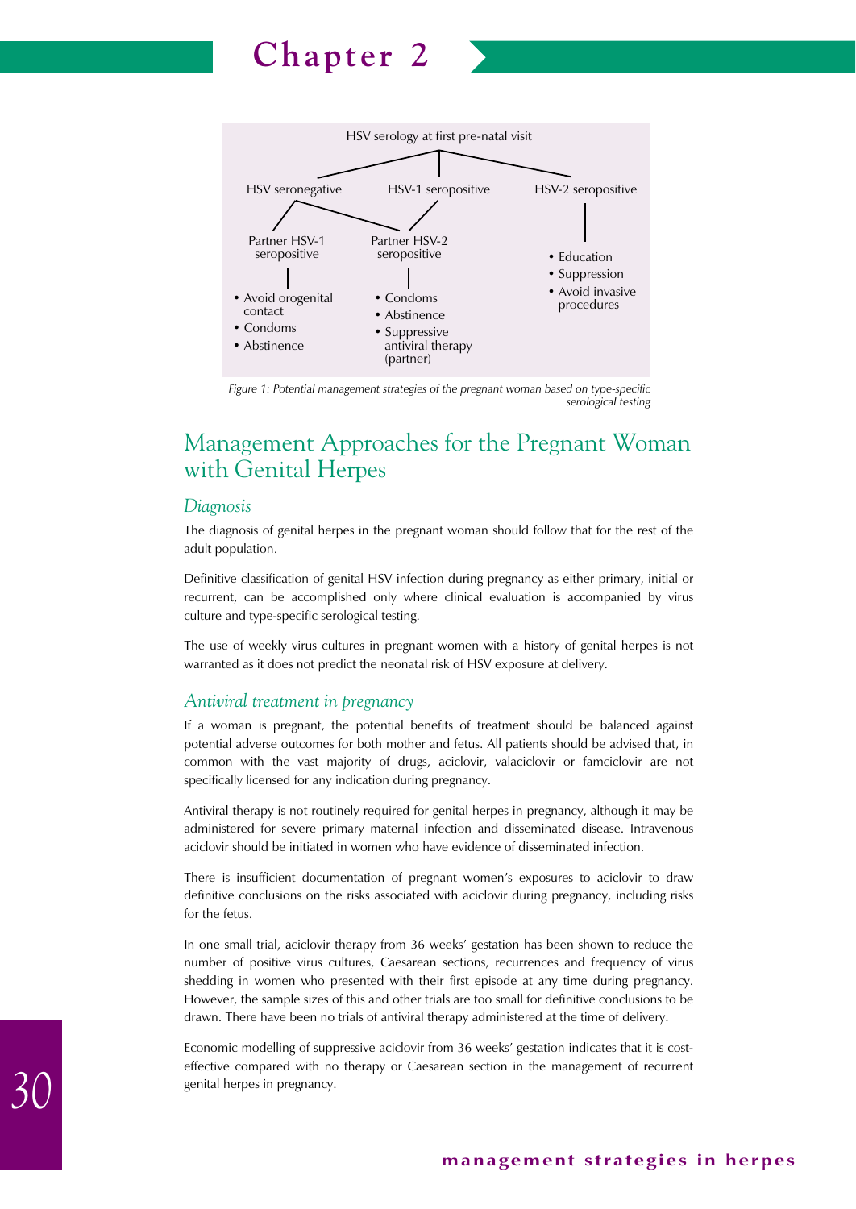HSV serology at first pre-natal visit

- HSV seronegative
  - Partner HSV-1 seropositive
    - Avoid orogenital contact
    - Condoms
    - Abstinence
  - Partner HSV-2 seropositive
    - Condoms
    - Abstinence
    - Suppressive antiviral therapy (partner)
- HSV-1 seropositive
  - Partner HSV-2 seropositive
    - Condoms
    - Abstinence
    - Suppressive antiviral therapy (partner)
- HSV-2 seropositive
  - Education
  - Suppression
  - Avoid invasive procedures

*Figure 1: Potential management strategies of the pregnant woman based on type-specific serological testing*

## Management Approaches for the Pregnant Woman with Genital Herpes

### *Diagnosis*

The diagnosis of genital herpes in the pregnant woman should follow that for the rest of the adult population.

Definitive classification of genital HSV infection during pregnancy as either primary, initial or recurrent, can be accomplished only where clinical evaluation is accompanied by virus culture and type-specific serological testing.

The use of weekly virus cultures in pregnant women with a history of genital herpes is not warranted as it does not predict the neonatal risk of HSV exposure at delivery.

### *Antiviral treatment in pregnancy*

If a woman is pregnant, the potential benefits of treatment should be balanced against potential adverse outcomes for both mother and fetus. All patients should be advised that, in common with the vast majority of drugs, aciclovir, valaciclovir or famciclovir are not specifically licensed for any indication during pregnancy.

Antiviral therapy is not routinely required for genital herpes in pregnancy, although it may be administered for severe primary maternal infection and disseminated disease. Intravenous aciclovir should be initiated in women who have evidence of disseminated infection.

There is insufficient documentation of pregnant women's exposures to aciclovir to draw definitive conclusions on the risks associated with aciclovir during pregnancy, including risks for the fetus.

In one small trial, aciclovir therapy from 36 weeks' gestation has been shown to reduce the number of positive virus cultures, Caesarean sections, recurrences and frequency of virus shedding in women who presented with their first episode at any time during pregnancy. However, the sample sizes of this and other trials are too small for definitive conclusions to be drawn. There have been no trials of antiviral therapy administered at the time of delivery.

Economic modelling of suppressive aciclovir from 36 weeks' gestation indicates that it is cost-effective compared with no therapy or Caesarean section in the management of recurrent genital herpes in pregnancy.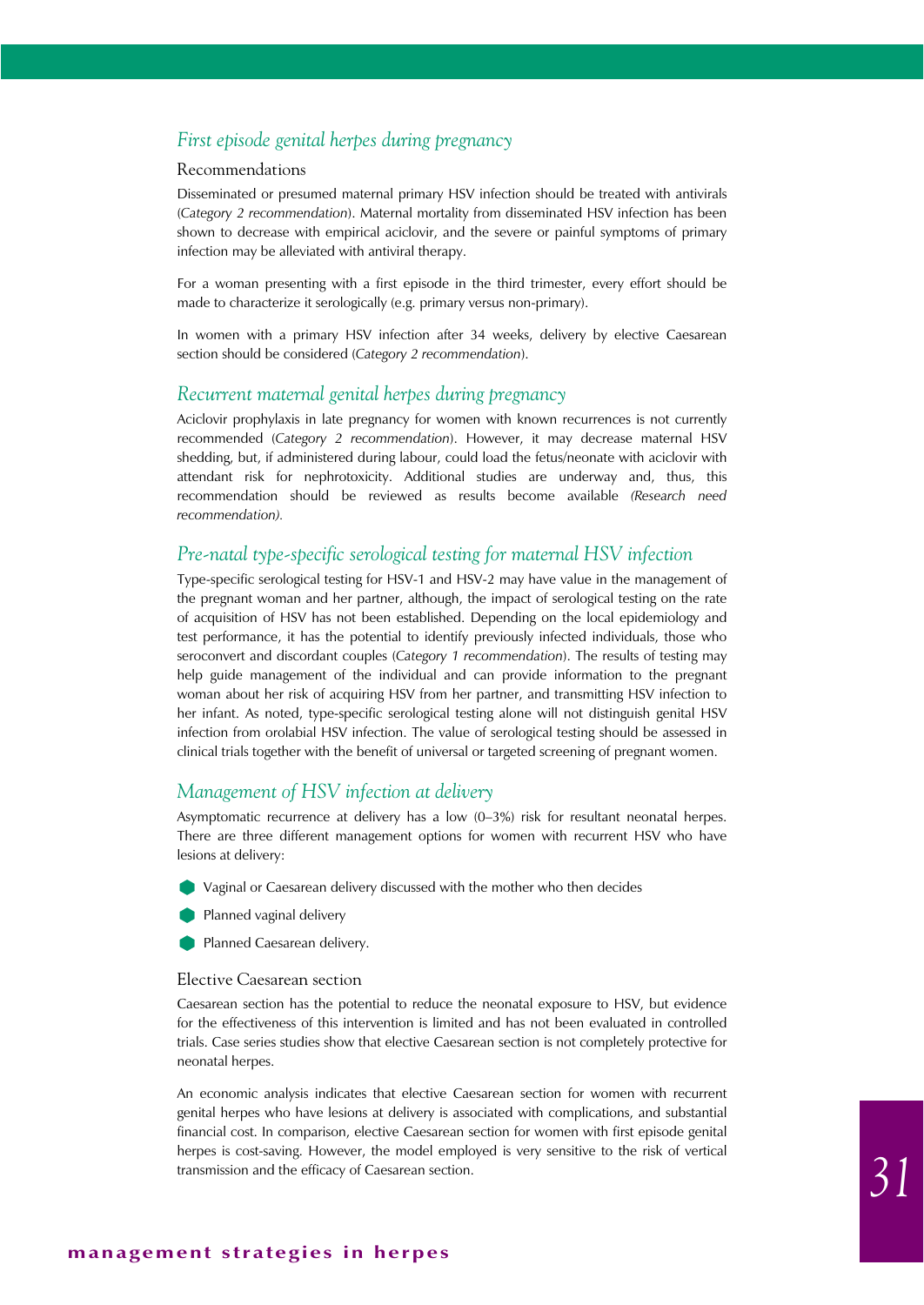## *First episode genital herpes during pregnancy*

### Recommendations

Disseminated or presumed maternal primary HSV infection should be treated with antivirals (*Category 2 recommendation*). Maternal mortality from disseminated HSV infection has been shown to decrease with empirical aciclovir, and the severe or painful symptoms of primary infection may be alleviated with antiviral therapy.

For a woman presenting with a first episode in the third trimester, every effort should be made to characterize it serologically (e.g. primary versus non-primary).

In women with a primary HSV infection after 34 weeks, delivery by elective Caesarean section should be considered (*Category 2 recommendation*).

## *Recurrent maternal genital herpes during pregnancy*

Aciclovir prophylaxis in late pregnancy for women with known recurrences is not currently recommended (*Category 2 recommendation*). However, it may decrease maternal HSV shedding, but, if administered during labour, could load the fetus/neonate with aciclovir with attendant risk for nephrotoxicity. Additional studies are underway and, thus, this recommendation should be reviewed as results become available *(Research need recommendation).*

## *Pre-natal type-specific serological testing for maternal HSV infection*

Type-specific serological testing for HSV-1 and HSV-2 may have value in the management of the pregnant woman and her partner, although, the impact of serological testing on the rate of acquisition of HSV has not been established. Depending on the local epidemiology and test performance, it has the potential to identify previously infected individuals, those who seroconvert and discordant couples (*Category 1 recommendation*). The results of testing may help guide management of the individual and can provide information to the pregnant woman about her risk of acquiring HSV from her partner, and transmitting HSV infection to her infant. As noted, type-specific serological testing alone will not distinguish genital HSV infection from orolabial HSV infection. The value of serological testing should be assessed in clinical trials together with the benefit of universal or targeted screening of pregnant women.

## *Management of HSV infection at delivery*

Asymptomatic recurrence at delivery has a low (0–3%) risk for resultant neonatal herpes. There are three different management options for women with recurrent HSV who have lesions at delivery:

- Vaginal or Caesarean delivery discussed with the mother who then decides
- Planned vaginal delivery
- Planned Caesarean delivery.

### Elective Caesarean section

Caesarean section has the potential to reduce the neonatal exposure to HSV, but evidence for the effectiveness of this intervention is limited and has not been evaluated in controlled trials. Case series studies show that elective Caesarean section is not completely protective for neonatal herpes.

An economic analysis indicates that elective Caesarean section for women with recurrent genital herpes who have lesions at delivery is associated with complications, and substantial financial cost. In comparison, elective Caesarean section for women with first episode genital herpes is cost-saving. However, the model employed is very sensitive to the risk of vertical transmission and the efficacy of Caesarean section.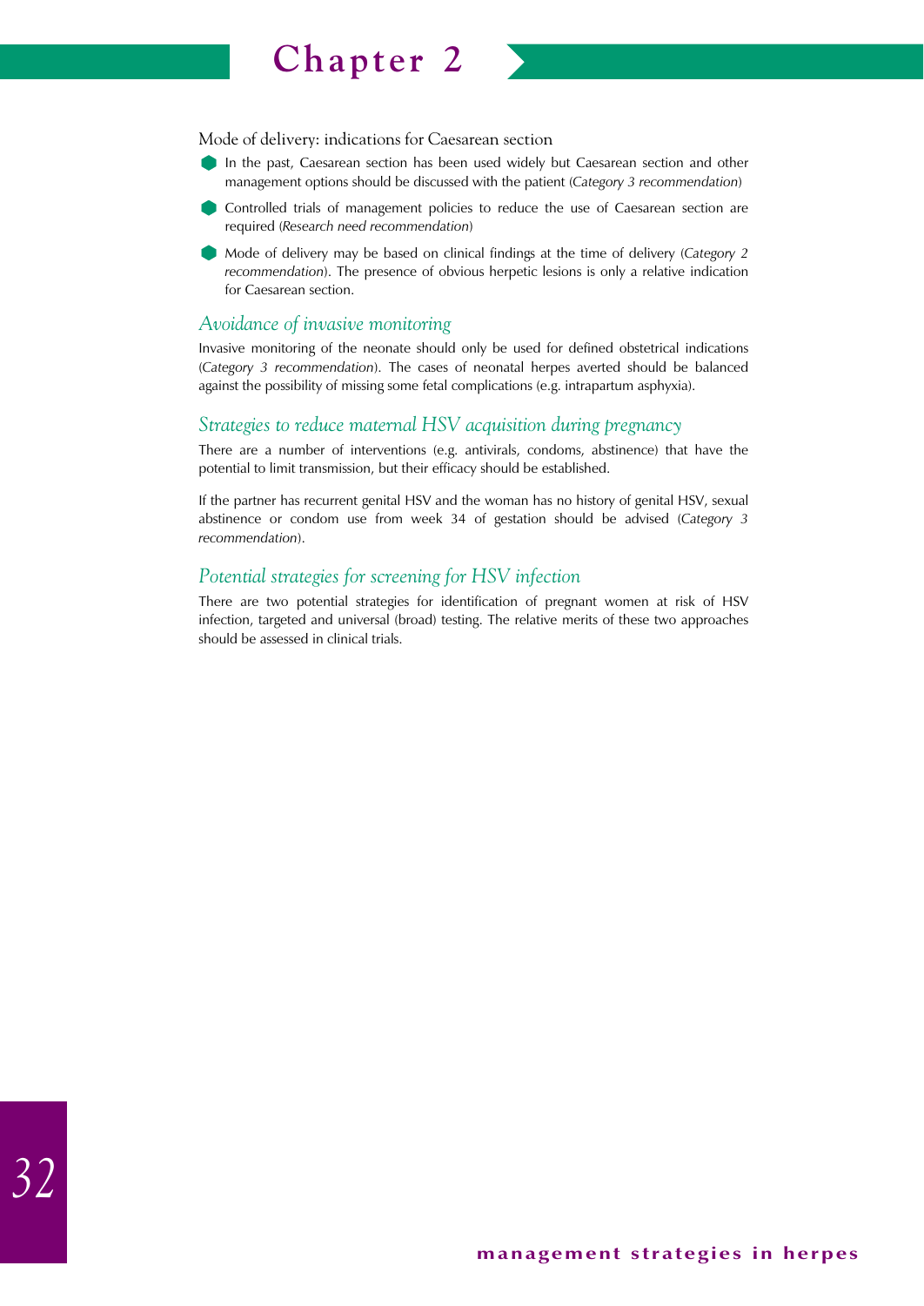Mode of delivery: indications for Caesarean section

- In the past, Caesarean section has been used widely but Caesarean section and other management options should be discussed with the patient (*Category 3 recommendation*)
- Controlled trials of management policies to reduce the use of Caesarean section are required (*Research need recommendation*)
- Mode of delivery may be based on clinical findings at the time of delivery (*Category 2 recommendation*). The presence of obvious herpetic lesions is only a relative indication for Caesarean section.

### *Avoidance of invasive monitoring*

Invasive monitoring of the neonate should only be used for defined obstetrical indications (*Category 3 recommendation*). The cases of neonatal herpes averted should be balanced against the possibility of missing some fetal complications (e.g. intrapartum asphyxia).

### *Strategies to reduce maternal HSV acquisition during pregnancy*

There are a number of interventions (e.g. antivirals, condoms, abstinence) that have the potential to limit transmission, but their efficacy should be established.

If the partner has recurrent genital HSV and the woman has no history of genital HSV, sexual abstinence or condom use from week 34 of gestation should be advised (*Category 3 recommendation*).

### *Potential strategies for screening for HSV infection*

There are two potential strategies for identification of pregnant women at risk of HSV infection, targeted and universal (broad) testing. The relative merits of these two approaches should be assessed in clinical trials.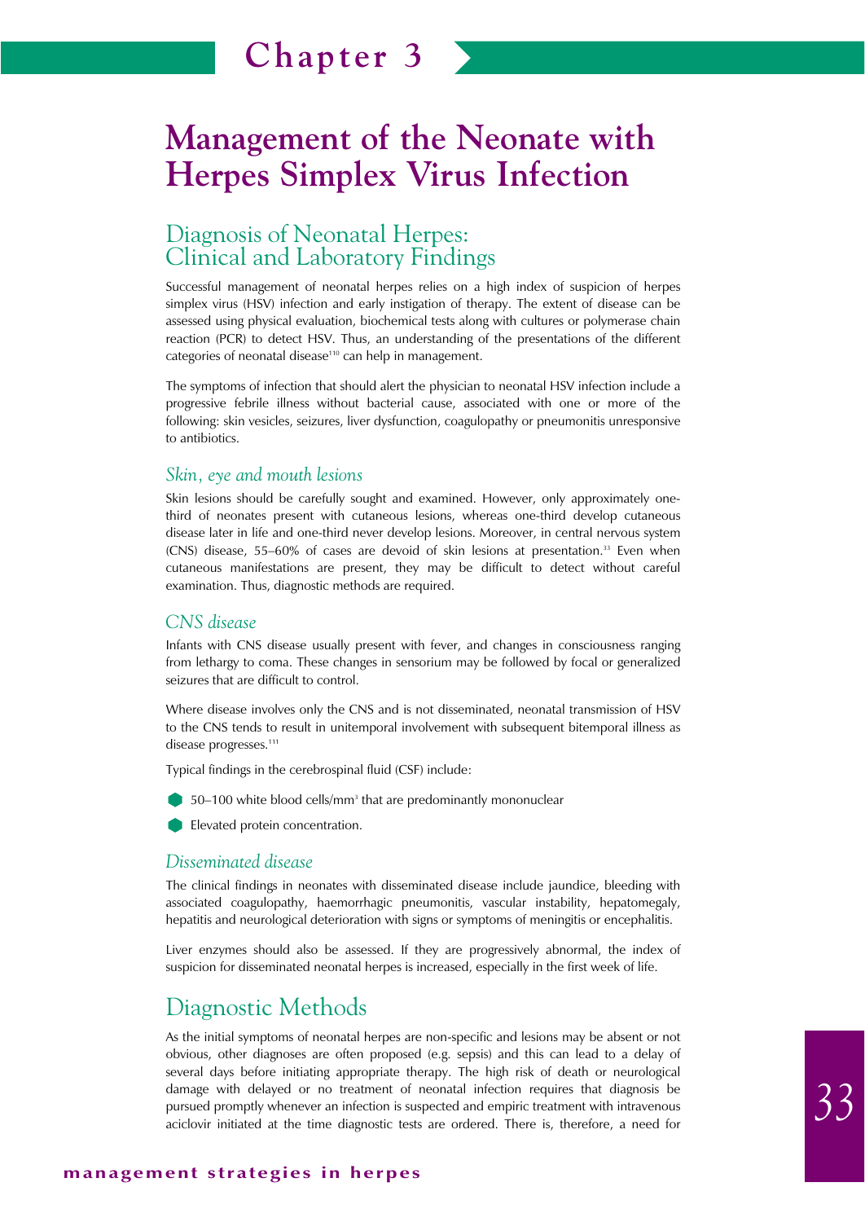# Chapter 3

# Management of the Neonate with Herpes Simplex Virus Infection

## Diagnosis of Neonatal Herpes: Clinical and Laboratory Findings

Successful management of neonatal herpes relies on a high index of suspicion of herpes simplex virus (HSV) infection and early instigation of therapy. The extent of disease can be assessed using physical evaluation, biochemical tests along with cultures or polymerase chain reaction (PCR) to detect HSV. Thus, an understanding of the presentations of the different categories of neonatal disease[110] can help in management.

The symptoms of infection that should alert the physician to neonatal HSV infection include a progressive febrile illness without bacterial cause, associated with one or more of the following: skin vesicles, seizures, liver dysfunction, coagulopathy or pneumonitis unresponsive to antibiotics.

### *Skin, eye and mouth lesions*

Skin lesions should be carefully sought and examined. However, only approximately one-third of neonates present with cutaneous lesions, whereas one-third develop cutaneous disease later in life and one-third never develop lesions. Moreover, in central nervous system (CNS) disease, 55–60% of cases are devoid of skin lesions at presentation.[33] Even when cutaneous manifestations are present, they may be difficult to detect without careful examination. Thus, diagnostic methods are required.

### *CNS disease*

Infants with CNS disease usually present with fever, and changes in consciousness ranging from lethargy to coma. These changes in sensorium may be followed by focal or generalized seizures that are difficult to control.

Where disease involves only the CNS and is not disseminated, neonatal transmission of HSV to the CNS tends to result in unitemporal involvement with subsequent bitemporal illness as disease progresses.[111]

Typical findings in the cerebrospinal fluid (CSF) include:

- 50–100 white blood cells/mm$^3$ that are predominantly mononuclear
- Elevated protein concentration.

### *Disseminated disease*

The clinical findings in neonates with disseminated disease include jaundice, bleeding with associated coagulopathy, haemorrhagic pneumonitis, vascular instability, hepatomegaly, hepatitis and neurological deterioration with signs or symptoms of meningitis or encephalitis.

Liver enzymes should also be assessed. If they are progressively abnormal, the index of suspicion for disseminated neonatal herpes is increased, especially in the first week of life.

## Diagnostic Methods

As the initial symptoms of neonatal herpes are non-specific and lesions may be absent or not obvious, other diagnoses are often proposed (e.g. sepsis) and this can lead to a delay of several days before initiating appropriate therapy. The high risk of death or neurological damage with delayed or no treatment of neonatal infection requires that diagnosis be pursued promptly whenever an infection is suspected and empiric treatment with intravenous aciclovir initiated at the time diagnostic tests are ordered. There is, therefore, a need for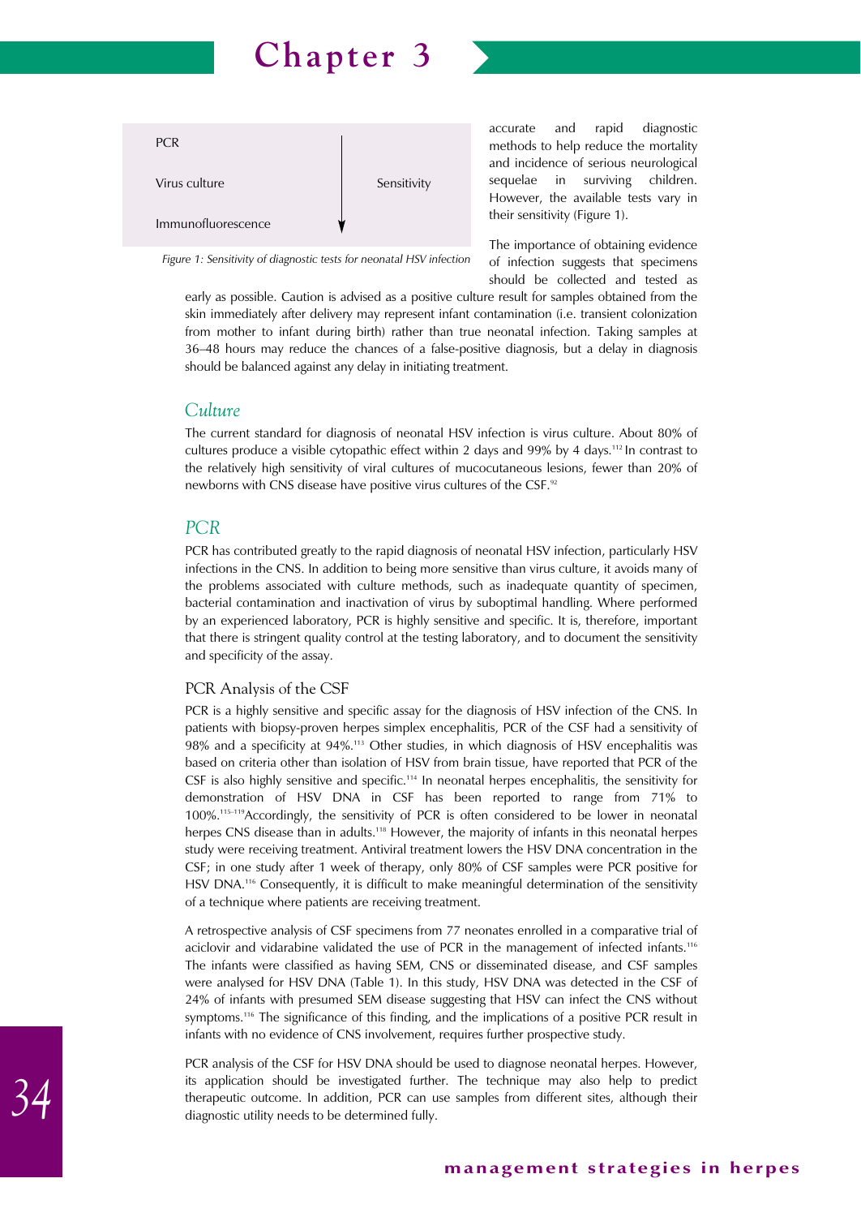| | |
|---|---|
| PCR | |
| Virus culture | Sensitivity ↓ |
| Immunofluorescence | |

*Figure 1: Sensitivity of diagnostic tests for neonatal HSV infection*

accurate and rapid diagnostic methods to help reduce the mortality and incidence of serious neurological sequelae in surviving children. However, the available tests vary in their sensitivity (Figure 1).

The importance of obtaining evidence of infection suggests that specimens should be collected and tested as early as possible. Caution is advised as a positive culture result for samples obtained from the skin immediately after delivery may represent infant contamination (i.e. transient colonization from mother to infant during birth) rather than true neonatal infection. Taking samples at 36–48 hours may reduce the chances of a false-positive diagnosis, but a delay in diagnosis should be balanced against any delay in initiating treatment.

## *Culture*

The current standard for diagnosis of neonatal HSV infection is virus culture. About 80% of cultures produce a visible cytopathic effect within 2 days and 99% by 4 days.[112] In contrast to the relatively high sensitivity of viral cultures of mucocutaneous lesions, fewer than 20% of newborns with CNS disease have positive virus cultures of the CSF.[92]

## *PCR*

PCR has contributed greatly to the rapid diagnosis of neonatal HSV infection, particularly HSV infections in the CNS. In addition to being more sensitive than virus culture, it avoids many of the problems associated with culture methods, such as inadequate quantity of specimen, bacterial contamination and inactivation of virus by suboptimal handling. Where performed by an experienced laboratory, PCR is highly sensitive and specific. It is, therefore, important that there is stringent quality control at the testing laboratory, and to document the sensitivity and specificity of the assay.

### PCR Analysis of the CSF

PCR is a highly sensitive and specific assay for the diagnosis of HSV infection of the CNS. In patients with biopsy-proven herpes simplex encephalitis, PCR of the CSF had a sensitivity of 98% and a specificity at 94%.[113] Other studies, in which diagnosis of HSV encephalitis was based on criteria other than isolation of HSV from brain tissue, have reported that PCR of the CSF is also highly sensitive and specific.[114] In neonatal herpes encephalitis, the sensitivity for demonstration of HSV DNA in CSF has been reported to range from 71% to 100%.[115–119]Accordingly, the sensitivity of PCR is often considered to be lower in neonatal herpes CNS disease than in adults.[118] However, the majority of infants in this neonatal herpes study were receiving treatment. Antiviral treatment lowers the HSV DNA concentration in the CSF; in one study after 1 week of therapy, only 80% of CSF samples were PCR positive for HSV DNA.[116] Consequently, it is difficult to make meaningful determination of the sensitivity of a technique where patients are receiving treatment.

A retrospective analysis of CSF specimens from 77 neonates enrolled in a comparative trial of aciclovir and vidarabine validated the use of PCR in the management of infected infants.[116] The infants were classified as having SEM, CNS or disseminated disease, and CSF samples were analysed for HSV DNA (Table 1). In this study, HSV DNA was detected in the CSF of 24% of infants with presumed SEM disease suggesting that HSV can infect the CNS without symptoms.[116] The significance of this finding, and the implications of a positive PCR result in infants with no evidence of CNS involvement, requires further prospective study.

PCR analysis of the CSF for HSV DNA should be used to diagnose neonatal herpes. However, its application should be investigated further. The technique may also help to predict therapeutic outcome. In addition, PCR can use samples from different sites, although their diagnostic utility needs to be determined fully.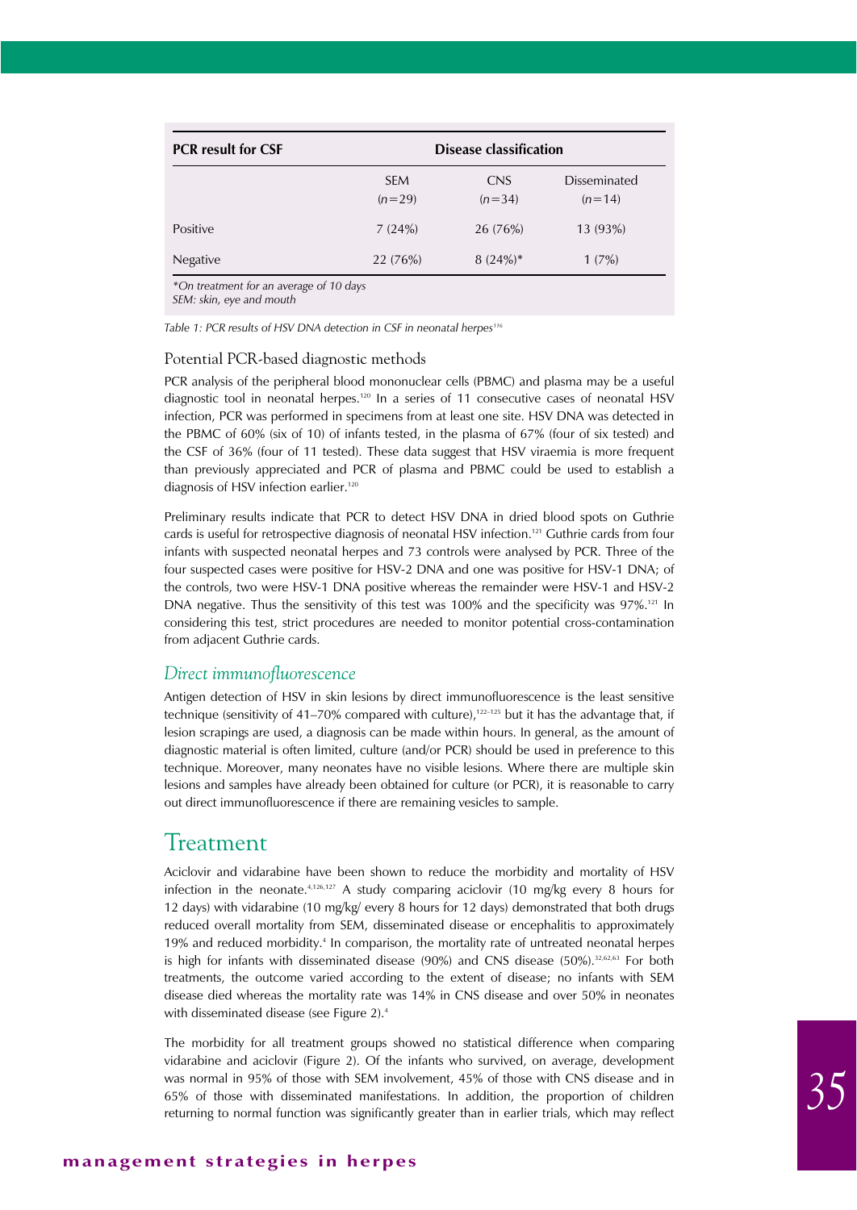| PCR result for CSF | Disease classification | | |
|---|---|---|---|
| | SEM ($n=29$) | CNS ($n=34$) | Disseminated ($n=14$) |
| Positive | 7 (24%) | 26 (76%) | 13 (93%) |
| Negative | 22 (76%) | 8 (24%)* | 1 (7%) |

*On treatment for an average of 10 days
SEM: skin, eye and mouth

*Table 1: PCR results of HSV DNA detection in CSF in neonatal herpes*[116]

### Potential PCR-based diagnostic methods

PCR analysis of the peripheral blood mononuclear cells (PBMC) and plasma may be a useful diagnostic tool in neonatal herpes.[120] In a series of 11 consecutive cases of neonatal HSV infection, PCR was performed in specimens from at least one site. HSV DNA was detected in the PBMC of 60% (six of 10) of infants tested, in the plasma of 67% (four of six tested) and the CSF of 36% (four of 11 tested). These data suggest that HSV viraemia is more frequent than previously appreciated and PCR of plasma and PBMC could be used to establish a diagnosis of HSV infection earlier.[120]

Preliminary results indicate that PCR to detect HSV DNA in dried blood spots on Guthrie cards is useful for retrospective diagnosis of neonatal HSV infection.[121] Guthrie cards from four infants with suspected neonatal herpes and 73 controls were analysed by PCR. Three of the four suspected cases were positive for HSV-2 DNA and one was positive for HSV-1 DNA; of the controls, two were HSV-1 DNA positive whereas the remainder were HSV-1 and HSV-2 DNA negative. Thus the sensitivity of this test was 100% and the specificity was 97%.[121] In considering this test, strict procedures are needed to monitor potential cross-contamination from adjacent Guthrie cards.

### *Direct immunofluorescence*

Antigen detection of HSV in skin lesions by direct immunofluorescence is the least sensitive technique (sensitivity of 41–70% compared with culture),[122–125] but it has the advantage that, if lesion scrapings are used, a diagnosis can be made within hours. In general, as the amount of diagnostic material is often limited, culture (and/or PCR) should be used in preference to this technique. Moreover, many neonates have no visible lesions. Where there are multiple skin lesions and samples have already been obtained for culture (or PCR), it is reasonable to carry out direct immunofluorescence if there are remaining vesicles to sample.

## Treatment

Aciclovir and vidarabine have been shown to reduce the morbidity and mortality of HSV infection in the neonate.[4,126,127] A study comparing aciclovir (10 mg/kg every 8 hours for 12 days) with vidarabine (10 mg/kg/ every 8 hours for 12 days) demonstrated that both drugs reduced overall mortality from SEM, disseminated disease or encephalitis to approximately 19% and reduced morbidity.[4] In comparison, the mortality rate of untreated neonatal herpes is high for infants with disseminated disease (90%) and CNS disease (50%).[32,62,63] For both treatments, the outcome varied according to the extent of disease; no infants with SEM disease died whereas the mortality rate was 14% in CNS disease and over 50% in neonates with disseminated disease (see Figure 2).[4]

The morbidity for all treatment groups showed no statistical difference when comparing vidarabine and aciclovir (Figure 2). Of the infants who survived, on average, development was normal in 95% of those with SEM involvement, 45% of those with CNS disease and in 65% of those with disseminated manifestations. In addition, the proportion of children returning to normal function was significantly greater than in earlier trials, which may reflect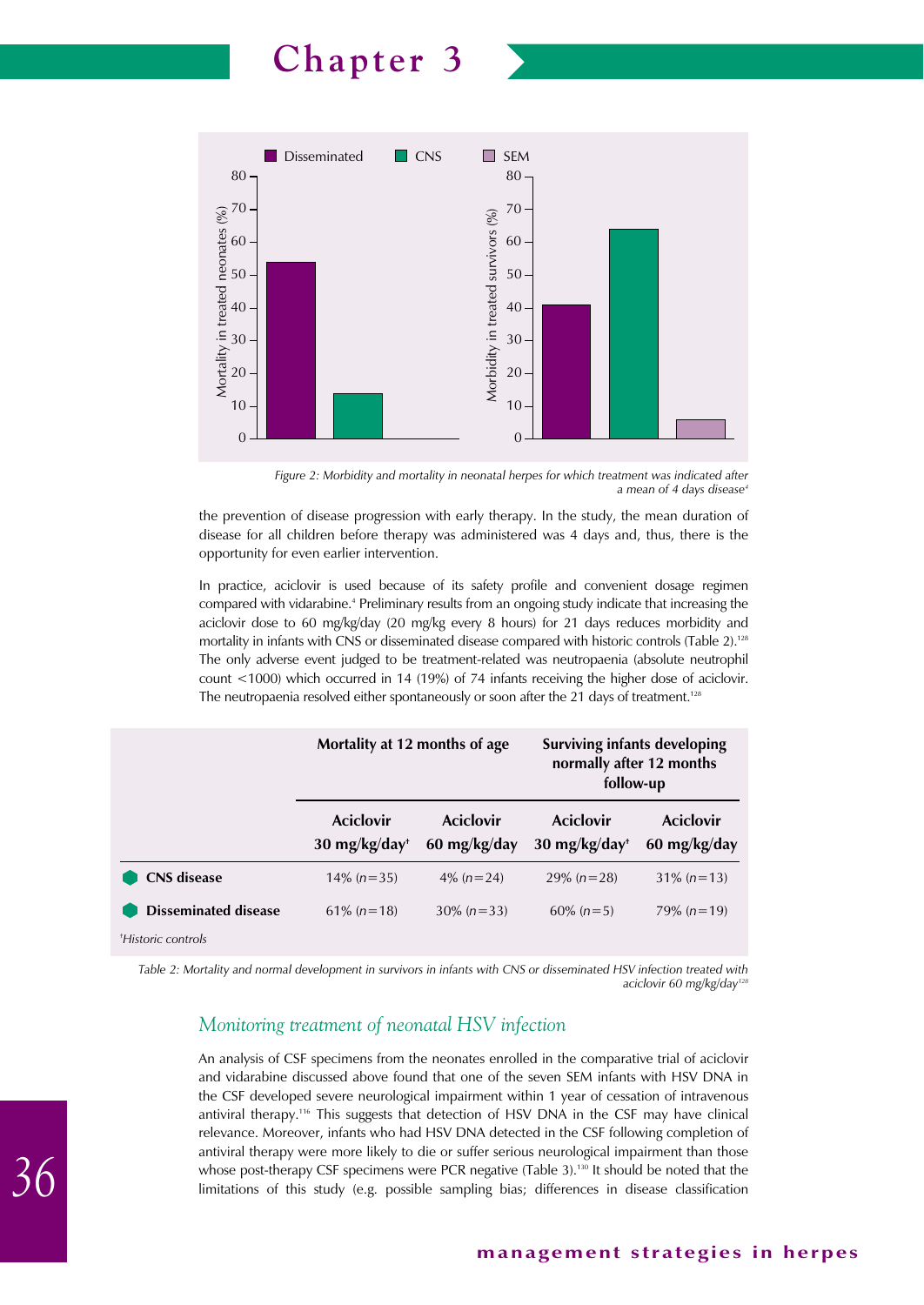Figure 2: Morbidity and mortality in neonatal herpes for which treatment was indicated after a mean of 4 days disease[4]

the prevention of disease progression with early therapy. In the study, the mean duration of disease for all children before therapy was administered was 4 days and, thus, there is the opportunity for even earlier intervention.

In practice, aciclovir is used because of its safety profile and convenient dosage regimen compared with vidarabine.[4] Preliminary results from an ongoing study indicate that increasing the aciclovir dose to 60 mg/kg/day (20 mg/kg every 8 hours) for 21 days reduces morbidity and mortality in infants with CNS or disseminated disease compared with historic controls (Table 2).[128] The only adverse event judged to be treatment-related was neutropaenia (absolute neutrophil count <1000) which occurred in 14 (19%) of 74 infants receiving the higher dose of aciclovir. The neutropaenia resolved either spontaneously or soon after the 21 days of treatment.[128]

| | Mortality at 12 months of age | | Surviving infants developing normally after 12 months follow-up | |
|---|---|---|---|---|
| | Aciclovir 30 mg/kg/day† | Aciclovir 60 mg/kg/day | Aciclovir 30 mg/kg/day† | Aciclovir 60 mg/kg/day |
| **CNS disease** | 14% (*n*=35) | 4% (*n*=24) | 29% (*n*=28) | 31% (*n*=13) |
| **Disseminated disease** | 61% (*n*=18) | 30% (*n*=33) | 60% (*n*=5) | 79% (*n*=19) |

†*Historic controls*

*Table 2: Mortality and normal development in survivors in infants with CNS or disseminated HSV infection treated with aciclovir 60 mg/kg/day*[128]

## *Monitoring treatment of neonatal HSV infection*

An analysis of CSF specimens from the neonates enrolled in the comparative trial of aciclovir and vidarabine discussed above found that one of the seven SEM infants with HSV DNA in the CSF developed severe neurological impairment within 1 year of cessation of intravenous antiviral therapy.[116] This suggests that detection of HSV DNA in the CSF may have clinical relevance. Moreover, infants who had HSV DNA detected in the CSF following completion of antiviral therapy were more likely to die or suffer serious neurological impairment than those whose post-therapy CSF specimens were PCR negative (Table 3).[130] It should be noted that the limitations of this study (e.g. possible sampling bias; differences in disease classification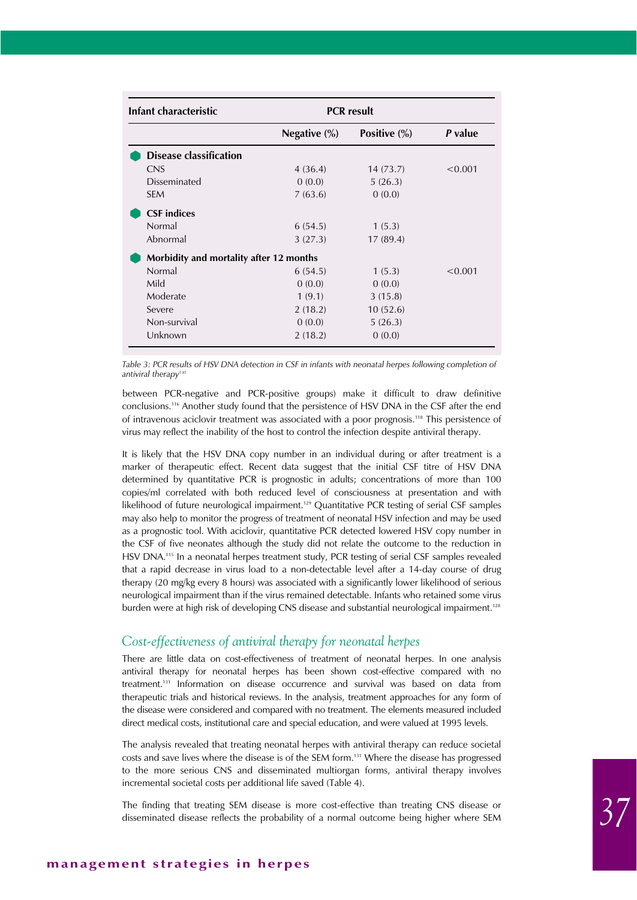| Infant characteristic | PCR result | | |
|---|---|---|---|
| | Negative (%) | Positive (%) | *P* value |
| **Disease classification** | | | |
| CNS | 4 (36.4) | 14 (73.7) | <0.001 |
| Disseminated | 0 (0.0) | 5 (26.3) | |
| SEM | 7 (63.6) | 0 (0.0) | |
| **CSF indices** | | | |
| Normal | 6 (54.5) | 1 (5.3) | |
| Abnormal | 3 (27.3) | 17 (89.4) | |
| **Morbidity and mortality after 12 months** | | | |
| Normal | 6 (54.5) | 1 (5.3) | <0.001 |
| Mild | 0 (0.0) | 0 (0.0) | |
| Moderate | 1 (9.1) | 3 (15.8) | |
| Severe | 2 (18.2) | 10 (52.6) | |
| Non-survival | 0 (0.0) | 5 (26.3) | |
| Unknown | 2 (18.2) | 0 (0.0) | |

*Table 3: PCR results of HSV DNA detection in CSF in infants with neonatal herpes following completion of antiviral therapy*[130]

between PCR-negative and PCR-positive groups) make it difficult to draw definitive conclusions.[116] Another study found that the persistence of HSV DNA in the CSF after the end of intravenous aciclovir treatment was associated with a poor prognosis.[118] This persistence of virus may reflect the inability of the host to control the infection despite antiviral therapy.

It is likely that the HSV DNA copy number in an individual during or after treatment is a marker of therapeutic effect. Recent data suggest that the initial CSF titre of HSV DNA determined by quantitative PCR is prognostic in adults; concentrations of more than 100 copies/ml correlated with both reduced level of consciousness at presentation and with likelihood of future neurological impairment.[129] Quantitative PCR testing of serial CSF samples may also help to monitor the progress of treatment of neonatal HSV infection and may be used as a prognostic tool. With aciclovir, quantitative PCR detected lowered HSV copy number in the CSF of five neonates although the study did not relate the outcome to the reduction in HSV DNA.[115] In a neonatal herpes treatment study, PCR testing of serial CSF samples revealed that a rapid decrease in virus load to a non-detectable level after a 14-day course of drug therapy (20 mg/kg every 8 hours) was associated with a significantly lower likelihood of serious neurological impairment than if the virus remained detectable. Infants who retained some virus burden were at high risk of developing CNS disease and substantial neurological impairment.[128]

## *Cost-effectiveness of antiviral therapy for neonatal herpes*

There are little data on cost-effectiveness of treatment of neonatal herpes. In one analysis antiviral therapy for neonatal herpes has been shown cost-effective compared with no treatment.[131] Information on disease occurrence and survival was based on data from therapeutic trials and historical reviews. In the analysis, treatment approaches for any form of the disease were considered and compared with no treatment. The elements measured included direct medical costs, institutional care and special education, and were valued at 1995 levels.

The analysis revealed that treating neonatal herpes with antiviral therapy can reduce societal costs and save lives where the disease is of the SEM form.[131] Where the disease has progressed to the more serious CNS and disseminated multiorgan forms, antiviral therapy involves incremental societal costs per additional life saved (Table 4).

The finding that treating SEM disease is more cost-effective than treating CNS disease or disseminated disease reflects the probability of a normal outcome being higher where SEM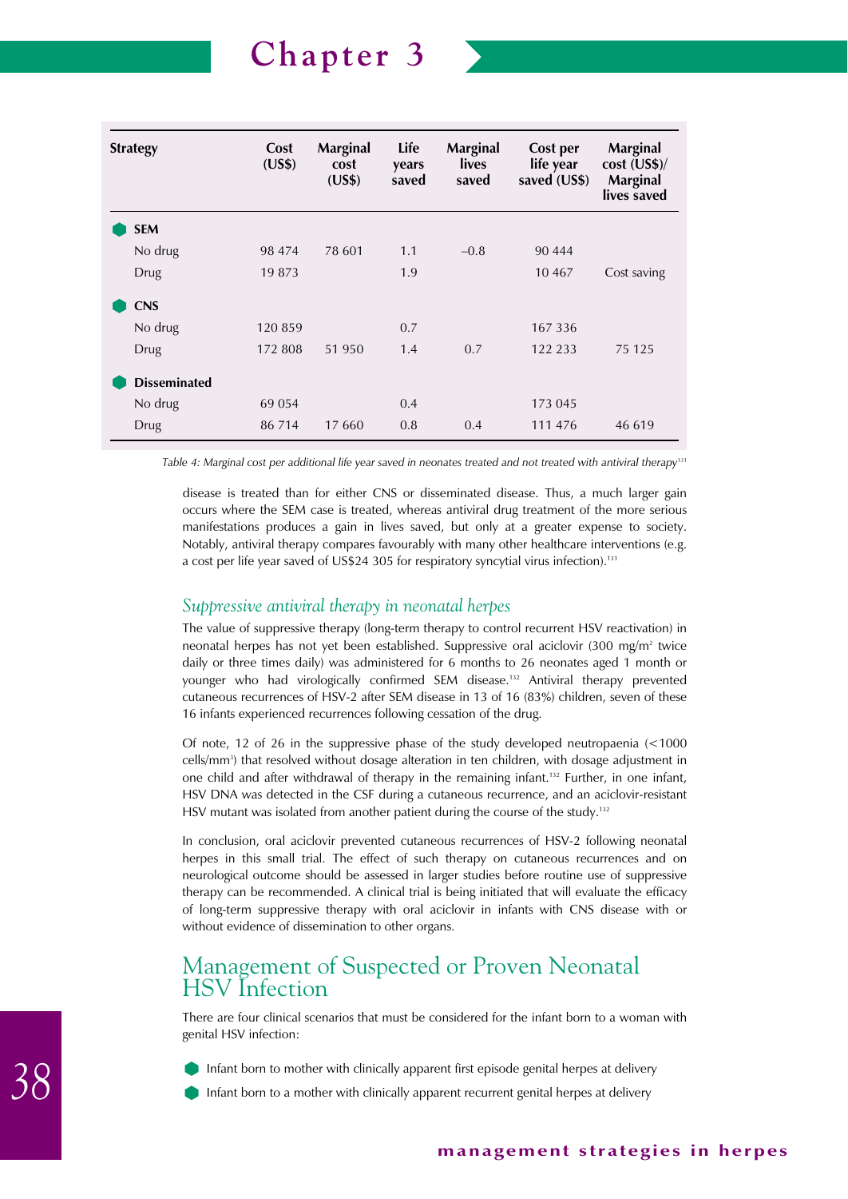| Strategy | Cost (US$) | Marginal cost (US$) | Life years saved | Marginal lives saved | Cost per life year saved (US$) | Marginal cost (US$)/ Marginal lives saved |
|---|---|---|---|---|---|---|
| **SEM** | | | | | | |
| No drug | 98 474 | 78 601 | 1.1 | –0.8 | 90 444 | |
| Drug | 19 873 | | 1.9 | | 10 467 | Cost saving |
| **CNS** | | | | | | |
| No drug | 120 859 | | 0.7 | | 167 336 | |
| Drug | 172 808 | 51 950 | 1.4 | 0.7 | 122 233 | 75 125 |
| **Disseminated** | | | | | | |
| No drug | 69 054 | | 0.4 | | 173 045 | |
| Drug | 86 714 | 17 660 | 0.8 | 0.4 | 111 476 | 46 619 |

*Table 4: Marginal cost per additional life year saved in neonates treated and not treated with antiviral therapy[131]*

disease is treated than for either CNS or disseminated disease. Thus, a much larger gain occurs where the SEM case is treated, whereas antiviral drug treatment of the more serious manifestations produces a gain in lives saved, but only at a greater expense to society. Notably, antiviral therapy compares favourably with many other healthcare interventions (e.g. a cost per life year saved of US$24 305 for respiratory syncytial virus infection).[131]

### *Suppressive antiviral therapy in neonatal herpes*

The value of suppressive therapy (long-term therapy to control recurrent HSV reactivation) in neonatal herpes has not yet been established. Suppressive oral aciclovir (300 mg/m$^2$ twice daily or three times daily) was administered for 6 months to 26 neonates aged 1 month or younger who had virologically confirmed SEM disease.[132] Antiviral therapy prevented cutaneous recurrences of HSV-2 after SEM disease in 13 of 16 (83%) children, seven of these 16 infants experienced recurrences following cessation of the drug.

Of note, 12 of 26 in the suppressive phase of the study developed neutropaenia (<1000 cells/mm$^3$) that resolved without dosage alteration in ten children, with dosage adjustment in one child and after withdrawal of therapy in the remaining infant.[132] Further, in one infant, HSV DNA was detected in the CSF during a cutaneous recurrence, and an aciclovir-resistant HSV mutant was isolated from another patient during the course of the study.[132]

In conclusion, oral aciclovir prevented cutaneous recurrences of HSV-2 following neonatal herpes in this small trial. The effect of such therapy on cutaneous recurrences and on neurological outcome should be assessed in larger studies before routine use of suppressive therapy can be recommended. A clinical trial is being initiated that will evaluate the efficacy of long-term suppressive therapy with oral aciclovir in infants with CNS disease with or without evidence of dissemination to other organs.

## Management of Suspected or Proven Neonatal HSV Infection

There are four clinical scenarios that must be considered for the infant born to a woman with genital HSV infection:

- Infant born to mother with clinically apparent first episode genital herpes at delivery
- Infant born to a mother with clinically apparent recurrent genital herpes at delivery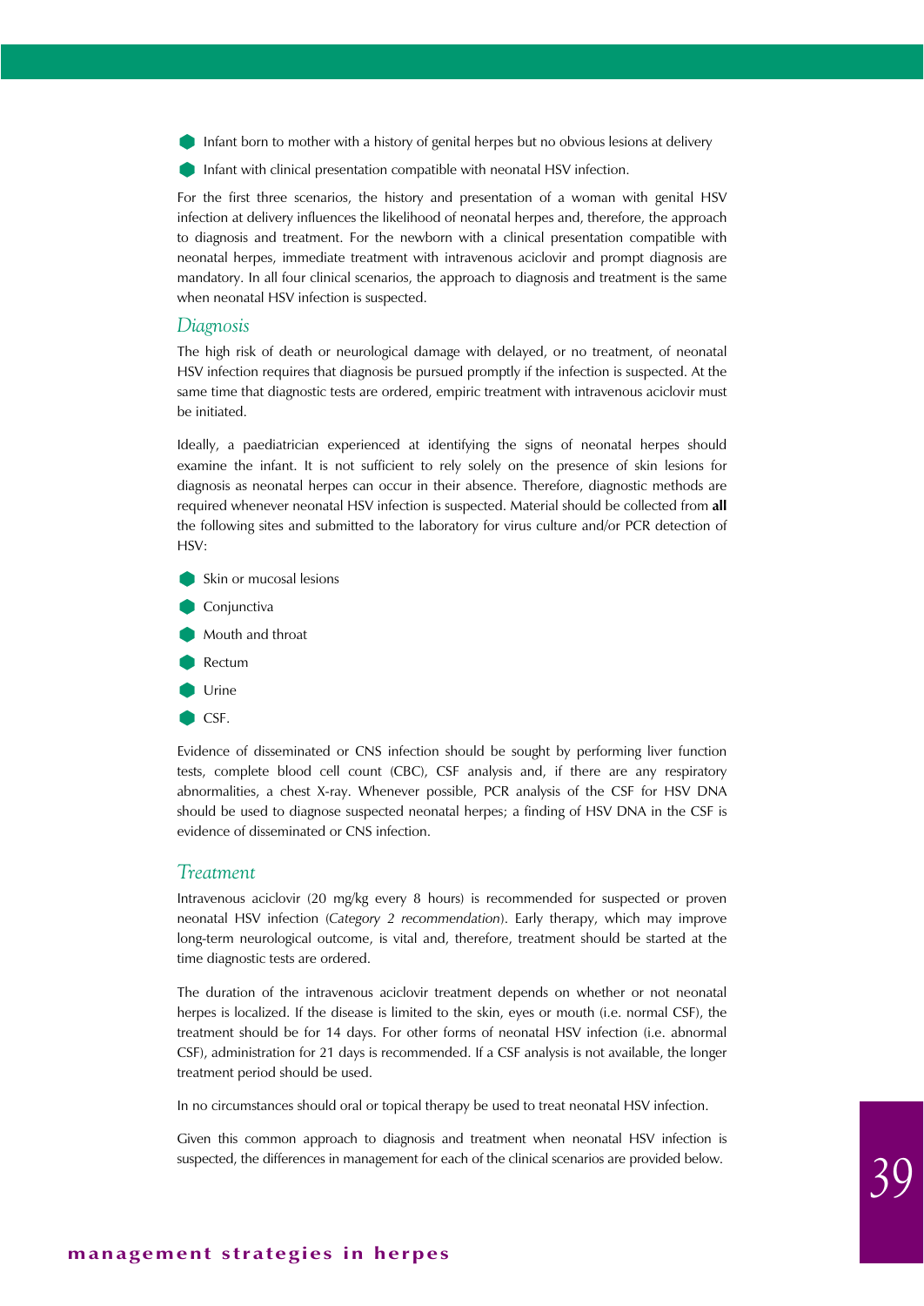- Infant born to mother with a history of genital herpes but no obvious lesions at delivery
- Infant with clinical presentation compatible with neonatal HSV infection.

For the first three scenarios, the history and presentation of a woman with genital HSV infection at delivery influences the likelihood of neonatal herpes and, therefore, the approach to diagnosis and treatment. For the newborn with a clinical presentation compatible with neonatal herpes, immediate treatment with intravenous aciclovir and prompt diagnosis are mandatory. In all four clinical scenarios, the approach to diagnosis and treatment is the same when neonatal HSV infection is suspected.

## Diagnosis

The high risk of death or neurological damage with delayed, or no treatment, of neonatal HSV infection requires that diagnosis be pursued promptly if the infection is suspected. At the same time that diagnostic tests are ordered, empiric treatment with intravenous aciclovir must be initiated.

Ideally, a paediatrician experienced at identifying the signs of neonatal herpes should examine the infant. It is not sufficient to rely solely on the presence of skin lesions for diagnosis as neonatal herpes can occur in their absence. Therefore, diagnostic methods are required whenever neonatal HSV infection is suspected. Material should be collected from **all** the following sites and submitted to the laboratory for virus culture and/or PCR detection of HSV:

- Skin or mucosal lesions
- Conjunctiva
- Mouth and throat
- Rectum
- Urine
- CSF.

Evidence of disseminated or CNS infection should be sought by performing liver function tests, complete blood cell count (CBC), CSF analysis and, if there are any respiratory abnormalities, a chest X-ray. Whenever possible, PCR analysis of the CSF for HSV DNA should be used to diagnose suspected neonatal herpes; a finding of HSV DNA in the CSF is evidence of disseminated or CNS infection.

## Treatment

Intravenous aciclovir (20 mg/kg every 8 hours) is recommended for suspected or proven neonatal HSV infection (*Category 2 recommendation*). Early therapy, which may improve long-term neurological outcome, is vital and, therefore, treatment should be started at the time diagnostic tests are ordered.

The duration of the intravenous aciclovir treatment depends on whether or not neonatal herpes is localized. If the disease is limited to the skin, eyes or mouth (i.e. normal CSF), the treatment should be for 14 days. For other forms of neonatal HSV infection (i.e. abnormal CSF), administration for 21 days is recommended. If a CSF analysis is not available, the longer treatment period should be used.

In no circumstances should oral or topical therapy be used to treat neonatal HSV infection.

Given this common approach to diagnosis and treatment when neonatal HSV infection is suspected, the differences in management for each of the clinical scenarios are provided below.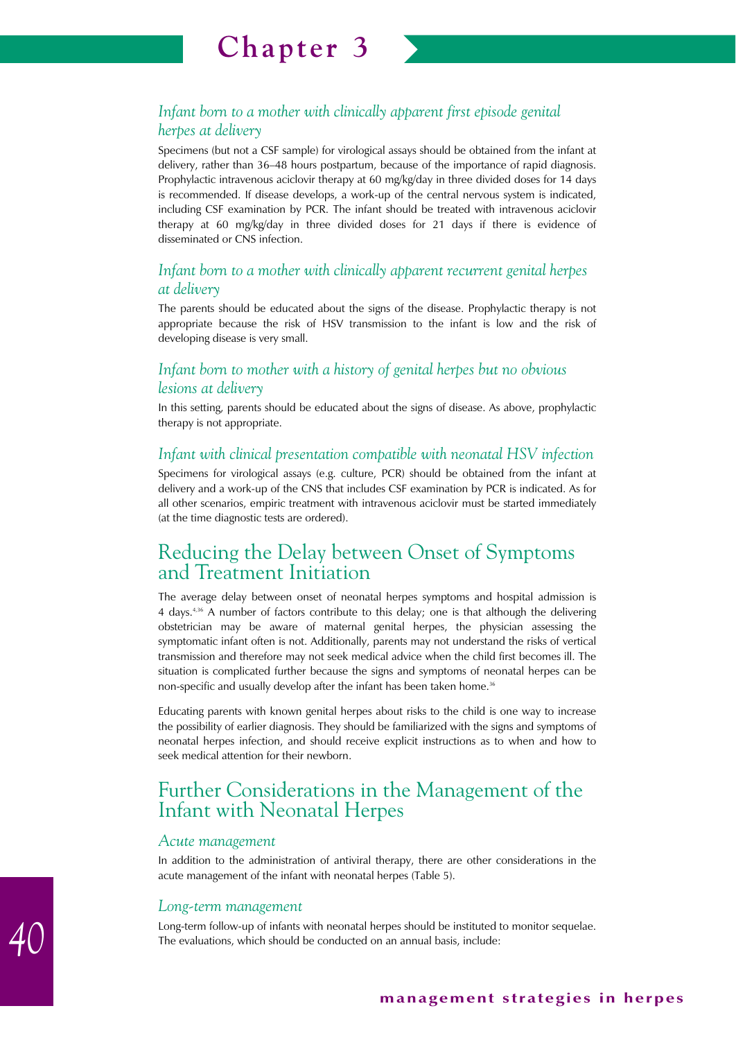### *Infant born to a mother with clinically apparent first episode genital herpes at delivery*

Specimens (but not a CSF sample) for virological assays should be obtained from the infant at delivery, rather than 36–48 hours postpartum, because of the importance of rapid diagnosis. Prophylactic intravenous aciclovir therapy at 60 mg/kg/day in three divided doses for 14 days is recommended. If disease develops, a work-up of the central nervous system is indicated, including CSF examination by PCR. The infant should be treated with intravenous aciclovir therapy at 60 mg/kg/day in three divided doses for 21 days if there is evidence of disseminated or CNS infection.

### *Infant born to a mother with clinically apparent recurrent genital herpes at delivery*

The parents should be educated about the signs of the disease. Prophylactic therapy is not appropriate because the risk of HSV transmission to the infant is low and the risk of developing disease is very small.

### *Infant born to mother with a history of genital herpes but no obvious lesions at delivery*

In this setting, parents should be educated about the signs of disease. As above, prophylactic therapy is not appropriate.

### *Infant with clinical presentation compatible with neonatal HSV infection*

Specimens for virological assays (e.g. culture, PCR) should be obtained from the infant at delivery and a work-up of the CNS that includes CSF examination by PCR is indicated. As for all other scenarios, empiric treatment with intravenous aciclovir must be started immediately (at the time diagnostic tests are ordered).

## Reducing the Delay between Onset of Symptoms and Treatment Initiation

The average delay between onset of neonatal herpes symptoms and hospital admission is 4 days.[4,36] A number of factors contribute to this delay; one is that although the delivering obstetrician may be aware of maternal genital herpes, the physician assessing the symptomatic infant often is not. Additionally, parents may not understand the risks of vertical transmission and therefore may not seek medical advice when the child first becomes ill. The situation is complicated further because the signs and symptoms of neonatal herpes can be non-specific and usually develop after the infant has been taken home.[36]

Educating parents with known genital herpes about risks to the child is one way to increase the possibility of earlier diagnosis. They should be familiarized with the signs and symptoms of neonatal herpes infection, and should receive explicit instructions as to when and how to seek medical attention for their newborn.

## Further Considerations in the Management of the Infant with Neonatal Herpes

### *Acute management*

In addition to the administration of antiviral therapy, there are other considerations in the acute management of the infant with neonatal herpes (Table 5).

### *Long-term management*

Long-term follow-up of infants with neonatal herpes should be instituted to monitor sequelae. The evaluations, which should be conducted on an annual basis, include: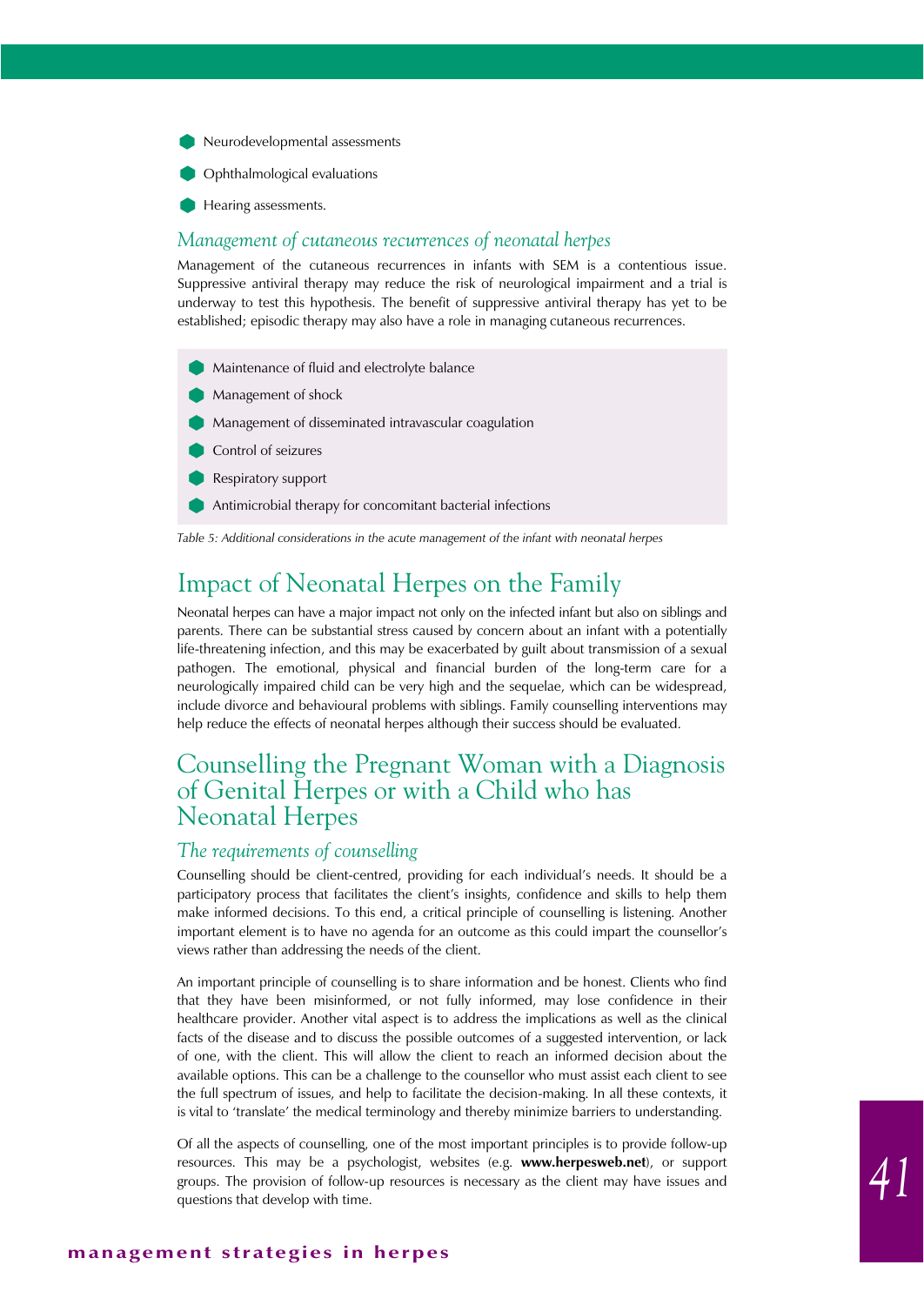- Neurodevelopmental assessments
- Ophthalmological evaluations
- Hearing assessments.

### *Management of cutaneous recurrences of neonatal herpes*

Management of the cutaneous recurrences in infants with SEM is a contentious issue. Suppressive antiviral therapy may reduce the risk of neurological impairment and a trial is underway to test this hypothesis. The benefit of suppressive antiviral therapy has yet to be established; episodic therapy may also have a role in managing cutaneous recurrences.

- Maintenance of fluid and electrolyte balance
- Management of shock
- Management of disseminated intravascular coagulation
- Control of seizures
- Respiratory support
- Antimicrobial therapy for concomitant bacterial infections

*Table 5: Additional considerations in the acute management of the infant with neonatal herpes*

## Impact of Neonatal Herpes on the Family

Neonatal herpes can have a major impact not only on the infected infant but also on siblings and parents. There can be substantial stress caused by concern about an infant with a potentially life-threatening infection, and this may be exacerbated by guilt about transmission of a sexual pathogen. The emotional, physical and financial burden of the long-term care for a neurologically impaired child can be very high and the sequelae, which can be widespread, include divorce and behavioural problems with siblings. Family counselling interventions may help reduce the effects of neonatal herpes although their success should be evaluated.

## Counselling the Pregnant Woman with a Diagnosis of Genital Herpes or with a Child who has Neonatal Herpes

### *The requirements of counselling*

Counselling should be client-centred, providing for each individual's needs. It should be a participatory process that facilitates the client's insights, confidence and skills to help them make informed decisions. To this end, a critical principle of counselling is listening. Another important element is to have no agenda for an outcome as this could impart the counsellor's views rather than addressing the needs of the client.

An important principle of counselling is to share information and be honest. Clients who find that they have been misinformed, or not fully informed, may lose confidence in their healthcare provider. Another vital aspect is to address the implications as well as the clinical facts of the disease and to discuss the possible outcomes of a suggested intervention, or lack of one, with the client. This will allow the client to reach an informed decision about the available options. This can be a challenge to the counsellor who must assist each client to see the full spectrum of issues, and help to facilitate the decision-making. In all these contexts, it is vital to 'translate' the medical terminology and thereby minimize barriers to understanding.

Of all the aspects of counselling, one of the most important principles is to provide follow-up resources. This may be a psychologist, websites (e.g. **www.herpesweb.net**), or support groups. The provision of follow-up resources is necessary as the client may have issues and questions that develop with time.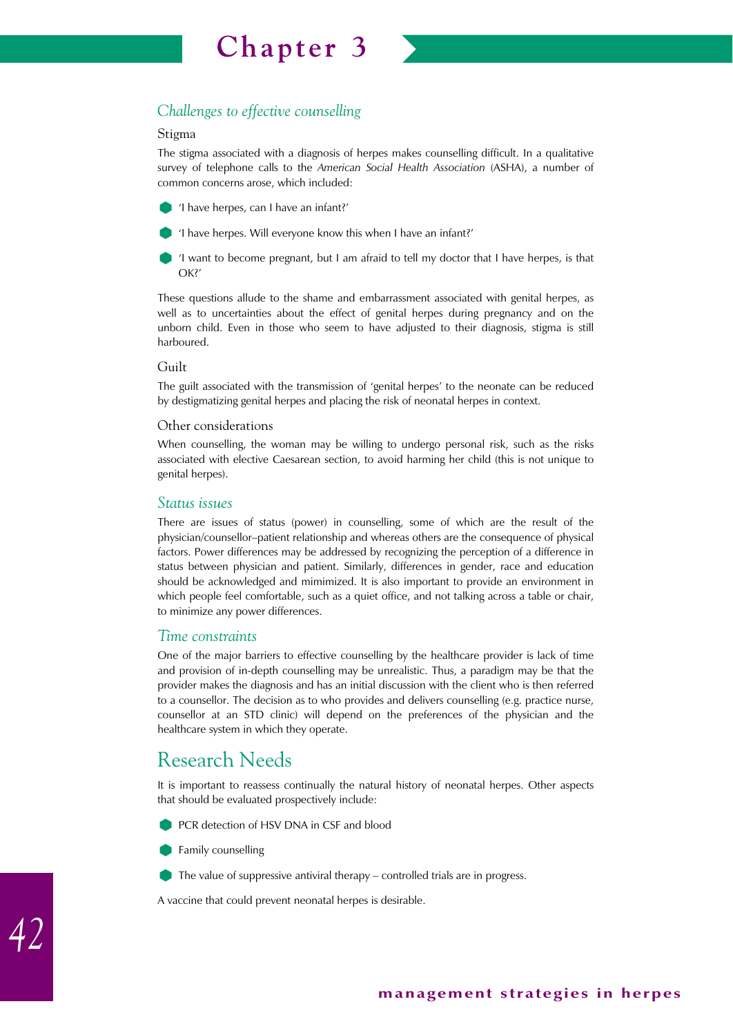### *Challenges to effective counselling*

#### Stigma

The stigma associated with a diagnosis of herpes makes counselling difficult. In a qualitative survey of telephone calls to the *American Social Health Association* (ASHA), a number of common concerns arose, which included:

- 'I have herpes, can I have an infant?'
- 'I have herpes. Will everyone know this when I have an infant?'
- 'I want to become pregnant, but I am afraid to tell my doctor that I have herpes, is that OK?'

These questions allude to the shame and embarrassment associated with genital herpes, as well as to uncertainties about the effect of genital herpes during pregnancy and on the unborn child. Even in those who seem to have adjusted to their diagnosis, stigma is still harboured.

#### Guilt

The guilt associated with the transmission of 'genital herpes' to the neonate can be reduced by destigmatizing genital herpes and placing the risk of neonatal herpes in context.

#### Other considerations

When counselling, the woman may be willing to undergo personal risk, such as the risks associated with elective Caesarean section, to avoid harming her child (this is not unique to genital herpes).

### *Status issues*

There are issues of status (power) in counselling, some of which are the result of the physician/counsellor–patient relationship and whereas others are the consequence of physical factors. Power differences may be addressed by recognizing the perception of a difference in status between physician and patient. Similarly, differences in gender, race and education should be acknowledged and mimimized. It is also important to provide an environment in which people feel comfortable, such as a quiet office, and not talking across a table or chair, to minimize any power differences.

### *Time constraints*

One of the major barriers to effective counselling by the healthcare provider is lack of time and provision of in-depth counselling may be unrealistic. Thus, a paradigm may be that the provider makes the diagnosis and has an initial discussion with the client who is then referred to a counsellor. The decision as to who provides and delivers counselling (e.g. practice nurse, counsellor at an STD clinic) will depend on the preferences of the physician and the healthcare system in which they operate.

## Research Needs

It is important to reassess continually the natural history of neonatal herpes. Other aspects that should be evaluated prospectively include:

- PCR detection of HSV DNA in CSF and blood
- Family counselling
- The value of suppressive antiviral therapy – controlled trials are in progress.

A vaccine that could prevent neonatal herpes is desirable.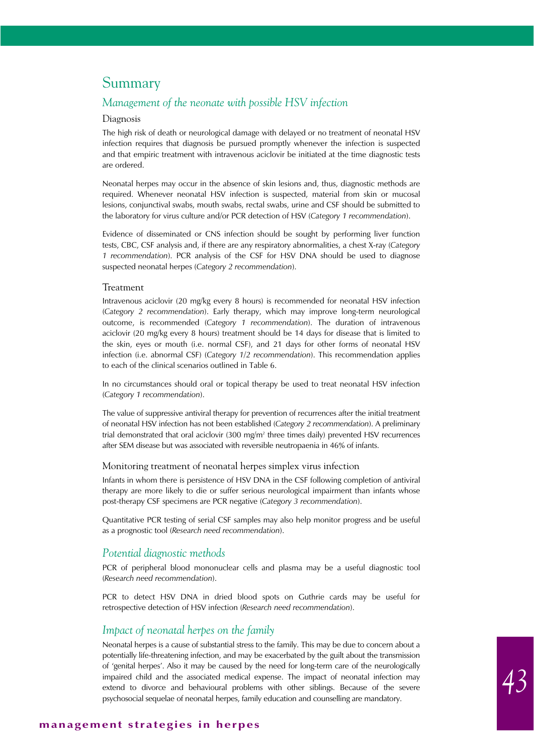# Summary

## *Management of the neonate with possible HSV infection*

### Diagnosis

The high risk of death or neurological damage with delayed or no treatment of neonatal HSV infection requires that diagnosis be pursued promptly whenever the infection is suspected and that empiric treatment with intravenous aciclovir be initiated at the time diagnostic tests are ordered.

Neonatal herpes may occur in the absence of skin lesions and, thus, diagnostic methods are required. Whenever neonatal HSV infection is suspected, material from skin or mucosal lesions, conjunctival swabs, mouth swabs, rectal swabs, urine and CSF should be submitted to the laboratory for virus culture and/or PCR detection of HSV (*Category 1 recommendation*).

Evidence of disseminated or CNS infection should be sought by performing liver function tests, CBC, CSF analysis and, if there are any respiratory abnormalities, a chest X-ray (*Category 1 recommendation*). PCR analysis of the CSF for HSV DNA should be used to diagnose suspected neonatal herpes (*Category 2 recommendation*).

### Treatment

Intravenous aciclovir (20 mg/kg every 8 hours) is recommended for neonatal HSV infection (*Category 2 recommendation*). Early therapy, which may improve long-term neurological outcome, is recommended (*Category 1 recommendation*). The duration of intravenous aciclovir (20 mg/kg every 8 hours) treatment should be 14 days for disease that is limited to the skin, eyes or mouth (i.e. normal CSF), and 21 days for other forms of neonatal HSV infection (i.e. abnormal CSF) (*Category 1/2 recommendation*). This recommendation applies to each of the clinical scenarios outlined in Table 6.

In no circumstances should oral or topical therapy be used to treat neonatal HSV infection (*Category 1 recommendation*).

The value of suppressive antiviral therapy for prevention of recurrences after the initial treatment of neonatal HSV infection has not been established (*Category 2 recommendation*). A preliminary trial demonstrated that oral aciclovir (300 mg/m$^2$ three times daily) prevented HSV recurrences after SEM disease but was associated with reversible neutropaenia in 46% of infants.

### Monitoring treatment of neonatal herpes simplex virus infection

Infants in whom there is persistence of HSV DNA in the CSF following completion of antiviral therapy are more likely to die or suffer serious neurological impairment than infants whose post-therapy CSF specimens are PCR negative (*Category 3 recommendation*).

Quantitative PCR testing of serial CSF samples may also help monitor progress and be useful as a prognostic tool (*Research need recommendation*).

## *Potential diagnostic methods*

PCR of peripheral blood mononuclear cells and plasma may be a useful diagnostic tool (*Research need recommendation*).

PCR to detect HSV DNA in dried blood spots on Guthrie cards may be useful for retrospective detection of HSV infection (*Research need recommendation*).

## *Impact of neonatal herpes on the family*

Neonatal herpes is a cause of substantial stress to the family. This may be due to concern about a potentially life-threatening infection, and may be exacerbated by the guilt about the transmission of 'genital herpes'. Also it may be caused by the need for long-term care of the neurologically impaired child and the associated medical expense. The impact of neonatal infection may extend to divorce and behavioural problems with other siblings. Because of the severe psychosocial sequelae of neonatal herpes, family education and counselling are mandatory.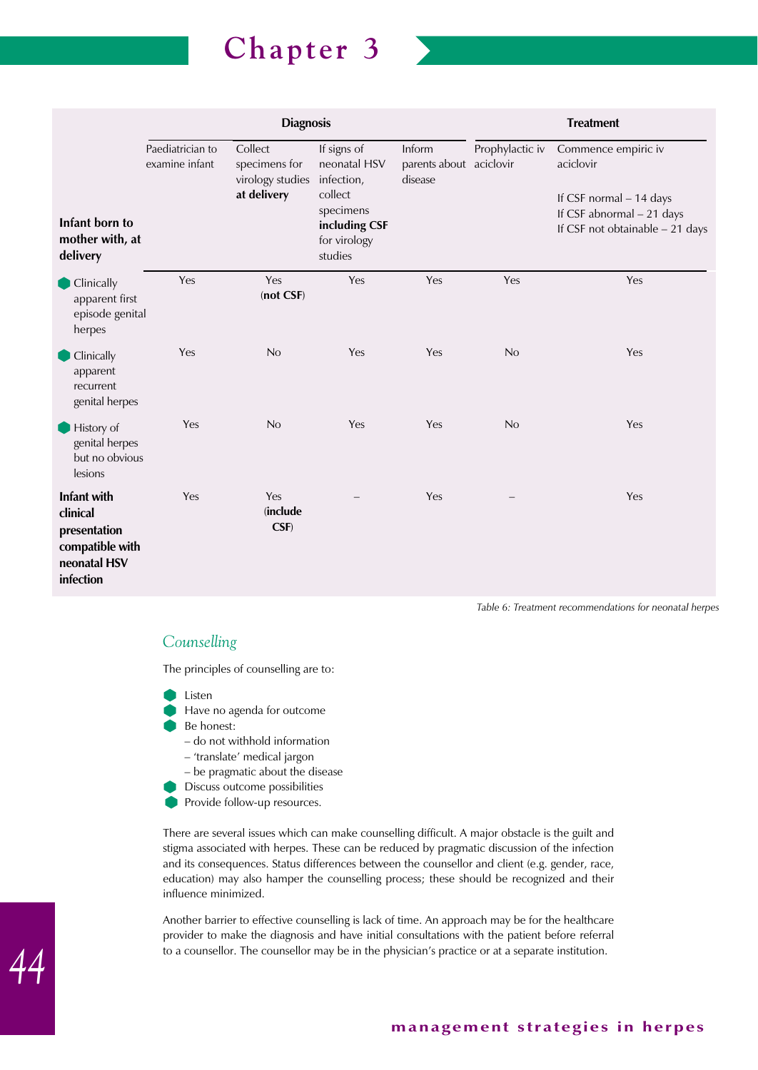| Infant born to mother with, at delivery | Diagnosis | | | | Treatment | |
|---|---|---|---|---|---|---|
| | Paediatrician to examine infant | Collect specimens for virology studies **at delivery** | If signs of neonatal HSV infection, collect specimens **including CSF** for virology studies | Inform parents about disease | Prophylactic iv aciclovir | Commence empiric iv aciclovir<br><br>If CSF normal – 14 days<br>If CSF abnormal – 21 days<br>If CSF not obtainable – 21 days |
| Clinically apparent first episode genital herpes | Yes | Yes (**not CSF**) | Yes | Yes | Yes | Yes |
| Clinically apparent recurrent genital herpes | Yes | No | Yes | Yes | No | Yes |
| History of genital herpes but no obvious lesions | Yes | No | Yes | Yes | No | Yes |
| **Infant with clinical presentation compatible with neonatal HSV infection** | Yes | Yes (**include CSF**) | – | Yes | – | Yes |

*Table 6: Treatment recommendations for neonatal herpes*

## *Counselling*

The principles of counselling are to:

- Listen
- Have no agenda for outcome
- Be honest:
  - do not withhold information
  - 'translate' medical jargon
  - be pragmatic about the disease
- Discuss outcome possibilities
- Provide follow-up resources.

There are several issues which can make counselling difficult. A major obstacle is the guilt and stigma associated with herpes. These can be reduced by pragmatic discussion of the infection and its consequences. Status differences between the counsellor and client (e.g. gender, race, education) may also hamper the counselling process; these should be recognized and their influence minimized.

Another barrier to effective counselling is lack of time. An approach may be for the healthcare provider to make the diagnosis and have initial consultations with the patient before referral to a counsellor. The counsellor may be in the physician's practice or at a separate institution.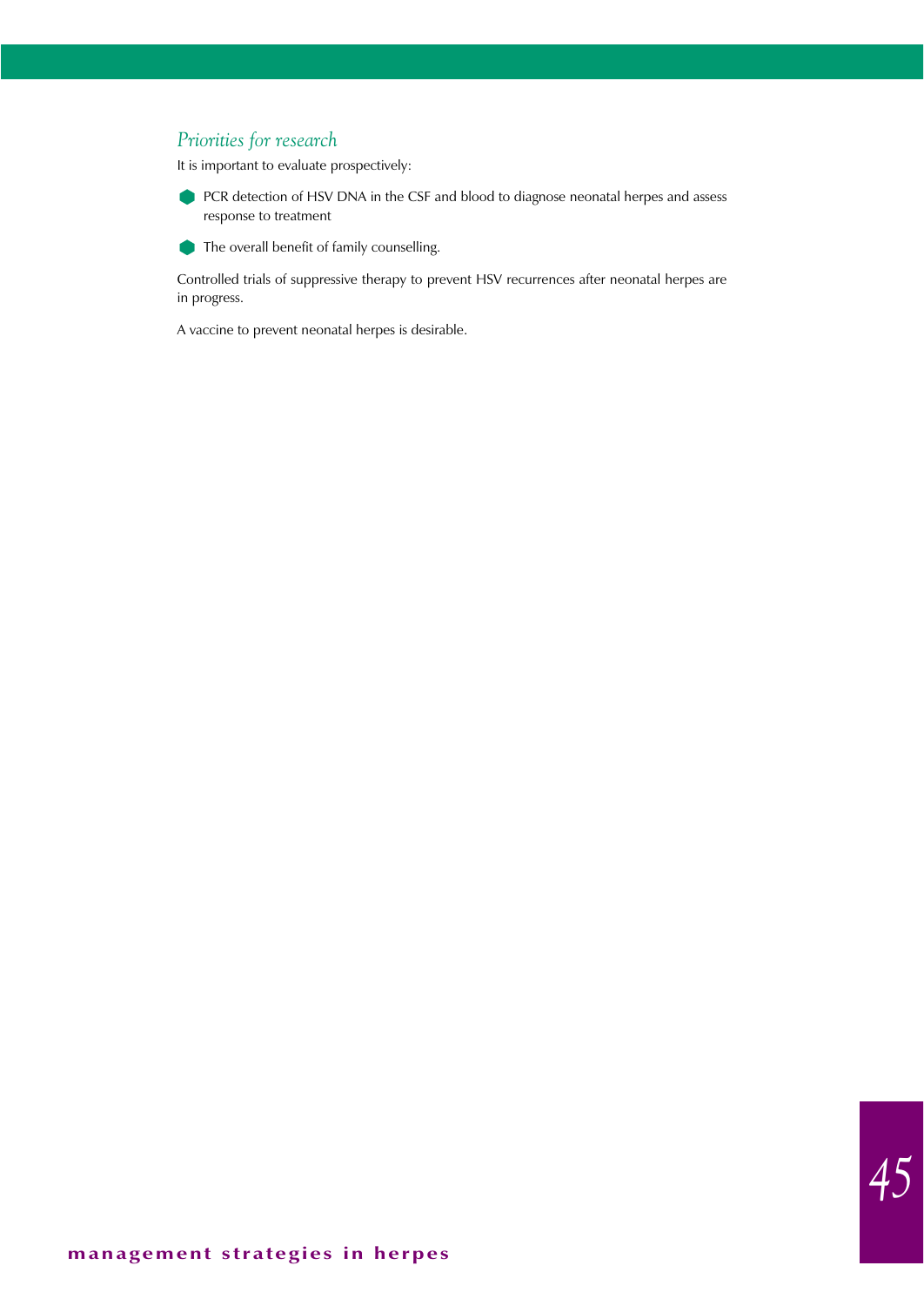## *Priorities for research*

It is important to evaluate prospectively:

- PCR detection of HSV DNA in the CSF and blood to diagnose neonatal herpes and assess response to treatment
- The overall benefit of family counselling.

Controlled trials of suppressive therapy to prevent HSV recurrences after neonatal herpes are in progress.

A vaccine to prevent neonatal herpes is desirable.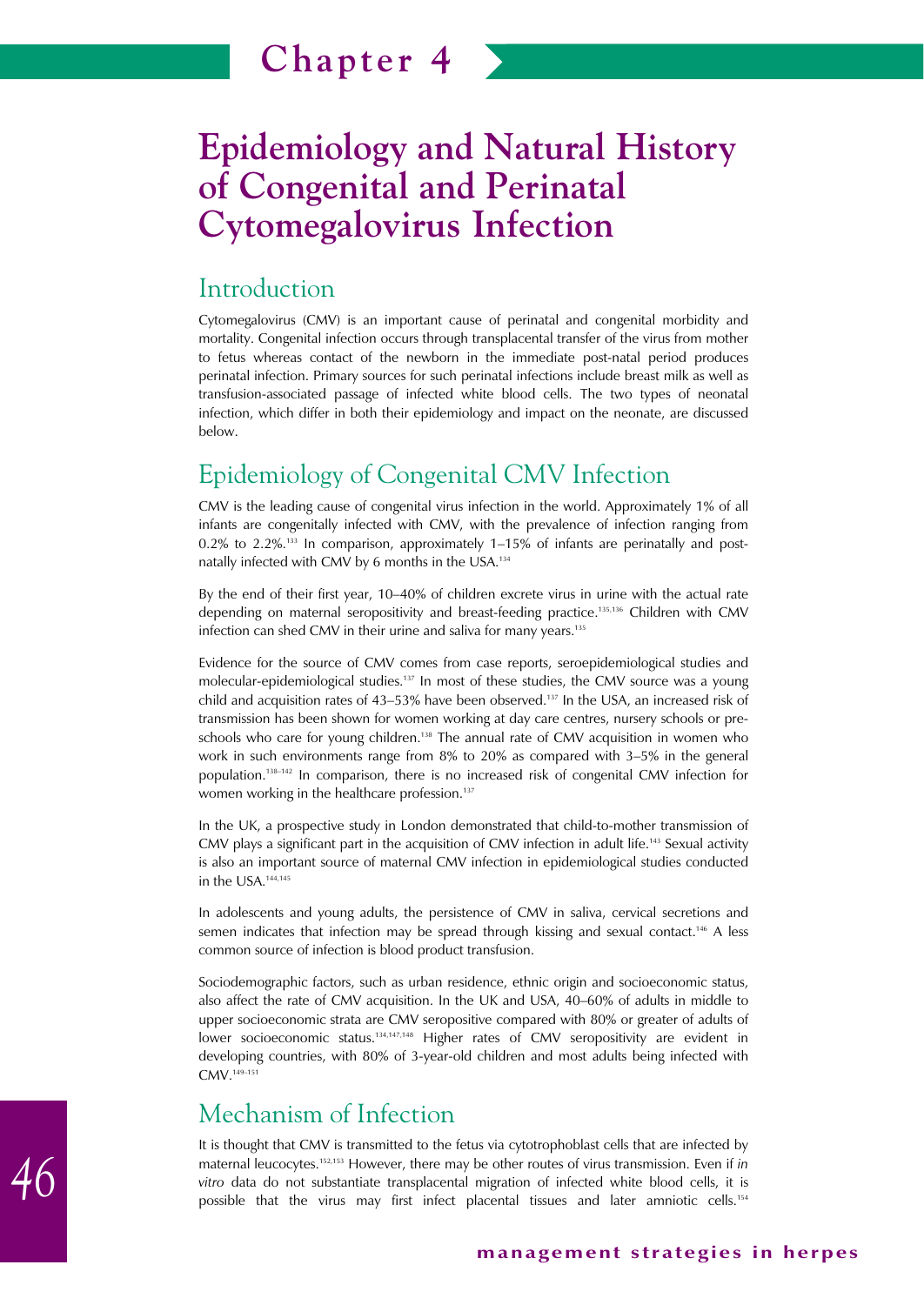# Chapter 4

# Epidemiology and Natural History of Congenital and Perinatal Cytomegalovirus Infection

## Introduction

Cytomegalovirus (CMV) is an important cause of perinatal and congenital morbidity and mortality. Congenital infection occurs through transplacental transfer of the virus from mother to fetus whereas contact of the newborn in the immediate post-natal period produces perinatal infection. Primary sources for such perinatal infections include breast milk as well as transfusion-associated passage of infected white blood cells. The two types of neonatal infection, which differ in both their epidemiology and impact on the neonate, are discussed below.

## Epidemiology of Congenital CMV Infection

CMV is the leading cause of congenital virus infection in the world. Approximately 1% of all infants are congenitally infected with CMV, with the prevalence of infection ranging from 0.2% to 2.2%.[133] In comparison, approximately 1–15% of infants are perinatally and post-natally infected with CMV by 6 months in the USA.[134]

By the end of their first year, 10–40% of children excrete virus in urine with the actual rate depending on maternal seropositivity and breast-feeding practice.[135,136] Children with CMV infection can shed CMV in their urine and saliva for many years.[135]

Evidence for the source of CMV comes from case reports, seroepidemiological studies and molecular-epidemiological studies.[137] In most of these studies, the CMV source was a young child and acquisition rates of 43–53% have been observed.[137] In the USA, an increased risk of transmission has been shown for women working at day care centres, nursery schools or pre-schools who care for young children.[138] The annual rate of CMV acquisition in women who work in such environments range from 8% to 20% as compared with 3–5% in the general population.[138–142] In comparison, there is no increased risk of congenital CMV infection for women working in the healthcare profession.[137]

In the UK, a prospective study in London demonstrated that child-to-mother transmission of CMV plays a significant part in the acquisition of CMV infection in adult life.[143] Sexual activity is also an important source of maternal CMV infection in epidemiological studies conducted in the USA.[144,145]

In adolescents and young adults, the persistence of CMV in saliva, cervical secretions and semen indicates that infection may be spread through kissing and sexual contact.[146] A less common source of infection is blood product transfusion.

Sociodemographic factors, such as urban residence, ethnic origin and socioeconomic status, also affect the rate of CMV acquisition. In the UK and USA, 40–60% of adults in middle to upper socioeconomic strata are CMV seropositive compared with 80% or greater of adults of lower socioeconomic status.[134,147,148] Higher rates of CMV seropositivity are evident in developing countries, with 80% of 3-year-old children and most adults being infected with CMV.[149–151]

## Mechanism of Infection

It is thought that CMV is transmitted to the fetus via cytotrophoblast cells that are infected by maternal leucocytes.[152,153] However, there may be other routes of virus transmission. Even if *in vitro* data do not substantiate transplacental migration of infected white blood cells, it is possible that the virus may first infect placental tissues and later amniotic cells.[154]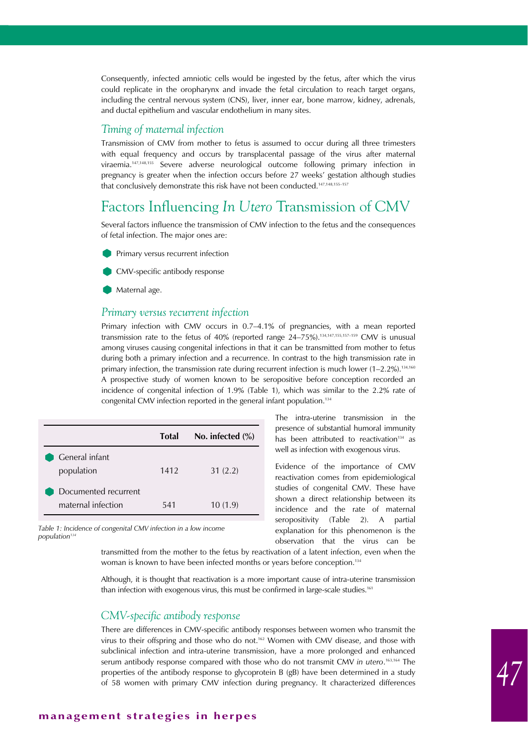Consequently, infected amniotic cells would be ingested by the fetus, after which the virus could replicate in the oropharynx and invade the fetal circulation to reach target organs, including the central nervous system (CNS), liver, inner ear, bone marrow, kidney, adrenals, and ductal epithelium and vascular endothelium in many sites.

### *Timing of maternal infection*

Transmission of CMV from mother to fetus is assumed to occur during all three trimesters with equal frequency and occurs by transplacental passage of the virus after maternal viraemia.[147,148,155] Severe adverse neurological outcome following primary infection in pregnancy is greater when the infection occurs before 27 weeks' gestation although studies that conclusively demonstrate this risk have not been conducted.[147,148,155–157]

## Factors Influencing *In Utero* Transmission of CMV

Several factors influence the transmission of CMV infection to the fetus and the consequences of fetal infection. The major ones are:

- Primary versus recurrent infection
- CMV-specific antibody response
- Maternal age.

### *Primary versus recurrent infection*

Primary infection with CMV occurs in 0.7–4.1% of pregnancies, with a mean reported transmission rate to the fetus of 40% (reported range 24–75%).[134,147,155,157–159] CMV is unusual among viruses causing congenital infections in that it can be transmitted from mother to fetus during both a primary infection and a recurrence. In contrast to the high transmission rate in primary infection, the transmission rate during recurrent infection is much lower (1–2.2%).[134,160] A prospective study of women known to be seropositive before conception recorded an incidence of congenital infection of 1.9% (Table 1), which was similar to the 2.2% rate of congenital CMV infection reported in the general infant population.[134]

| | Total | No. infected (%) |
|---|---|---|
| General infant population | 1412 | 31 (2.2) |
| Documented recurrent maternal infection | 541 | 10 (1.9) |

*Table 1: Incidence of congenital CMV infection in a low income population[134]*

The intra-uterine transmission in the presence of substantial humoral immunity has been attributed to reactivation[134] as well as infection with exogenous virus.

Evidence of the importance of CMV reactivation comes from epidemiological studies of congenital CMV. These have shown a direct relationship between its incidence and the rate of maternal seropositivity (Table 2). A partial explanation for this phenomenon is the observation that the virus can be transmitted from the mother to the fetus by reactivation of a latent infection, even when the woman is known to have been infected months or years before conception.[134]

Although, it is thought that reactivation is a more important cause of intra-uterine transmission than infection with exogenous virus, this must be confirmed in large-scale studies.[161]

### *CMV-specific antibody response*

There are differences in CMV-specific antibody responses between women who transmit the virus to their offspring and those who do not.[162] Women with CMV disease, and those with subclinical infection and intra-uterine transmission, have a more prolonged and enhanced serum antibody response compared with those who do not transmit CMV *in utero*.[163,164] The properties of the antibody response to glycoprotein B (gB) have been determined in a study of 58 women with primary CMV infection during pregnancy. It characterized differences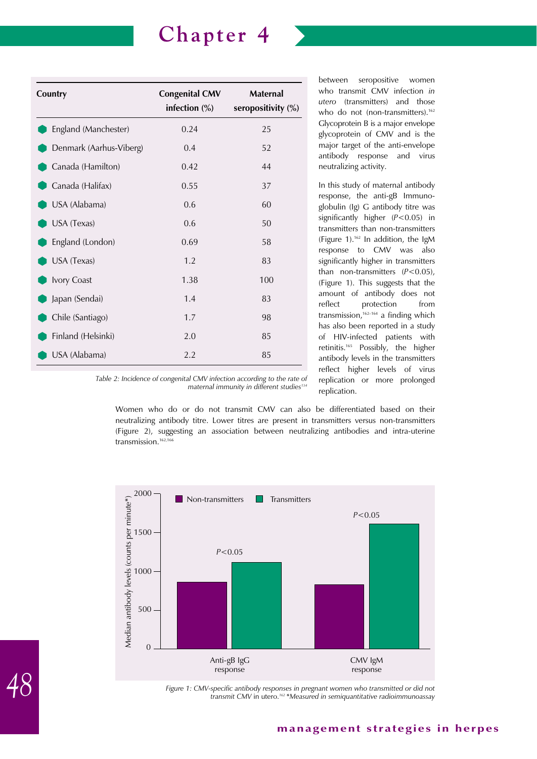| Country | Congenital CMV infection (%) | Maternal seropositivity (%) |
|---|---|---|
| England (Manchester) | 0.24 | 25 |
| Denmark (Aarhus-Viberg) | 0.4 | 52 |
| Canada (Hamilton) | 0.42 | 44 |
| Canada (Halifax) | 0.55 | 37 |
| USA (Alabama) | 0.6 | 60 |
| USA (Texas) | 0.6 | 50 |
| England (London) | 0.69 | 58 |
| USA (Texas) | 1.2 | 83 |
| Ivory Coast | 1.38 | 100 |
| Japan (Sendai) | 1.4 | 83 |
| Chile (Santiago) | 1.7 | 98 |
| Finland (Helsinki) | 2.0 | 85 |
| USA (Alabama) | 2.2 | 85 |

*Table 2: Incidence of congenital CMV infection according to the rate of maternal immunity in different studies[134]*

between seropositive women who transmit CMV infection *in utero* (transmitters) and those who do not (non-transmitters).[162] Glycoprotein B is a major envelope glycoprotein of CMV and is the major target of the anti-envelope antibody response and virus neutralizing activity.

In this study of maternal antibody response, the anti-gB Immunoglobulin (Ig) G antibody titre was significantly higher ($P<0.05$) in transmitters than non-transmitters (Figure 1).[162] In addition, the IgM response to CMV was also significantly higher in transmitters than non-transmitters ($P<0.05$), (Figure 1). This suggests that the amount of antibody does not reflect protection from transmission,[162–164] a finding which has also been reported in a study of HIV-infected patients with retinitis.[165] Possibly, the higher antibody levels in the transmitters reflect higher levels of virus replication or more prolonged replication.

Women who do or do not transmit CMV can also be differentiated based on their neutralizing antibody titre. Lower titres are present in transmitters versus non-transmitters (Figure 2), suggesting an association between neutralizing antibodies and intra-uterine transmission.[162,166]

| Response | Non-transmitters | Transmitters | Significance |
|---|---|---|---|
| Anti-gB IgG response | ~860 | ~1120 | $P<0.05$ |
| CMV IgM response | ~830 | ~1610 | $P<0.05$ |

*Figure 1: CMV-specific antibody responses in pregnant women who transmitted or did not transmit CMV in utero.[162] \*Measured in semiquantitative radioimmunoassay*

(Y-axis: Median antibody levels (counts per minute*))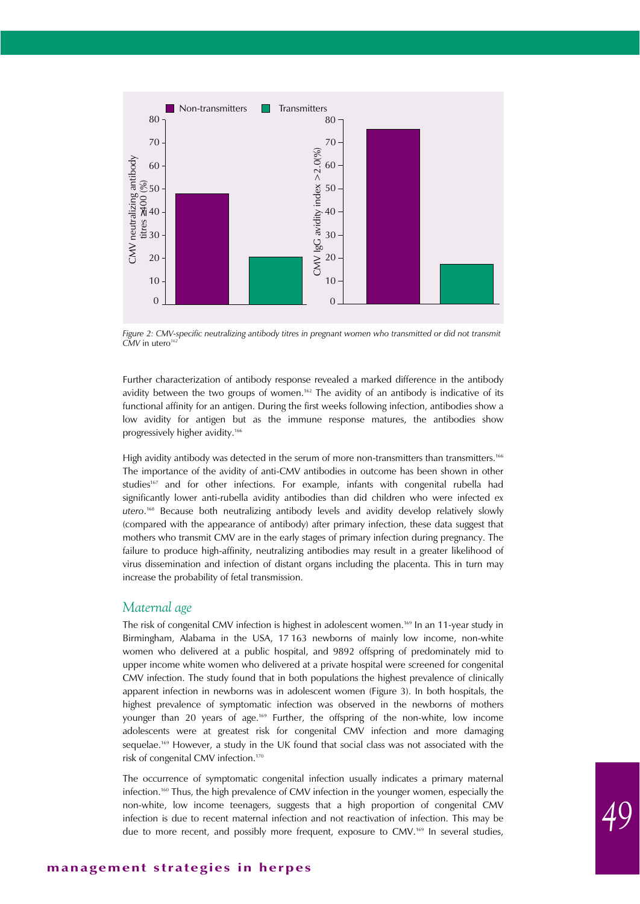Figure 2: CMV-specific neutralizing antibody titres in pregnant women who transmitted or did not transmit CMV *in utero*[162]

Further characterization of antibody response revealed a marked difference in the antibody avidity between the two groups of women.[162] The avidity of an antibody is indicative of its functional affinity for an antigen. During the first weeks following infection, antibodies show a low avidity for antigen but as the immune response matures, the antibodies show progressively higher avidity.[166]

High avidity antibody was detected in the serum of more non-transmitters than transmitters.[166] The importance of the avidity of anti-CMV antibodies in outcome has been shown in other studies[167] and for other infections. For example, infants with congenital rubella had significantly lower anti-rubella avidity antibodies than did children who were infected *ex utero*.[168] Because both neutralizing antibody levels and avidity develop relatively slowly (compared with the appearance of antibody) after primary infection, these data suggest that mothers who transmit CMV are in the early stages of primary infection during pregnancy. The failure to produce high-affinity, neutralizing antibodies may result in a greater likelihood of virus dissemination and infection of distant organs including the placenta. This in turn may increase the probability of fetal transmission.

## Maternal age

The risk of congenital CMV infection is highest in adolescent women.[169] In an 11-year study in Birmingham, Alabama in the USA, 17 163 newborns of mainly low income, non-white women who delivered at a public hospital, and 9892 offspring of predominately mid to upper income white women who delivered at a private hospital were screened for congenital CMV infection. The study found that in both populations the highest prevalence of clinically apparent infection in newborns was in adolescent women (Figure 3). In both hospitals, the highest prevalence of symptomatic infection was observed in the newborns of mothers younger than 20 years of age.[169] Further, the offspring of the non-white, low income adolescents were at greatest risk for congenital CMV infection and more damaging sequelae.[169] However, a study in the UK found that social class was not associated with the risk of congenital CMV infection.[170]

The occurrence of symptomatic congenital infection usually indicates a primary maternal infection.[160] Thus, the high prevalence of CMV infection in the younger women, especially the non-white, low income teenagers, suggests that a high proportion of congenital CMV infection is due to recent maternal infection and not reactivation of infection. This may be due to more recent, and possibly more frequent, exposure to CMV.[169] In several studies,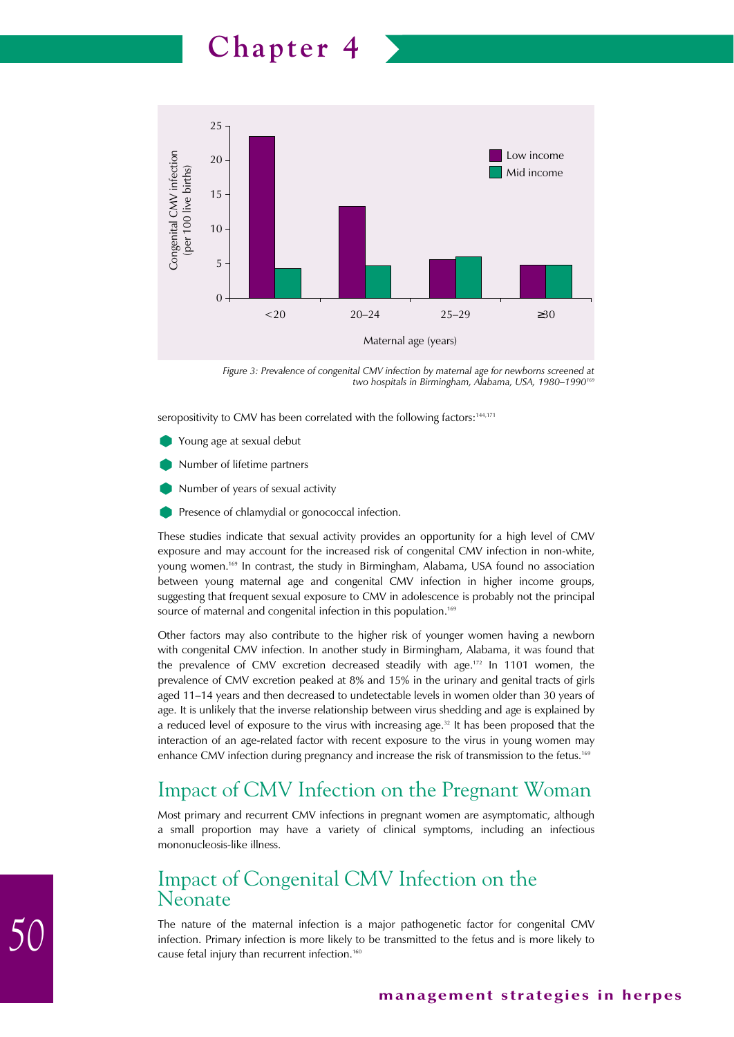Figure 3: Prevalence of congenital CMV infection by maternal age for newborns screened at two hospitals in Birmingham, Alabama, USA, 1980–1990[169]

seropositivity to CMV has been correlated with the following factors:[144,171]

- Young age at sexual debut
- Number of lifetime partners
- Number of years of sexual activity
- Presence of chlamydial or gonococcal infection.

These studies indicate that sexual activity provides an opportunity for a high level of CMV exposure and may account for the increased risk of congenital CMV infection in non-white, young women.[169] In contrast, the study in Birmingham, Alabama, USA found no association between young maternal age and congenital CMV infection in higher income groups, suggesting that frequent sexual exposure to CMV in adolescence is probably not the principal source of maternal and congenital infection in this population.[169]

Other factors may also contribute to the higher risk of younger women having a newborn with congenital CMV infection. In another study in Birmingham, Alabama, it was found that the prevalence of CMV excretion decreased steadily with age.[172] In 1101 women, the prevalence of CMV excretion peaked at 8% and 15% in the urinary and genital tracts of girls aged 11–14 years and then decreased to undetectable levels in women older than 30 years of age. It is unlikely that the inverse relationship between virus shedding and age is explained by a reduced level of exposure to the virus with increasing age.[32] It has been proposed that the interaction of an age-related factor with recent exposure to the virus in young women may enhance CMV infection during pregnancy and increase the risk of transmission to the fetus.[169]

## Impact of CMV Infection on the Pregnant Woman

Most primary and recurrent CMV infections in pregnant women are asymptomatic, although a small proportion may have a variety of clinical symptoms, including an infectious mononucleosis-like illness.

## Impact of Congenital CMV Infection on the Neonate

The nature of the maternal infection is a major pathogenetic factor for congenital CMV infection. Primary infection is more likely to be transmitted to the fetus and is more likely to cause fetal injury than recurrent infection.[160]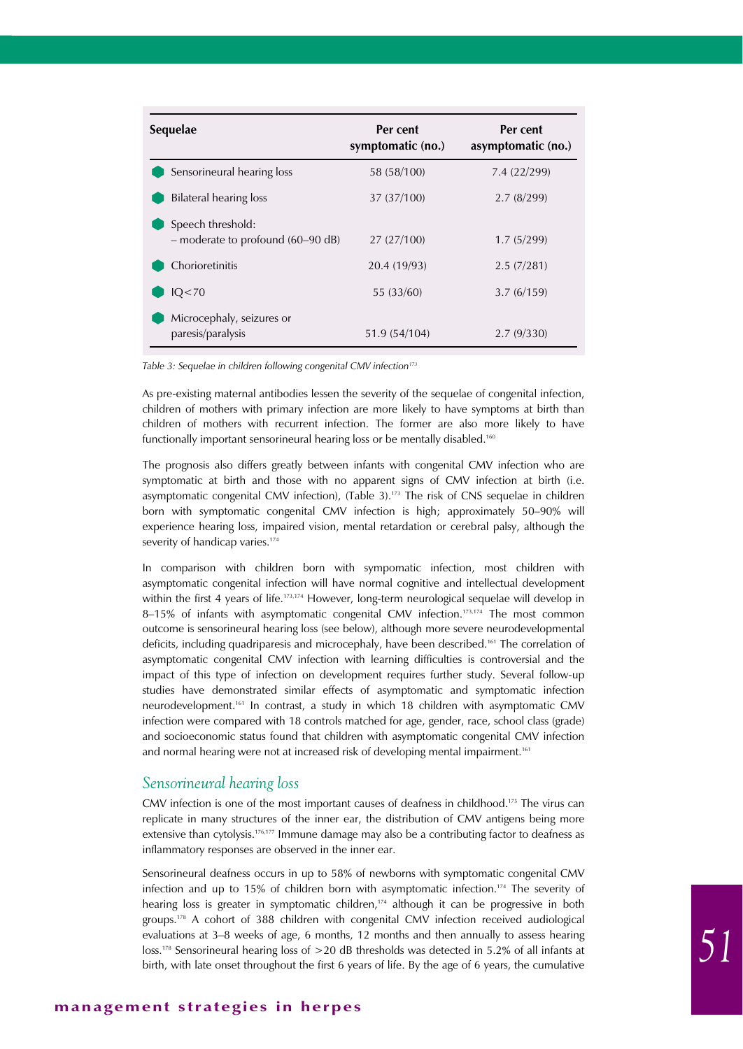| Sequelae | Per cent symptomatic (no.) | Per cent asymptomatic (no.) |
|---|---|---|
| Sensorineural hearing loss | 58 (58/100) | 7.4 (22/299) |
| Bilateral hearing loss | 37 (37/100) | 2.7 (8/299) |
| Speech threshold: – moderate to profound (60–90 dB) | 27 (27/100) | 1.7 (5/299) |
| Chorioretinitis | 20.4 (19/93) | 2.5 (7/281) |
| IQ<70 | 55 (33/60) | 3.7 (6/159) |
| Microcephaly, seizures or paresis/paralysis | 51.9 (54/104) | 2.7 (9/330) |

*Table 3: Sequelae in children following congenital CMV infection[173]*

As pre-existing maternal antibodies lessen the severity of the sequelae of congenital infection, children of mothers with primary infection are more likely to have symptoms at birth than children of mothers with recurrent infection. The former are also more likely to have functionally important sensorineural hearing loss or be mentally disabled.[160]

The prognosis also differs greatly between infants with congenital CMV infection who are symptomatic at birth and those with no apparent signs of CMV infection at birth (i.e. asymptomatic congenital CMV infection), (Table 3).[173] The risk of CNS sequelae in children born with symptomatic congenital CMV infection is high; approximately 50–90% will experience hearing loss, impaired vision, mental retardation or cerebral palsy, although the severity of handicap varies.[174]

In comparison with children born with sympomatic infection, most children with asymptomatic congenital infection will have normal cognitive and intellectual development within the first 4 years of life.[173,174] However, long-term neurological sequelae will develop in 8–15% of infants with asymptomatic congenital CMV infection.[173,174] The most common outcome is sensorineural hearing loss (see below), although more severe neurodevelopmental deficits, including quadriparesis and microcephaly, have been described.[161] The correlation of asymptomatic congenital CMV infection with learning difficulties is controversial and the impact of this type of infection on development requires further study. Several follow-up studies have demonstrated similar effects of asymptomatic and symptomatic infection neurodevelopment.[161] In contrast, a study in which 18 children with asymptomatic CMV infection were compared with 18 controls matched for age, gender, race, school class (grade) and socioeconomic status found that children with asymptomatic congenital CMV infection and normal hearing were not at increased risk of developing mental impairment.[161]

## *Sensorineural hearing loss*

CMV infection is one of the most important causes of deafness in childhood.[175] The virus can replicate in many structures of the inner ear, the distribution of CMV antigens being more extensive than cytolysis.[176,177] Immune damage may also be a contributing factor to deafness as inflammatory responses are observed in the inner ear.

Sensorineural deafness occurs in up to 58% of newborns with symptomatic congenital CMV infection and up to 15% of children born with asymptomatic infection.[174] The severity of hearing loss is greater in symptomatic children,[174] although it can be progressive in both groups.[178] A cohort of 388 children with congenital CMV infection received audiological evaluations at 3–8 weeks of age, 6 months, 12 months and then annually to assess hearing loss.[178] Sensorineural hearing loss of >20 dB thresholds was detected in 5.2% of all infants at birth, with late onset throughout the first 6 years of life. By the age of 6 years, the cumulative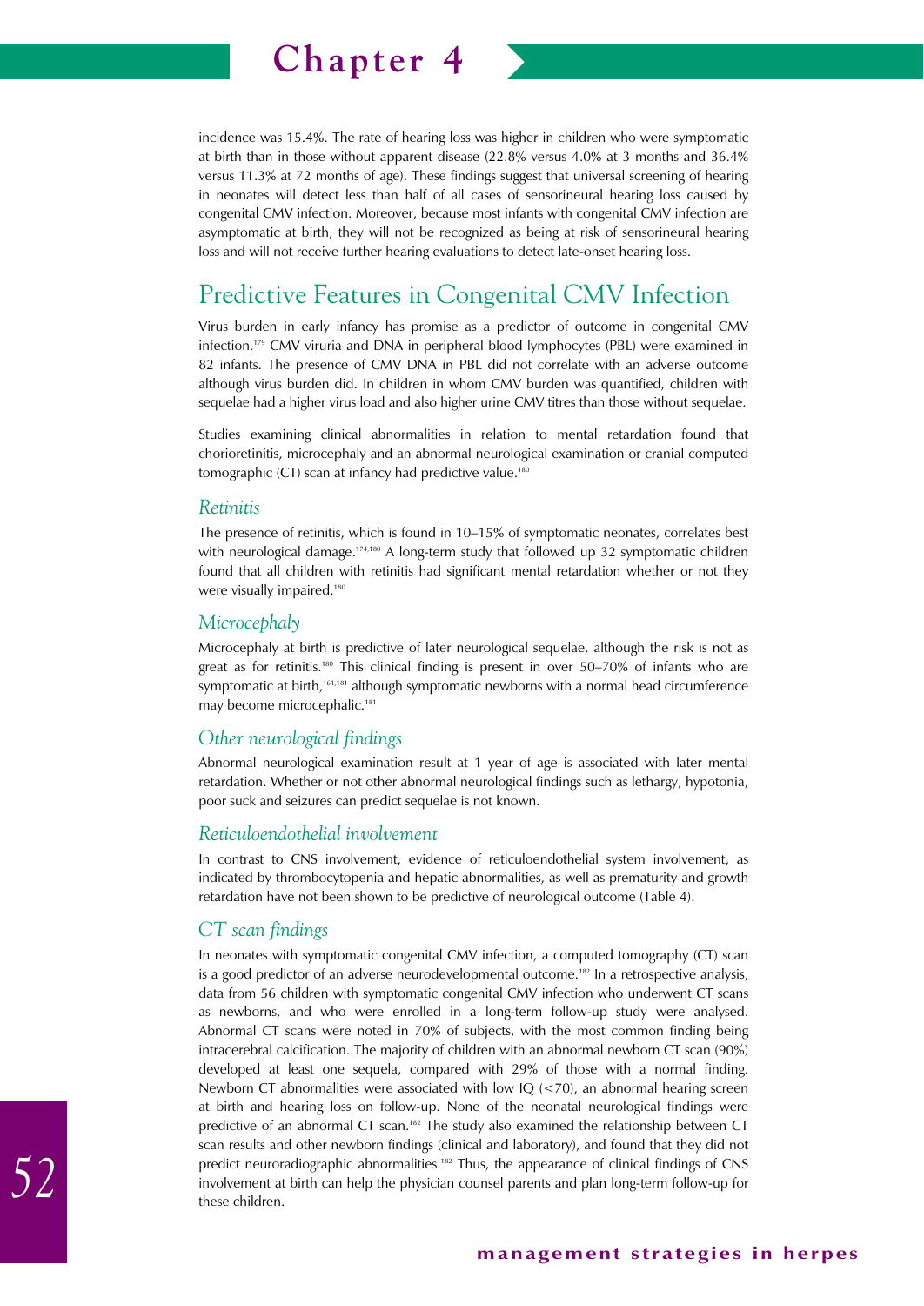incidence was 15.4%. The rate of hearing loss was higher in children who were symptomatic at birth than in those without apparent disease (22.8% versus 4.0% at 3 months and 36.4% versus 11.3% at 72 months of age). These findings suggest that universal screening of hearing in neonates will detect less than half of all cases of sensorineural hearing loss caused by congenital CMV infection. Moreover, because most infants with congenital CMV infection are asymptomatic at birth, they will not be recognized as being at risk of sensorineural hearing loss and will not receive further hearing evaluations to detect late-onset hearing loss.

## Predictive Features in Congenital CMV Infection

Virus burden in early infancy has promise as a predictor of outcome in congenital CMV infection.[179] CMV viruria and DNA in peripheral blood lymphocytes (PBL) were examined in 82 infants. The presence of CMV DNA in PBL did not correlate with an adverse outcome although virus burden did. In children in whom CMV burden was quantified, children with sequelae had a higher virus load and also higher urine CMV titres than those without sequelae.

Studies examining clinical abnormalities in relation to mental retardation found that chorioretinitis, microcephaly and an abnormal neurological examination or cranial computed tomographic (CT) scan at infancy had predictive value.[180]

### *Retinitis*

The presence of retinitis, which is found in 10–15% of symptomatic neonates, correlates best with neurological damage.[174,180] A long-term study that followed up 32 symptomatic children found that all children with retinitis had significant mental retardation whether or not they were visually impaired.[180]

### *Microcephaly*

Microcephaly at birth is predictive of later neurological sequelae, although the risk is not as great as for retinitis.[180] This clinical finding is present in over 50–70% of infants who are symptomatic at birth,[161,181] although symptomatic newborns with a normal head circumference may become microcephalic.[181]

### *Other neurological findings*

Abnormal neurological examination result at 1 year of age is associated with later mental retardation. Whether or not other abnormal neurological findings such as lethargy, hypotonia, poor suck and seizures can predict sequelae is not known.

### *Reticuloendothelial involvement*

In contrast to CNS involvement, evidence of reticuloendothelial system involvement, as indicated by thrombocytopenia and hepatic abnormalities, as well as prematurity and growth retardation have not been shown to be predictive of neurological outcome (Table 4).

### *CT scan findings*

In neonates with symptomatic congenital CMV infection, a computed tomography (CT) scan is a good predictor of an adverse neurodevelopmental outcome.[182] In a retrospective analysis, data from 56 children with symptomatic congenital CMV infection who underwent CT scans as newborns, and who were enrolled in a long-term follow-up study were analysed. Abnormal CT scans were noted in 70% of subjects, with the most common finding being intracerebral calcification. The majority of children with an abnormal newborn CT scan (90%) developed at least one sequela, compared with 29% of those with a normal finding. Newborn CT abnormalities were associated with low IQ (<70), an abnormal hearing screen at birth and hearing loss on follow-up. None of the neonatal neurological findings were predictive of an abnormal CT scan.[182] The study also examined the relationship between CT scan results and other newborn findings (clinical and laboratory), and found that they did not predict neuroradiographic abnormalities.[182] Thus, the appearance of clinical findings of CNS involvement at birth can help the physician counsel parents and plan long-term follow-up for these children.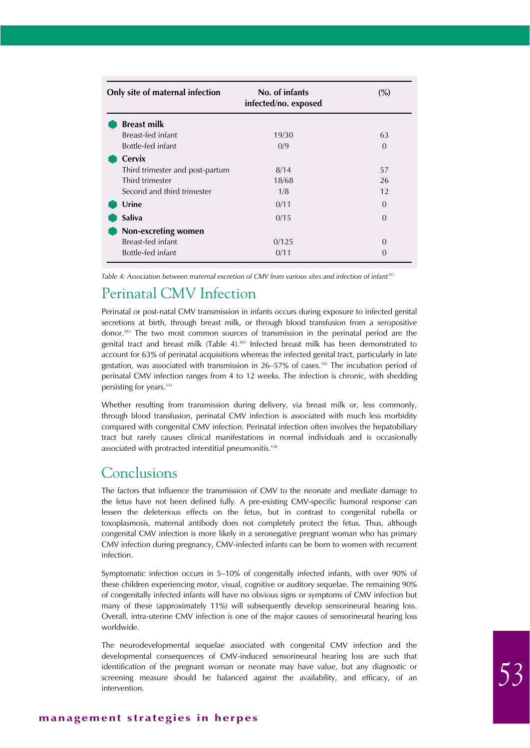| Only site of maternal infection | No. of infants infected/no. exposed | (%) |
|---|---|---|
| **Breast milk** | | |
| Breast-fed infant | 19/30 | 63 |
| Bottle-fed infant | 0/9 | 0 |
| **Cervix** | | |
| Third trimester and post-partum | 8/14 | 57 |
| Third trimester | 18/68 | 26 |
| Second and third trimester | 1/8 | 12 |
| **Urine** | 0/11 | 0 |
| **Saliva** | 0/15 | 0 |
| **Non-excreting women** | | |
| Breast-fed infant | 0/125 | 0 |
| Bottle-fed infant | 0/11 | 0 |

*Table 4: Association between maternal excretion of CMV from various sites and infection of infant[183]*

## Perinatal CMV Infection

Perinatal or post-natal CMV transmission in infants occurs during exposure to infected genital secretions at birth, through breast milk, or through blood transfusion from a seropositive donor.[183] The two most common sources of transmission in the perinatal period are the genital tract and breast milk (Table 4).[183] Infected breast milk has been demonstrated to account for 63% of perinatal acquisitions whereas the infected genital tract, particularly in late gestation, was associated with transmission in 26–57% of cases.[183] The incubation period of perinatal CMV infection ranges from 4 to 12 weeks. The infection is chronic, with shedding persisting for years.[133]

Whether resulting from transmission during delivery, via breast milk or, less commonly, through blood transfusion, perinatal CMV infection is associated with much less morbidity compared with congenital CMV infection. Perinatal infection often involves the hepatobiliary tract but rarely causes clinical manifestations in normal individuals and is occasionally associated with protracted interstitial pneumonitis.[158]

## Conclusions

The factors that influence the transmission of CMV to the neonate and mediate damage to the fetus have not been defined fully. A pre-existing CMV-specific humoral response can lessen the deleterious effects on the fetus, but in contrast to congenital rubella or toxoplasmosis, maternal antibody does not completely protect the fetus. Thus, although congenital CMV infection is more likely in a seronegative pregnant woman who has primary CMV infection during pregnancy, CMV-infected infants can be born to women with recurrent infection.

Symptomatic infection occurs in 5–10% of congenitally infected infants, with over 90% of these children experiencing motor, visual, cognitive or auditory sequelae. The remaining 90% of congenitally infected infants will have no obvious signs or symptoms of CMV infection but many of these (approximately 11%) will subsequently develop sensorineural hearing loss. Overall, intra-uterine CMV infection is one of the major causes of sensorineural hearing loss worldwide.

The neurodevelopmental sequelae associated with congenital CMV infection and the developmental consequences of CMV-induced sensorineural hearing loss are such that identification of the pregnant woman or neonate may have value, but any diagnostic or screening measure should be balanced against the availability, and efficacy, of an intervention.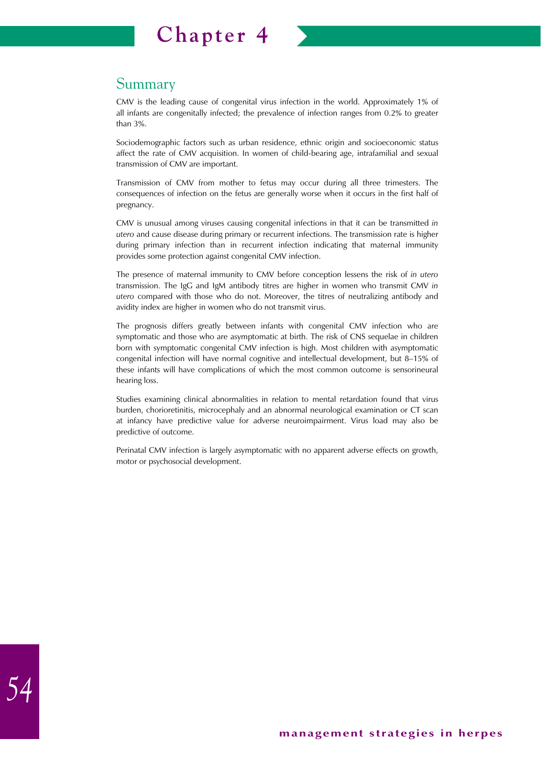# Chapter 4

## Summary

CMV is the leading cause of congenital virus infection in the world. Approximately 1% of all infants are congenitally infected; the prevalence of infection ranges from 0.2% to greater than 3%.

Sociodemographic factors such as urban residence, ethnic origin and socioeconomic status affect the rate of CMV acquisition. In women of child-bearing age, intrafamilial and sexual transmission of CMV are important.

Transmission of CMV from mother to fetus may occur during all three trimesters. The consequences of infection on the fetus are generally worse when it occurs in the first half of pregnancy.

CMV is unusual among viruses causing congenital infections in that it can be transmitted *in utero* and cause disease during primary or recurrent infections. The transmission rate is higher during primary infection than in recurrent infection indicating that maternal immunity provides some protection against congenital CMV infection.

The presence of maternal immunity to CMV before conception lessens the risk of *in utero* transmission. The IgG and IgM antibody titres are higher in women who transmit CMV *in utero* compared with those who do not. Moreover, the titres of neutralizing antibody and avidity index are higher in women who do not transmit virus.

The prognosis differs greatly between infants with congenital CMV infection who are symptomatic and those who are asymptomatic at birth. The risk of CNS sequelae in children born with symptomatic congenital CMV infection is high. Most children with asymptomatic congenital infection will have normal cognitive and intellectual development, but 8–15% of these infants will have complications of which the most common outcome is sensorineural hearing loss.

Studies examining clinical abnormalities in relation to mental retardation found that virus burden, chorioretinitis, microcephaly and an abnormal neurological examination or CT scan at infancy have predictive value for adverse neuroimpairment. Virus load may also be predictive of outcome.

Perinatal CMV infection is largely asymptomatic with no apparent adverse effects on growth, motor or psychosocial development.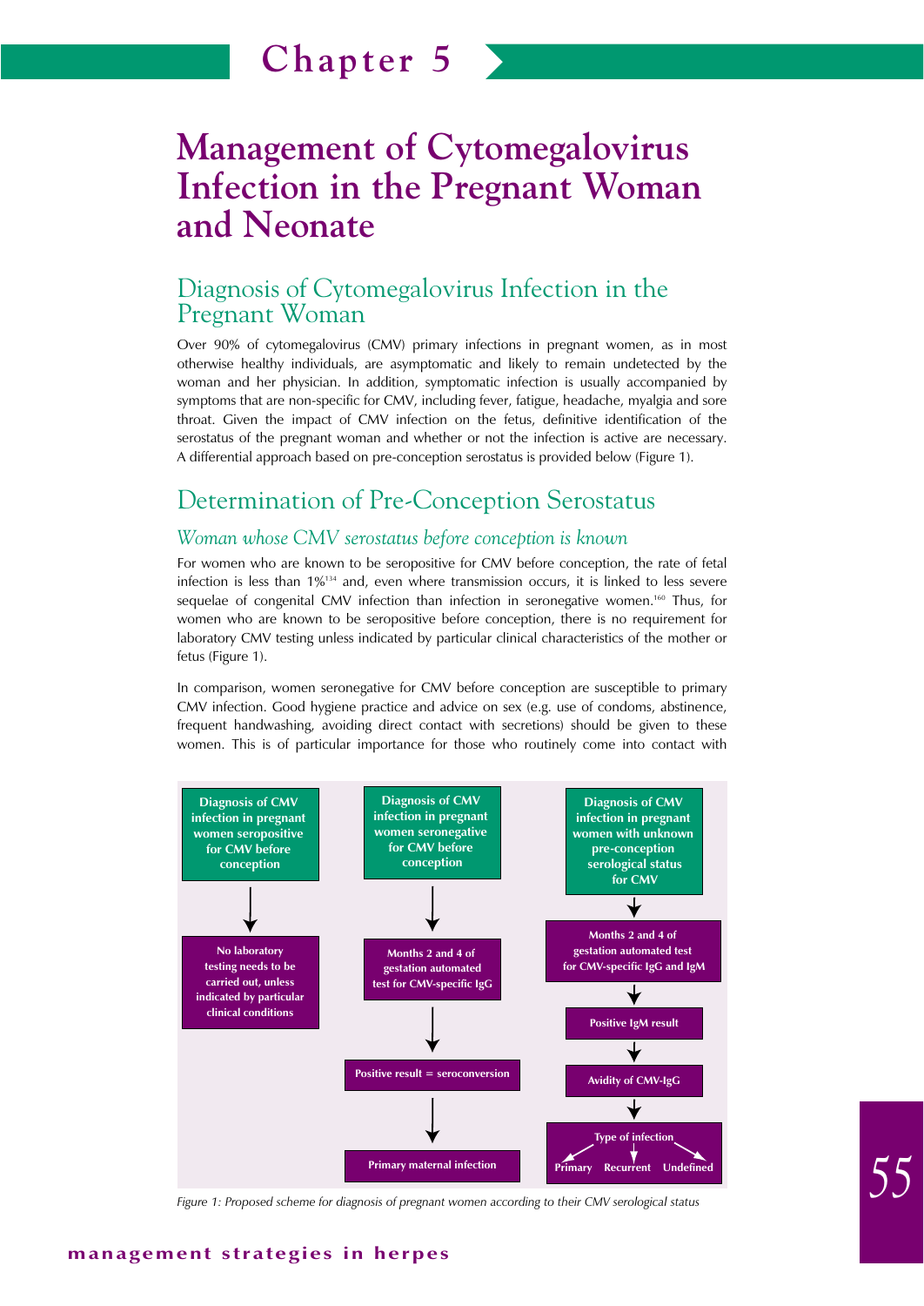# Chapter 5

# Management of Cytomegalovirus Infection in the Pregnant Woman and Neonate

## Diagnosis of Cytomegalovirus Infection in the Pregnant Woman

Over 90% of cytomegalovirus (CMV) primary infections in pregnant women, as in most otherwise healthy individuals, are asymptomatic and likely to remain undetected by the woman and her physician. In addition, symptomatic infection is usually accompanied by symptoms that are non-specific for CMV, including fever, fatigue, headache, myalgia and sore throat. Given the impact of CMV infection on the fetus, definitive identification of the serostatus of the pregnant woman and whether or not the infection is active are necessary. A differential approach based on pre-conception serostatus is provided below (Figure 1).

## Determination of Pre-Conception Serostatus

### *Woman whose CMV serostatus before conception is known*

For women who are known to be seropositive for CMV before conception, the rate of fetal infection is less than 1%[134] and, even where transmission occurs, it is linked to less severe sequelae of congenital CMV infection than infection in seronegative women.[160] Thus, for women who are known to be seropositive before conception, there is no requirement for laboratory CMV testing unless indicated by particular clinical characteristics of the mother or fetus (Figure 1).

In comparison, women seronegative for CMV before conception are susceptible to primary CMV infection. Good hygiene practice and advice on sex (e.g. use of condoms, abstinence, frequent handwashing, avoiding direct contact with secretions) should be given to these women. This is of particular importance for those who routinely come into contact with

**Diagnosis of CMV infection in pregnant women seropositive for CMV before conception**
→ No laboratory testing needs to be carried out, unless indicated by particular clinical conditions

**Diagnosis of CMV infection in pregnant women seronegative for CMV before conception**
→ Months 2 and 4 of gestation automated test for CMV-specific IgG
→ Positive result = seroconversion
→ Primary maternal infection

**Diagnosis of CMV infection in pregnant women with unknown pre-conception serological status for CMV**
→ Months 2 and 4 of gestation automated test for CMV-specific IgG and IgM
→ Positive IgM result
→ Avidity of CMV-IgG
→ Type of infection: Primary / Recurrent / Undefined

Figure 1: Proposed scheme for diagnosis of pregnant women according to their CMV serological status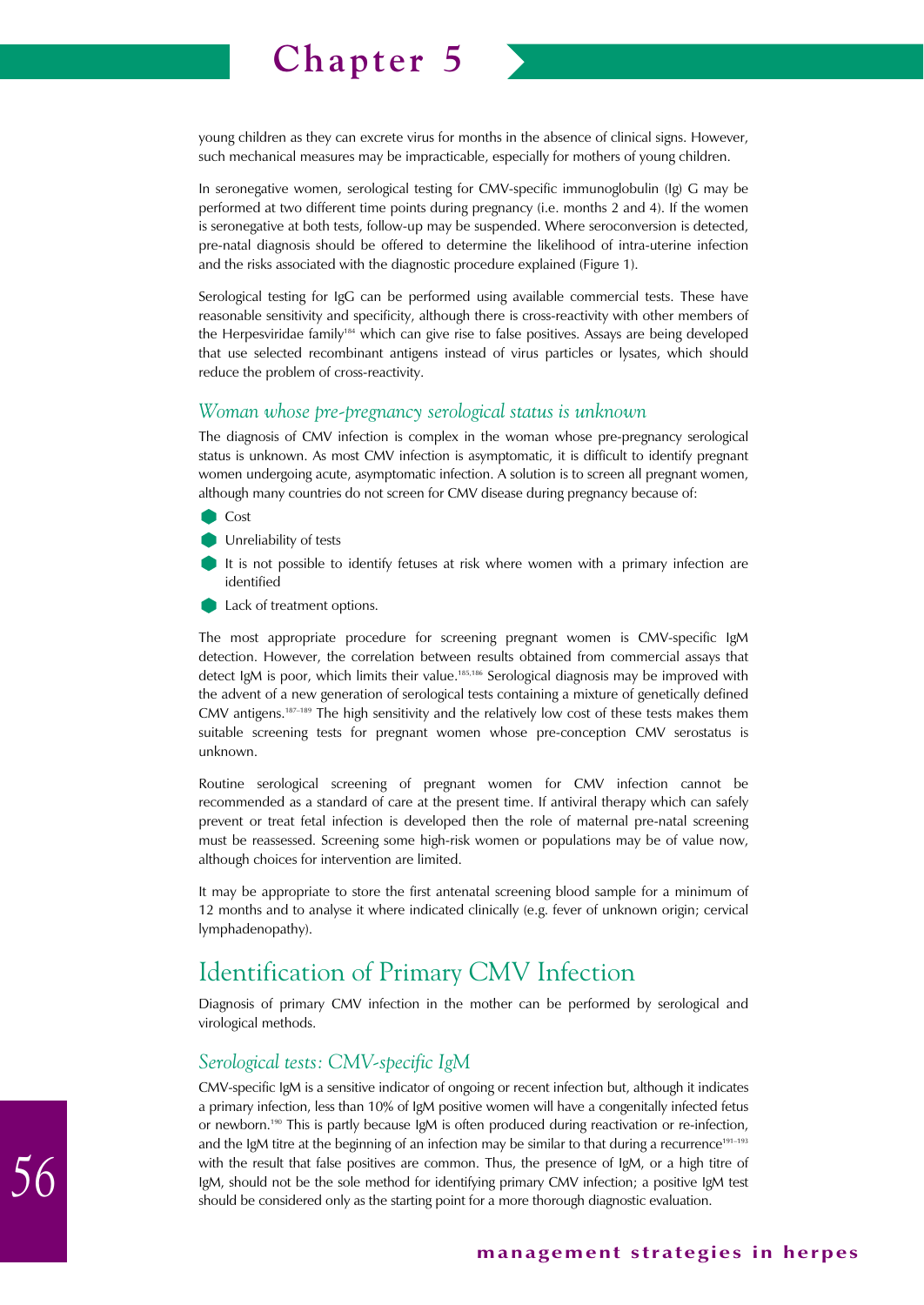young children as they can excrete virus for months in the absence of clinical signs. However, such mechanical measures may be impracticable, especially for mothers of young children.

In seronegative women, serological testing for CMV-specific immunoglobulin (Ig) G may be performed at two different time points during pregnancy (i.e. months 2 and 4). If the women is seronegative at both tests, follow-up may be suspended. Where seroconversion is detected, pre-natal diagnosis should be offered to determine the likelihood of intra-uterine infection and the risks associated with the diagnostic procedure explained (Figure 1).

Serological testing for IgG can be performed using available commercial tests. These have reasonable sensitivity and specificity, although there is cross-reactivity with other members of the Herpesviridae family[184] which can give rise to false positives. Assays are being developed that use selected recombinant antigens instead of virus particles or lysates, which should reduce the problem of cross-reactivity.

### *Woman whose pre-pregnancy serological status is unknown*

The diagnosis of CMV infection is complex in the woman whose pre-pregnancy serological status is unknown. As most CMV infection is asymptomatic, it is difficult to identify pregnant women undergoing acute, asymptomatic infection. A solution is to screen all pregnant women, although many countries do not screen for CMV disease during pregnancy because of:

- Cost
- Unreliability of tests
- It is not possible to identify fetuses at risk where women with a primary infection are identified
- Lack of treatment options.

The most appropriate procedure for screening pregnant women is CMV-specific IgM detection. However, the correlation between results obtained from commercial assays that detect IgM is poor, which limits their value.[185,186] Serological diagnosis may be improved with the advent of a new generation of serological tests containing a mixture of genetically defined CMV antigens.[187–189] The high sensitivity and the relatively low cost of these tests makes them suitable screening tests for pregnant women whose pre-conception CMV serostatus is unknown.

Routine serological screening of pregnant women for CMV infection cannot be recommended as a standard of care at the present time. If antiviral therapy which can safely prevent or treat fetal infection is developed then the role of maternal pre-natal screening must be reassessed. Screening some high-risk women or populations may be of value now, although choices for intervention are limited.

It may be appropriate to store the first antenatal screening blood sample for a minimum of 12 months and to analyse it where indicated clinically (e.g. fever of unknown origin; cervical lymphadenopathy).

## Identification of Primary CMV Infection

Diagnosis of primary CMV infection in the mother can be performed by serological and virological methods.

### *Serological tests: CMV-specific IgM*

CMV-specific IgM is a sensitive indicator of ongoing or recent infection but, although it indicates a primary infection, less than 10% of IgM positive women will have a congenitally infected fetus or newborn.[190] This is partly because IgM is often produced during reactivation or re-infection, and the IgM titre at the beginning of an infection may be similar to that during a recurrence[191–193] with the result that false positives are common. Thus, the presence of IgM, or a high titre of IgM, should not be the sole method for identifying primary CMV infection; a positive IgM test should be considered only as the starting point for a more thorough diagnostic evaluation.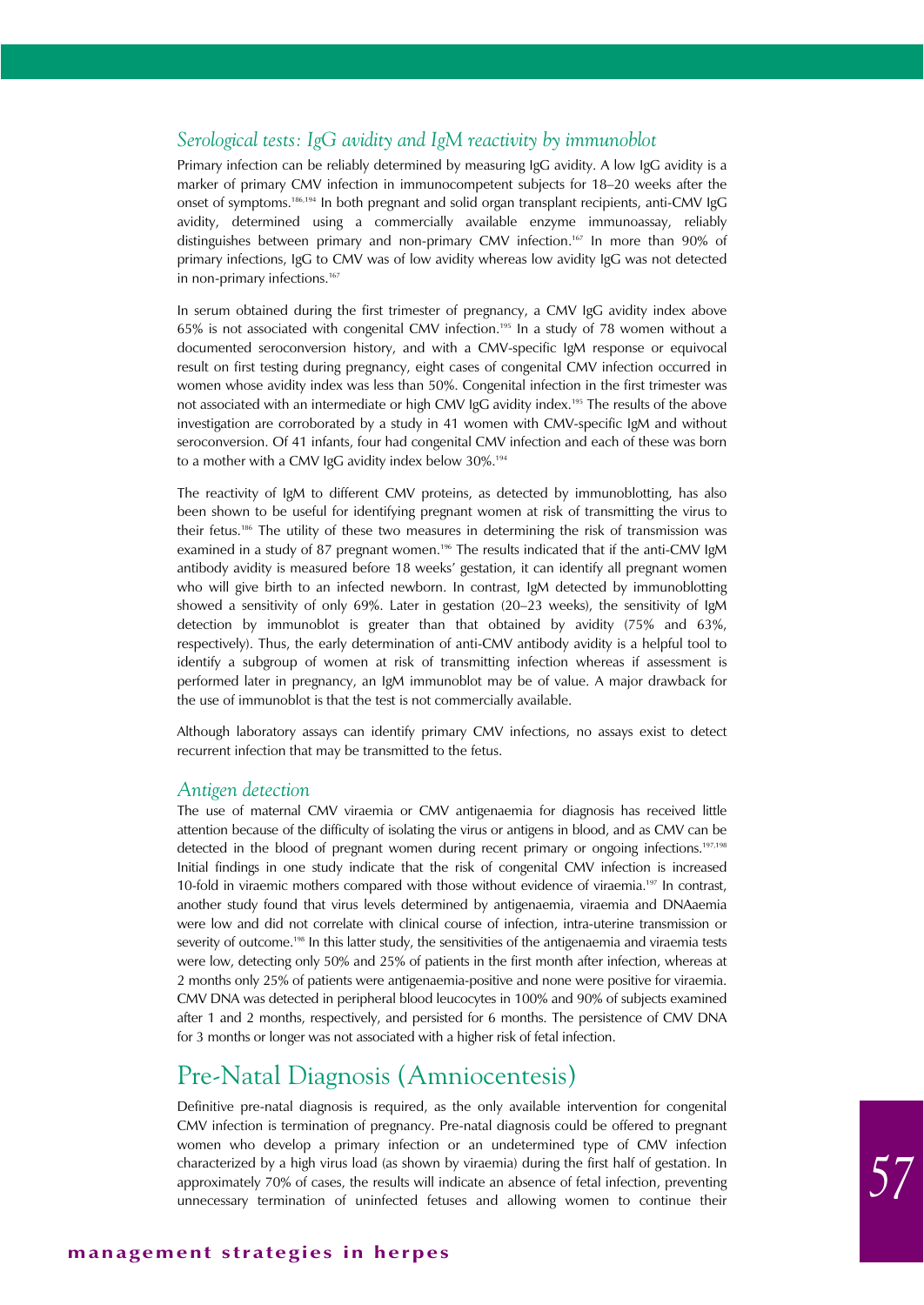### *Serological tests: IgG avidity and IgM reactivity by immunoblot*

Primary infection can be reliably determined by measuring IgG avidity. A low IgG avidity is a marker of primary CMV infection in immunocompetent subjects for 18–20 weeks after the onset of symptoms.[186,194] In both pregnant and solid organ transplant recipients, anti-CMV IgG avidity, determined using a commercially available enzyme immunoassay, reliably distinguishes between primary and non-primary CMV infection.[167] In more than 90% of primary infections, IgG to CMV was of low avidity whereas low avidity IgG was not detected in non-primary infections.[167]

In serum obtained during the first trimester of pregnancy, a CMV IgG avidity index above 65% is not associated with congenital CMV infection.[195] In a study of 78 women without a documented seroconversion history, and with a CMV-specific IgM response or equivocal result on first testing during pregnancy, eight cases of congenital CMV infection occurred in women whose avidity index was less than 50%. Congenital infection in the first trimester was not associated with an intermediate or high CMV IgG avidity index.[195] The results of the above investigation are corroborated by a study in 41 women with CMV-specific IgM and without seroconversion. Of 41 infants, four had congenital CMV infection and each of these was born to a mother with a CMV IgG avidity index below 30%.[194]

The reactivity of IgM to different CMV proteins, as detected by immunoblotting, has also been shown to be useful for identifying pregnant women at risk of transmitting the virus to their fetus.[186] The utility of these two measures in determining the risk of transmission was examined in a study of 87 pregnant women.[196] The results indicated that if the anti-CMV IgM antibody avidity is measured before 18 weeks' gestation, it can identify all pregnant women who will give birth to an infected newborn. In contrast, IgM detected by immunoblotting showed a sensitivity of only 69%. Later in gestation (20–23 weeks), the sensitivity of IgM detection by immunoblot is greater than that obtained by avidity (75% and 63%, respectively). Thus, the early determination of anti-CMV antibody avidity is a helpful tool to identify a subgroup of women at risk of transmitting infection whereas if assessment is performed later in pregnancy, an IgM immunoblot may be of value. A major drawback for the use of immunoblot is that the test is not commercially available.

Although laboratory assays can identify primary CMV infections, no assays exist to detect recurrent infection that may be transmitted to the fetus.

### *Antigen detection*

The use of maternal CMV viraemia or CMV antigenaemia for diagnosis has received little attention because of the difficulty of isolating the virus or antigens in blood, and as CMV can be detected in the blood of pregnant women during recent primary or ongoing infections.[197,198] Initial findings in one study indicate that the risk of congenital CMV infection is increased 10-fold in viraemic mothers compared with those without evidence of viraemia.[197] In contrast, another study found that virus levels determined by antigenaemia, viraemia and DNAaemia were low and did not correlate with clinical course of infection, intra-uterine transmission or severity of outcome.[198] In this latter study, the sensitivities of the antigenaemia and viraemia tests were low, detecting only 50% and 25% of patients in the first month after infection, whereas at 2 months only 25% of patients were antigenaemia-positive and none were positive for viraemia. CMV DNA was detected in peripheral blood leucocytes in 100% and 90% of subjects examined after 1 and 2 months, respectively, and persisted for 6 months. The persistence of CMV DNA for 3 months or longer was not associated with a higher risk of fetal infection.

## Pre-Natal Diagnosis (Amniocentesis)

Definitive pre-natal diagnosis is required, as the only available intervention for congenital CMV infection is termination of pregnancy. Pre-natal diagnosis could be offered to pregnant women who develop a primary infection or an undetermined type of CMV infection characterized by a high virus load (as shown by viraemia) during the first half of gestation. In approximately 70% of cases, the results will indicate an absence of fetal infection, preventing unnecessary termination of uninfected fetuses and allowing women to continue their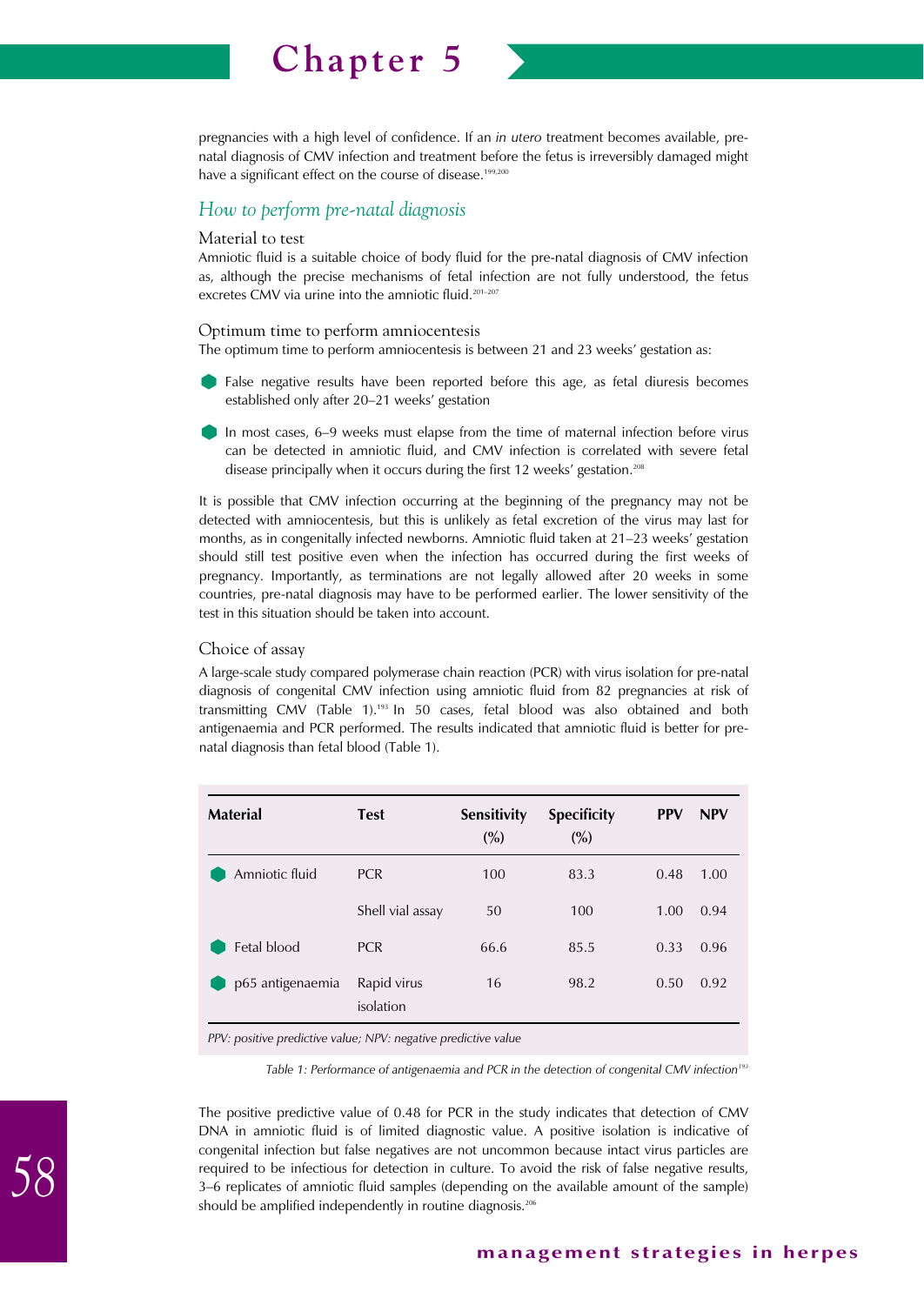pregnancies with a high level of confidence. If an *in utero* treatment becomes available, pre-natal diagnosis of CMV infection and treatment before the fetus is irreversibly damaged might have a significant effect on the course of disease.[199,200]

## *How to perform pre-natal diagnosis*

### Material to test

Amniotic fluid is a suitable choice of body fluid for the pre-natal diagnosis of CMV infection as, although the precise mechanisms of fetal infection are not fully understood, the fetus excretes CMV via urine into the amniotic fluid.[201–207]

### Optimum time to perform amniocentesis

The optimum time to perform amniocentesis is between 21 and 23 weeks' gestation as:

- False negative results have been reported before this age, as fetal diuresis becomes established only after 20–21 weeks' gestation
- In most cases, 6–9 weeks must elapse from the time of maternal infection before virus can be detected in amniotic fluid, and CMV infection is correlated with severe fetal disease principally when it occurs during the first 12 weeks' gestation.[208]

It is possible that CMV infection occurring at the beginning of the pregnancy may not be detected with amniocentesis, but this is unlikely as fetal excretion of the virus may last for months, as in congenitally infected newborns. Amniotic fluid taken at 21–23 weeks' gestation should still test positive even when the infection has occurred during the first weeks of pregnancy. Importantly, as terminations are not legally allowed after 20 weeks in some countries, pre-natal diagnosis may have to be performed earlier. The lower sensitivity of the test in this situation should be taken into account.

### Choice of assay

A large-scale study compared polymerase chain reaction (PCR) with virus isolation for pre-natal diagnosis of congenital CMV infection using amniotic fluid from 82 pregnancies at risk of transmitting CMV (Table 1).[193] In 50 cases, fetal blood was also obtained and both antigenaemia and PCR performed. The results indicated that amniotic fluid is better for pre-natal diagnosis than fetal blood (Table 1).

| Material | Test | Sensitivity (%) | Specificity (%) | PPV | NPV |
|---|---|---|---|---|---|
| Amniotic fluid | PCR | 100 | 83.3 | 0.48 | 1.00 |
| | Shell vial assay | 50 | 100 | 1.00 | 0.94 |
| Fetal blood | PCR | 66.6 | 85.5 | 0.33 | 0.96 |
| p65 antigenaemia | Rapid virus isolation | 16 | 98.2 | 0.50 | 0.92 |

*PPV: positive predictive value; NPV: negative predictive value*

*Table 1: Performance of antigenaemia and PCR in the detection of congenital CMV infection[193]*

The positive predictive value of 0.48 for PCR in the study indicates that detection of CMV DNA in amniotic fluid is of limited diagnostic value. A positive isolation is indicative of congenital infection but false negatives are not uncommon because intact virus particles are required to be infectious for detection in culture. To avoid the risk of false negative results, 3–6 replicates of amniotic fluid samples (depending on the available amount of the sample) should be amplified independently in routine diagnosis.[206]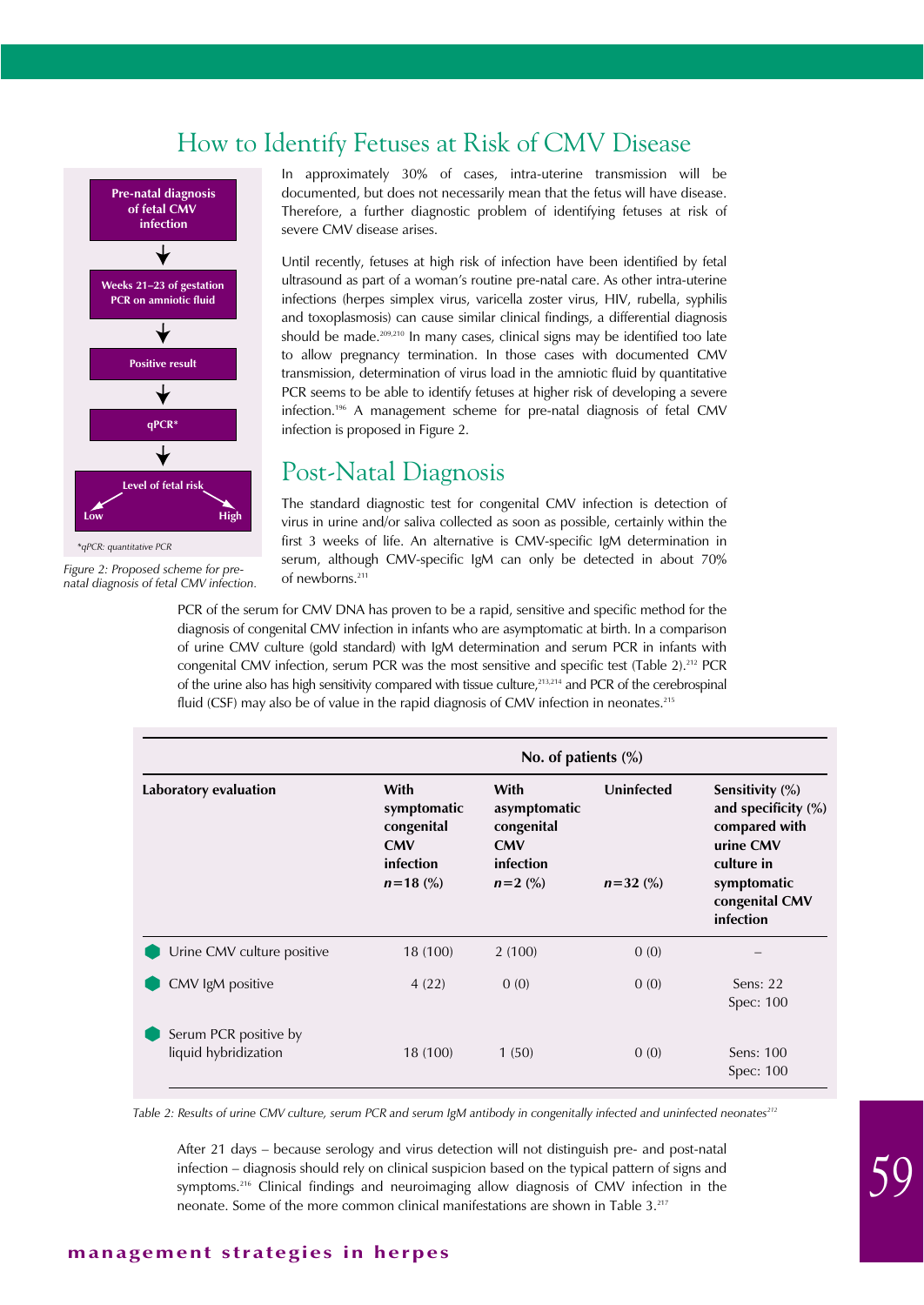## How to Identify Fetuses at Risk of CMV Disease

Pre-natal diagnosis of fetal CMV infection

↓

Weeks 21–23 of gestation PCR on amniotic fluid

↓

Positive result

↓

qPCR*

↓

Level of fetal risk

Low — High

*qPCR: quantitative PCR

*Figure 2: Proposed scheme for pre-natal diagnosis of fetal CMV infection.*

In approximately 30% of cases, intra-uterine transmission will be documented, but does not necessarily mean that the fetus will have disease. Therefore, a further diagnostic problem of identifying fetuses at risk of severe CMV disease arises.

Until recently, fetuses at high risk of infection have been identified by fetal ultrasound as part of a woman's routine pre-natal care. As other intra-uterine infections (herpes simplex virus, varicella zoster virus, HIV, rubella, syphilis and toxoplasmosis) can cause similar clinical findings, a differential diagnosis should be made.[209,210] In many cases, clinical signs may be identified too late to allow pregnancy termination. In those cases with documented CMV transmission, determination of virus load in the amniotic fluid by quantitative PCR seems to be able to identify fetuses at higher risk of developing a severe infection.[196] A management scheme for pre-natal diagnosis of fetal CMV infection is proposed in Figure 2.

## Post-Natal Diagnosis

The standard diagnostic test for congenital CMV infection is detection of virus in urine and/or saliva collected as soon as possible, certainly within the first 3 weeks of life. An alternative is CMV-specific IgM determination in serum, although CMV-specific IgM can only be detected in about 70% of newborns.[211]

PCR of the serum for CMV DNA has proven to be a rapid, sensitive and specific method for the diagnosis of congenital CMV infection in infants who are asymptomatic at birth. In a comparison of urine CMV culture (gold standard) with IgM determination and serum PCR in infants with congenital CMV infection, serum PCR was the most sensitive and specific test (Table 2).[212] PCR of the urine also has high sensitivity compared with tissue culture,[213,214] and PCR of the cerebrospinal fluid (CSF) may also be of value in the rapid diagnosis of CMV infection in neonates.[215]

| Laboratory evaluation | No. of patients (%) | | | |
|---|---|---|---|---|
| | **With symptomatic congenital CMV infection** *n*=18 (%) | **With asymptomatic congenital CMV infection** *n*=2 (%) | **Uninfected** *n*=32 (%) | **Sensitivity (%) and specificity (%) compared with urine CMV culture in symptomatic congenital CMV infection** |
| Urine CMV culture positive | 18 (100) | 2 (100) | 0 (0) | – |
| CMV IgM positive | 4 (22) | 0 (0) | 0 (0) | Sens: 22 Spec: 100 |
| Serum PCR positive by liquid hybridization | 18 (100) | 1 (50) | 0 (0) | Sens: 100 Spec: 100 |

*Table 2: Results of urine CMV culture, serum PCR and serum IgM antibody in congenitally infected and uninfected neonates[212]*

After 21 days – because serology and virus detection will not distinguish pre- and post-natal infection – diagnosis should rely on clinical suspicion based on the typical pattern of signs and symptoms.[216] Clinical findings and neuroimaging allow diagnosis of CMV infection in the neonate. Some of the more common clinical manifestations are shown in Table 3.[217]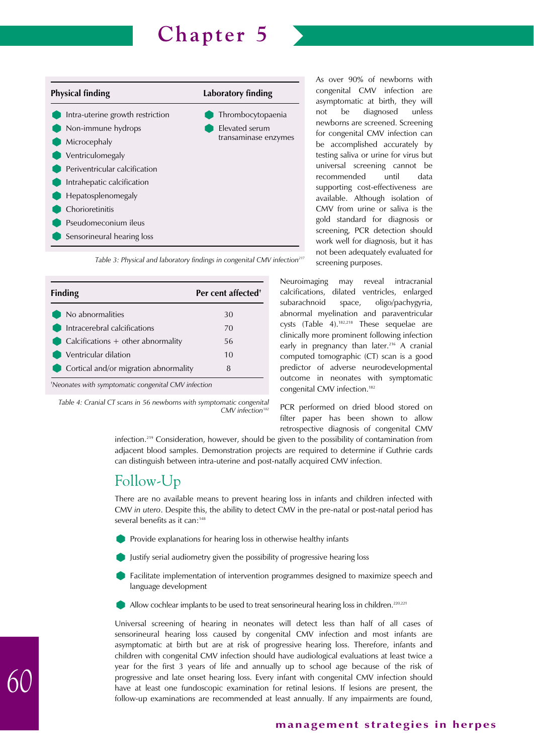| Physical finding | Laboratory finding |
|---|---|
| Intra-uterine growth restriction | Thrombocytopaenia |
| Non-immune hydrops | Elevated serum transaminase enzymes |
| Microcephaly | |
| Ventriculomegaly | |
| Periventricular calcification | |
| Intrahepatic calcification | |
| Hepatosplenomegaly | |
| Chorioretinitis | |
| Pseudomeconium ileus | |
| Sensorineural hearing loss | |

*Table 3: Physical and laboratory findings in congenital CMV infection[217]*

As over 90% of newborns with congenital CMV infection are asymptomatic at birth, they will not be diagnosed unless newborns are screened. Screening for congenital CMV infection can be accomplished accurately by testing saliva or urine for virus but universal screening cannot be recommended until data supporting cost-effectiveness are available. Although isolation of CMV from urine or saliva is the gold standard for diagnosis or screening, PCR detection should work well for diagnosis, but it has not been adequately evaluated for screening purposes.

| Finding | Per cent affected† |
|---|---|
| No abnormalities | 30 |
| Intracerebral calcifications | 70 |
| Calcifications + other abnormality | 56 |
| Ventricular dilation | 10 |
| Cortical and/or migration abnormality | 8 |

†*Neonates with symptomatic congenital CMV infection*

*Table 4: Cranial CT scans in 56 newborns with symptomatic congenital CMV infection[182]*

Neuroimaging may reveal intracranial calcifications, dilated ventricles, enlarged subarachnoid space, oligo/pachygyria, abnormal myelination and paraventricular cysts (Table 4).[182,218] These sequelae are clinically more prominent following infection early in pregnancy than later.[216] A cranial computed tomographic (CT) scan is a good predictor of adverse neurodevelopmental outcome in neonates with symptomatic congenital CMV infection.[182]

PCR performed on dried blood stored on filter paper has been shown to allow retrospective diagnosis of congenital CMV infection.[219] Consideration, however, should be given to the possibility of contamination from adjacent blood samples. Demonstration projects are required to determine if Guthrie cards can distinguish between intra-uterine and post-natally acquired CMV infection.

## Follow-Up

There are no available means to prevent hearing loss in infants and children infected with CMV *in utero*. Despite this, the ability to detect CMV in the pre-natal or post-natal period has several benefits as it can:[148]

- Provide explanations for hearing loss in otherwise healthy infants
- Justify serial audiometry given the possibility of progressive hearing loss
- Facilitate implementation of intervention programmes designed to maximize speech and language development
- Allow cochlear implants to be used to treat sensorineural hearing loss in children.[220,221]

Universal screening of hearing in neonates will detect less than half of all cases of sensorineural hearing loss caused by congenital CMV infection and most infants are asymptomatic at birth but are at risk of progressive hearing loss. Therefore, infants and children with congenital CMV infection should have audiological evaluations at least twice a year for the first 3 years of life and annually up to school age because of the risk of progressive and late onset hearing loss. Every infant with congenital CMV infection should have at least one fundoscopic examination for retinal lesions. If lesions are present, the follow-up examinations are recommended at least annually. If any impairments are found,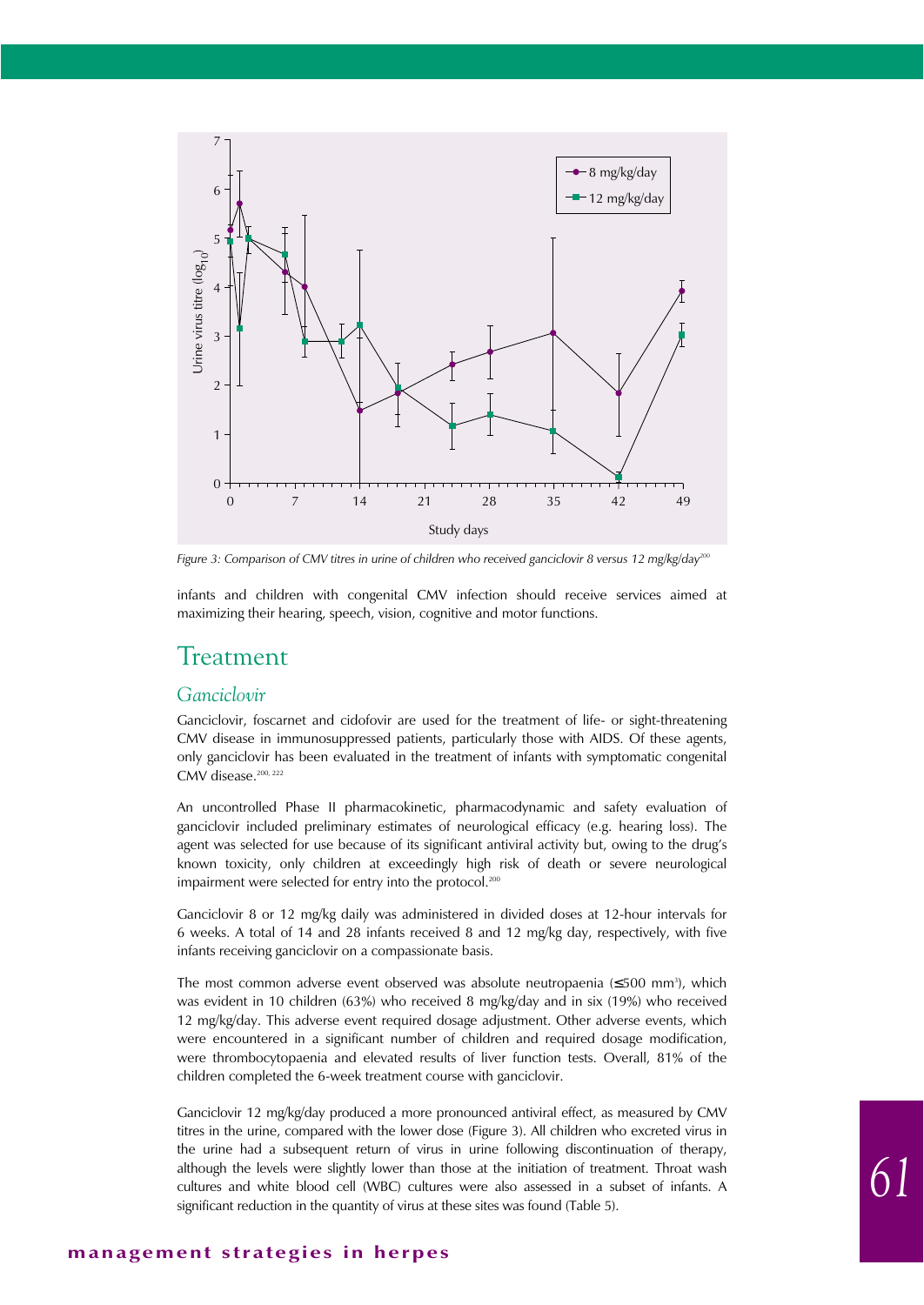Figure 3: Comparison of CMV titres in urine of children who received ganciclovir 8 versus 12 mg/kg/day[200]

infants and children with congenital CMV infection should receive services aimed at maximizing their hearing, speech, vision, cognitive and motor functions.

## Treatment

### Ganciclovir

Ganciclovir, foscarnet and cidofovir are used for the treatment of life- or sight-threatening CMV disease in immunosuppressed patients, particularly those with AIDS. Of these agents, only ganciclovir has been evaluated in the treatment of infants with symptomatic congenital CMV disease.[200, 222]

An uncontrolled Phase II pharmacokinetic, pharmacodynamic and safety evaluation of ganciclovir included preliminary estimates of neurological efficacy (e.g. hearing loss). The agent was selected for use because of its significant antiviral activity but, owing to the drug's known toxicity, only children at exceedingly high risk of death or severe neurological impairment were selected for entry into the protocol.[200]

Ganciclovir 8 or 12 mg/kg daily was administered in divided doses at 12-hour intervals for 6 weeks. A total of 14 and 28 infants received 8 and 12 mg/kg day, respectively, with five infants receiving ganciclovir on a compassionate basis.

The most common adverse event observed was absolute neutropaenia (≤500 mm$^3$), which was evident in 10 children (63%) who received 8 mg/kg/day and in six (19%) who received 12 mg/kg/day. This adverse event required dosage adjustment. Other adverse events, which were encountered in a significant number of children and required dosage modification, were thrombocytopaenia and elevated results of liver function tests. Overall, 81% of the children completed the 6-week treatment course with ganciclovir.

Ganciclovir 12 mg/kg/day produced a more pronounced antiviral effect, as measured by CMV titres in the urine, compared with the lower dose (Figure 3). All children who excreted virus in the urine had a subsequent return of virus in urine following discontinuation of therapy, although the levels were slightly lower than those at the initiation of treatment. Throat wash cultures and white blood cell (WBC) cultures were also assessed in a subset of infants. A significant reduction in the quantity of virus at these sites was found (Table 5).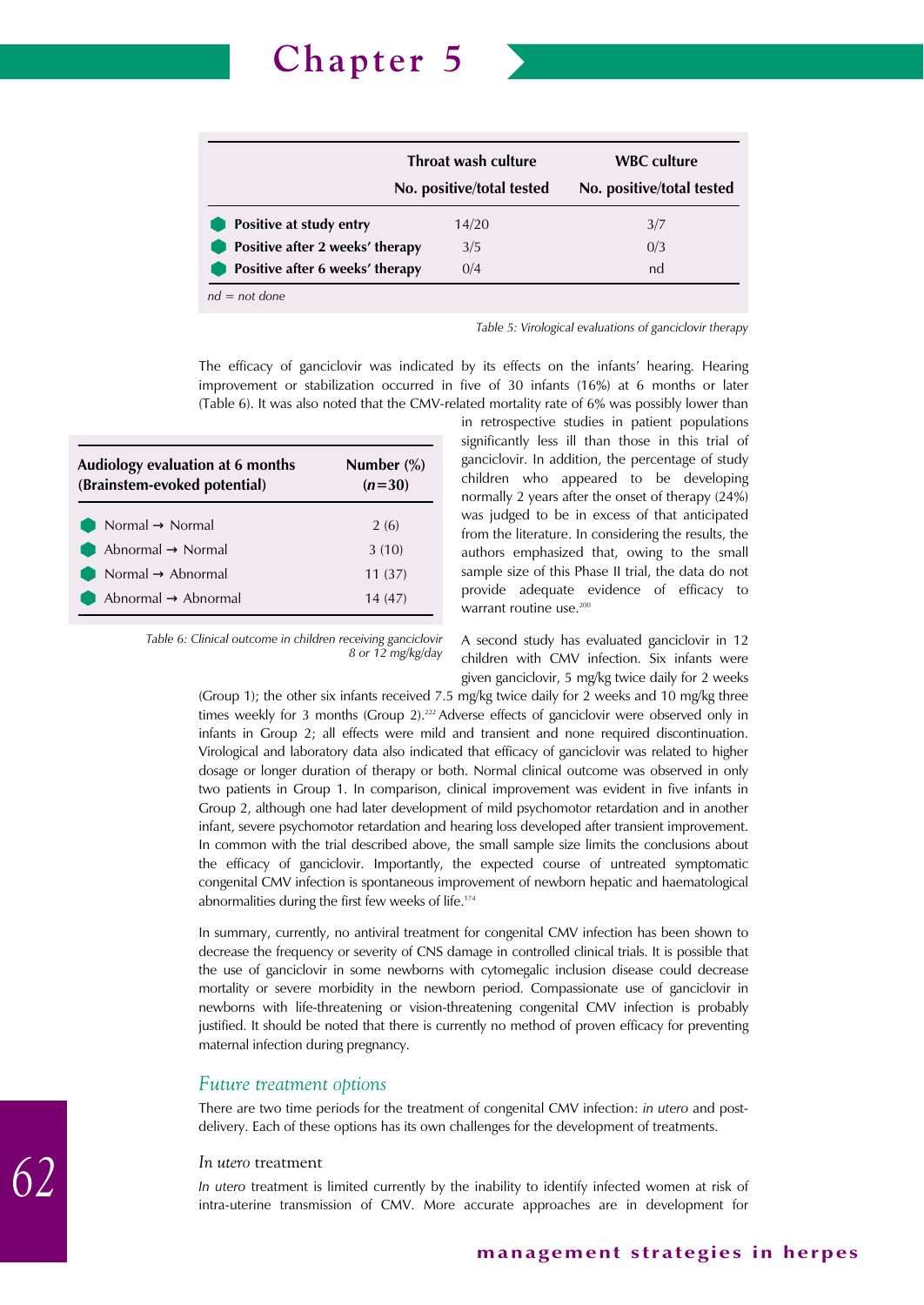| | Throat wash culture<br>No. positive/total tested | WBC culture<br>No. positive/total tested |
|---|---|---|
| Positive at study entry | 14/20 | 3/7 |
| Positive after 2 weeks' therapy | 3/5 | 0/3 |
| Positive after 6 weeks' therapy | 0/4 | nd |

*nd = not done*

*Table 5: Virological evaluations of ganciclovir therapy*

The efficacy of ganciclovir was indicated by its effects on the infants' hearing. Hearing improvement or stabilization occurred in five of 30 infants (16%) at 6 months or later (Table 6). It was also noted that the CMV-related mortality rate of 6% was possibly lower than in retrospective studies in patient populations significantly less ill than those in this trial of ganciclovir. In addition, the percentage of study children who appeared to be developing normally 2 years after the onset of therapy (24%) was judged to be in excess of that anticipated from the literature. In considering the results, the authors emphasized that, owing to the small sample size of this Phase II trial, the data do not provide adequate evidence of efficacy to warrant routine use.[200]

| Audiology evaluation at 6 months (Brainstem-evoked potential) | Number (%) ($n$=30) |
|---|---|
| Normal → Normal | 2 (6) |
| Abnormal → Normal | 3 (10) |
| Normal → Abnormal | 11 (37) |
| Abnormal → Abnormal | 14 (47) |

*Table 6: Clinical outcome in children receiving ganciclovir 8 or 12 mg/kg/day*

A second study has evaluated ganciclovir in 12 children with CMV infection. Six infants were given ganciclovir, 5 mg/kg twice daily for 2 weeks (Group 1); the other six infants received 7.5 mg/kg twice daily for 2 weeks and 10 mg/kg three times weekly for 3 months (Group 2).[222] Adverse effects of ganciclovir were observed only in infants in Group 2; all effects were mild and transient and none required discontinuation. Virological and laboratory data also indicated that efficacy of ganciclovir was related to higher dosage or longer duration of therapy or both. Normal clinical outcome was observed in only two patients in Group 1. In comparison, clinical improvement was evident in five infants in Group 2, although one had later development of mild psychomotor retardation and in another infant, severe psychomotor retardation and hearing loss developed after transient improvement. In common with the trial described above, the small sample size limits the conclusions about the efficacy of ganciclovir. Importantly, the expected course of untreated symptomatic congenital CMV infection is spontaneous improvement of newborn hepatic and haematological abnormalities during the first few weeks of life.[174]

In summary, currently, no antiviral treatment for congenital CMV infection has been shown to decrease the frequency or severity of CNS damage in controlled clinical trials. It is possible that the use of ganciclovir in some newborns with cytomegalic inclusion disease could decrease mortality or severe morbidity in the newborn period. Compassionate use of ganciclovir in newborns with life-threatening or vision-threatening congenital CMV infection is probably justified. It should be noted that there is currently no method of proven efficacy for preventing maternal infection during pregnancy.

## *Future treatment options*

There are two time periods for the treatment of congenital CMV infection: *in utero* and post-delivery. Each of these options has its own challenges for the development of treatments.

### *In utero* treatment

*In utero* treatment is limited currently by the inability to identify infected women at risk of intra-uterine transmission of CMV. More accurate approaches are in development for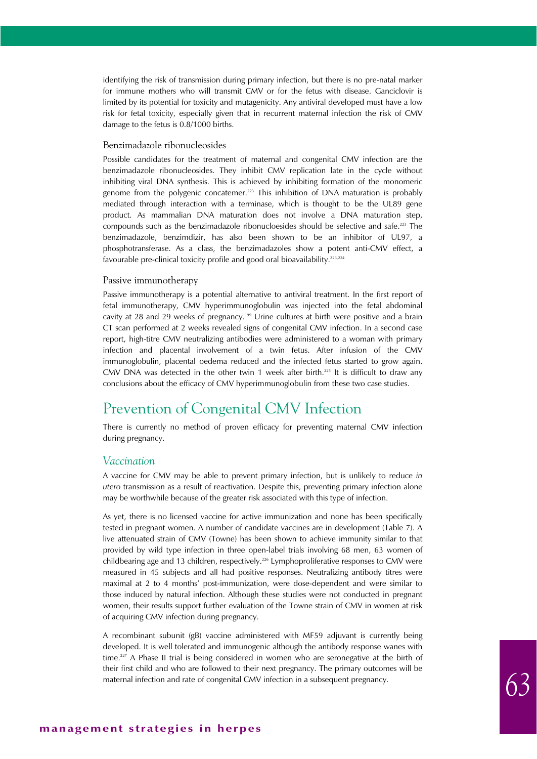identifying the risk of transmission during primary infection, but there is no pre-natal marker for immune mothers who will transmit CMV or for the fetus with disease. Ganciclovir is limited by its potential for toxicity and mutagenicity. Any antiviral developed must have a low risk for fetal toxicity, especially given that in recurrent maternal infection the risk of CMV damage to the fetus is 0.8/1000 births.

### Benzimadazole ribonucleosides

Possible candidates for the treatment of maternal and congenital CMV infection are the benzimadazole ribonucleosides. They inhibit CMV replication late in the cycle without inhibiting viral DNA synthesis. This is achieved by inhibiting formation of the monomeric genome from the polygenic concatemer.[223] This inhibition of DNA maturation is probably mediated through interaction with a terminase, which is thought to be the UL89 gene product. As mammalian DNA maturation does not involve a DNA maturation step, compounds such as the benzimadazole ribonucloesides should be selective and safe.[223] The benzimadazole, benzimdizir, has also been shown to be an inhibitor of UL97, a phosphotransferase. As a class, the benzimadazoles show a potent anti-CMV effect, a favourable pre-clinical toxicity profile and good oral bioavailability.[223,224]

### Passive immunotherapy

Passive immunotherapy is a potential alternative to antiviral treatment. In the first report of fetal immunotherapy, CMV hyperimmunoglobulin was injected into the fetal abdominal cavity at 28 and 29 weeks of pregnancy.[199] Urine cultures at birth were positive and a brain CT scan performed at 2 weeks revealed signs of congenital CMV infection. In a second case report, high-titre CMV neutralizing antibodies were administered to a woman with primary infection and placental involvement of a twin fetus. After infusion of the CMV immunoglobulin, placental oedema reduced and the infected fetus started to grow again. CMV DNA was detected in the other twin 1 week after birth.[225] It is difficult to draw any conclusions about the efficacy of CMV hyperimmunoglobulin from these two case studies.

# Prevention of Congenital CMV Infection

There is currently no method of proven efficacy for preventing maternal CMV infection during pregnancy.

## *Vaccination*

A vaccine for CMV may be able to prevent primary infection, but is unlikely to reduce *in utero* transmission as a result of reactivation. Despite this, preventing primary infection alone may be worthwhile because of the greater risk associated with this type of infection.

As yet, there is no licensed vaccine for active immunization and none has been specifically tested in pregnant women. A number of candidate vaccines are in development (Table 7). A live attenuated strain of CMV (Towne) has been shown to achieve immunity similar to that provided by wild type infection in three open-label trials involving 68 men, 63 women of childbearing age and 13 children, respectively.[226] Lymphoproliferative responses to CMV were measured in 45 subjects and all had positive responses. Neutralizing antibody titres were maximal at 2 to 4 months' post-immunization, were dose-dependent and were similar to those induced by natural infection. Although these studies were not conducted in pregnant women, their results support further evaluation of the Towne strain of CMV in women at risk of acquiring CMV infection during pregnancy.

A recombinant subunit (gB) vaccine administered with MF59 adjuvant is currently being developed. It is well tolerated and immunogenic although the antibody response wanes with time.[227] A Phase II trial is being considered in women who are seronegative at the birth of their first child and who are followed to their next pregnancy. The primary outcomes will be maternal infection and rate of congenital CMV infection in a subsequent pregnancy.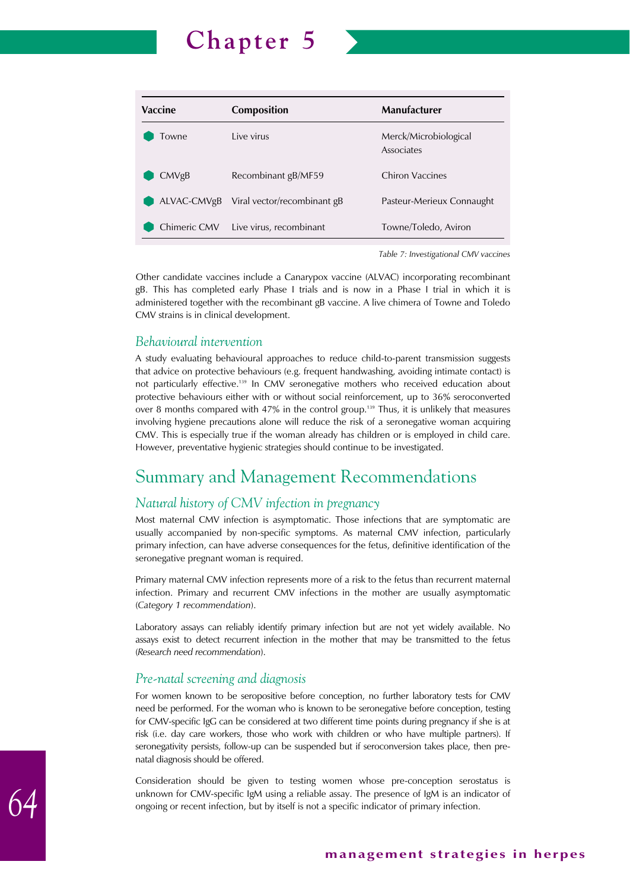| Vaccine | Composition | Manufacturer |
|---|---|---|
| Towne | Live virus | Merck/Microbiological Associates |
| CMVgB | Recombinant gB/MF59 | Chiron Vaccines |
| ALVAC-CMVgB | Viral vector/recombinant gB | Pasteur-Merieux Connaught |
| Chimeric CMV | Live virus, recombinant | Towne/Toledo, Aviron |

*Table 7: Investigational CMV vaccines*

Other candidate vaccines include a Canarypox vaccine (ALVAC) incorporating recombinant gB. This has completed early Phase I trials and is now in a Phase I trial in which it is administered together with the recombinant gB vaccine. A live chimera of Towne and Toledo CMV strains is in clinical development.

### *Behavioural intervention*

A study evaluating behavioural approaches to reduce child-to-parent transmission suggests that advice on protective behaviours (e.g. frequent handwashing, avoiding intimate contact) is not particularly effective.[139] In CMV seronegative mothers who received education about protective behaviours either with or without social reinforcement, up to 36% seroconverted over 8 months compared with 47% in the control group.[139] Thus, it is unlikely that measures involving hygiene precautions alone will reduce the risk of a seronegative woman acquiring CMV. This is especially true if the woman already has children or is employed in child care. However, preventative hygienic strategies should continue to be investigated.

## Summary and Management Recommendations

### *Natural history of CMV infection in pregnancy*

Most maternal CMV infection is asymptomatic. Those infections that are symptomatic are usually accompanied by non-specific symptoms. As maternal CMV infection, particularly primary infection, can have adverse consequences for the fetus, definitive identification of the seronegative pregnant woman is required.

Primary maternal CMV infection represents more of a risk to the fetus than recurrent maternal infection. Primary and recurrent CMV infections in the mother are usually asymptomatic (*Category 1 recommendation*).

Laboratory assays can reliably identify primary infection but are not yet widely available. No assays exist to detect recurrent infection in the mother that may be transmitted to the fetus (*Research need recommendation*).

### *Pre-natal screening and diagnosis*

For women known to be seropositive before conception, no further laboratory tests for CMV need be performed. For the woman who is known to be seronegative before conception, testing for CMV-specific IgG can be considered at two different time points during pregnancy if she is at risk (i.e. day care workers, those who work with children or who have multiple partners). If seronegativity persists, follow-up can be suspended but if seroconversion takes place, then pre-natal diagnosis should be offered.

Consideration should be given to testing women whose pre-conception serostatus is unknown for CMV-specific IgM using a reliable assay. The presence of IgM is an indicator of ongoing or recent infection, but by itself is not a specific indicator of primary infection.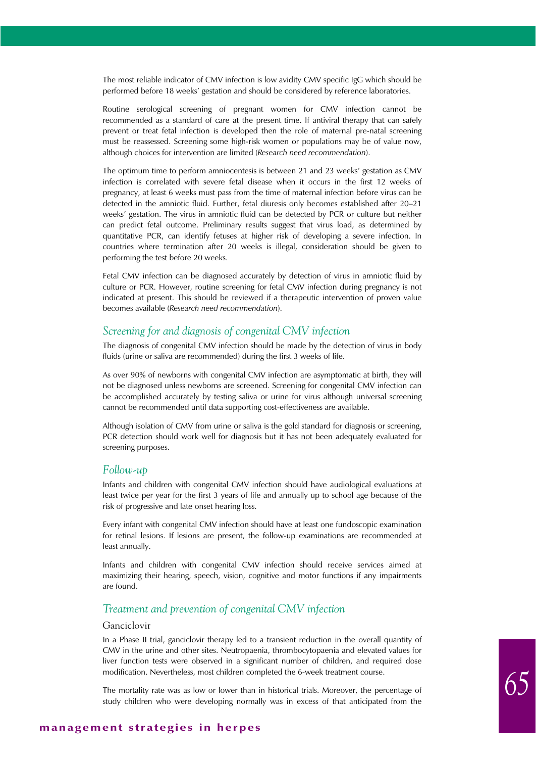The most reliable indicator of CMV infection is low avidity CMV specific IgG which should be performed before 18 weeks' gestation and should be considered by reference laboratories.

Routine serological screening of pregnant women for CMV infection cannot be recommended as a standard of care at the present time. If antiviral therapy that can safely prevent or treat fetal infection is developed then the role of maternal pre-natal screening must be reassessed. Screening some high-risk women or populations may be of value now, although choices for intervention are limited (*Research need recommendation*).

The optimum time to perform amniocentesis is between 21 and 23 weeks' gestation as CMV infection is correlated with severe fetal disease when it occurs in the first 12 weeks of pregnancy, at least 6 weeks must pass from the time of maternal infection before virus can be detected in the amniotic fluid. Further, fetal diuresis only becomes established after 20–21 weeks' gestation. The virus in amniotic fluid can be detected by PCR or culture but neither can predict fetal outcome. Preliminary results suggest that virus load, as determined by quantitative PCR, can identify fetuses at higher risk of developing a severe infection. In countries where termination after 20 weeks is illegal, consideration should be given to performing the test before 20 weeks.

Fetal CMV infection can be diagnosed accurately by detection of virus in amniotic fluid by culture or PCR. However, routine screening for fetal CMV infection during pregnancy is not indicated at present. This should be reviewed if a therapeutic intervention of proven value becomes available (*Research need recommendation*).

## *Screening for and diagnosis of congenital CMV infection*

The diagnosis of congenital CMV infection should be made by the detection of virus in body fluids (urine or saliva are recommended) during the first 3 weeks of life.

As over 90% of newborns with congenital CMV infection are asymptomatic at birth, they will not be diagnosed unless newborns are screened. Screening for congenital CMV infection can be accomplished accurately by testing saliva or urine for virus although universal screening cannot be recommended until data supporting cost-effectiveness are available.

Although isolation of CMV from urine or saliva is the gold standard for diagnosis or screening, PCR detection should work well for diagnosis but it has not been adequately evaluated for screening purposes.

## *Follow-up*

Infants and children with congenital CMV infection should have audiological evaluations at least twice per year for the first 3 years of life and annually up to school age because of the risk of progressive and late onset hearing loss.

Every infant with congenital CMV infection should have at least one fundoscopic examination for retinal lesions. If lesions are present, the follow-up examinations are recommended at least annually.

Infants and children with congenital CMV infection should receive services aimed at maximizing their hearing, speech, vision, cognitive and motor functions if any impairments are found.

## *Treatment and prevention of congenital CMV infection*

### Ganciclovir

In a Phase II trial, ganciclovir therapy led to a transient reduction in the overall quantity of CMV in the urine and other sites. Neutropaenia, thrombocytopaenia and elevated values for liver function tests were observed in a significant number of children, and required dose modification. Nevertheless, most children completed the 6-week treatment course.

The mortality rate was as low or lower than in historical trials. Moreover, the percentage of study children who were developing normally was in excess of that anticipated from the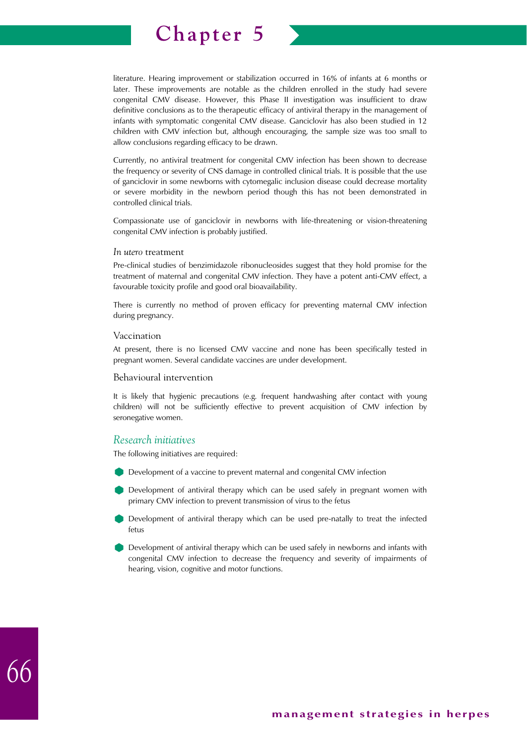literature. Hearing improvement or stabilization occurred in 16% of infants at 6 months or later. These improvements are notable as the children enrolled in the study had severe congenital CMV disease. However, this Phase II investigation was insufficient to draw definitive conclusions as to the therapeutic efficacy of antiviral therapy in the management of infants with symptomatic congenital CMV disease. Ganciclovir has also been studied in 12 children with CMV infection but, although encouraging, the sample size was too small to allow conclusions regarding efficacy to be drawn.

Currently, no antiviral treatment for congenital CMV infection has been shown to decrease the frequency or severity of CNS damage in controlled clinical trials. It is possible that the use of ganciclovir in some newborns with cytomegalic inclusion disease could decrease mortality or severe morbidity in the newborn period though this has not been demonstrated in controlled clinical trials.

Compassionate use of ganciclovir in newborns with life-threatening or vision-threatening congenital CMV infection is probably justified.

### *In utero* treatment

Pre-clinical studies of benzimidazole ribonucleosides suggest that they hold promise for the treatment of maternal and congenital CMV infection. They have a potent anti-CMV effect, a favourable toxicity profile and good oral bioavailability.

There is currently no method of proven efficacy for preventing maternal CMV infection during pregnancy.

### Vaccination

At present, there is no licensed CMV vaccine and none has been specifically tested in pregnant women. Several candidate vaccines are under development.

### Behavioural intervention

It is likely that hygienic precautions (e.g. frequent handwashing after contact with young children) will not be sufficiently effective to prevent acquisition of CMV infection by seronegative women.

## *Research initiatives*

The following initiatives are required:

- Development of a vaccine to prevent maternal and congenital CMV infection
- Development of antiviral therapy which can be used safely in pregnant women with primary CMV infection to prevent transmission of virus to the fetus
- Development of antiviral therapy which can be used pre-natally to treat the infected fetus
- Development of antiviral therapy which can be used safely in newborns and infants with congenital CMV infection to decrease the frequency and severity of impairments of hearing, vision, cognitive and motor functions.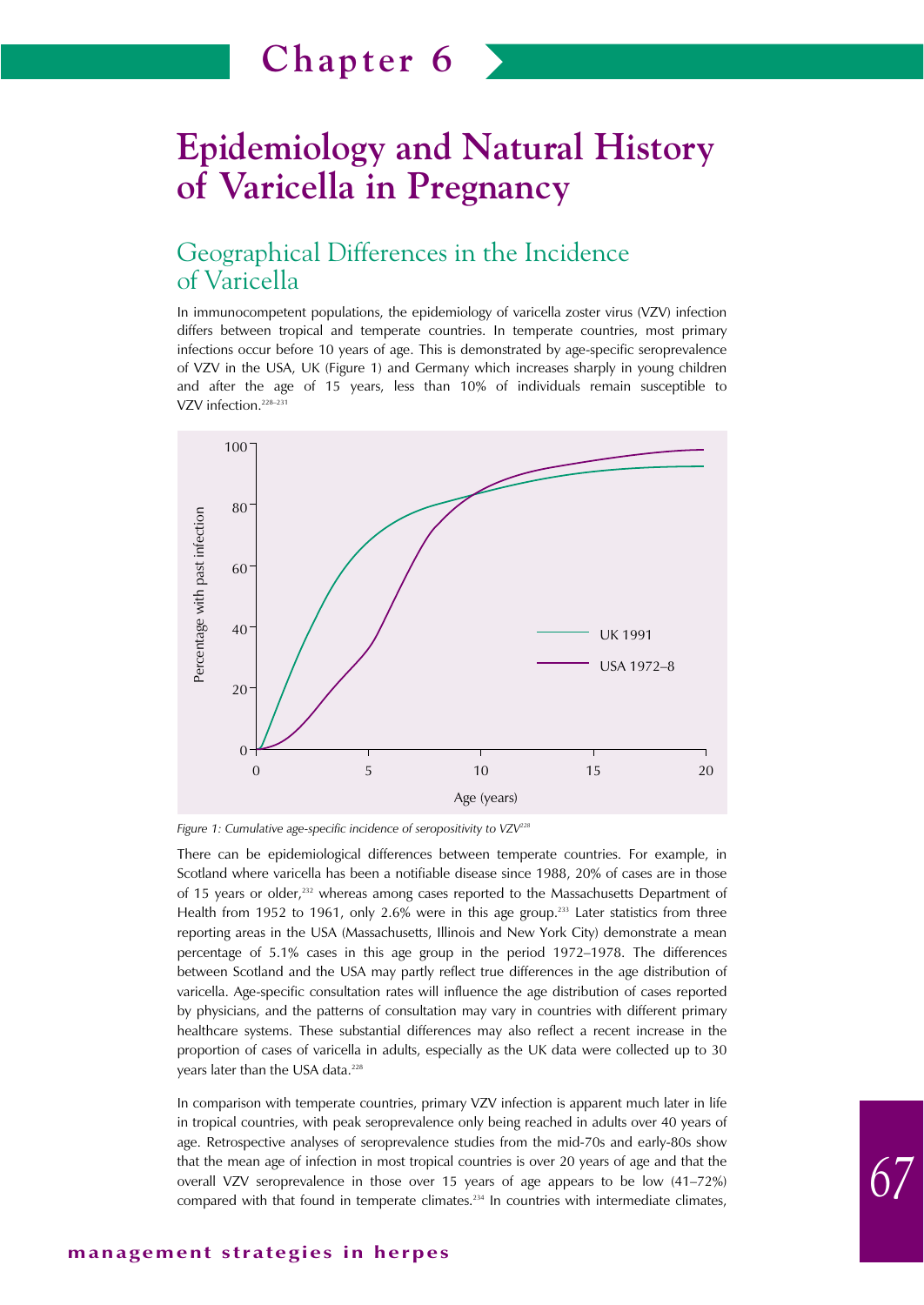# Chapter 6

# Epidemiology and Natural History of Varicella in Pregnancy

## Geographical Differences in the Incidence of Varicella

In immunocompetent populations, the epidemiology of varicella zoster virus (VZV) infection differs between tropical and temperate countries. In temperate countries, most primary infections occur before 10 years of age. This is demonstrated by age-specific seroprevalence of VZV in the USA, UK (Figure 1) and Germany which increases sharply in young children and after the age of 15 years, less than 10% of individuals remain susceptible to VZV infection.[228–231]

*Figure 1: Cumulative age-specific incidence of seropositivity to VZV*[228]

There can be epidemiological differences between temperate countries. For example, in Scotland where varicella has been a notifiable disease since 1988, 20% of cases are in those of 15 years or older,[232] whereas among cases reported to the Massachusetts Department of Health from 1952 to 1961, only 2.6% were in this age group.[233] Later statistics from three reporting areas in the USA (Massachusetts, Illinois and New York City) demonstrate a mean percentage of 5.1% cases in this age group in the period 1972–1978. The differences between Scotland and the USA may partly reflect true differences in the age distribution of varicella. Age-specific consultation rates will influence the age distribution of cases reported by physicians, and the patterns of consultation may vary in countries with different primary healthcare systems. These substantial differences may also reflect a recent increase in the proportion of cases of varicella in adults, especially as the UK data were collected up to 30 years later than the USA data.[228]

In comparison with temperate countries, primary VZV infection is apparent much later in life in tropical countries, with peak seroprevalence only being reached in adults over 40 years of age. Retrospective analyses of seroprevalence studies from the mid-70s and early-80s show that the mean age of infection in most tropical countries is over 20 years of age and that the overall VZV seroprevalence in those over 15 years of age appears to be low (41–72%) compared with that found in temperate climates.[234] In countries with intermediate climates,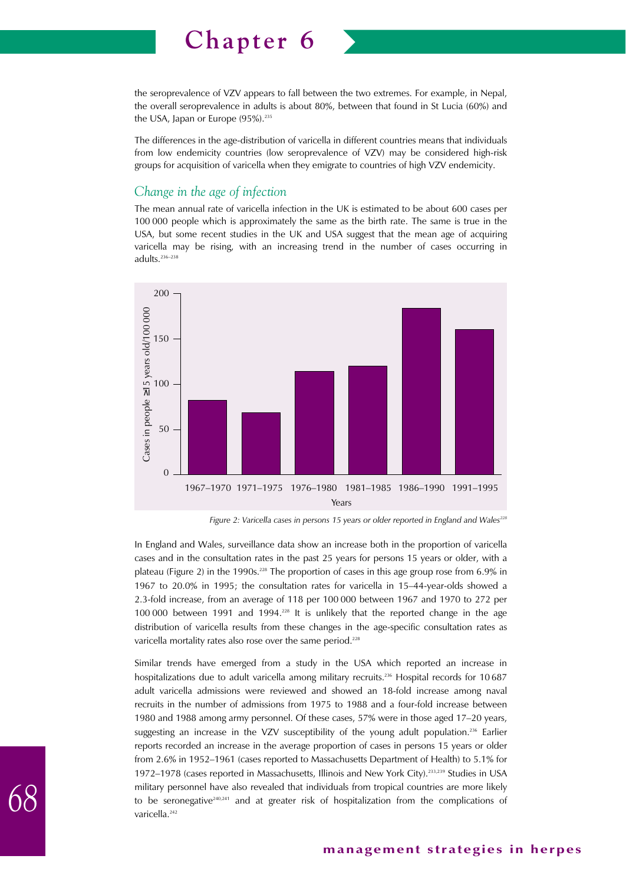the seroprevalence of VZV appears to fall between the two extremes. For example, in Nepal, the overall seroprevalence in adults is about 80%, between that found in St Lucia (60%) and the USA, Japan or Europe (95%).[235]

The differences in the age-distribution of varicella in different countries means that individuals from low endemicity countries (low seroprevalence of VZV) may be considered high-risk groups for acquisition of varicella when they emigrate to countries of high VZV endemicity.

## *Change in the age of infection*

The mean annual rate of varicella infection in the UK is estimated to be about 600 cases per 100 000 people which is approximately the same as the birth rate. The same is true in the USA, but some recent studies in the UK and USA suggest that the mean age of acquiring varicella may be rising, with an increasing trend in the number of cases occurring in adults.[236–238]

*Figure 2: Varicella cases in persons 15 years or older reported in England and Wales[228]*

In England and Wales, surveillance data show an increase both in the proportion of varicella cases and in the consultation rates in the past 25 years for persons 15 years or older, with a plateau (Figure 2) in the 1990s.[228] The proportion of cases in this age group rose from 6.9% in 1967 to 20.0% in 1995; the consultation rates for varicella in 15–44-year-olds showed a 2.3-fold increase, from an average of 118 per 100 000 between 1967 and 1970 to 272 per 100 000 between 1991 and 1994.[228] It is unlikely that the reported change in the age distribution of varicella results from these changes in the age-specific consultation rates as varicella mortality rates also rose over the same period.[228]

Similar trends have emerged from a study in the USA which reported an increase in hospitalizations due to adult varicella among military recruits.[236] Hospital records for 10 687 adult varicella admissions were reviewed and showed an 18-fold increase among naval recruits in the number of admissions from 1975 to 1988 and a four-fold increase between 1980 and 1988 among army personnel. Of these cases, 57% were in those aged 17–20 years, suggesting an increase in the VZV susceptibility of the young adult population.[236] Earlier reports recorded an increase in the average proportion of cases in persons 15 years or older from 2.6% in 1952–1961 (cases reported to Massachusetts Department of Health) to 5.1% for 1972–1978 (cases reported in Massachusetts, Illinois and New York City).[233,239] Studies in USA military personnel have also revealed that individuals from tropical countries are more likely to be seronegative[240,241] and at greater risk of hospitalization from the complications of varicella.[242]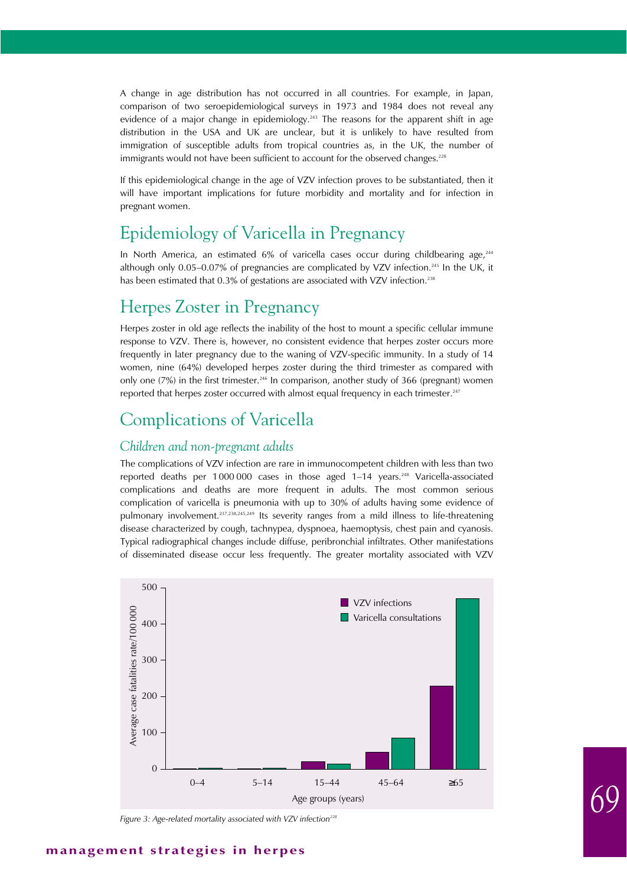A change in age distribution has not occurred in all countries. For example, in Japan, comparison of two seroepidemiological surveys in 1973 and 1984 does not reveal any evidence of a major change in epidemiology.[243] The reasons for the apparent shift in age distribution in the USA and UK are unclear, but it is unlikely to have resulted from immigration of susceptible adults from tropical countries as, in the UK, the number of immigrants would not have been sufficient to account for the observed changes.[228]

If this epidemiological change in the age of VZV infection proves to be substantiated, then it will have important implications for future morbidity and mortality and for infection in pregnant women.

## Epidemiology of Varicella in Pregnancy

In North America, an estimated 6% of varicella cases occur during childbearing age,[244] although only 0.05–0.07% of pregnancies are complicated by VZV infection.[245] In the UK, it has been estimated that 0.3% of gestations are associated with VZV infection.[238]

## Herpes Zoster in Pregnancy

Herpes zoster in old age reflects the inability of the host to mount a specific cellular immune response to VZV. There is, however, no consistent evidence that herpes zoster occurs more frequently in later pregnancy due to the waning of VZV-specific immunity. In a study of 14 women, nine (64%) developed herpes zoster during the third trimester as compared with only one (7%) in the first trimester.[246] In comparison, another study of 366 (pregnant) women reported that herpes zoster occurred with almost equal frequency in each trimester.[247]

## Complications of Varicella

### *Children and non-pregnant adults*

The complications of VZV infection are rare in immunocompetent children with less than two reported deaths per 1 000 000 cases in those aged 1–14 years.[248] Varicella-associated complications and deaths are more frequent in adults. The most common serious complication of varicella is pneumonia with up to 30% of adults having some evidence of pulmonary involvement.[237,238,245,249] Its severity ranges from a mild illness to life-threatening disease characterized by cough, tachnypea, dyspnoea, haemoptysis, chest pain and cyanosis. Typical radiographical changes include diffuse, peribronchial infiltrates. Other manifestations of disseminated disease occur less frequently. The greater mortality associated with VZV

*Figure 3: Age-related mortality associated with VZV infection[228]*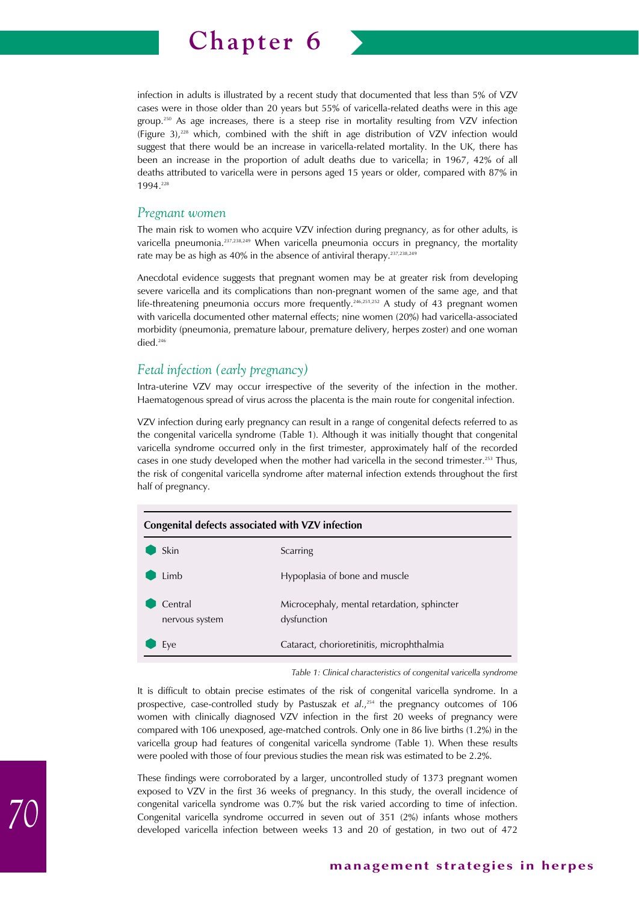infection in adults is illustrated by a recent study that documented that less than 5% of VZV cases were in those older than 20 years but 55% of varicella-related deaths were in this age group.[250] As age increases, there is a steep rise in mortality resulting from VZV infection (Figure 3),[228] which, combined with the shift in age distribution of VZV infection would suggest that there would be an increase in varicella-related mortality. In the UK, there has been an increase in the proportion of adult deaths due to varicella; in 1967, 42% of all deaths attributed to varicella were in persons aged 15 years or older, compared with 87% in 1994.[228]

### *Pregnant women*

The main risk to women who acquire VZV infection during pregnancy, as for other adults, is varicella pneumonia.[237,238,249] When varicella pneumonia occurs in pregnancy, the mortality rate may be as high as 40% in the absence of antiviral therapy.[237,238,249]

Anecdotal evidence suggests that pregnant women may be at greater risk from developing severe varicella and its complications than non-pregnant women of the same age, and that life-threatening pneumonia occurs more frequently.[246,251,252] A study of 43 pregnant women with varicella documented other maternal effects; nine women (20%) had varicella-associated morbidity (pneumonia, premature labour, premature delivery, herpes zoster) and one woman died.[246]

### *Fetal infection (early pregnancy)*

Intra-uterine VZV may occur irrespective of the severity of the infection in the mother. Haematogenous spread of virus across the placenta is the main route for congenital infection.

VZV infection during early pregnancy can result in a range of congenital defects referred to as the congenital varicella syndrome (Table 1). Although it was initially thought that congenital varicella syndrome occurred only in the first trimester, approximately half of the recorded cases in one study developed when the mother had varicella in the second trimester.[253] Thus, the risk of congenital varicella syndrome after maternal infection extends throughout the first half of pregnancy.

| Congenital defects associated with VZV infection | |
|---|---|
| Skin | Scarring |
| Limb | Hypoplasia of bone and muscle |
| Central nervous system | Microcephaly, mental retardation, sphincter dysfunction |
| Eye | Cataract, chorioretinitis, microphthalmia |

*Table 1: Clinical characteristics of congenital varicella syndrome*

It is difficult to obtain precise estimates of the risk of congenital varicella syndrome. In a prospective, case-controlled study by Pastuszak *et al.*,[254] the pregnancy outcomes of 106 women with clinically diagnosed VZV infection in the first 20 weeks of pregnancy were compared with 106 unexposed, age-matched controls. Only one in 86 live births (1.2%) in the varicella group had features of congenital varicella syndrome (Table 1). When these results were pooled with those of four previous studies the mean risk was estimated to be 2.2%.

These findings were corroborated by a larger, uncontrolled study of 1373 pregnant women exposed to VZV in the first 36 weeks of pregnancy. In this study, the overall incidence of congenital varicella syndrome was 0.7% but the risk varied according to time of infection. Congenital varicella syndrome occurred in seven out of 351 (2%) infants whose mothers developed varicella infection between weeks 13 and 20 of gestation, in two out of 472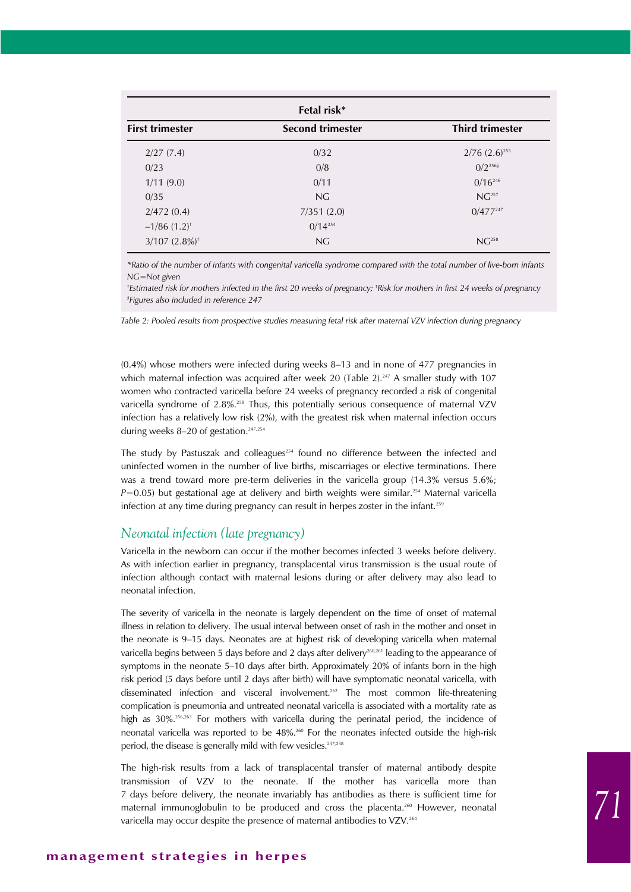| Fetal risk* | | |
|---|---|---|
| **First trimester** | **Second trimester** | **Third trimester** |
| 2/27 (7.4) | 0/32 | 2/76 (2.6)[255] |
| 0/23 | 0/8 | 0/2[256§] |
| 1/11 (9.0) | 0/11 | 0/16[246] |
| 0/35 | NG | NG[257] |
| 2/472 (0.4) | 7/351 (2.0) | 0/477[247] |
| –1/86 (1.2)[†] | 0/14[254] | |
| 3/107 (2.8%)[‡] | NG | NG[258] |

*\*Ratio of the number of infants with congenital varicella syndrome compared with the total number of live-born infants*
*NG=Not given*
*[†]Estimated risk for mothers infected in the first 20 weeks of pregnancy; [‡]Risk for mothers in first 24 weeks of pregnancy*
*[§]Figures also included in reference 247*

*Table 2: Pooled results from prospective studies measuring fetal risk after maternal VZV infection during pregnancy*

(0.4%) whose mothers were infected during weeks 8–13 and in none of 477 pregnancies in which maternal infection was acquired after week 20 (Table 2).[247] A smaller study with 107 women who contracted varicella before 24 weeks of pregnancy recorded a risk of congenital varicella syndrome of 2.8%.[258] Thus, this potentially serious consequence of maternal VZV infection has a relatively low risk (2%), with the greatest risk when maternal infection occurs during weeks 8–20 of gestation.[247,254]

The study by Pastuszak and colleagues[254] found no difference between the infected and uninfected women in the number of live births, miscarriages or elective terminations. There was a trend toward more pre-term deliveries in the varicella group (14.3% versus 5.6%; $P=0.05$) but gestational age at delivery and birth weights were similar.[254] Maternal varicella infection at any time during pregnancy can result in herpes zoster in the infant.[259]

## *Neonatal infection (late pregnancy)*

Varicella in the newborn can occur if the mother becomes infected 3 weeks before delivery. As with infection earlier in pregnancy, transplacental virus transmission is the usual route of infection although contact with maternal lesions during or after delivery may also lead to neonatal infection.

The severity of varicella in the neonate is largely dependent on the time of onset of maternal illness in relation to delivery. The usual interval between onset of rash in the mother and onset in the neonate is 9–15 days. Neonates are at highest risk of developing varicella when maternal varicella begins between 5 days before and 2 days after delivery[260,261] leading to the appearance of symptoms in the neonate 5–10 days after birth. Approximately 20% of infants born in the high risk period (5 days before until 2 days after birth) will have symptomatic neonatal varicella, with disseminated infection and visceral involvement.[262] The most common life-threatening complication is pneumonia and untreated neonatal varicella is associated with a mortality rate as high as 30%.[256,263] For mothers with varicella during the perinatal period, the incidence of neonatal varicella was reported to be 48%.[260] For the neonates infected outside the high-risk period, the disease is generally mild with few vesicles.[237,238]

The high-risk results from a lack of transplacental transfer of maternal antibody despite transmission of VZV to the neonate. If the mother has varicella more than 7 days before delivery, the neonate invariably has antibodies as there is sufficient time for maternal immunoglobulin to be produced and cross the placenta.[260] However, neonatal varicella may occur despite the presence of maternal antibodies to VZV.[264]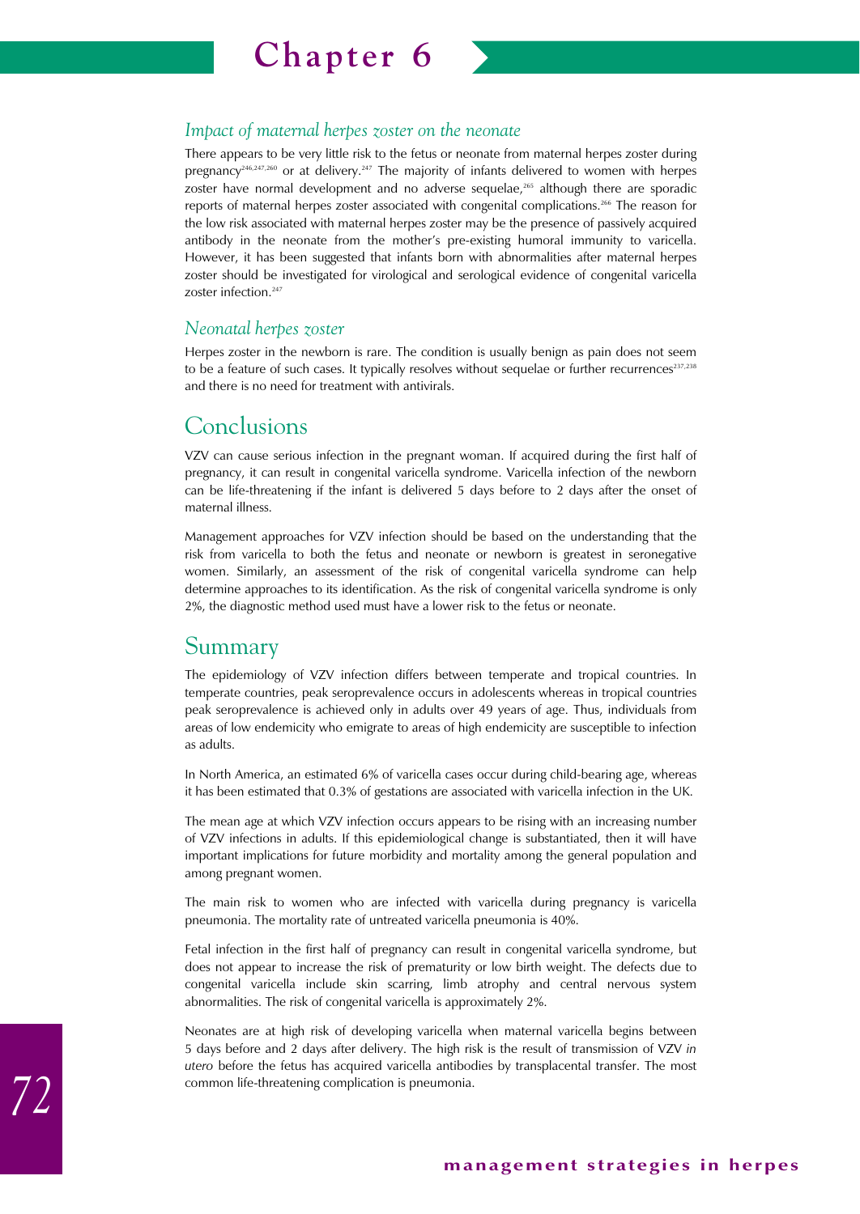### *Impact of maternal herpes zoster on the neonate*

There appears to be very little risk to the fetus or neonate from maternal herpes zoster during pregnancy[246,247,260] or at delivery.[247] The majority of infants delivered to women with herpes zoster have normal development and no adverse sequelae,[265] although there are sporadic reports of maternal herpes zoster associated with congenital complications.[266] The reason for the low risk associated with maternal herpes zoster may be the presence of passively acquired antibody in the neonate from the mother's pre-existing humoral immunity to varicella. However, it has been suggested that infants born with abnormalities after maternal herpes zoster should be investigated for virological and serological evidence of congenital varicella zoster infection.[247]

### *Neonatal herpes zoster*

Herpes zoster in the newborn is rare. The condition is usually benign as pain does not seem to be a feature of such cases. It typically resolves without sequelae or further recurrences[237,238] and there is no need for treatment with antivirals.

## Conclusions

VZV can cause serious infection in the pregnant woman. If acquired during the first half of pregnancy, it can result in congenital varicella syndrome. Varicella infection of the newborn can be life-threatening if the infant is delivered 5 days before to 2 days after the onset of maternal illness.

Management approaches for VZV infection should be based on the understanding that the risk from varicella to both the fetus and neonate or newborn is greatest in seronegative women. Similarly, an assessment of the risk of congenital varicella syndrome can help determine approaches to its identification. As the risk of congenital varicella syndrome is only 2%, the diagnostic method used must have a lower risk to the fetus or neonate.

## Summary

The epidemiology of VZV infection differs between temperate and tropical countries. In temperate countries, peak seroprevalence occurs in adolescents whereas in tropical countries peak seroprevalence is achieved only in adults over 49 years of age. Thus, individuals from areas of low endemicity who emigrate to areas of high endemicity are susceptible to infection as adults.

In North America, an estimated 6% of varicella cases occur during child-bearing age, whereas it has been estimated that 0.3% of gestations are associated with varicella infection in the UK.

The mean age at which VZV infection occurs appears to be rising with an increasing number of VZV infections in adults. If this epidemiological change is substantiated, then it will have important implications for future morbidity and mortality among the general population and among pregnant women.

The main risk to women who are infected with varicella during pregnancy is varicella pneumonia. The mortality rate of untreated varicella pneumonia is 40%.

Fetal infection in the first half of pregnancy can result in congenital varicella syndrome, but does not appear to increase the risk of prematurity or low birth weight. The defects due to congenital varicella include skin scarring, limb atrophy and central nervous system abnormalities. The risk of congenital varicella is approximately 2%.

Neonates are at high risk of developing varicella when maternal varicella begins between 5 days before and 2 days after delivery. The high risk is the result of transmission of VZV *in utero* before the fetus has acquired varicella antibodies by transplacental transfer. The most common life-threatening complication is pneumonia.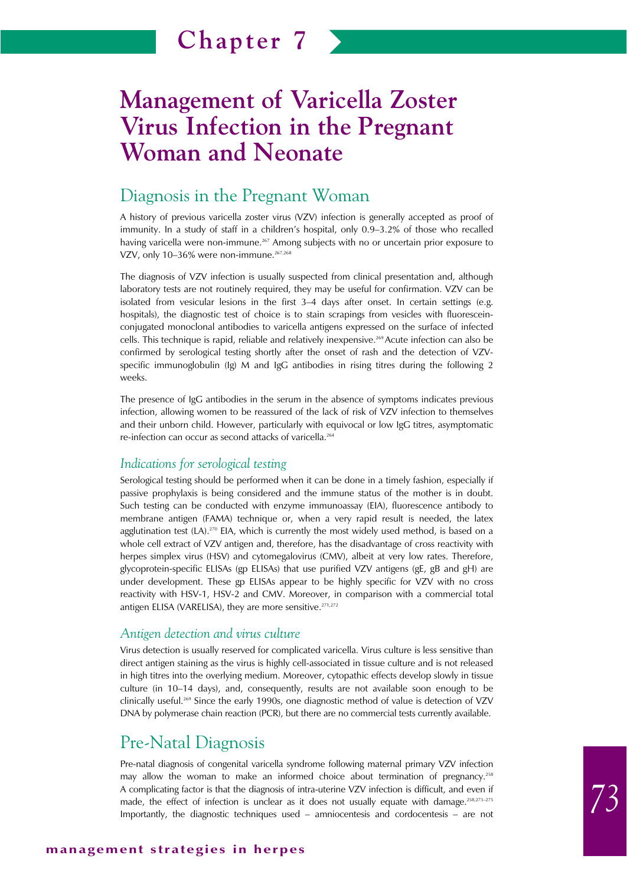# Chapter 7

# Management of Varicella Zoster Virus Infection in the Pregnant Woman and Neonate

## Diagnosis in the Pregnant Woman

A history of previous varicella zoster virus (VZV) infection is generally accepted as proof of immunity. In a study of staff in a children's hospital, only 0.9–3.2% of those who recalled having varicella were non-immune.[267] Among subjects with no or uncertain prior exposure to VZV, only 10–36% were non-immune.[267,268]

The diagnosis of VZV infection is usually suspected from clinical presentation and, although laboratory tests are not routinely required, they may be useful for confirmation. VZV can be isolated from vesicular lesions in the first 3–4 days after onset. In certain settings (e.g. hospitals), the diagnostic test of choice is to stain scrapings from vesicles with fluorescein-conjugated monoclonal antibodies to varicella antigens expressed on the surface of infected cells. This technique is rapid, reliable and relatively inexpensive.[269] Acute infection can also be confirmed by serological testing shortly after the onset of rash and the detection of VZV-specific immunoglobulin (Ig) M and IgG antibodies in rising titres during the following 2 weeks.

The presence of IgG antibodies in the serum in the absence of symptoms indicates previous infection, allowing women to be reassured of the lack of risk of VZV infection to themselves and their unborn child. However, particularly with equivocal or low IgG titres, asymptomatic re-infection can occur as second attacks of varicella.[264]

### *Indications for serological testing*

Serological testing should be performed when it can be done in a timely fashion, especially if passive prophylaxis is being considered and the immune status of the mother is in doubt. Such testing can be conducted with enzyme immunoassay (EIA), fluorescence antibody to membrane antigen (FAMA) technique or, when a very rapid result is needed, the latex agglutination test (LA).[270] EIA, which is currently the most widely used method, is based on a whole cell extract of VZV antigen and, therefore, has the disadvantage of cross reactivity with herpes simplex virus (HSV) and cytomegalovirus (CMV), albeit at very low rates. Therefore, glycoprotein-specific ELISAs (gp ELISAs) that use purified VZV antigens (gE, gB and gH) are under development. These gp ELISAs appear to be highly specific for VZV with no cross reactivity with HSV-1, HSV-2 and CMV. Moreover, in comparison with a commercial total antigen ELISA (VARELISA), they are more sensitive.[271,272]

### *Antigen detection and virus culture*

Virus detection is usually reserved for complicated varicella. Virus culture is less sensitive than direct antigen staining as the virus is highly cell-associated in tissue culture and is not released in high titres into the overlying medium. Moreover, cytopathic effects develop slowly in tissue culture (in 10–14 days), and, consequently, results are not available soon enough to be clinically useful.[269] Since the early 1990s, one diagnostic method of value is detection of VZV DNA by polymerase chain reaction (PCR), but there are no commercial tests currently available.

## Pre-Natal Diagnosis

Pre-natal diagnosis of congenital varicella syndrome following maternal primary VZV infection may allow the woman to make an informed choice about termination of pregnancy.[258] A complicating factor is that the diagnosis of intra-uterine VZV infection is difficult, and even if made, the effect of infection is unclear as it does not usually equate with damage.[258,273–275] Importantly, the diagnostic techniques used – amniocentesis and cordocentesis – are not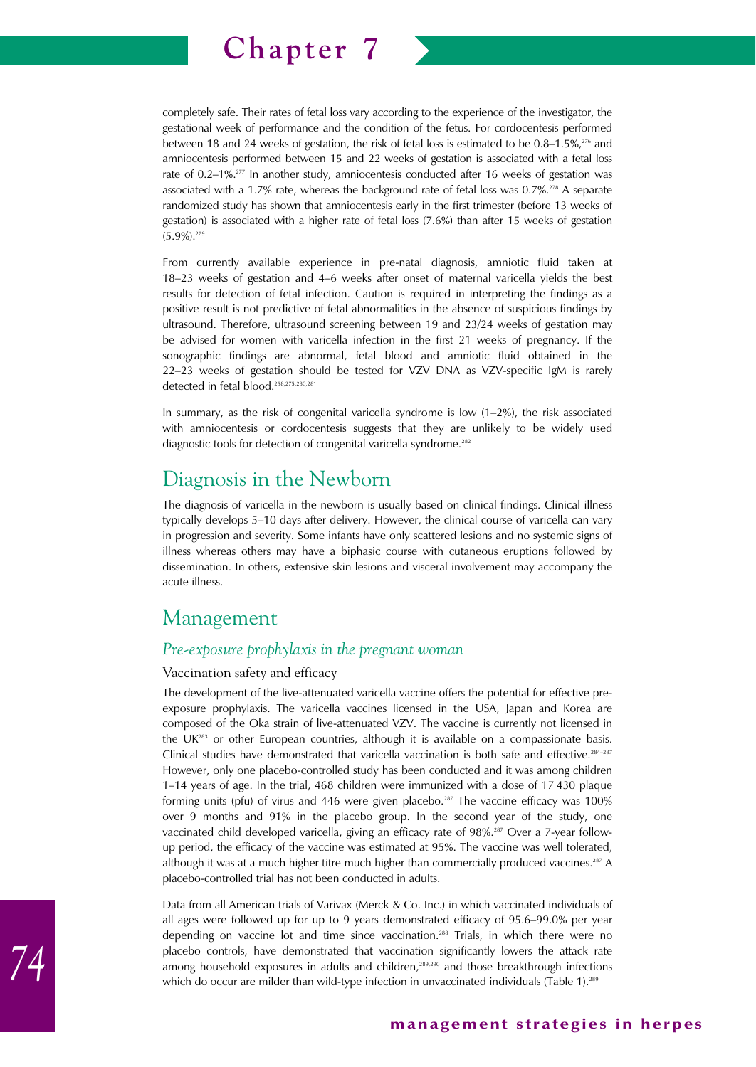completely safe. Their rates of fetal loss vary according to the experience of the investigator, the gestational week of performance and the condition of the fetus. For cordocentesis performed between 18 and 24 weeks of gestation, the risk of fetal loss is estimated to be 0.8–1.5%,[276] and amniocentesis performed between 15 and 22 weeks of gestation is associated with a fetal loss rate of 0.2–1%.[277] In another study, amniocentesis conducted after 16 weeks of gestation was associated with a 1.7% rate, whereas the background rate of fetal loss was 0.7%.[278] A separate randomized study has shown that amniocentesis early in the first trimester (before 13 weeks of gestation) is associated with a higher rate of fetal loss (7.6%) than after 15 weeks of gestation (5.9%).[279]

From currently available experience in pre-natal diagnosis, amniotic fluid taken at 18–23 weeks of gestation and 4–6 weeks after onset of maternal varicella yields the best results for detection of fetal infection. Caution is required in interpreting the findings as a positive result is not predictive of fetal abnormalities in the absence of suspicious findings by ultrasound. Therefore, ultrasound screening between 19 and 23/24 weeks of gestation may be advised for women with varicella infection in the first 21 weeks of pregnancy. If the sonographic findings are abnormal, fetal blood and amniotic fluid obtained in the 22–23 weeks of gestation should be tested for VZV DNA as VZV-specific IgM is rarely detected in fetal blood.[258,275,280,281]

In summary, as the risk of congenital varicella syndrome is low (1–2%), the risk associated with amniocentesis or cordocentesis suggests that they are unlikely to be widely used diagnostic tools for detection of congenital varicella syndrome.[282]

## Diagnosis in the Newborn

The diagnosis of varicella in the newborn is usually based on clinical findings. Clinical illness typically develops 5–10 days after delivery. However, the clinical course of varicella can vary in progression and severity. Some infants have only scattered lesions and no systemic signs of illness whereas others may have a biphasic course with cutaneous eruptions followed by dissemination. In others, extensive skin lesions and visceral involvement may accompany the acute illness.

## Management

### *Pre-exposure prophylaxis in the pregnant woman*

#### Vaccination safety and efficacy

The development of the live-attenuated varicella vaccine offers the potential for effective pre-exposure prophylaxis. The varicella vaccines licensed in the USA, Japan and Korea are composed of the Oka strain of live-attenuated VZV. The vaccine is currently not licensed in the UK[283] or other European countries, although it is available on a compassionate basis. Clinical studies have demonstrated that varicella vaccination is both safe and effective.[284–287] However, only one placebo-controlled study has been conducted and it was among children 1–14 years of age. In the trial, 468 children were immunized with a dose of 17 430 plaque forming units (pfu) of virus and 446 were given placebo.[287] The vaccine efficacy was 100% over 9 months and 91% in the placebo group. In the second year of the study, one vaccinated child developed varicella, giving an efficacy rate of 98%.[287] Over a 7-year follow-up period, the efficacy of the vaccine was estimated at 95%. The vaccine was well tolerated, although it was at a much higher titre much higher than commercially produced vaccines.[287] A placebo-controlled trial has not been conducted in adults.

Data from all American trials of Varivax (Merck & Co. Inc.) in which vaccinated individuals of all ages were followed up for up to 9 years demonstrated efficacy of 95.6–99.0% per year depending on vaccine lot and time since vaccination.[288] Trials, in which there were no placebo controls, have demonstrated that vaccination significantly lowers the attack rate among household exposures in adults and children,[289,290] and those breakthrough infections which do occur are milder than wild-type infection in unvaccinated individuals (Table 1).[289]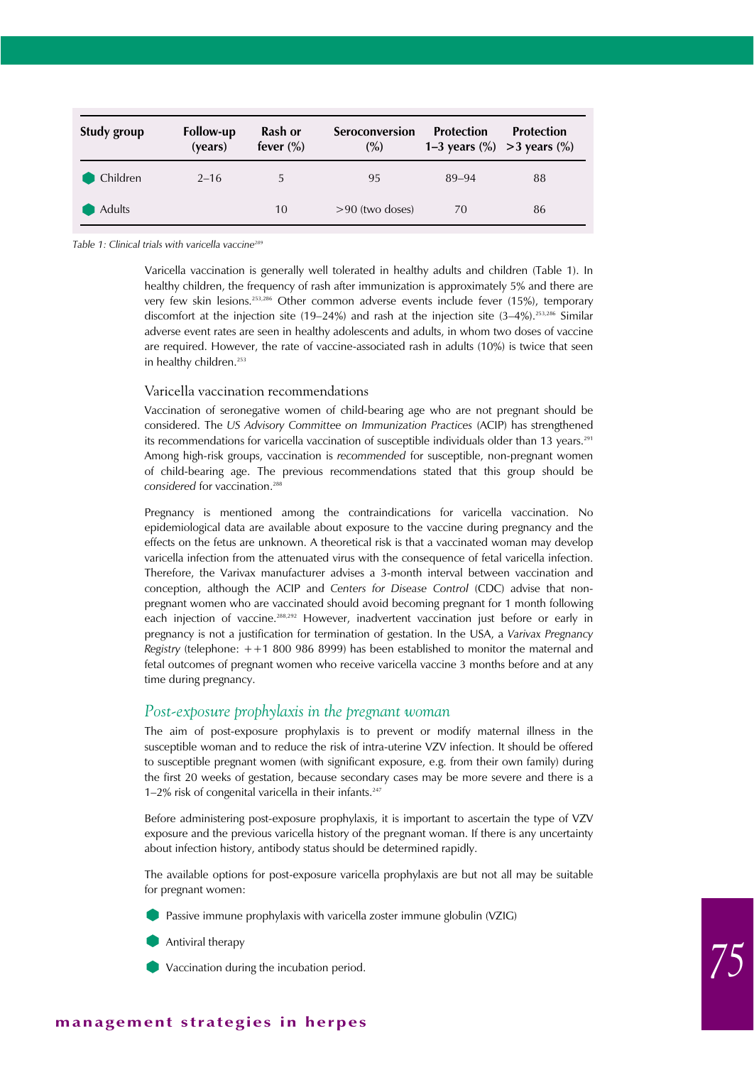| Study group | Follow-up (years) | Rash or fever (%) | Seroconversion (%) | Protection 1–3 years (%) | Protection >3 years (%) |
|---|---|---|---|---|---|
| Children | 2–16 | 5 | 95 | 89–94 | 88 |
| Adults | | 10 | >90 (two doses) | 70 | 86 |

*Table 1: Clinical trials with varicella vaccine*[289]

Varicella vaccination is generally well tolerated in healthy adults and children (Table 1). In healthy children, the frequency of rash after immunization is approximately 5% and there are very few skin lesions.[253,286] Other common adverse events include fever (15%), temporary discomfort at the injection site (19–24%) and rash at the injection site (3–4%).[253,286] Similar adverse event rates are seen in healthy adolescents and adults, in whom two doses of vaccine are required. However, the rate of vaccine-associated rash in adults (10%) is twice that seen in healthy children.[253]

### Varicella vaccination recommendations

Vaccination of seronegative women of child-bearing age who are not pregnant should be considered. The *US Advisory Committee on Immunization Practices* (ACIP) has strengthened its recommendations for varicella vaccination of susceptible individuals older than 13 years.[291] Among high-risk groups, vaccination is *recommended* for susceptible, non-pregnant women of child-bearing age. The previous recommendations stated that this group should be *considered* for vaccination.[288]

Pregnancy is mentioned among the contraindications for varicella vaccination. No epidemiological data are available about exposure to the vaccine during pregnancy and the effects on the fetus are unknown. A theoretical risk is that a vaccinated woman may develop varicella infection from the attenuated virus with the consequence of fetal varicella infection. Therefore, the Varivax manufacturer advises a 3-month interval between vaccination and conception, although the ACIP and *Centers for Disease Control* (CDC) advise that non-pregnant women who are vaccinated should avoid becoming pregnant for 1 month following each injection of vaccine.[288,292] However, inadvertent vaccination just before or early in pregnancy is not a justification for termination of gestation. In the USA, a *Varivax Pregnancy Registry* (telephone: ++1 800 986 8999) has been established to monitor the maternal and fetal outcomes of pregnant women who receive varicella vaccine 3 months before and at any time during pregnancy.

## *Post-exposure prophylaxis in the pregnant woman*

The aim of post-exposure prophylaxis is to prevent or modify maternal illness in the susceptible woman and to reduce the risk of intra-uterine VZV infection. It should be offered to susceptible pregnant women (with significant exposure, e.g. from their own family) during the first 20 weeks of gestation, because secondary cases may be more severe and there is a 1–2% risk of congenital varicella in their infants.[247]

Before administering post-exposure prophylaxis, it is important to ascertain the type of VZV exposure and the previous varicella history of the pregnant woman. If there is any uncertainty about infection history, antibody status should be determined rapidly.

The available options for post-exposure varicella prophylaxis are but not all may be suitable for pregnant women:

- Passive immune prophylaxis with varicella zoster immune globulin (VZIG)
- Antiviral therapy
- Vaccination during the incubation period.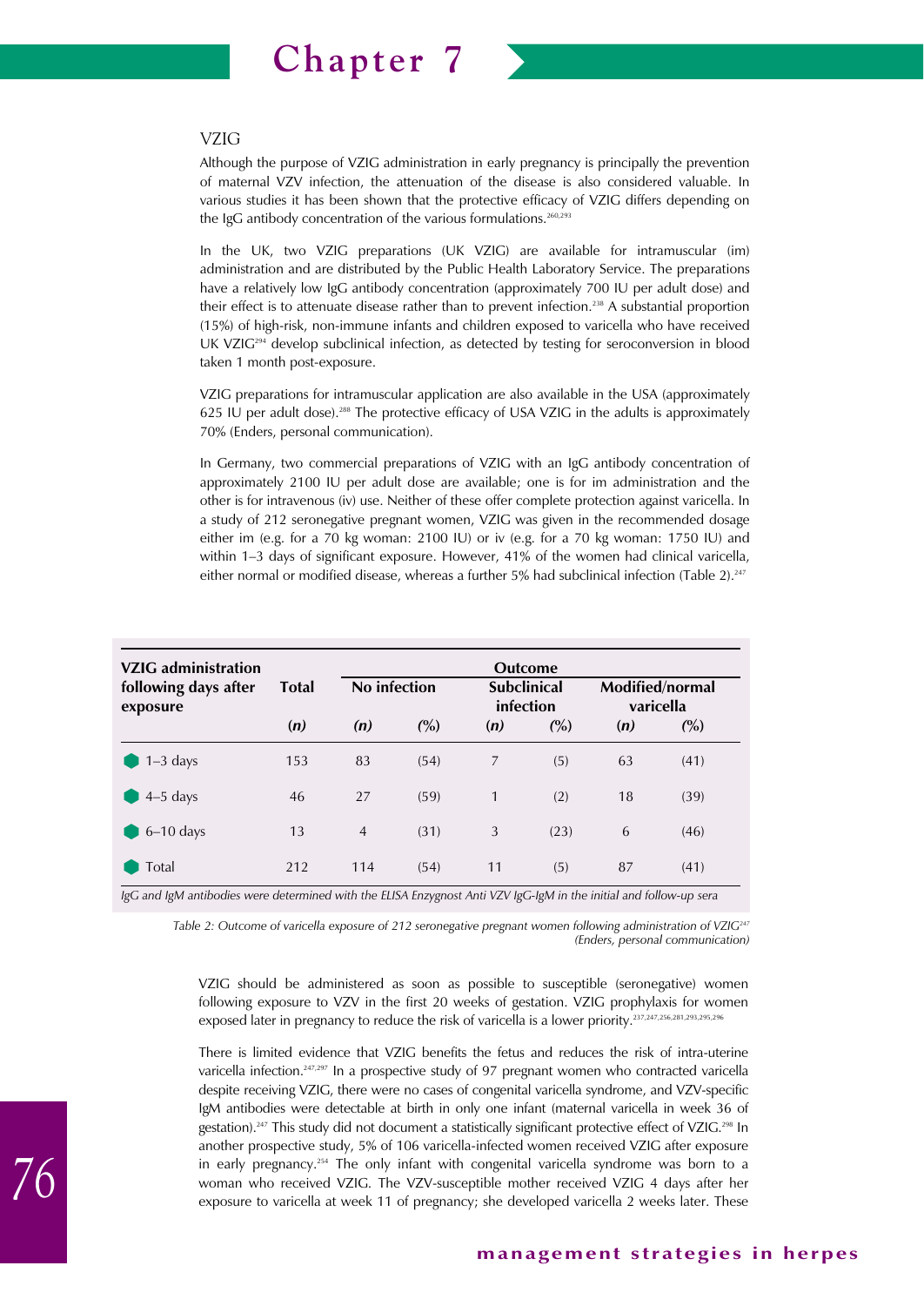### VZIG

Although the purpose of VZIG administration in early pregnancy is principally the prevention of maternal VZV infection, the attenuation of the disease is also considered valuable. In various studies it has been shown that the protective efficacy of VZIG differs depending on the IgG antibody concentration of the various formulations.[260,293]

In the UK, two VZIG preparations (UK VZIG) are available for intramuscular (im) administration and are distributed by the Public Health Laboratory Service. The preparations have a relatively low IgG antibody concentration (approximately 700 IU per adult dose) and their effect is to attenuate disease rather than to prevent infection.[238] A substantial proportion (15%) of high-risk, non-immune infants and children exposed to varicella who have received UK VZIG[294] develop subclinical infection, as detected by testing for seroconversion in blood taken 1 month post-exposure.

VZIG preparations for intramuscular application are also available in the USA (approximately 625 IU per adult dose).[288] The protective efficacy of USA VZIG in the adults is approximately 70% (Enders, personal communication).

In Germany, two commercial preparations of VZIG with an IgG antibody concentration of approximately 2100 IU per adult dose are available; one is for im administration and the other is for intravenous (iv) use. Neither of these offer complete protection against varicella. In a study of 212 seronegative pregnant women, VZIG was given in the recommended dosage either im (e.g. for a 70 kg woman: 2100 IU) or iv (e.g. for a 70 kg woman: 1750 IU) and within 1–3 days of significant exposure. However, 41% of the women had clinical varicella, either normal or modified disease, whereas a further 5% had subclinical infection (Table 2).[247]

| VZIG administration following days after exposure | Total | Outcome | | | | | |
|---|---|---|---|---|---|---|---|
| | | No infection | | Subclinical infection | | Modified/normal varicella | |
| | **(n)** | **(n)** | **(%)** | **(n)** | **(%)** | **(n)** | **(%)** |
| 1–3 days | 153 | 83 | (54) | 7 | (5) | 63 | (41) |
| 4–5 days | 46 | 27 | (59) | 1 | (2) | 18 | (39) |
| 6–10 days | 13 | 4 | (31) | 3 | (23) | 6 | (46) |
| Total | 212 | 114 | (54) | 11 | (5) | 87 | (41) |

*IgG and IgM antibodies were determined with the ELISA Enzygnost Anti VZV IgG-IgM in the initial and follow-up sera*

*Table 2: Outcome of varicella exposure of 212 seronegative pregnant women following administration of VZIG[247] (Enders, personal communication)*

VZIG should be administered as soon as possible to susceptible (seronegative) women following exposure to VZV in the first 20 weeks of gestation. VZIG prophylaxis for women exposed later in pregnancy to reduce the risk of varicella is a lower priority.[237,247,256,281,293,295,296]

There is limited evidence that VZIG benefits the fetus and reduces the risk of intra-uterine varicella infection.[247,297] In a prospective study of 97 pregnant women who contracted varicella despite receiving VZIG, there were no cases of congenital varicella syndrome, and VZV-specific IgM antibodies were detectable at birth in only one infant (maternal varicella in week 36 of gestation).[247] This study did not document a statistically significant protective effect of VZIG.[298] In another prospective study, 5% of 106 varicella-infected women received VZIG after exposure in early pregnancy.[254] The only infant with congenital varicella syndrome was born to a woman who received VZIG. The VZV-susceptible mother received VZIG 4 days after her exposure to varicella at week 11 of pregnancy; she developed varicella 2 weeks later. These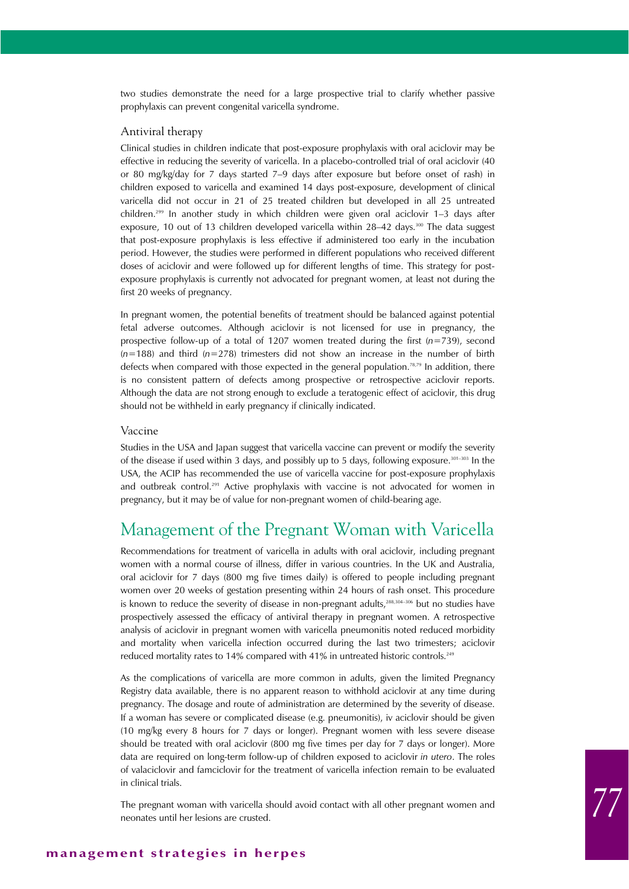two studies demonstrate the need for a large prospective trial to clarify whether passive prophylaxis can prevent congenital varicella syndrome.

### Antiviral therapy

Clinical studies in children indicate that post-exposure prophylaxis with oral aciclovir may be effective in reducing the severity of varicella. In a placebo-controlled trial of oral aciclovir (40 or 80 mg/kg/day for 7 days started 7–9 days after exposure but before onset of rash) in children exposed to varicella and examined 14 days post-exposure, development of clinical varicella did not occur in 21 of 25 treated children but developed in all 25 untreated children.[299] In another study in which children were given oral aciclovir 1–3 days after exposure, 10 out of 13 children developed varicella within 28–42 days.[300] The data suggest that post-exposure prophylaxis is less effective if administered too early in the incubation period. However, the studies were performed in different populations who received different doses of aciclovir and were followed up for different lengths of time. This strategy for post-exposure prophylaxis is currently not advocated for pregnant women, at least not during the first 20 weeks of pregnancy.

In pregnant women, the potential benefits of treatment should be balanced against potential fetal adverse outcomes. Although aciclovir is not licensed for use in pregnancy, the prospective follow-up of a total of 1207 women treated during the first ($n$=739), second ($n$=188) and third ($n$=278) trimesters did not show an increase in the number of birth defects when compared with those expected in the general population.[78,79] In addition, there is no consistent pattern of defects among prospective or retrospective aciclovir reports. Although the data are not strong enough to exclude a teratogenic effect of aciclovir, this drug should not be withheld in early pregnancy if clinically indicated.

### Vaccine

Studies in the USA and Japan suggest that varicella vaccine can prevent or modify the severity of the disease if used within 3 days, and possibly up to 5 days, following exposure.[301–303] In the USA, the ACIP has recommended the use of varicella vaccine for post-exposure prophylaxis and outbreak control.[291] Active prophylaxis with vaccine is not advocated for women in pregnancy, but it may be of value for non-pregnant women of child-bearing age.

## Management of the Pregnant Woman with Varicella

Recommendations for treatment of varicella in adults with oral aciclovir, including pregnant women with a normal course of illness, differ in various countries. In the UK and Australia, oral aciclovir for 7 days (800 mg five times daily) is offered to people including pregnant women over 20 weeks of gestation presenting within 24 hours of rash onset. This procedure is known to reduce the severity of disease in non-pregnant adults,[288,304–306] but no studies have prospectively assessed the efficacy of antiviral therapy in pregnant women. A retrospective analysis of aciclovir in pregnant women with varicella pneumonitis noted reduced morbidity and mortality when varicella infection occurred during the last two trimesters; aciclovir reduced mortality rates to 14% compared with 41% in untreated historic controls.[249]

As the complications of varicella are more common in adults, given the limited Pregnancy Registry data available, there is no apparent reason to withhold aciclovir at any time during pregnancy. The dosage and route of administration are determined by the severity of disease. If a woman has severe or complicated disease (e.g. pneumonitis), iv aciclovir should be given (10 mg/kg every 8 hours for 7 days or longer). Pregnant women with less severe disease should be treated with oral aciclovir (800 mg five times per day for 7 days or longer). More data are required on long-term follow-up of children exposed to aciclovir *in utero*. The roles of valaciclovir and famciclovir for the treatment of varicella infection remain to be evaluated in clinical trials.

The pregnant woman with varicella should avoid contact with all other pregnant women and neonates until her lesions are crusted.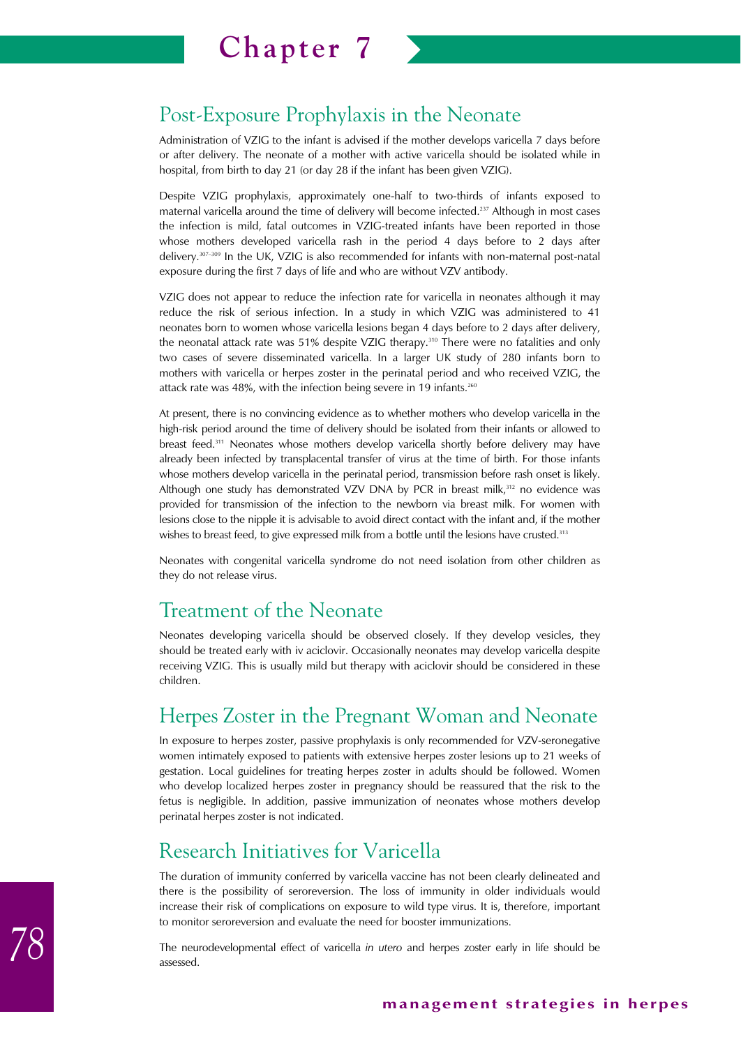## Post-Exposure Prophylaxis in the Neonate

Administration of VZIG to the infant is advised if the mother develops varicella 7 days before or after delivery. The neonate of a mother with active varicella should be isolated while in hospital, from birth to day 21 (or day 28 if the infant has been given VZIG).

Despite VZIG prophylaxis, approximately one-half to two-thirds of infants exposed to maternal varicella around the time of delivery will become infected.[237] Although in most cases the infection is mild, fatal outcomes in VZIG-treated infants have been reported in those whose mothers developed varicella rash in the period 4 days before to 2 days after delivery.[307–309] In the UK, VZIG is also recommended for infants with non-maternal post-natal exposure during the first 7 days of life and who are without VZV antibody.

VZIG does not appear to reduce the infection rate for varicella in neonates although it may reduce the risk of serious infection. In a study in which VZIG was administered to 41 neonates born to women whose varicella lesions began 4 days before to 2 days after delivery, the neonatal attack rate was 51% despite VZIG therapy.[310] There were no fatalities and only two cases of severe disseminated varicella. In a larger UK study of 280 infants born to mothers with varicella or herpes zoster in the perinatal period and who received VZIG, the attack rate was 48%, with the infection being severe in 19 infants.[260]

At present, there is no convincing evidence as to whether mothers who develop varicella in the high-risk period around the time of delivery should be isolated from their infants or allowed to breast feed.[311] Neonates whose mothers develop varicella shortly before delivery may have already been infected by transplacental transfer of virus at the time of birth. For those infants whose mothers develop varicella in the perinatal period, transmission before rash onset is likely. Although one study has demonstrated VZV DNA by PCR in breast milk,[312] no evidence was provided for transmission of the infection to the newborn via breast milk. For women with lesions close to the nipple it is advisable to avoid direct contact with the infant and, if the mother wishes to breast feed, to give expressed milk from a bottle until the lesions have crusted.[313]

Neonates with congenital varicella syndrome do not need isolation from other children as they do not release virus.

## Treatment of the Neonate

Neonates developing varicella should be observed closely. If they develop vesicles, they should be treated early with iv aciclovir. Occasionally neonates may develop varicella despite receiving VZIG. This is usually mild but therapy with aciclovir should be considered in these children.

## Herpes Zoster in the Pregnant Woman and Neonate

In exposure to herpes zoster, passive prophylaxis is only recommended for VZV-seronegative women intimately exposed to patients with extensive herpes zoster lesions up to 21 weeks of gestation. Local guidelines for treating herpes zoster in adults should be followed. Women who develop localized herpes zoster in pregnancy should be reassured that the risk to the fetus is negligible. In addition, passive immunization of neonates whose mothers develop perinatal herpes zoster is not indicated.

## Research Initiatives for Varicella

The duration of immunity conferred by varicella vaccine has not been clearly delineated and there is the possibility of seroreversion. The loss of immunity in older individuals would increase their risk of complications on exposure to wild type virus. It is, therefore, important to monitor seroreversion and evaluate the need for booster immunizations.

The neurodevelopmental effect of varicella *in utero* and herpes zoster early in life should be assessed.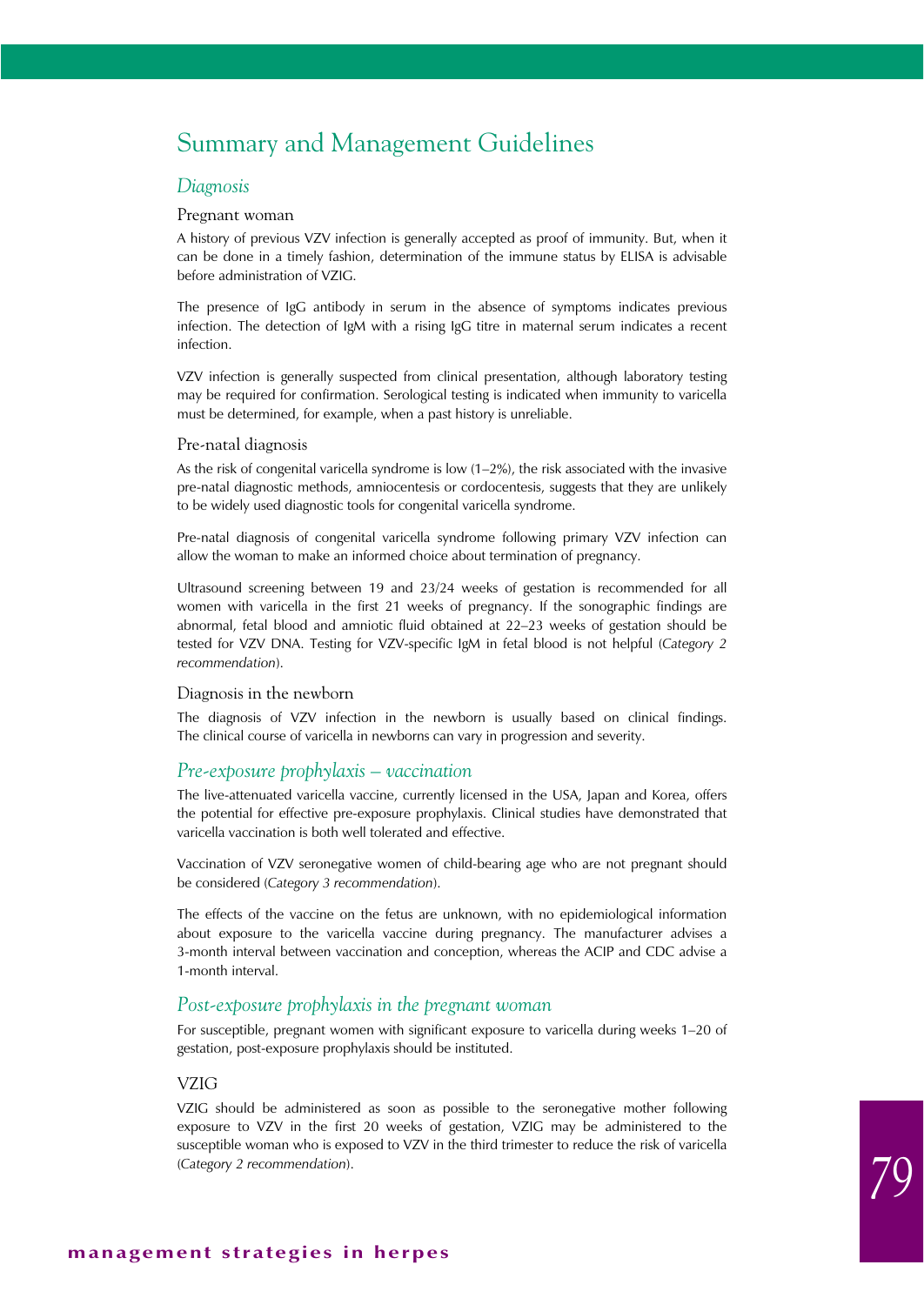# Summary and Management Guidelines

## *Diagnosis*

### Pregnant woman

A history of previous VZV infection is generally accepted as proof of immunity. But, when it can be done in a timely fashion, determination of the immune status by ELISA is advisable before administration of VZIG.

The presence of IgG antibody in serum in the absence of symptoms indicates previous infection. The detection of IgM with a rising IgG titre in maternal serum indicates a recent infection.

VZV infection is generally suspected from clinical presentation, although laboratory testing may be required for confirmation. Serological testing is indicated when immunity to varicella must be determined, for example, when a past history is unreliable.

### Pre-natal diagnosis

As the risk of congenital varicella syndrome is low (1–2%), the risk associated with the invasive pre-natal diagnostic methods, amniocentesis or cordocentesis, suggests that they are unlikely to be widely used diagnostic tools for congenital varicella syndrome.

Pre-natal diagnosis of congenital varicella syndrome following primary VZV infection can allow the woman to make an informed choice about termination of pregnancy.

Ultrasound screening between 19 and 23/24 weeks of gestation is recommended for all women with varicella in the first 21 weeks of pregnancy. If the sonographic findings are abnormal, fetal blood and amniotic fluid obtained at 22–23 weeks of gestation should be tested for VZV DNA. Testing for VZV-specific IgM in fetal blood is not helpful (*Category 2 recommendation*).

### Diagnosis in the newborn

The diagnosis of VZV infection in the newborn is usually based on clinical findings. The clinical course of varicella in newborns can vary in progression and severity.

## *Pre-exposure prophylaxis – vaccination*

The live-attenuated varicella vaccine, currently licensed in the USA, Japan and Korea, offers the potential for effective pre-exposure prophylaxis. Clinical studies have demonstrated that varicella vaccination is both well tolerated and effective.

Vaccination of VZV seronegative women of child-bearing age who are not pregnant should be considered (*Category 3 recommendation*).

The effects of the vaccine on the fetus are unknown, with no epidemiological information about exposure to the varicella vaccine during pregnancy. The manufacturer advises a 3-month interval between vaccination and conception, whereas the ACIP and CDC advise a 1-month interval.

## *Post-exposure prophylaxis in the pregnant woman*

For susceptible, pregnant women with significant exposure to varicella during weeks 1–20 of gestation, post-exposure prophylaxis should be instituted.

### VZIG

VZIG should be administered as soon as possible to the seronegative mother following exposure to VZV in the first 20 weeks of gestation, VZIG may be administered to the susceptible woman who is exposed to VZV in the third trimester to reduce the risk of varicella (*Category 2 recommendation*).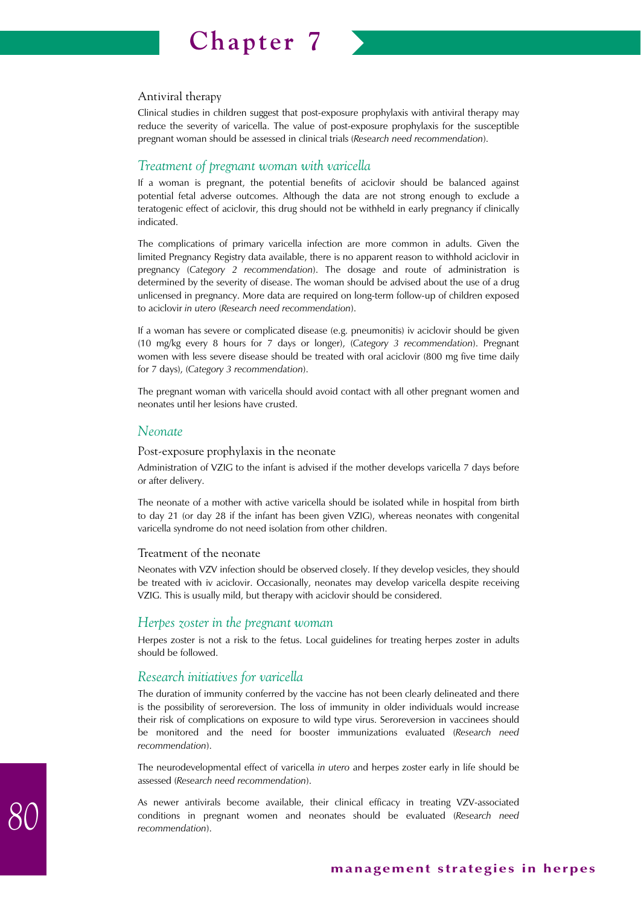### Antiviral therapy

Clinical studies in children suggest that post-exposure prophylaxis with antiviral therapy may reduce the severity of varicella. The value of post-exposure prophylaxis for the susceptible pregnant woman should be assessed in clinical trials (*Research need recommendation*).

## *Treatment of pregnant woman with varicella*

If a woman is pregnant, the potential benefits of aciclovir should be balanced against potential fetal adverse outcomes. Although the data are not strong enough to exclude a teratogenic effect of aciclovir, this drug should not be withheld in early pregnancy if clinically indicated.

The complications of primary varicella infection are more common in adults. Given the limited Pregnancy Registry data available, there is no apparent reason to withhold aciclovir in pregnancy (*Category 2 recommendation*). The dosage and route of administration is determined by the severity of disease. The woman should be advised about the use of a drug unlicensed in pregnancy. More data are required on long-term follow-up of children exposed to aciclovir *in utero* (*Research need recommendation*).

If a woman has severe or complicated disease (e.g. pneumonitis) iv aciclovir should be given (10 mg/kg every 8 hours for 7 days or longer), (*Category 3 recommendation*). Pregnant women with less severe disease should be treated with oral aciclovir (800 mg five time daily for 7 days), (*Category 3 recommendation*).

The pregnant woman with varicella should avoid contact with all other pregnant women and neonates until her lesions have crusted.

## *Neonate*

### Post-exposure prophylaxis in the neonate

Administration of VZIG to the infant is advised if the mother develops varicella 7 days before or after delivery.

The neonate of a mother with active varicella should be isolated while in hospital from birth to day 21 (or day 28 if the infant has been given VZIG), whereas neonates with congenital varicella syndrome do not need isolation from other children.

### Treatment of the neonate

Neonates with VZV infection should be observed closely. If they develop vesicles, they should be treated with iv aciclovir. Occasionally, neonates may develop varicella despite receiving VZIG. This is usually mild, but therapy with aciclovir should be considered.

## *Herpes zoster in the pregnant woman*

Herpes zoster is not a risk to the fetus. Local guidelines for treating herpes zoster in adults should be followed.

## *Research initiatives for varicella*

The duration of immunity conferred by the vaccine has not been clearly delineated and there is the possibility of seroreversion. The loss of immunity in older individuals would increase their risk of complications on exposure to wild type virus. Seroreversion in vaccinees should be monitored and the need for booster immunizations evaluated (*Research need recommendation*).

The neurodevelopmental effect of varicella *in utero* and herpes zoster early in life should be assessed (*Research need recommendation*).

As newer antivirals become available, their clinical efficacy in treating VZV-associated conditions in pregnant women and neonates should be evaluated (*Research need recommendation*).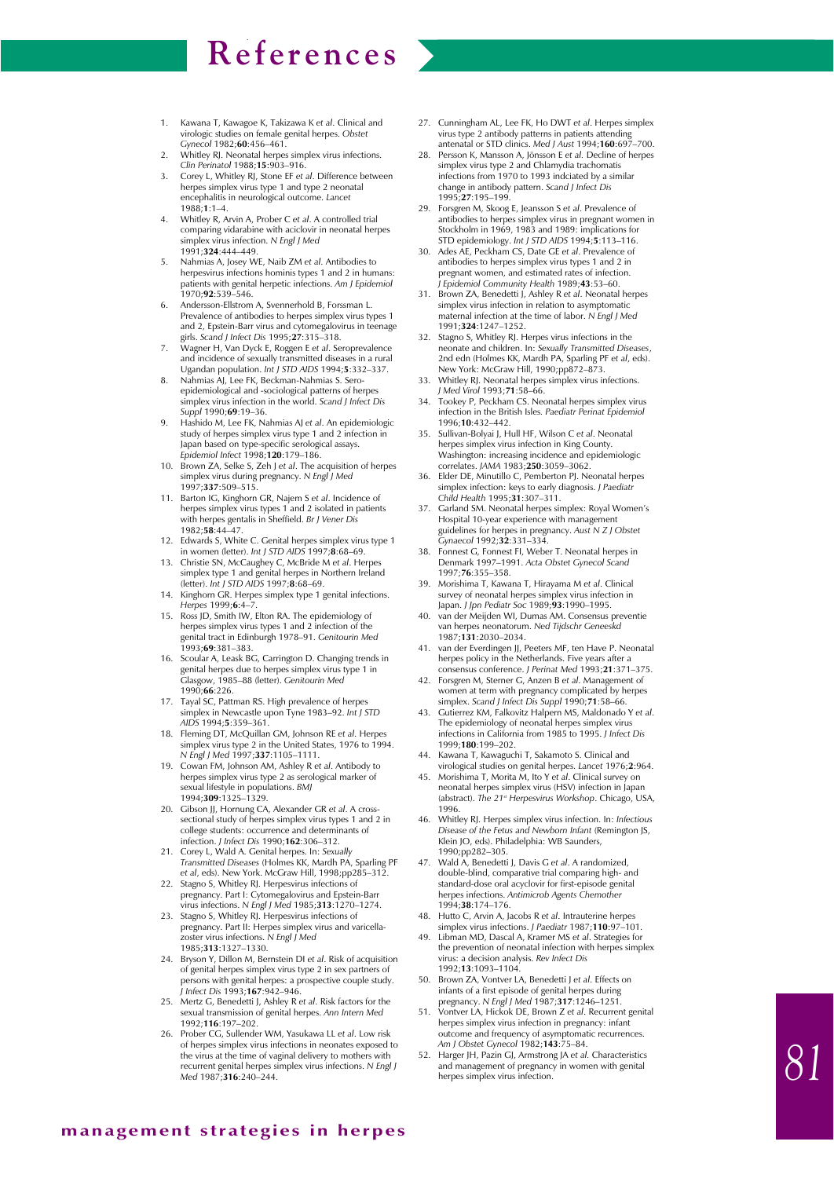# References

1. Kawana T, Kawagoe K, Takizawa K *et al*. Clinical and virologic studies on female genital herpes. *Obstet Gynecol* 1982;**60**:456–461.
2. Whitley RJ. Neonatal herpes simplex virus infections. *Clin Perinatol* 1988;**15**:903–916.
3. Corey L, Whitley RJ, Stone EF *et al*. Difference between herpes simplex virus type 1 and type 2 neonatal encephalitis in neurological outcome. *Lancet* 1988;**1**:1–4.
4. Whitley R, Arvin A, Prober C *et al*. A controlled trial comparing vidarabine with aciclovir in neonatal herpes simplex virus infection. *N Engl J Med* 1991;**324**:444–449.
5. Nahmias A, Josey WE, Naib ZM *et al*. Antibodies to herpesvirus infections hominis types 1 and 2 in humans: patients with genital herpetic infections. *Am J Epidemiol* 1970;**92**:539–546.
6. Andersson-Ellstrom A, Svennerhold B, Forssman L. Prevalence of antibodies to herpes simplex virus types 1 and 2, Epstein-Barr virus and cytomegalovirus in teenage girls. *Scand J Infect Dis* 1995;**27**:315–318.
7. Wagner H, Van Dyck E, Roggen E *et al*. Seroprevalence and incidence of sexually transmitted diseases in a rural Ugandan population. *Int J STD AIDS* 1994;**5**:332–337.
8. Nahmias AJ, Lee FK, Beckman-Nahmias S. Sero-epidemiological and -sociological patterns of herpes simplex virus infection in the world. *Scand J Infect Dis Suppl* 1990;**69**:19–36.
9. Hashido M, Lee FK, Nahmias AJ *et al*. An epidemiologic study of herpes simplex virus type 1 and 2 infection in Japan based on type-specific serological assays. *Epidemiol Infect* 1998;**120**:179–186.
10. Brown ZA, Selke S, Zeh J *et al*. The acquisition of herpes simplex virus during pregnancy. *N Engl J Med* 1997;**337**:509–515.
11. Barton IG, Kinghorn GR, Najem S *et al*. Incidence of herpes simplex virus types 1 and 2 isolated in patients with herpes gentalis in Sheffield. *Br J Vener Dis* 1982;**58**:44–47.
12. Edwards S, White C. Genital herpes simplex virus type 1 in women (letter). *Int J STD AIDS* 1997;**8**:68–69.
13. Christie SN, McCaughey C, McBride M *et al*. Herpes simplex type 1 and genital herpes in Northern Ireland (letter). *Int J STD AIDS* 1997;**8**:68–69.
14. Kinghorn GR. Herpes simplex type 1 genital infections. *Herpes* 1999;**6**:4–7.
15. Ross JD, Smith IW, Elton RA. The epidemiology of herpes simplex virus types 1 and 2 infection of the genital tract in Edinburgh 1978–91. *Genitourin Med* 1993;**69**:381–383.
16. Scoular A, Leask BG, Carrington D. Changing trends in genital herpes due to herpes simplex virus type 1 in Glasgow, 1985–88 (letter). *Genitourin Med* 1990;**66**:226.
17. Tayal SC, Pattman RS. High prevalence of herpes simplex in Newcastle upon Tyne 1983–92. *Int J STD AIDS* 1994;**5**:359–361.
18. Fleming DT, McQuillan GM, Johnson RE *et al*. Herpes simplex virus type 2 in the United States, 1976 to 1994. *N Engl J Med* 1997;**337**:1105–1111.
19. Cowan FM, Johnson AM, Ashley R *et al*. Antibody to herpes simplex virus type 2 as serological marker of sexual lifestyle in populations. *BMJ* 1994;**309**:1325–1329.
20. Gibson JJ, Hornung CA, Alexander GR *et al*. A cross-sectional study of herpes simplex virus types 1 and 2 in college students: occurrence and determinants of infection. *J Infect Dis* 1990;**162**:306–312.
21. Corey L, Wald A. Genital herpes. In: *Sexually Transmitted Diseases* (Holmes KK, Mardh PA, Sparling PF *et al*, eds). New York. McGraw Hill, 1998;pp285–312.
22. Stagno S, Whitley RJ. Herpesvirus infections of pregnancy. Part I: Cytomegalovirus and Epstein-Barr virus infections. *N Engl J Med* 1985;**313**:1270–1274.
23. Stagno S, Whitley RJ. Herpesvirus infections of pregnancy. Part II: Herpes simplex virus and varicella-zoster virus infections. *N Engl J Med* 1985;**313**:1327–1330.
24. Bryson Y, Dillon M, Bernstein DI *et al*. Risk of acquisition of genital herpes simplex virus type 2 in sex partners of persons with genital herpes: a prospective couple study. *J Infect Dis* 1993;**167**:942–946.
25. Mertz G, Benedetti J, Ashley R *et al*. Risk factors for the sexual transmission of genital herpes. *Ann Intern Med* 1992;**116**:197–202.
26. Prober CG, Sullender WM, Yasukawa LL *et al*. Low risk of herpes simplex virus infections in neonates exposed to the virus at the time of vaginal delivery to mothers with recurrent genital herpes simplex virus infections. *N Engl J Med* 1987;**316**:240–244.
27. Cunningham AL, Lee FK, Ho DWT *et al*. Herpes simplex virus type 2 antibody patterns in patients attending antenatal or STD clinics. *Med J Aust* 1994;**160**:697–700.
28. Persson K, Mansson A, Jönsson E *et al*. Decline of herpes simplex virus type 2 and Chlamydia trachomatis infections from 1970 to 1993 indciated by a similar change in antibody pattern. *Scand J Infect Dis* 1995;**27**:195–199.
29. Forsgren M, Skoog E, Jeansson S *et al*. Prevalence of antibodies to herpes simplex virus in pregnant women in Stockholm in 1969, 1983 and 1989: implications for STD epidemiology. *Int J STD AIDS* 1994;**5**:113–116.
30. Ades AE, Peckham CS, Date GE *et al*. Prevalence of antibodies to herpes simplex virus types 1 and 2 in pregnant women, and estimated rates of infection. *J Epidemiol Community Health* 1989;**43**:53–60.
31. Brown ZA, Benedetti J, Ashley R *et al*. Neonatal herpes simplex virus infection in relation to asymptomatic maternal infection at the time of labor. *N Engl J Med* 1991;**324**:1247–1252.
32. Stagno S, Whitley RJ. Herpes virus infections in the neonate and children. In: *Sexually Transmitted Diseases*, 2nd edn (Holmes KK, Mardh PA, Sparling PF *et al*, eds). New York: McGraw Hill, 1990;pp872–873.
33. Whitley RJ. Neonatal herpes simplex virus infections. *J Med Virol* 1993;**71**:58–66.
34. Tookey P, Peckham CS. Neonatal herpes simplex virus infection in the British Isles. *Paediatr Perinat Epidemiol* 1996;**10**:432–442.
35. Sullivan-Bolyai J, Hull HF, Wilson C *et al*. Neonatal herpes simplex virus infection in King County. Washington: increasing incidence and epidemiologic correlates. *JAMA* 1983;**250**:3059–3062.
36. Elder DE, Minutillo C, Pemberton PJ. Neonatal herpes simplex infection: keys to early diagnosis. *J Paediatr Child Health* 1995;**31**:307–311.
37. Garland SM. Neonatal herpes simplex: Royal Women's Hospital 10-year experience with management guidelines for herpes in pregnancy. *Aust N Z J Obstet Gynaecol* 1992;**32**:331–334.
38. Fonnest G, Fonnest FI, Weber T. Neonatal herpes in Denmark 1997–1991. *Acta Obstet Gynecol Scand* 1997;**76**:355–358.
39. Morishima T, Kawana T, Hirayama M *et al*. Clinical survey of neonatal herpes simplex virus infection in Japan. *J Jpn Pediatr Soc* 1989;**93**:1990–1995.
40. van der Meijden WI, Dumas AM. Consensus preventie van herpes neonatorum. *Ned Tijdschr Geneeskd* 1987;**131**:2030–2034.
41. van der Everdingen JJ, Peeters MF, ten Have P. Neonatal herpes policy in the Netherlands. Five years after a consensus conference. *J Perinat Med* 1993;**21**:371–375.
42. Forsgren M, Sterner G, Anzen B *et al*. Management of women at term with pregnancy complicated by herpes simplex. *Scand J Infect Dis Suppl* 1990;**71**:58–66.
43. Gutierrez KM, Falkovitz Halpern MS, Maldonado Y *et al*. The epidemiology of neonatal herpes simplex virus infections in California from 1985 to 1995. *J Infect Dis* 1999;**180**:199–202.
44. Kawana T, Kawaguchi T, Sakamoto S. Clinical and virological studies on genital herpes. *Lancet* 1976;**2**:964.
45. Morishima T, Morita M, Ito Y *et al*. Clinical survey on neonatal herpes simplex virus (HSV) infection in Japan (abstract). *The 21st Herpesvirus Workshop*. Chicago, USA, 1996.
46. Whitley RJ. Herpes simplex virus infection. In: *Infectious Disease of the Fetus and Newborn Infant* (Remington JS, Klein JO, eds). Philadelphia: WB Saunders, 1990;pp282–305.
47. Wald A, Benedetti J, Davis G *et al*. A randomized, double-blind, comparative trial comparing high- and standard-dose oral acyclovir for first-episode genital herpes infections. *Antimicrob Agents Chemother* 1994;**38**:174–176.
48. Hutto C, Arvin A, Jacobs R *et al*. Intrauterine herpes simplex virus infections. *J Paediatr* 1987;**110**:97–101.
49. Libman MD, Dascal A, Kramer MS *et al*. Strategies for the prevention of neonatal infection with herpes simplex virus: a decision analysis. *Rev Infect Dis* 1992;**13**:1093–1104.
50. Brown ZA, Vontver LA, Benedetti J *et al*. Effects on infants of a first episode of genital herpes during pregnancy. *N Engl J Med* 1987;**317**:1246–1251.
51. Vontver LA, Hickok DE, Brown Z *et al*. Recurrent genital herpes simplex virus infection in pregnancy: infant outcome and frequency of asymptomatic recurrences. *Am J Obstet Gynecol* 1982;**143**:75–84.
52. Harger JH, Pazin GJ, Armstrong JA *et al*. Characteristics and management of pregnancy in women with genital herpes simplex virus infection.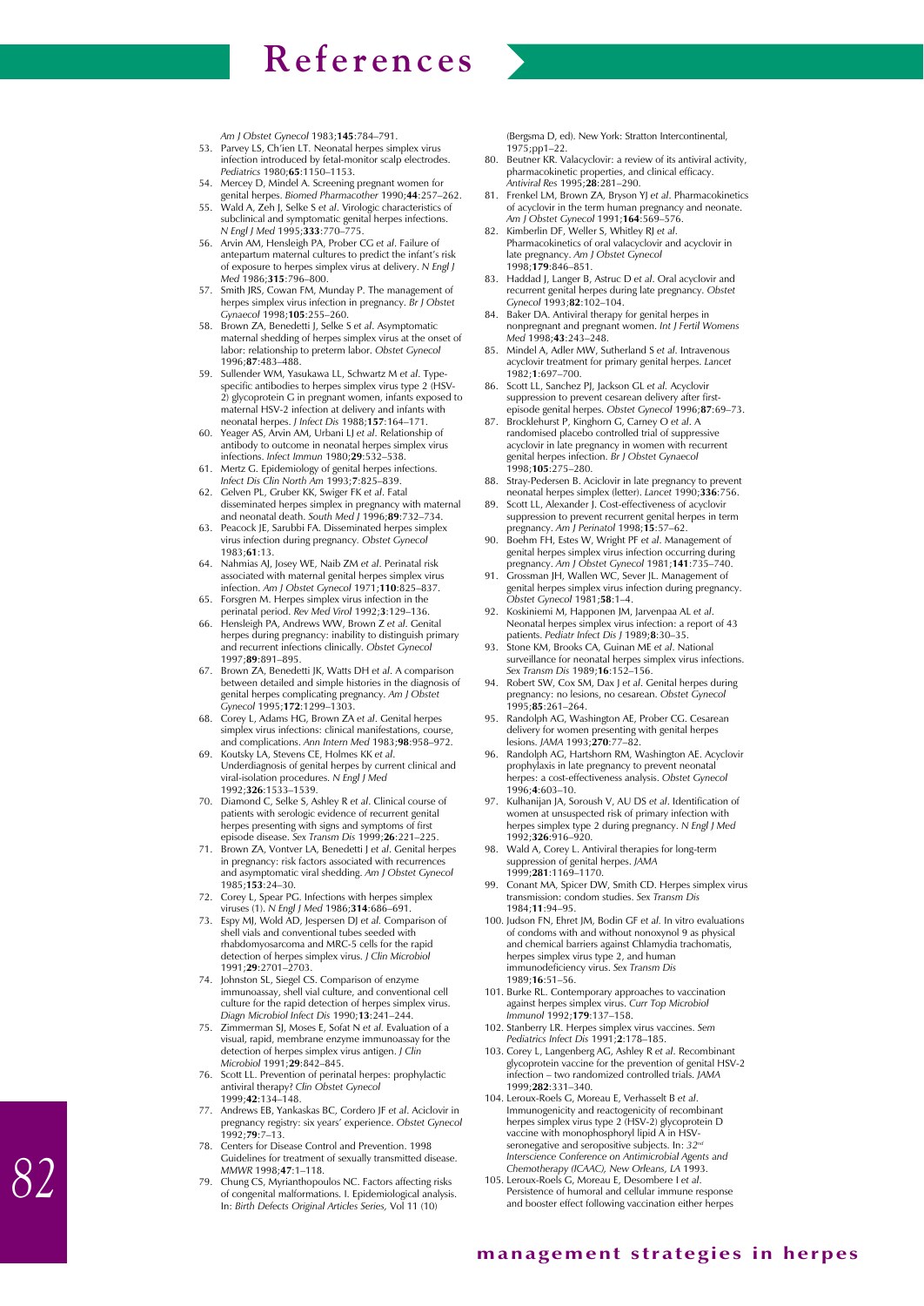# References

*Am J Obstet Gynecol* 1983;**145**:784–791.

53. Parvey LS, Ch'ien LT. Neonatal herpes simplex virus infection introduced by fetal-monitor scalp electrodes. *Pediatrics* 1980;**65**:1150–1153.
54. Mercey D, Mindel A. Screening pregnant women for genital herpes. *Biomed Pharmacother* 1990;**44**:257–262.
55. Wald A, Zeh J, Selke S *et al*. Virologic characteristics of subclinical and symptomatic genital herpes infections. *N Engl J Med* 1995;**333**:770–775.
56. Arvin AM, Hensleigh PA, Prober CG *et al*. Failure of antepartum maternal cultures to predict the infant's risk of exposure to herpes simplex virus at delivery. *N Engl J Med* 1986;**315**:796–800.
57. Smith JRS, Cowan FM, Munday P. The management of herpes simplex virus infection in pregnancy. *Br J Obstet Gynaecol* 1998;**105**:255–260.
58. Brown ZA, Benedetti J, Selke S *et al*. Asymptomatic maternal shedding of herpes simplex virus at the onset of labor: relationship to preterm labor. *Obstet Gynecol* 1996;**87**:483–488.
59. Sullender WM, Yasukawa LL, Schwartz M *et al*. Type-specific antibodies to herpes simplex virus type 2 (HSV-2) glycoprotein G in pregnant women, infants exposed to maternal HSV-2 infection at delivery and infants with neonatal herpes. *J Infect Dis* 1988;**157**:164–171.
60. Yeager AS, Arvin AM, Urbani LJ *et al*. Relationship of antibody to outcome in neonatal herpes simplex virus infections. *Infect Immun* 1980;**29**:532–538.
61. Mertz G. Epidemiology of genital herpes infections. *Infect Dis Clin North Am* 1993;**7**:825–839.
62. Gelven PL, Gruber KK, Swiger FK *et al*. Fatal disseminated herpes simplex in pregnancy with maternal and neonatal death. *South Med J* 1996;**89**:732–734.
63. Peacock JE, Sarubbi FA. Disseminated herpes simplex virus infection during pregnancy. *Obstet Gynecol* 1983;**61**:13.
64. Nahmias AJ, Josey WE, Naib ZM *et al*. Perinatal risk associated with maternal genital herpes simplex virus infection. *Am J Obstet Gynecol* 1971;**110**:825–837.
65. Forsgren M. Herpes simplex virus infection in the perinatal period. *Rev Med Virol* 1992;**3**:129–136.
66. Hensleigh PA, Andrews WW, Brown Z *et al*. Genital herpes during pregnancy: inability to distinguish primary and recurrent infections clinically. *Obstet Gynecol* 1997;**89**:891–895.
67. Brown ZA, Benedetti JK, Watts DH *et al*. A comparison between detailed and simple histories in the diagnosis of genital herpes complicating pregnancy. *Am J Obstet Gynecol* 1995;**172**:1299–1303.
68. Corey L, Adams HG, Brown ZA *et al*. Genital herpes simplex virus infections: clinical manifestations, course, and complications. *Ann Intern Med* 1983;**98**:958–972.
69. Koutsky LA, Stevens CE, Holmes KK *et al*. Underdiagnosis of genital herpes by current clinical and viral-isolation procedures. *N Engl J Med* 1992;**326**:1533–1539.
70. Diamond C, Selke S, Ashley R *et al*. Clinical course of patients with serologic evidence of recurrent genital herpes presenting with signs and symptoms of first episode disease. *Sex Transm Dis* 1999;**26**:221–225.
71. Brown ZA, Vontver LA, Benedetti J *et al*. Genital herpes in pregnancy: risk factors associated with recurrences and asymptomatic viral shedding. *Am J Obstet Gynecol* 1985;**153**:24–30.
72. Corey L, Spear PG. Infections with herpes simplex viruses (1). *N Engl J Med* 1986;**314**:686–691.
73. Espy MJ, Wold AD, Jespersen DJ *et al*. Comparison of shell vials and conventional tubes seeded with rhabdomyosarcoma and MRC-5 cells for the rapid detection of herpes simplex virus. *J Clin Microbiol* 1991;**29**:2701–2703.
74. Johnston SL, Siegel CS. Comparison of enzyme immunoassay, shell vial culture, and conventional cell culture for the rapid detection of herpes simplex virus. *Diagn Microbiol Infect Dis* 1990;**13**:241–244.
75. Zimmerman SJ, Moses E, Sofat N *et al*. Evaluation of a visual, rapid, membrane enzyme immunoassay for the detection of herpes simplex virus antigen. *J Clin Microbiol* 1991;**29**:842–845.
76. Scott LL. Prevention of perinatal herpes: prophylactic antiviral therapy? *Clin Obstet Gynecol* 1999;**42**:134–148.
77. Andrews EB, Yankaskas BC, Cordero JF *et al*. Aciclovir in pregnancy registry: six years' experience. *Obstet Gynecol* 1992;**79**:7–13.
78. Centers for Disease Control and Prevention. 1998 Guidelines for treatment of sexually transmitted disease. *MMWR* 1998;**47**:1–118.
79. Chung CS, Myrianthopoulos NC. Factors affecting risks of congenital malformations. I. Epidemiological analysis. In: *Birth Defects Original Articles Series,* Vol 11 (10) (Bergsma D, ed). New York: Stratton Intercontinental, 1975;pp1–22.
80. Beutner KR. Valacyclovir: a review of its antiviral activity, pharmacokinetic properties, and clinical efficacy. *Antiviral Res* 1995;**28**:281–290.
81. Frenkel LM, Brown ZA, Bryson YJ *et al*. Pharmacokinetics of acyclovir in the term human pregnancy and neonate. *Am J Obstet Gynecol* 1991;**164**:569–576.
82. Kimberlin DF, Weller S, Whitley RJ *et al*. Pharmacokinetics of oral valacyclovir and acyclovir in late pregnancy. *Am J Obstet Gynecol* 1998;**179**:846–851.
83. Haddad J, Langer B, Astruc D *et al*. Oral acyclovir and recurrent genital herpes during late pregnancy. *Obstet Gynecol* 1993;**82**:102–104.
84. Baker DA. Antiviral therapy for genital herpes in nonpregnant and pregnant women. *Int J Fertil Womens Med* 1998;**43**:243–248.
85. Mindel A, Adler MW, Sutherland S *et al*. Intravenous acyclovir treatment for primary genital herpes. *Lancet* 1982;**1**:697–700.
86. Scott LL, Sanchez PJ, Jackson GL *et al*. Acyclovir suppression to prevent cesarean delivery after first-episode genital herpes. *Obstet Gynecol* 1996;**87**:69–73.
87. Brocklehurst P, Kinghorn G, Carney O *et al*. A randomised placebo controlled trial of suppressive acyclovir in late pregnancy in women with recurrent genital herpes infection. *Br J Obstet Gynaecol* 1998;**105**:275–280.
88. Stray-Pedersen B. Aciclovir in late pregnancy to prevent neonatal herpes simplex (letter). *Lancet* 1990;**336**:756.
89. Scott LL, Alexander J. Cost-effectiveness of acyclovir suppression to prevent recurrent genital herpes in term pregnancy. *Am J Perinatol* 1998;**15**:57–62.
90. Boehm FH, Estes W, Wright PF *et al*. Management of genital herpes simplex virus infection occurring during pregnancy. *Am J Obstet Gynecol* 1981;**141**:735–740.
91. Grossman JH, Wallen WC, Sever JL. Management of genital herpes simplex virus infection during pregnancy. *Obstet Gynecol* 1981;**58**:1–4.
92. Koskiniemi M, Happonen JM, Jarvenpaa AL *et al*. Neonatal herpes simplex virus infection: a report of 43 patients. *Pediatr Infect Dis J* 1989;**8**:30–35.
93. Stone KM, Brooks CA, Guinan ME *et al*. National surveillance for neonatal herpes simplex virus infections. *Sex Transm Dis* 1989;**16**:152–156.
94. Robert SW, Cox SM, Dax J *et al*. Genital herpes during pregnancy: no lesions, no cesarean. *Obstet Gynecol* 1995;**85**:261–264.
95. Randolph AG, Washington AE, Prober CG. Cesarean delivery for women presenting with genital herpes lesions. *JAMA* 1993;**270**:77–82.
96. Randolph AG, Hartshorn RM, Washington AE. Acyclovir prophylaxis in late pregnancy to prevent neonatal herpes: a cost-effectiveness analysis. *Obstet Gynecol* 1996;**4**:603–10.
97. Kulhanijan JA, Soroush V, AU DS *et al*. Identification of women at unsuspected risk of primary infection with herpes simplex type 2 during pregnancy. *N Engl J Med* 1992;**326**:916–920.
98. Wald A, Corey L. Antiviral therapies for long-term suppression of genital herpes. *JAMA* 1999;**281**:1169–1170.
99. Conant MA, Spicer DW, Smith CD. Herpes simplex virus transmission: condom studies. *Sex Transm Dis* 1984;**11**:94–95.
100. Judson FN, Ehret JM, Bodin GF *et al*. In vitro evaluations of condoms with and without nonoxynol 9 as physical and chemical barriers against Chlamydia trachomatis, herpes simplex virus type 2, and human immunodeficiency virus. *Sex Transm Dis* 1989;**16**:51–56.
101. Burke RL. Contemporary approaches to vaccination against herpes simplex virus. *Curr Top Microbiol Immunol* 1992;**179**:137–158.
102. Stanberry LR. Herpes simplex virus vaccines. *Sem Pediatrics Infect Dis* 1991;**2**:178–185.
103. Corey L, Langenberg AG, Ashley R *et al*. Recombinant glycoprotein vaccine for the prevention of genital HSV-2 infection – two randomized controlled trials. *JAMA* 1999;**282**:331–340.
104. Leroux-Roels G, Moreau E, Verhasselt B *et al*. Immunogenicity and reactogenicity of recombinant herpes simplex virus type 2 (HSV-2) glycoprotein D vaccine with monophosphoryl lipid A in HSV-seronegative and seropositive subjects. In: *32nd Interscience Conference on Antimicrobial Agents and Chemotherapy (ICAAC), New Orleans, LA* 1993.
105. Leroux-Roels G, Moreau E, Desombere I *et al*. Persistence of humoral and cellular immune response and booster effect following vaccination either herpes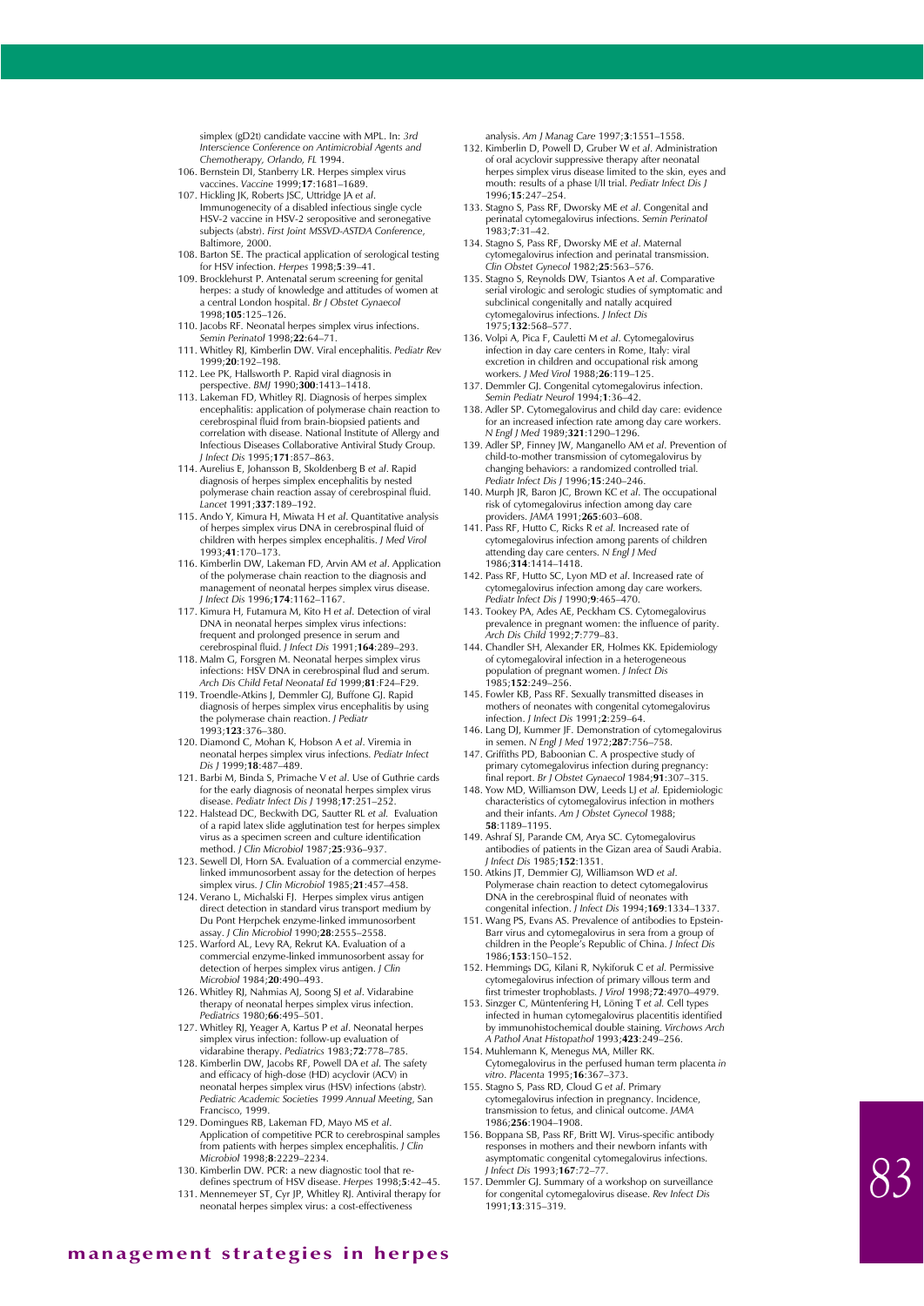simplex (gD2t) candidate vaccine with MPL. In: *3rd Interscience Conference on Antimicrobial Agents and Chemotherapy, Orlando, FL* 1994.

106. Bernstein DI, Stanberry LR. Herpes simplex virus vaccines. *Vaccine* 1999;**17**:1681–1689.
107. Hickling JK, Roberts JSC, Uttridge JA *et al*. Immunogenecity of a disabled infectious single cycle HSV-2 vaccine in HSV-2 seropositive and seronegative subjects (abstr). *First Joint MSSVD-ASTDA Conference*, Baltimore, 2000.
108. Barton SE. The practical application of serological testing for HSV infection. *Herpes* 1998;**5**:39–41.
109. Brocklehurst P. Antenatal serum screening for genital herpes: a study of knowledge and attitudes of women at a central London hospital. *Br J Obstet Gynaecol* 1998;**105**:125–126.
110. Jacobs RF. Neonatal herpes simplex virus infections. *Semin Perinatol* 1998;**22**:64–71.
111. Whitley RJ, Kimberlin DW. Viral encephalitis. *Pediatr Rev* 1999;**20**:192–198.
112. Lee PK, Hallsworth P. Rapid viral diagnosis in perspective. *BMJ* 1990;**300**:1413–1418.
113. Lakeman FD, Whitley RJ. Diagnosis of herpes simplex encephalitis: application of polymerase chain reaction to cerebrospinal fluid from brain-biopsied patients and correlation with disease. National Institute of Allergy and Infectious Diseases Collaborative Antiviral Study Group. *J Infect Dis* 1995;**171**:857–863.
114. Aurelius E, Johansson B, Skoldenberg B *et al*. Rapid diagnosis of herpes simplex encephalitis by nested polymerase chain reaction assay of cerebrospinal fluid. *Lancet* 1991;**337**:189–192.
115. Ando Y, Kimura H, Miwata H *et al*. Quantitative analysis of herpes simplex virus DNA in cerebrospinal fluid of children with herpes simplex encephalitis. *J Med Virol* 1993;**41**:170–173.
116. Kimberlin DW, Lakeman FD, Arvin AM *et al*. Application of the polymerase chain reaction to the diagnosis and management of neonatal herpes simplex virus disease. *J Infect Dis* 1996;**174**:1162–1167.
117. Kimura H, Futamura M, Kito H *et al*. Detection of viral DNA in neonatal herpes simplex virus infections: frequent and prolonged presence in serum and cerebrospinal fluid. *J Infect Dis* 1991;**164**:289–293.
118. Malm G, Forsgren M. Neonatal herpes simplex virus infections: HSV DNA in cerebrospinal flud and serum. *Arch Dis Child Fetal Neonatal Ed* 1999;**81**:F24–F29.
119. Troendle-Atkins J, Demmler GJ, Buffone GJ. Rapid diagnosis of herpes simplex virus encephalitis by using the polymerase chain reaction. *J Pediatr* 1993;**123**:376–380.
120. Diamond C, Mohan K, Hobson A *et al*. Viremia in neonatal herpes simplex virus infections. *Pediatr Infect Dis J* 1999;**18**:487–489.
121. Barbi M, Binda S, Primache V *et al*. Use of Guthrie cards for the early diagnosis of neonatal herpes simplex virus disease. *Pediatr Infect Dis J* 1998;**17**:251–252.
122. Halstead DC, Beckwith DG, Sautter RL *et al*. Evaluation of a rapid latex slide agglutination test for herpes simplex virus as a specimen screen and culture identification method. *J Clin Microbiol* 1987;**25**:936–937.
123. Sewell Dl, Horn SA. Evaluation of a commercial enzyme-linked immunosorbent assay for the detection of herpes simplex virus. *J Clin Microbiol* 1985;**21**:457–458.
124. Verano L, Michalski FJ. Herpes simplex virus antigen direct detection in standard virus transport medium by Du Pont Herpchek enzyme-linked immunosorbent assay. *J Clin Microbiol* 1990;**28**:2555–2558.
125. Warford AL, Levy RA, Rekrut KA. Evaluation of a commercial enzyme-linked immunosorbent assay for detection of herpes simplex virus antigen. *J Clin Microbiol* 1984;**20**:490–493.
126. Whitley RJ, Nahmias AJ, Soong SJ *et al*. Vidarabine therapy of neonatal herpes simplex virus infection. *Pediatrics* 1980;**66**:495–501.
127. Whitley RJ, Yeager A, Kartus P *et al*. Neonatal herpes simplex virus infection: follow-up evaluation of vidarabine therapy. *Pediatrics* 1983;**72**:778–785.
128. Kimberlin DW, Jacobs RF, Powell DA *et al*. The safety and efficacy of high-dose (HD) acyclovir (ACV) in neonatal herpes simplex virus (HSV) infections (abstr). *Pediatric Academic Societies 1999 Annual Meeting*, San Francisco, 1999.
129. Domingues RB, Lakeman FD, Mayo MS *et al*. Application of competitive PCR to cerebrospinal samples from patients with herpes simplex encephalitis. *J Clin Microbiol* 1998;**8**:2229–2234.
130. Kimberlin DW. PCR: a new diagnostic tool that re-defines spectrum of HSV disease. *Herpes* 1998;**5**:42–45.
131. Mennemeyer ST, Cyr JP, Whitley RJ. Antiviral therapy for neonatal herpes simplex virus: a cost-effectiveness analysis. *Am J Manag Care* 1997;**3**:1551–1558.
132. Kimberlin D, Powell D, Gruber W *et al*. Administration of oral acyclovir suppressive therapy after neonatal herpes simplex virus disease limited to the skin, eyes and mouth: results of a phase I/II trial. *Pediatr Infect Dis J* 1996;**15**:247–254.
133. Stagno S, Pass RF, Dworsky ME *et al*. Congenital and perinatal cytomegalovirus infections. *Semin Perinatol* 1983;**7**:31–42.
134. Stagno S, Pass RF, Dworsky ME *et al*. Maternal cytomegalovirus infection and perinatal transmission. *Clin Obstet Gynecol* 1982;**25**:563–576.
135. Stagno S, Reynolds DW, Tsiantos A *et al*. Comparative serial virologic and serologic studies of symptomatic and subclinical congenitally and natally acquired cytomegalovirus infections. *J Infect Dis* 1975;**132**:568–577.
136. Volpi A, Pica F, Cauletti M *et al*. Cytomegalovirus infection in day care centers in Rome, Italy: viral excretion in children and occupational risk among workers. *J Med Virol* 1988;**26**:119–125.
137. Demmler GJ. Congenital cytomegalovirus infection. *Semin Pediatr Neurol* 1994;**1**:36–42.
138. Adler SP. Cytomegalovirus and child day care: evidence for an increased infection rate among day care workers. *N Engl J Med* 1989;**321**:1290–1296.
139. Adler SP, Finney JW, Manganello AM *et al*. Prevention of child-to-mother transmission of cytomegalovirus by changing behaviors: a randomized controlled trial. *Pediatr Infect Dis J* 1996;**15**:240–246.
140. Murph JR, Baron JC, Brown KC *et al*. The occupational risk of cytomegalovirus infection among day care providers. *JAMA* 1991;**265**:603–608.
141. Pass RF, Hutto C, Ricks R *et al*. Increased rate of cytomegalovirus infection among parents of children attending day care centers. *N Engl J Med* 1986;**314**:1414–1418.
142. Pass RF, Hutto SC, Lyon MD *et al*. Increased rate of cytomegalovirus infection among day care workers. *Pediatr Infect Dis J* 1990;**9**:465–470.
143. Tookey PA, Ades AE, Peckham CS. Cytomegalovirus prevalence in pregnant women: the influence of parity. *Arch Dis Child* 1992;**7**:779–83.
144. Chandler SH, Alexander ER, Holmes KK. Epidemiology of cytomegaloviral infection in a heterogeneous population of pregnant women. *J Infect Dis* 1985;**152**:249–256.
145. Fowler KB, Pass RF. Sexually transmitted diseases in mothers of neonates with congenital cytomegalovirus infection. *J Infect Dis* 1991;**2**:259–64.
146. Lang DJ, Kummer JF. Demonstration of cytomegalovirus in semen. *N Engl J Med* 1972;**287**:756–758.
147. Griffiths PD, Baboonian C. A prospective study of primary cytomegalovirus infection during pregnancy: final report. *Br J Obstet Gynaecol* 1984;**91**:307–315.
148. Yow MD, Williamson DW, Leeds LJ *et al*. Epidemiologic characteristics of cytomegalovirus infection in mothers and their infants. *Am J Obstet Gynecol* 1988; **58**:1189–1195.
149. Ashraf SJ, Parande CM, Arya SC. Cytomegalovirus antibodies of patients in the Gizan area of Saudi Arabia. *J Infect Dis* 1985;**152**:1351.
150. Atkins JT, Demmier GJ, Williamson WD *et al*. Polymerase chain reaction to detect cytomegalovirus DNA in the cerebrospinal fluid of neonates with congenital infection. *J Infect Dis* 1994;**169**:1334–1337.
151. Wang PS, Evans AS. Prevalence of antibodies to Epstein-Barr virus and cytomegalovirus in sera from a group of children in the People's Republic of China. *J Infect Dis* 1986;**153**:150–152.
152. Hemmings DG, Kilani R, Nykiforuk C *et al*. Permissive cytomegalovirus infection of primary villous term and first trimester trophoblasts. *J Virol* 1998;**72**:4970–4979.
153. Sinzger C, Müntenfering H, Löning T *et al*. Cell types infected in human cytomegalovirus placentitis identified by immunohistochemical double staining. *Virchows Arch A Pathol Anat Histopathol* 1993;**423**:249–256.
154. Muhlemann K, Menegus MA, Miller RK. Cytomegalovirus in the perfused human term placenta *in vitro*. *Placenta* 1995;**16**:367–373.
155. Stagno S, Pass RD, Cloud G *et al*. Primary cytomegalovirus infection in pregnancy. Incidence, transmission to fetus, and clinical outcome. *JAMA* 1986;**256**:1904–1908.
156. Boppana SB, Pass RF, Britt WJ. Virus-specific antibody responses in mothers and their newborn infants with asymptomatic congenital cytomegalovirus infections. *J Infect Dis* 1993;**167**:72–77.
157. Demmler GJ. Summary of a workshop on surveillance for congenital cytomegalovirus disease. *Rev Infect Dis* 1991;**13**:315–319.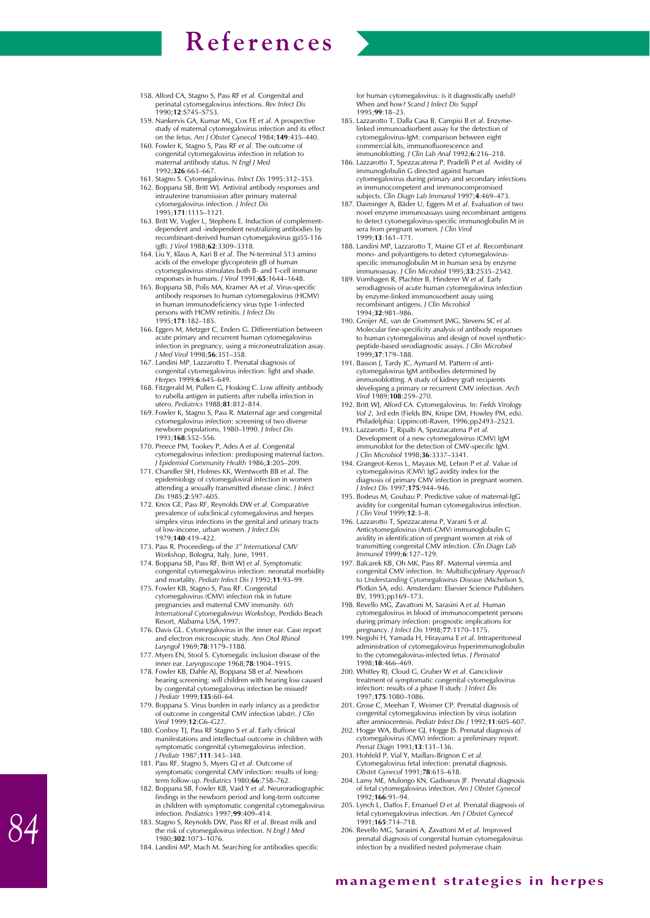# References

158. Alford CA, Stagno S, Pass RF *et al.* Congenital and perinatal cytomegalovirus infections. *Rev Infect Dis* 1990;**12**:S745–S753.
159. Nankervis GA, Kumar ML, Cox FE *et al*. A prospective study of maternal cytomegalovirus infection and its effect on the fetus. *Am J Obstet Gynecol* 1984;**149**:435–440.
160. Fowler K, Stagno S, Pass RF *et al*. The outcome of congenital cytomegalovirus infection in relation to maternal antibody status. *N Engl J Med* 1992;**326**:663–667.
161. Stagno S. Cytomegalovirus. *Infect Dis* 1995:312–353.
162. Boppana SB, Britt WJ. Antiviral antibody responses and intrauterine transmission after primary maternal cytomegalovirus infection. *J Infect Dis* 1995;**171**:1115–1121.
163. Britt W, Vugler L, Stephens E. Induction of complement-dependent and -independent neutralizing antibodies by recombinant-derived human cytomegalovirus gp55-116 (gB). *J Virol* 1988;**62**:3309–3318.
164. Liu Y, Klaus A, Kari B *et al*. The N-terminal 513 amino acids of the envelope glycoprotein gB of human cytomegalovirus stimulates both B- and T-cell immune responses in humans. *J Virol* 1991;**65**:1644–1648.
165. Boppana SB, Polis MA, Kramer AA *et al*. Virus-specific antibody responses to human cytomegalovirus (HCMV) in human immunodeficiency virus type 1-infected persons with HCMV retinitis. *J Infect Dis* 1995;**171**:182–185.
166. Eggers M, Metzger C, Enders G. Differentiation between acute primary and recurrent human cytomegalovirus infection in pregnancy, using a microneutralization assay. *J Med Virol* 1998;**56**:351–358.
167. Landini MP, Lazzarotto T. Prenatal diagnosis of congenital cytomegalovirus infection: light and shade. *Herpes* 1999;**6**:645–649.
168. Fitzgerald M, Pullen G, Hosking C. Low affinity antibody to rubella antigen in patients after rubella infection in utero. *Pediatrics* 1988;**81**:812–814.
169. Fowler K, Stagno S, Pass R. Maternal age and congenital cytomegalovirus infection: screening of two diverse newborn populations, 1980–1990. *J Infect Dis* 1993;**168**:552–556.
170. Preece PM, Tookey P, Ades A *et al*. Congenital cytomegalovirus infection: predisposing maternal factors. *J Epidemiol Community Health* 1986;**3**:205–209.
171. Chandler SH, Holmes KK, Wentworth BB *et al*. The epidemiology of cytomegaloviral infection in women attending a sexually transmitted disease clinic. *J Infect Dis* 1985;**2**:597–605.
172. Knox GE, Pass RF, Reynolds DW *et al*. Comparative prevalence of subclinical cytomegalovirus and herpes simplex virus infections in the genital and urinary tracts of low-income, urban women. *J Infect Dis* 1979;**140**:419–422.
173. Pass R. Proceedings of the *3rd International CMV Workshop*, Bologna, Italy, June, 1991.
174. Boppana SB, Pass RF, Britt WJ *et al*. Symptomatic congenital cytomegalovirus infection: neonatal morbidity and mortality. *Pediatr Infect Dis J* 1992;**11**:93–99.
175. Fowler KB, Stagno S, Pass RF. Congenital cytomegalovirus (CMV) infection risk in future pregnancies and maternal CMV immunity. *6th International Cytomegalovirus Workshop*, Perdido Beach Resort, Alabama USA, 1997.
176. Davis GL. Cytomegalovirus in the inner ear. Case report and electron microscopic study. *Ann Otol Rhinol Laryngol* 1969;**78**:1179–1188.
177. Myers EN, Stool S. Cytomegalic inclusion disease of the inner ear. *Laryngoscope* 1968;**78**:1904–1915.
178. Fowler KB, Dahle AJ, Boppana SB *et al*. Newborn hearing screening: will children with hearing loss caused by congenital cytomegalovirus infection be missed? *J Pediatr* 1999;**135**:60–64.
179. Boppana S. Virus burden in early infancy as a predictor of outcome in congenital CMV infection (abstr). *J Clin Virol* 1999;**12**:G6–G27.
180. Conboy TJ, Pass RF Stagno S *et al*. Early clinical manifestations and intellectual outcome in children with symptomatic congenital cytomegalovirus infection. *J Pediatr* 1987;**111**:343–348.
181. Pass RF, Stagno S, Myers GJ *et al*. Outcome of symptomatic congenital CMV infection: results of long-term follow-up. *Pediatrics* 1980;**66**:758–762.
182. Boppana SB, Fowler KB, Vaid Y *et al*. Neuroradiographic findings in the newborn period and long-term outcome in children with symptomatic congenital cytomegalovirus infection. *Pediatrics* 1997;**99**:409–414.
183. Stagno S, Reynolds DW, Pass RF *et al*. Breast milk and the risk of cytomegalovirus infection. *N Engl J Med* 1980;**302**:1073–1076.
184. Landini MP, Mach M. Searching for antibodies specific for human cytomegalovirus: is it diagnostically useful? When and how? *Scand J Infect Dis Suppl* 1995;**99**:18–23.
185. Lazzarotto T, Dalla Casa B, Campisi B *et al*. Enzyme-linked immunoadsorbent assay for the detection of cytomegalovirus-IgM: comparison between eight commercial kits, immunofluorescence and immunoblotting. *J Clin Lab Anal* 1992;**6**:216–218.
186. Lazzarotto T, Spezzacatena P, Pradelli P *et al*. Avidity of immunoglobulin G directed against human cytomegalovirus during primary and secondary infections in immunocompetent and immunocompromised subjects. *Clin Diagn Lab Immunol* 1997;**4**:469–473.
187. Daiminger A, Bäder U, Eggers M *et al*. Evaluation of two novel enzyme immunoassays using recombinant antigens to detect cytomegalovirus-specific immunoglobulin M in sera from pregnant women. *J Clin Virol* 1999;**13**:161–171.
188. Landini MP, Lazzarotto T, Maine GT *et al*. Recombinant mono- and polyantigens to detect cytomegalovirus-specific immunoglobulin M in human sera by enzyme immunoassay. *J Clin Microbiol* 1995;**33**:2535–2542.
189. Vornhagen R, Plachter B, Hinderer W *et al.* Early serodiagnosis of acute human cytomegalovirus infection by enzyme-linked immunosorbent assay using recombinant antigens. *J Clin Microbiol* 1994;**32**:981–986.
190. Greijer AE, van de Crommert JMG, Stevens SC *et al*. Molecular fine-specificity analysis of antibody responses to human cytomegalovirus and design of novel synthetic-peptide-based serodiagnostic assays. *J Clin Microbiol* 1999;**37**:179–188.
191. Basson J, Tardy JC, Aymard M. Pattern of anti-cytomegalovirus IgM antibodies determined by immunoblotting. A study of kidney graft recipients developing a primary or recurrent CMV infection. *Arch Virol* 1989;**108**:259–270.
192. Britt WJ, Alford CA. Cytomegalovirus. In: *Fields Virology Vol 2*, 3rd edn (Fields BN, Knipe DM, Howley PM, eds). Philadelphia: Lippincott-Raven, 1996;pp2493–2523.
193. Lazzarotto T, Ripalti A, Spezzacatena P *et al.* Development of a new cytomegalovirus (CMV) IgM immunoblot for the detection of CMV-specific IgM. *J Clin Microbiol* 1998;**36**:3337–3341.
194. Grangeot-Keros L, Mayaux MJ, Lebon P *et al.* Value of cytomegalovirus (CMV) IgG avidity index for the diagnosis of primary CMV infection in pregnant women. *J Infect Dis* 1997;**175**:944–946.
195. Bodeus M, Goubau P. Predictive value of maternal-IgG avidity for congenital human cytomegalovirus infection. *J Clin Virol* 1999;**12**:3–8.
196. Lazzarotto T, Spezzacatena P, Varani S *et al.* Anticytomegalovirus (Anti-CMV) immunoglobulin G avidity in identification of pregnant women at risk of transmitting congenital CMV infection. *Clin Diagn Lab Immunol* 1999;**6**:127–129.
197. Balcarek KB, Oh MK, Pass RF. Maternal viremia and congenital CMV infection. In: *Multidisciplinary Approach to Understanding Cytomegalovirus Disease* (Michelson S, Plotkin SA, eds). Amsterdam: Elsevier Science Publishers BV, 1993;pp169–173.
198. Revello MG, Zavattoni M, Sarasini A *et al.* Human cytomegalovirus in blood of immunocompetent persons during primary infection: prognostic implications for pregnancy. *J Infect Dis* 1998;**77**:1170–1175.
199. Negishi H, Yamada H, Hirayama E *et al.* Intraperitoneal administration of cytomegalovirus hyperimmunoglobulin to the cytomegalovirus-infected fetus. *J Perinatol* 1998;**18**:466–469.
200. Whitley RJ, Cloud G, Gruber W *et al*. Ganciclovir treatment of symptomatic congenital cytomegalovirus infection: results of a phase II study. *J Infect Dis* 1997;**175**:1080–1086.
201. Grose C, Meehan T, Weimer CP. Prenatal diagnosis of congenital cytomegalovirus infection by virus isolation after amniocentesis. *Pediatr Infect Dis J* 1992;**11**:605–607.
202. Hogge WA, Buffone GJ, Hogge JS. Prenatal diagnosis of cytomegalovirus (CMV) infection: a preliminary report. *Prenat Diagn* 1993;**13**:131–136.
203. Hohfeld P, Vial Y, Maillars-Brignon C *et al.* Cytomegalovirus fetal infection: prenatal diagnosis. *Obstet Gynecol* 1991;**78**:615–618.
204. Lamy ME, Mulongo KN, Gadisseux JF. Prenatal diagnosis of fetal cytomegalovirus infection. *Am J Obstet Gynecol* 1992;**166**:91–94.
205. Lynch L, Daffos F, Emanuel D *et al.* Prenatal diagnosis of fetal cytomegalovirus infection. *Am J Obstet Gynecol* 1991;**165**:714–718.
206. Revello MG, Sarasini A, Zavattoni M *et al*. Improved prenatal diagnosis of congenital human cytomegalovirus infection by a modified nested polymerase chain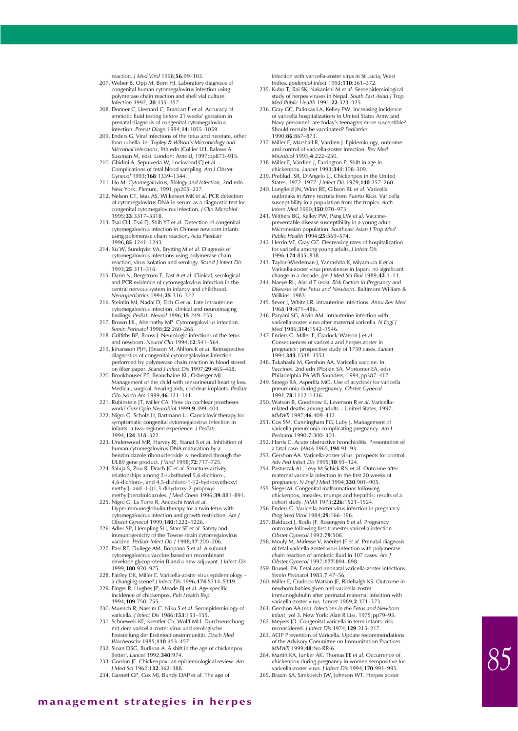reaction. *J Med Virol* 1998;**56**:99–103.

207. Weber B, Opp M, Born HJ. Laboratory diagnosis of congenital human cytomegalovirus infection using polymerase chain reaction and shell vial culture. *Infection* 1992; **20**:155–157.
208. Donner C, Liesnard C, Brancart F *et al.* Accuracy of amniotic fluid testing before 21 weeks' gestation in prenatal diagnosis of congenital cytomegalovirus infection. *Prenat Diagn* 1994;**14**:1055–1059.
209. Enders G. Viral infections of the fetus and neonate, other than rubella. In: *Topley & Wilson's Microbiology and Microbial Infections*, 9th edn (Collier LH, Balows A, Sussman M, eds). London: Arnold, 1997;pp873–915.
210. Ghidini A, Sepulveda W, Lockwood CJ *et al.* Complications of fetal blood sampling. *Am J Obstet Gynecol* 1993;**168**:1339–1344.
211. Ho M. *Cytomegalovirus, Biology and Infection*, 2nd edn. New York: Plenum, 1991;pp205–227.
212. Nelson CT, Istas AS, Wilkerson MK *et al.* PCR detection of cytomegalovirus DNA in serum as a diagnostic test for congenital cytomegalovirus infection. *J Clin Microbiol* 1995;**33**:3317–3318.
213. Tsai CH, Tsai FJ, Shih YT *et al.* Detection of congenital cytomegalovirus infection in Chinese newborn infants using polymerase chain reaction. *Acta Paediatr* 1996;**85**:1241–1243.
214. Xu W, Sundqvist VA, Brytting M *et al.* Diagnosis of cytomegalovirus infections using polymerase chain reaction, virus isolation and serology. *Scand J Infect Dis* 1993;**25**:311–316.
215. Darin N, Bergstrom T, Fast A *et al.* Clinical, serological and PCR evidence of cytomegalovirus infection in the central nervous system in infancy and childhood. *Neuropediatrics* 1994;**25**:316–322.
216. Steinlin MI, Nadal D, Eich G *et al.* Late intrauterine cytomegalovirus infection: clinical and neuroimaging findings. *Pediatr Neurol* 1996;**15**:249–253.
217. Brown HL, Abernathy MP. Cytomegalovirus infection. *Semin Perinatol* 1998;**22**:260–266.
218. Griffiths BP, Booss J. Neurologic infections of the fetus and newborn. *Neurol Clin* 1994;**12**:541–564.
219. Johansson PJH, Jönsson M, Ahlfors K *et al.* Retrospective diagnostics of congenital cytomegalovirus infection performed by polymerase chain reaction in blood stored on filter paper. *Scand J Infect Dis* 1997;**29**:465–468.
220. Brookhouser PE, Beauchaine KL, Osberger MJ. Management of the child with sensorineural hearing loss. Medical, surgical, hearing aids, cochlear implants. *Pediatr Clin North Am* 1999;**46**:121–141.
221. Rubinstein JT, Miller CA. How do cochlear prostheses work? *Curr Opin Neurobiol* 1999;**9**:399–404.
222. Nigro G, Scholz H, Bartmann U. Ganciclovir therapy for symptomatic congenital cytomegalovirus infection in infants: a two-regimen experience. *J Pediatr* 1994;**124**:318–322.
223. Underwood MR, Harvey RJ, Stanat S *et al.* Inhibition of human cytomegalovirus DNA maturation by a benzimidazole ribonucleoside is mediated through the UL89 gene product. *J Virol* 1998;**72**:717–725.
224. Saluja S, Zou R, Drach JC *et al.* Structure-activity relationships among 2-substituted 5,6-dichloro-, 4,6-dichloro-, and 4,5-dichloro-1-[(2-hydroxyethoxy) methyl]- and -1-[(1,3-dihydroxy-2-propoxy) methyl]benzimidazoles. *J Med Chem* 1996;**39**:881–891.
225. Nigro G, La Torre R, Anceschi MM *et al.* Hyperimmunoglobulin therapy for a twin fetus with cytomegalovirus infection and growth restriction. *Am J Obstet Gynecol* 1999;**180**:1222–1226.
226. Adler SP, Hempling SH, Starr SE *et al.* Safety and immunogenicity of the Towne strain cytomegalovirus vaccine. *Pediatr Infect Dis J* 1998;**17**:200–206.
227. Pass RF, Duliege AM, Boppana S *et al.* A subunit cytomegalovirus vaccine based on recombinant envelope glycoprotein B and a new adjuvant. *J Infect Dis* 1999;**180**:970–975.
228. Fairley CK, Miller E. Varicella-zoster virus epidemiology – a changing scene? *J Infect Dis* 1996;**174**:S314–S319.
229. Finger R, Hughes JP, Meade BJ *et al.* Age-specific incidence of chickenpox. *Pub Health Rep* 1994;**109**:750–755.
230. Muench R, Nassim C, Niku S *et al.* Seroepidemiology of varicella. *J Infect Dis* 1986;**153**:153–155.
231. Schneweis KE, Krentler Ch, Wolff MH. Durchseuchung mit dem varicella-zoster virus und serologische Feststellung der Erstinfectionsimmunität. *Dtsch Med Wochenschr* 1985;**110**:453–457.
232. Sloan DSG, Burlison A. A shift in the age of chickenpox [letter]. *Lancet* 1992;**340**:974.
233. Gordon JE. Chickenpox: an epidemiological review. *Am J Med Sci* 1962;**132**:362–388.
234. Garnett GP, Cox MJ, Bundy DAP *et al.* The age of infection with varicella-zoster virus in St Lucia, West Indies. *Epidemiol Infect* 1993;**110**:361–372.
235. Kubo T, Rai SK, Nakanishi M *et al.* Seroepidemiological study of herpes viruses in Nepal. *South East Asian J Trop Med Public Health* 1991;**22**:323–325.
236. Gray GC, Palinkas LA, Kelley PW. Increasing incidence of varicella hospitalizations in United States Army and Navy personnel: are today's teenagers more susceptible? Should recruits be vaccinated? *Pediatrics* 1990;**86**:867–873.
237. Miller E, Marshall R, Vardien J. Epidemiology, outcome and control of varicella-zoster infection. *Rev Med Microbiol* 1993;**4**:222–230.
238. Miller E, Vardien J, Farrington P. Shift in age in chickenpox. *Lancet* 1993;**341**:308–309.
239. Preblud, SR, D'Angelo LJ. Chickenpox in the United States, 1972–1977. *J Infect Dis* 1979;**140**:257–260.
240. Longfield JN, Winn RE, Gibson RL *et al.* Varicella outbreaks in Army recruits from Puerto Rico. Varicella susceptibility in a population from the tropics. *Arch Intern Med* 1990;**150**:970–973.
241. Withers BG, Kelley PW, Pang LW *et al.* Vaccine-preventable disease susceptibility in a young adult Micronesian population. *Southeast Asian J Trop Med Public Health* 1994;**25**:569–574.
242. Herrin VE, Gray GC. Decreasing rates of hospitalization for varicella among young adults. *J Infect Dis* 1996;**174**:835–838.
243. Taylor-Wiedeman J, Yamashita K, Miyamura K *et al.* Varicella-zoster virus prevalence in Japan: no significant change in a decade. *Jpn J Med Sci Biol* 1989;**42**:1–11.
244. Naeye RL, Alarid T (eds). *Risk Factors in Pregnancy and Diseases of the Fetus and Newborn*. Baltimore:William & Wilkins, 1983.
245. Sever J, White LR. intrauterine infections. *Annu Rev Med* 1968;**19**:471–486.
246. Paryani SG, Arvin AM. intrauterine infection with varicella-zoster virus after maternal varicella. *N Engl J Med* 1986;**314**:1542–1546.
247. Enders G, Miller E, Cradock-Watson J *et al.* Consequences of varicella and herpes zoster in pregnancy: prospective study of 1739 cases. *Lancet* 1994;**343**:1548–1551.
248. Takahashi M, Gershon AA. Varicella vaccine. In: *Vaccines*. 2nd edn (Plotkin SA, Mortomer EA, eds). Philadelphia PA:WB Saunders, 1994;pp387–417.
249. Smego RA, Asperilla MO. Use of acyclovir for varicella pneumonia during pregnancy. *Obstet Gynecol* 1991;**78**:1112–1116.
250. Watson B, Goodnow K, Levenson R *et al.* Varicella-related deaths among adults – United States, 1997. *MMWR* 1997;**46**:409–412.
251. Cox SM, Cunningham FG, Luby J. Management of varicella pneumonia complicating pregnancy. *Am J Perinatol* 1990;**7**:300–301.
252. Harris C. Acute obstructive bronchiolitis. Presentation of a fatal case. *JAMA* 1965;**194**:91–93.
253. Gershon AA. Varicella-zoster virus: prospects for control. *Adv Ped Infect Dis* 1995;**10**:93–124.
254. Pastuszak AL, Levy M Schick RN *et al.* Outcome after maternal varicella infection in the first 20 weeks of pregnancy. *N Engl J Med* 1994;**330**:901–905.
255. Siegel M. Congenital malformations following chickenpox, measles, mumps and hepatitis: results of a cohort study. *JAMA* 1973;**226**:1521–1524.
256. Enders G. Varicella-zoster virus infection in pregnancy. *Prog Med Virol* 1984;**29**:166–196.
257. Balducci J, Rodis JF, Rosengren S *et al.* Pregnancy outcome following first trimester varicella infection. *Obstet Gynecol* 1992;**79**:506.
258. Mouly M, Mirlesse V, Méritet JF *et al.* Prenatal diagnosis of fetal varicella-zoster virus infection with polymerase chain reaction of amniotic fluid in 107 cases. *Am J Obstet Gynecol* 1997;**177**:894–898.
259. Brunell PA. Fetal and neonatal varicella-zoster infections. *Semin Perinatol* 1983;**7**:47–56.
260. Miller E, Cradock-Watson JE, Ridehalgh KS. Outcome in newborn babies given anti-varicella-zoster immunoglobulin after perinatal maternal infection with varicella-zoster virus. *Lancet* 1989;**2**:371–373.
261. Gershon AA (ed). *Infections in the Fetus and Newborn Infant*, vol 3. New York: Alan R Liss, 1975;pp79–95.
262. Meyers JD. Congenital varicella in term infants: risk reconsidered. *J Infect Dis* 1974;**129**:215–217.
263. ACIP Prevention of Varicella. Update recommendations of the Advisory Committee on Immunization Practices. *MMWR* 1999;**48**:No RR-6.
264. Martin KA, Junker AK, Thomas EE *et al.* Occurrence of chickenpox during pregnancy in women seropositive for varicella-zoster virus. *J Infect Dis* 1994;**170**:991–995.
265. Brazin SA, Simkovich JW, Johnson WT. Herpes zoster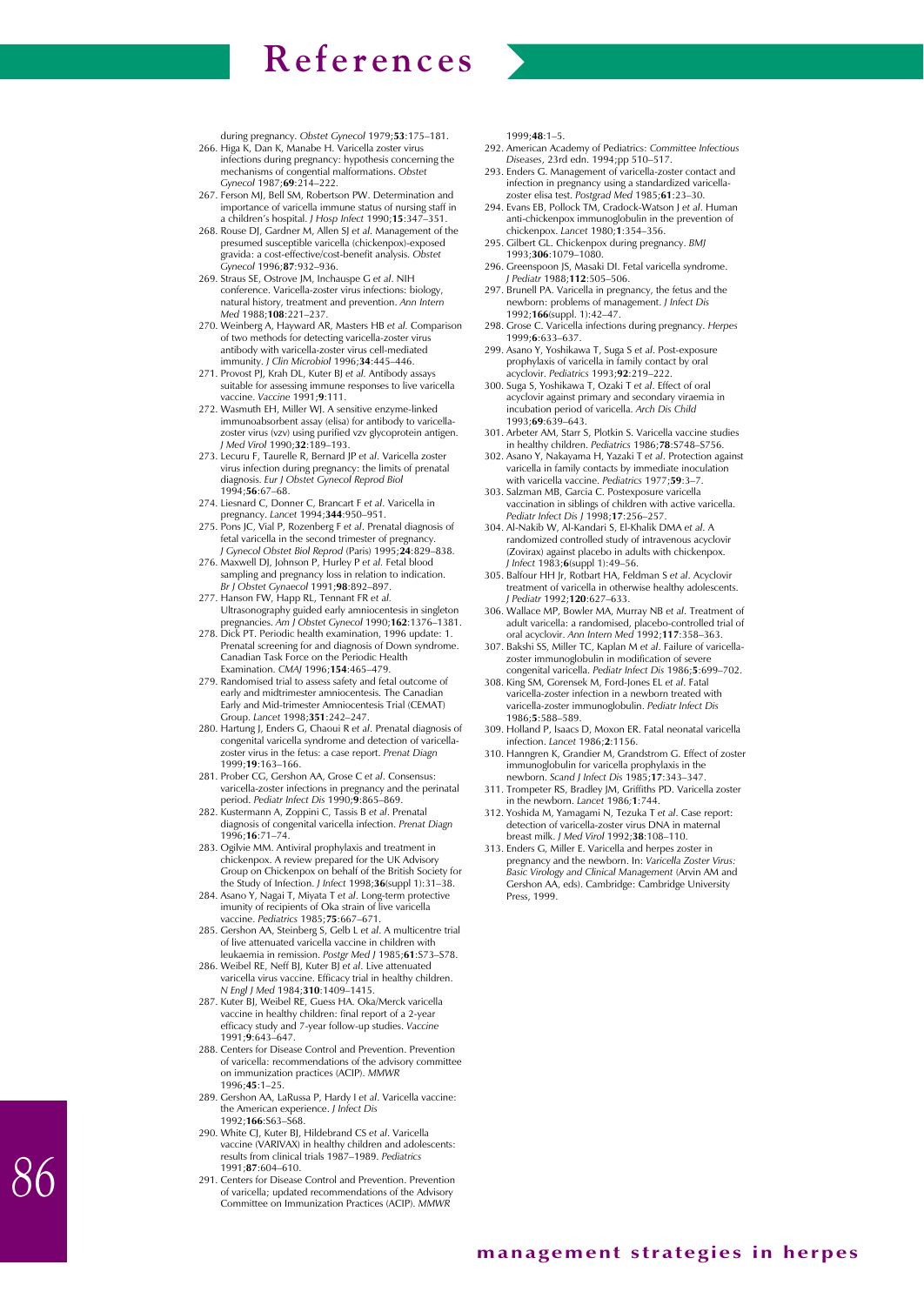# References

during pregnancy. *Obstet Gynecol* 1979;**53**:175–181.

266. Higa K, Dan K, Manabe H. Varicella zoster virus infections during pregnancy: hypothesis concerning the mechanisms of congential malformations. *Obstet Gynecol* 1987;**69**:214–222.
267. Ferson MJ, Bell SM, Robertson PW. Determination and importance of varicella immune status of nursing staff in a children's hospital. *J Hosp Infect* 1990;**15**:347–351.
268. Rouse DJ, Gardner M, Allen SJ *et al*. Management of the presumed susceptible varicella (chickenpox)-exposed gravida: a cost-effective/cost-benefit analysis. *Obstet Gynecol* 1996;**87**:932–936.
269. Straus SE, Ostrove JM, Inchauspe G *et al*. NIH conference. Varicella-zoster virus infections: biology, natural history, treatment and prevention. *Ann Intern Med* 1988;**108**:221–237.
270. Weinberg A, Hayward AR, Masters HB *et al.* Comparison of two methods for detecting varicella-zoster virus antibody with varicella-zoster virus cell-mediated immunity. *J Clin Microbiol* 1996;**34**:445–446.
271. Provost PJ, Krah DL, Kuter BJ *et al.* Antibody assays suitable for assessing immune responses to live varicella vaccine. *Vaccine* 1991;**9**:111.
272. Wasmuth EH, Miller WJ. A sensitive enzyme-linked immunoabsorbent assay (elisa) for antibody to varicella-zoster virus (vzv) using purified vzv glycoprotein antigen. *J Med Virol* 1990;**32**:189–193.
273. Lecuru F, Taurelle R, Bernard JP *et al*. Varicella zoster virus infection during pregnancy: the limits of prenatal diagnosis. *Eur J Obstet Gynecol Reprod Biol* 1994;**56**:67–68.
274. Liesnard C, Donner C, Brancart F *et al*. Varicella in pregnancy. *Lancet* 1994;**344**:950–951.
275. Pons JC, Vial P, Rozenberg F *et al*. Prenatal diagnosis of fetal varicella in the second trimester of pregnancy. *J Gynecol Obstet Biol Reprod* (Paris) 1995;**24**:829–838.
276. Maxwell DJ, Johnson P, Hurley P *et al.* Fetal blood sampling and pregnancy loss in relation to indication. *Br J Obstet Gynaecol* 1991;**98**:892–897.
277. Hanson FW, Happ RL, Tennant FR *et al.* Ultrasonography guided early amniocentesis in singleton pregnancies. *Am J Obstet Gynecol* 1990;**162**:1376–1381.
278. Dick PT. Periodic health examination, 1996 update: 1. Prenatal screening for and diagnosis of Down syndrome. Canadian Task Force on the Periodic Health Examination. *CMAJ* 1996;**154**:465–479.
279. Randomised trial to assess safety and fetal outcome of early and midtrimester amniocentesis. The Canadian Early and Mid-trimester Amniocentesis Trial (CEMAT) Group. *Lancet* 1998;**351**:242–247.
280. Hartung J, Enders G, Chaoui R *et al*. Prenatal diagnosis of congenital varicella syndrome and detection of varicella-zoster virus in the fetus: a case report. *Prenat Diagn* 1999;**19**:163–166.
281. Prober CG, Gershon AA, Grose C *et al*. Consensus: varicella-zoster infections in pregnancy and the perinatal period. *Pediatr Infect Dis* 1990;**9**:865–869.
282. Kustermann A, Zoppini C, Tassis B *et al*. Prenatal diagnosis of congenital varicella infection. *Prenat Diagn* 1996;**16**:71–74.
283. Ogilvie MM. Antiviral prophylaxis and treatment in chickenpox. A review prepared for the UK Advisory Group on Chickenpox on behalf of the British Society for the Study of Infection. *J Infect* 1998;**36**(suppl 1):31–38.
284. Asano Y, Nagai T, Miyata T *et al*. Long-term protective immunity of recipients of Oka strain of live varicella vaccine. *Pediatrics* 1985;**75**:667–671.
285. Gershon AA, Steinberg S, Gelb L *et al*. A multicentre trial of live attenuated varicella vaccine in children with leukaemia in remission. *Postgr Med J* 1985;**61**:S73–S78.
286. Weibel RE, Neff BJ, Kuter BJ *et al*. Live attenuated varicella virus vaccine. Efficacy trial in healthy children. *N Engl J Med* 1984;**310**:1409–1415.
287. Kuter BJ, Weibel RE, Guess HA. Oka/Merck varicella vaccine in healthy children: final report of a 2-year efficacy study and 7-year follow-up studies. *Vaccine* 1991;**9**:643–647.
288. Centers for Disease Control and Prevention. Prevention of varicella: recommendations of the advisory committee on immunization practices (ACIP). *MMWR* 1996;**45**:1–25.
289. Gershon AA, LaRussa P, Hardy I *et al*. Varicella vaccine: the American experience. *J Infect Dis* 1992;**166**:S63–S68.
290. White CJ, Kuter BJ, Hildebrand CS *et al*. Varicella vaccine (VARIVAX) in healthy children and adolescents: results from clinical trials 1987–1989. *Pediatrics* 1991;**87**:604–610.
291. Centers for Disease Control and Prevention. Prevention of varicella; updated recommendations of the Advisory Committee on Immunization Practices (ACIP). *MMWR* 1999;**48**:1–5.
292. American Academy of Pediatrics: *Committee Infectious Diseases*, 23rd edn. 1994;pp 510–517.
293. Enders G. Management of varicella-zoster contact and infection in pregnancy using a standardized varicella-zoster elisa test. *Postgrad Med* 1985;**61**:23–30.
294. Evans EB, Pollock TM, Cradock-Watson J *et al*. Human anti-chickenpox immunoglobulin in the prevention of chickenpox. *Lancet* 1980;**1**:354–356.
295. Gilbert GL. Chickenpox during pregnancy. *BMJ* 1993;**306**:1079–1080.
296. Greenspoon JS, Masaki DI. Fetal varicella syndrome. *J Pediatr* 1988;**112**:505–506.
297. Brunell PA. Varicella in pregnancy, the fetus and the newborn: problems of management. *J Infect Dis* 1992;**166**(suppl. 1):42–47.
298. Grose C. Varicella infections during pregnancy. *Herpes* 1999;**6**:633–637.
299. Asano Y, Yoshikawa T, Suga S *et al*. Post-exposure prophylaxis of varicella in family contact by oral acyclovir. *Pediatrics* 1993;**92**:219–222.
300. Suga S, Yoshikawa T, Ozaki T *et al*. Effect of oral acyclovir against primary and secondary viraemia in incubation period of varicella. *Arch Dis Child* 1993;**69**:639–643.
301. Arbeter AM, Starr S, Plotkin S. Varicella vaccine studies in healthy children. *Pediatrics* 1986;**78**:S748–S756.
302. Asano Y, Nakayama H, Yazaki T *et al*. Protection against varicella in family contacts by immediate inoculation with varicella vaccine. *Pediatrics* 1977;**59**:3–7.
303. Salzman MB, Garcia C. Postexposure varicella vaccination in siblings of children with active varicella. *Pediatr Infect Dis J* 1998;**17**:256–257.
304. Al-Nakib W, Al-Kandari S, El-Khalik DMA *et al*. A randomized controlled study of intravenous acyclovir (Zovirax) against placebo in adults with chickenpox. *J Infect* 1983;**6**(suppl 1):49–56.
305. Balfour HH Jr, Rotbart HA, Feldman S *et al*. Acyclovir treatment of varicella in otherwise healthy adolescents. *J Pediatr* 1992;**120**:627–633.
306. Wallace MP, Bowler MA, Murray NB *et al*. Treatment of adult varicella: a randomised, placebo-controlled trial of oral acyclovir. *Ann Intern Med* 1992;**117**:358–363.
307. Bakshi SS, Miller TC, Kaplan M *et al*. Failure of varicella-zoster immunoglobulin in modification of severe congenital varicella. *Pediatr Infect Dis* 1986;**5**:699–702.
308. King SM, Gorensek M, Ford-Jones EL *et al*. Fatal varicella-zoster infection in a newborn treated with varicella-zoster immunoglobulin. *Pediatr Infect Dis* 1986;**5**:588–589.
309. Holland P, Isaacs D, Moxon ER. Fatal neonatal varicella infection. *Lancet* 1986;**2**:1156.
310. Hanngren K, Grandier M, Grandstrom G. Effect of zoster immunoglobulin for varicella prophylaxis in the newborn. *Scand J Infect Dis* 1985;**17**:343–347.
311. Trompeter RS, Bradley JM, Griffiths PD. Varicella zoster in the newborn. *Lancet* 1986;**1**:744.
312. Yoshida M, Yamagami N, Tezuka T *et al*. Case report: detection of varicella-zoster virus DNA in maternal breast milk. *J Med Virol* 1992;**38**:108–110.
313. Enders G, Miller E. Varicella and herpes zoster in pregnancy and the newborn. In: *Varicella Zoster Virus: Basic Virology and Clinical Management* (Arvin AM and Gershon AA, eds). Cambridge: Cambridge University Press, 1999.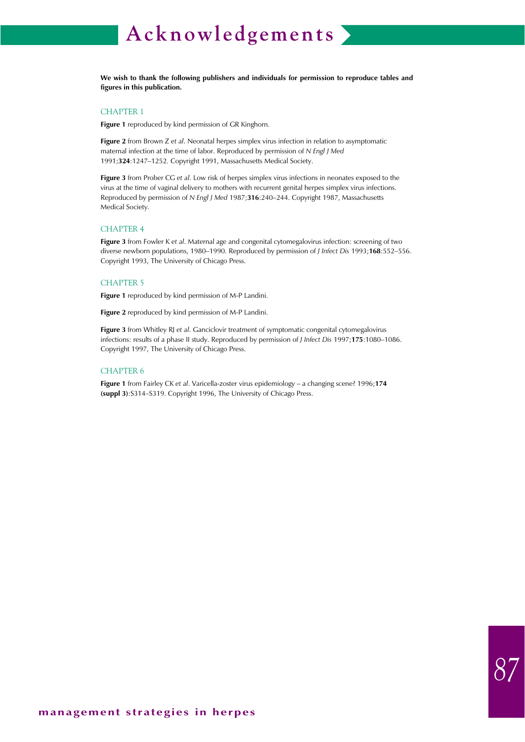# Acknowledgements

**We wish to thank the following publishers and individuals for permission to reproduce tables and figures in this publication.**

## CHAPTER 1

**Figure 1** reproduced by kind permission of GR Kinghorn.

**Figure 2** from Brown Z *et al*. Neonatal herpes simplex virus infection in relation to asymptomatic maternal infection at the time of labor. Reproduced by permission of *N Engl J Med* 1991;**324**:1247–1252. Copyright 1991, Massachusetts Medical Society.

**Figure 3** from Prober CG *et al*. Low risk of herpes simplex virus infections in neonates exposed to the virus at the time of vaginal delivery to mothers with recurrent genital herpes simplex virus infections. Reproduced by permission of *N Engl J Med* 1987;**316**:240–244. Copyright 1987, Massachusetts Medical Society.

## CHAPTER 4

**Figure 3** from Fowler K *et al*. Maternal age and congenital cytomegalovirus infection: screening of two diverse newborn populations, 1980–1990. Reproduced by permission of *J Infect Dis* 1993;**168**:552–556. Copyright 1993, The University of Chicago Press.

## CHAPTER 5

**Figure 1** reproduced by kind permission of M-P Landini.

**Figure 2** reproduced by kind permission of M-P Landini.

**Figure 3** from Whitley RJ *et al*. Ganciclovir treatment of symptomatic congenital cytomegalovirus infections: results of a phase II study. Reproduced by permission of *J Infect Dis* 1997;**175**:1080–1086. Copyright 1997, The University of Chicago Press.

## CHAPTER 6

**Figure 1** from Fairley CK *et al*. Varicella-zoster virus epidemiology – a changing scene? 1996;**174 (suppl 3)**:S314–S319. Copyright 1996, The University of Chicago Press.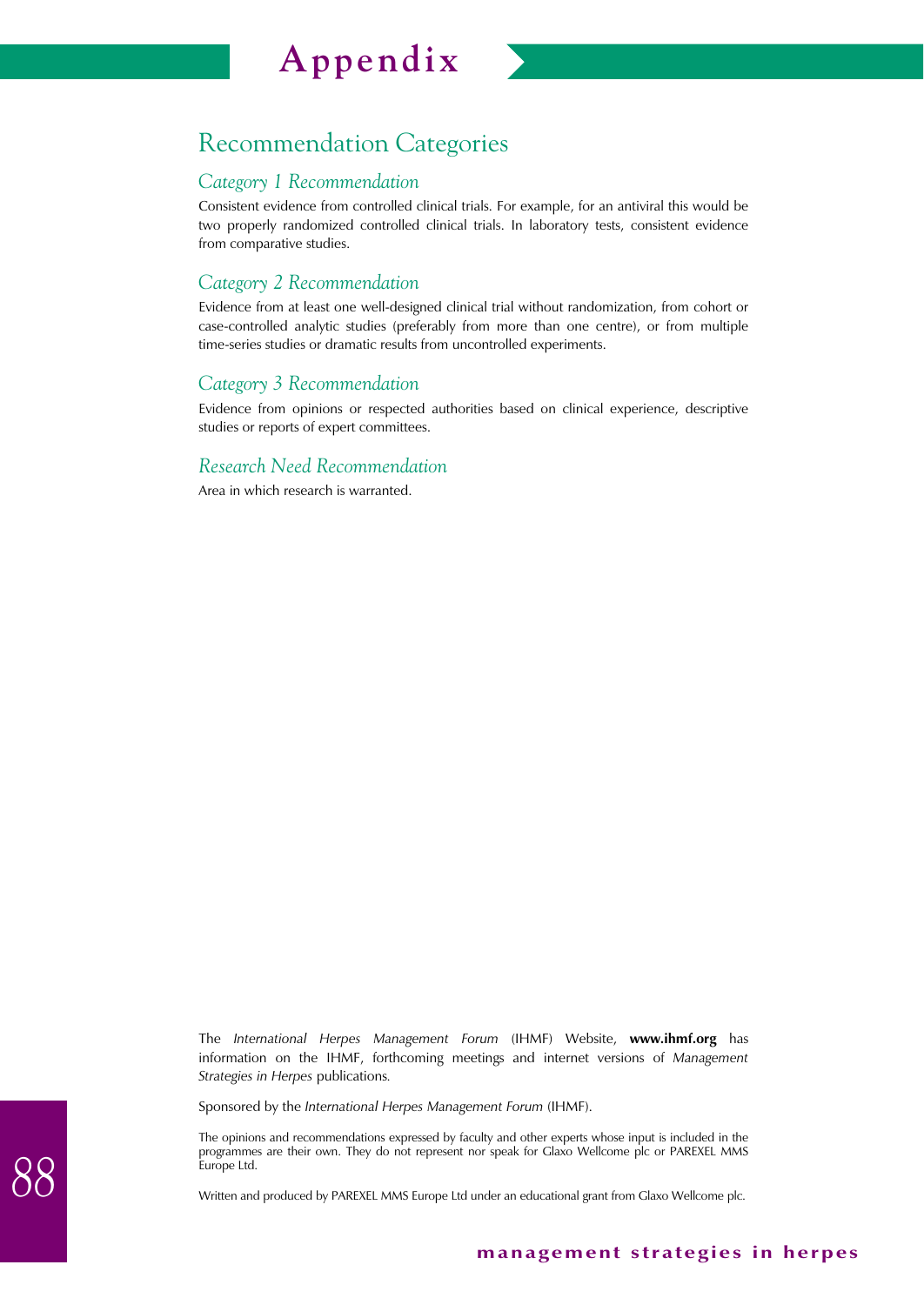# Appendix

## Recommendation Categories

### *Category 1 Recommendation*

Consistent evidence from controlled clinical trials. For example, for an antiviral this would be two properly randomized controlled clinical trials. In laboratory tests, consistent evidence from comparative studies.

### *Category 2 Recommendation*

Evidence from at least one well-designed clinical trial without randomization, from cohort or case-controlled analytic studies (preferably from more than one centre), or from multiple time-series studies or dramatic results from uncontrolled experiments.

### *Category 3 Recommendation*

Evidence from opinions or respected authorities based on clinical experience, descriptive studies or reports of expert committees.

### *Research Need Recommendation*

Area in which research is warranted.

The *International Herpes Management Forum* (IHMF) Website, **www.ihmf.org** has information on the IHMF, forthcoming meetings and internet versions of *Management Strategies in Herpes* publications.

Sponsored by the *International Herpes Management Forum* (IHMF).

The opinions and recommendations expressed by faculty and other experts whose input is included in the programmes are their own. They do not represent nor speak for Glaxo Wellcome plc or PAREXEL MMS Europe Ltd.

Written and produced by PAREXEL MMS Europe Ltd under an educational grant from Glaxo Wellcome plc.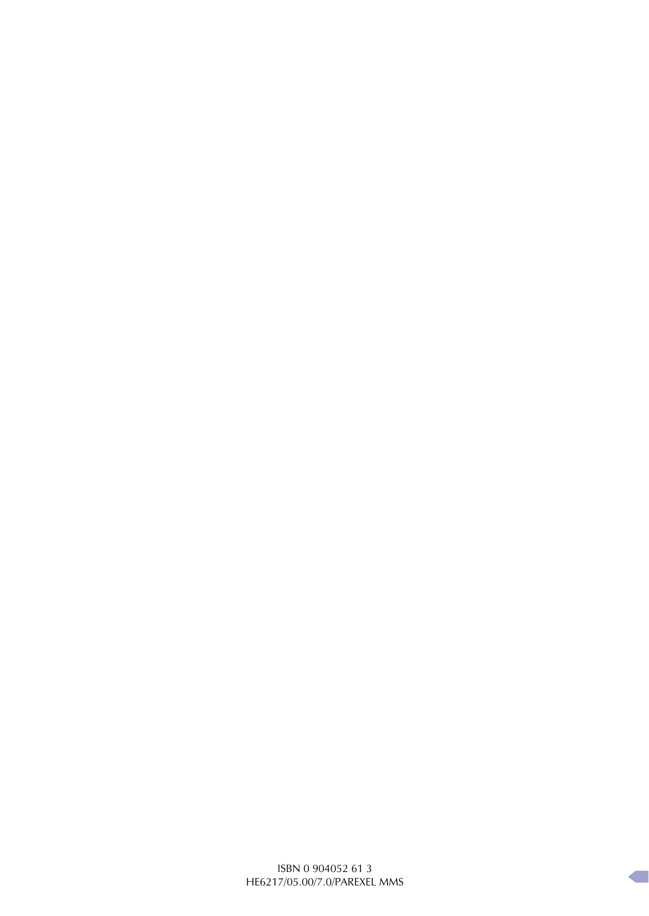ISBN 0 904052 61 3
HE6217/05.00/7.0/PAREXEL MMS